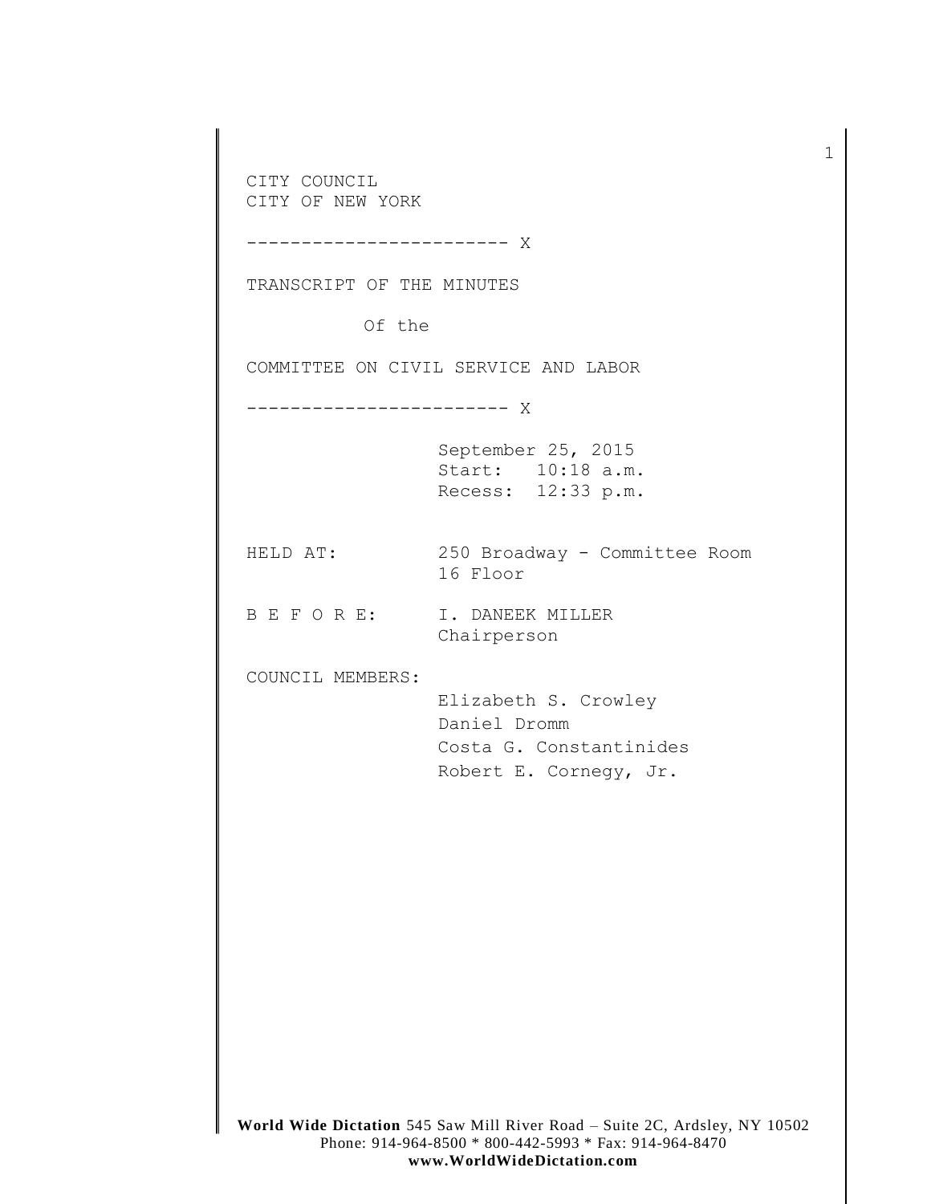CITY COUNCIL
CITY OF NEW YORK

------------------------ X

TRANSCRIPT OF THE MINUTES

Of the

COMMITTEE ON CIVIL SERVICE AND LABOR

------------------------ X

September 25, 2015
Start: 10:18 a.m.
Recess: 12:33 p.m.

HELD AT: 250 Broadway - Committee Room
16 Floor

B E F O R E: I. DANEEK MILLER
Chairperson

COUNCIL MEMBERS:
Elizabeth S. Crowley
Daniel Dromm
Costa G. Constantinides
Robert E. Cornegy, Jr.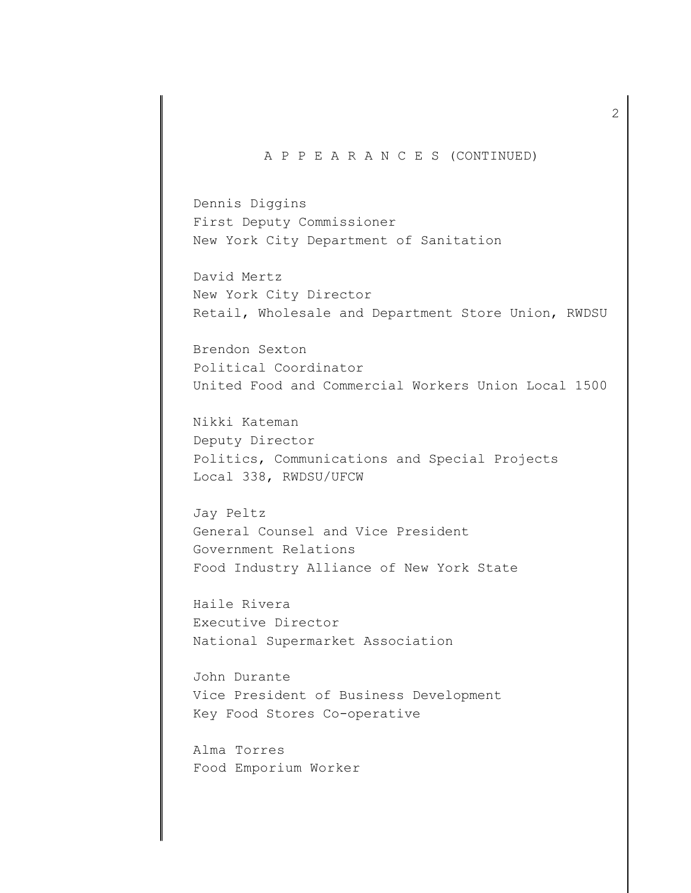## A P P E A R A N C E S (CONTINUED)

Dennis Diggins
First Deputy Commissioner
New York City Department of Sanitation

David Mertz
New York City Director
Retail, Wholesale and Department Store Union, RWDSU

Brendon Sexton
Political Coordinator
United Food and Commercial Workers Union Local 1500

Nikki Kateman
Deputy Director
Politics, Communications and Special Projects
Local 338, RWDSU/UFCW

Jay Peltz
General Counsel and Vice President
Government Relations
Food Industry Alliance of New York State

Haile Rivera
Executive Director
National Supermarket Association

John Durante
Vice President of Business Development
Key Food Stores Co-operative

Alma Torres
Food Emporium Worker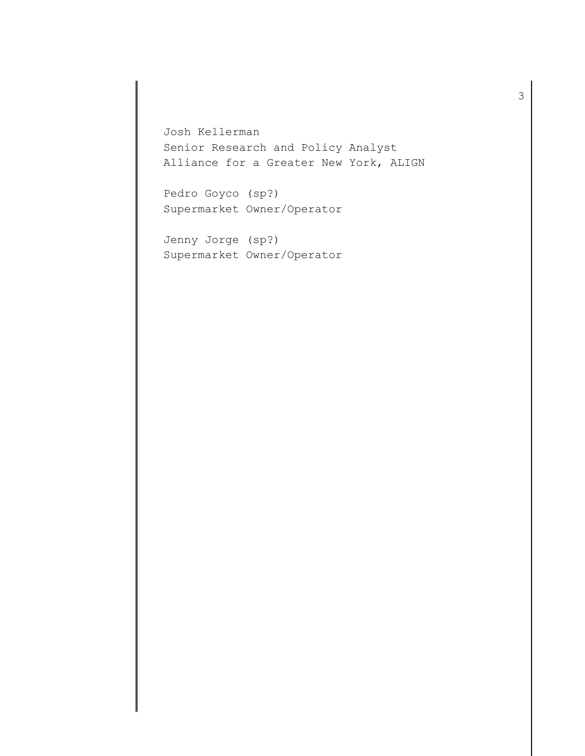Josh Kellerman
Senior Research and Policy Analyst
Alliance for a Greater New York, ALIGN

Pedro Goyco (sp?)
Supermarket Owner/Operator

Jenny Jorge (sp?)
Supermarket Owner/Operator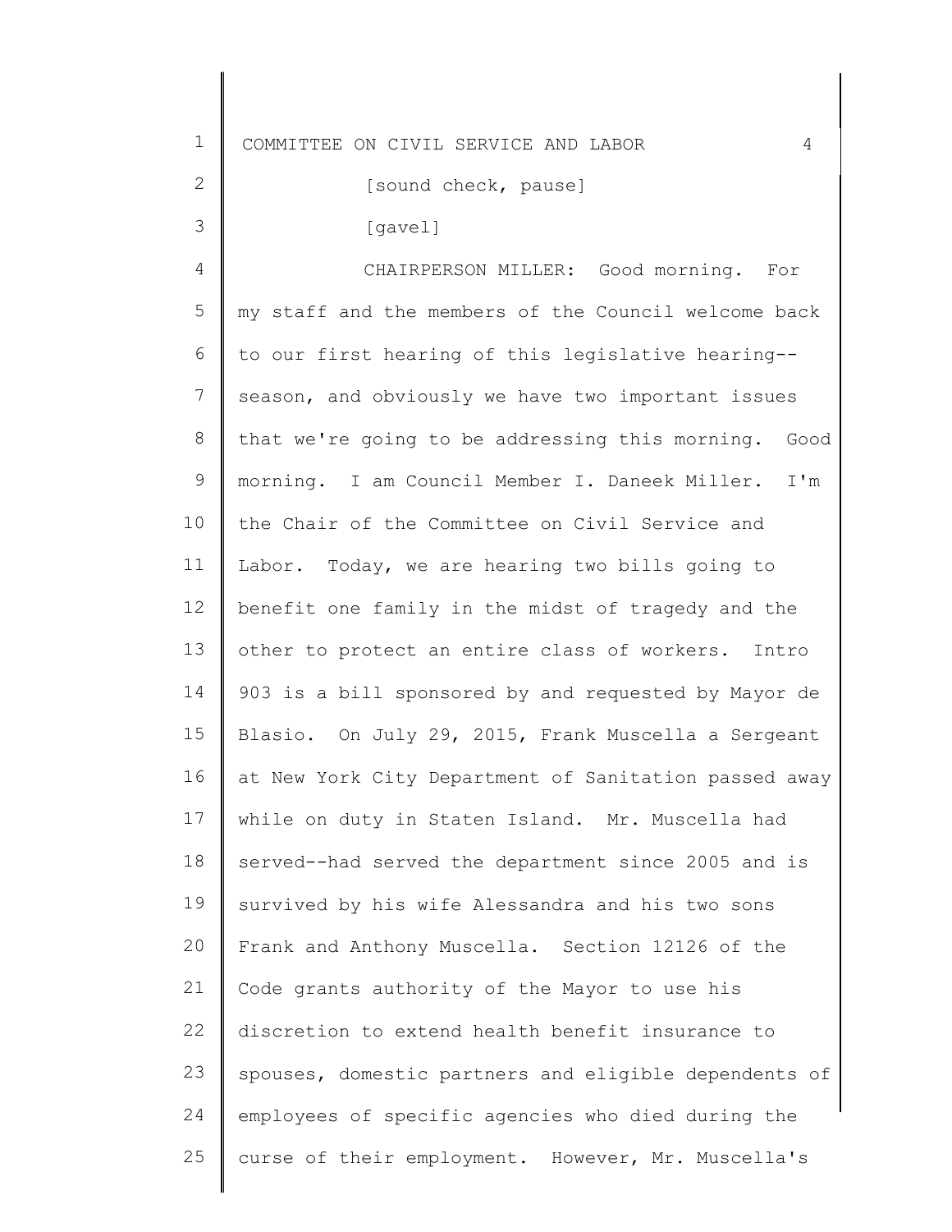[sound check, pause]

[gavel]

CHAIRPERSON MILLER: Good morning. For my staff and the members of the Council welcome back to our first hearing of this legislative hearing--season, and obviously we have two important issues that we're going to be addressing this morning. Good morning. I am Council Member I. Daneek Miller. I'm the Chair of the Committee on Civil Service and Labor. Today, we are hearing two bills going to benefit one family in the midst of tragedy and the other to protect an entire class of workers. Intro 903 is a bill sponsored by and requested by Mayor de Blasio. On July 29, 2015, Frank Muscella a Sergeant at New York City Department of Sanitation passed away while on duty in Staten Island. Mr. Muscella had served--had served the department since 2005 and is survived by his wife Alessandra and his two sons Frank and Anthony Muscella. Section 12126 of the Code grants authority of the Mayor to use his discretion to extend health benefit insurance to spouses, domestic partners and eligible dependents of employees of specific agencies who died during the curse of their employment. However, Mr. Muscella's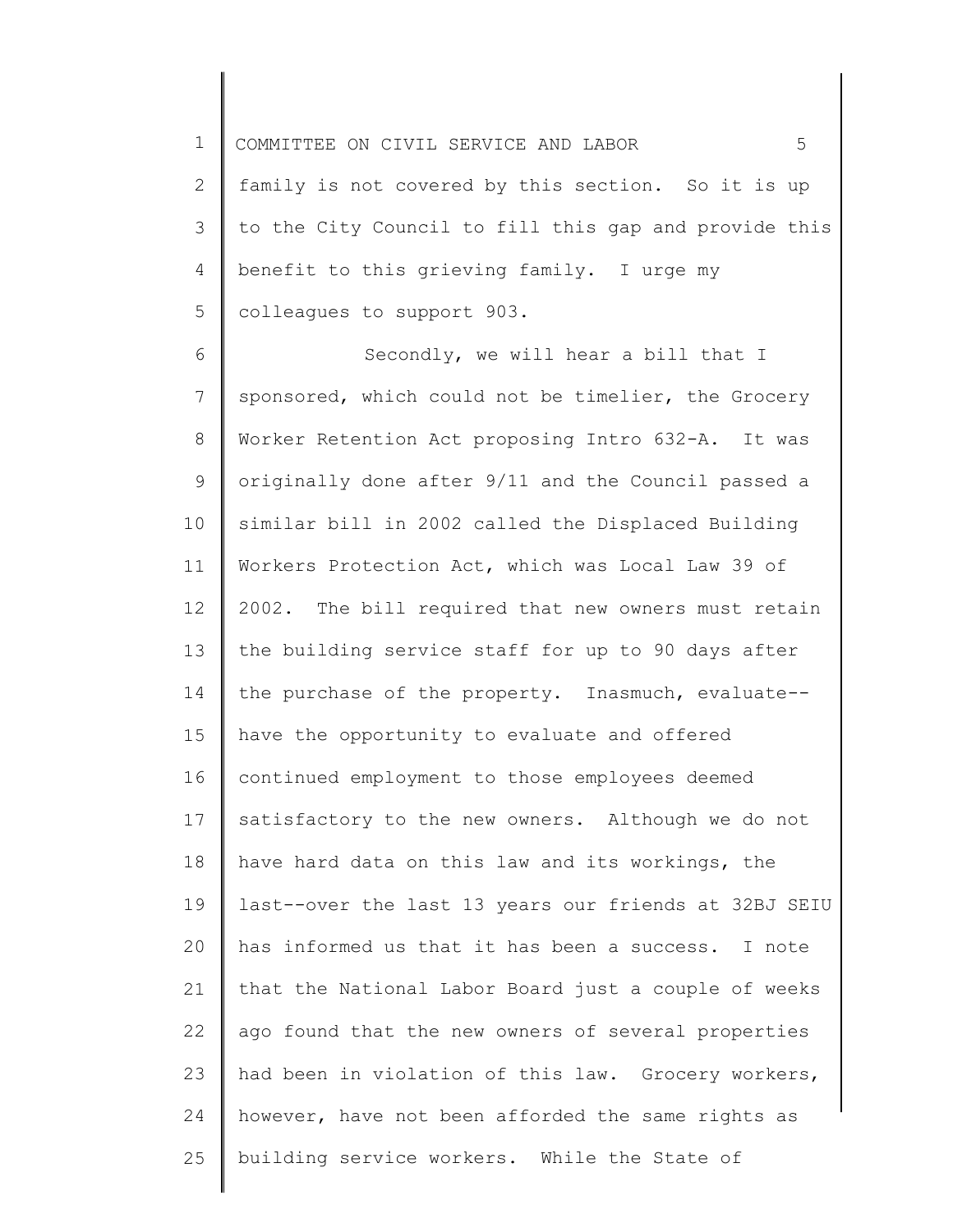family is not covered by this section. So it is up to the City Council to fill this gap and provide this benefit to this grieving family. I urge my colleagues to support 903.

Secondly, we will hear a bill that I sponsored, which could not be timelier, the Grocery Worker Retention Act proposing Intro 632-A. It was originally done after 9/11 and the Council passed a similar bill in 2002 called the Displaced Building Workers Protection Act, which was Local Law 39 of 2002. The bill required that new owners must retain the building service staff for up to 90 days after the purchase of the property. Inasmuch, evaluate--have the opportunity to evaluate and offered continued employment to those employees deemed satisfactory to the new owners. Although we do not have hard data on this law and its workings, the last--over the last 13 years our friends at 32BJ SEIU has informed us that it has been a success. I note that the National Labor Board just a couple of weeks ago found that the new owners of several properties had been in violation of this law. Grocery workers, however, have not been afforded the same rights as building service workers. While the State of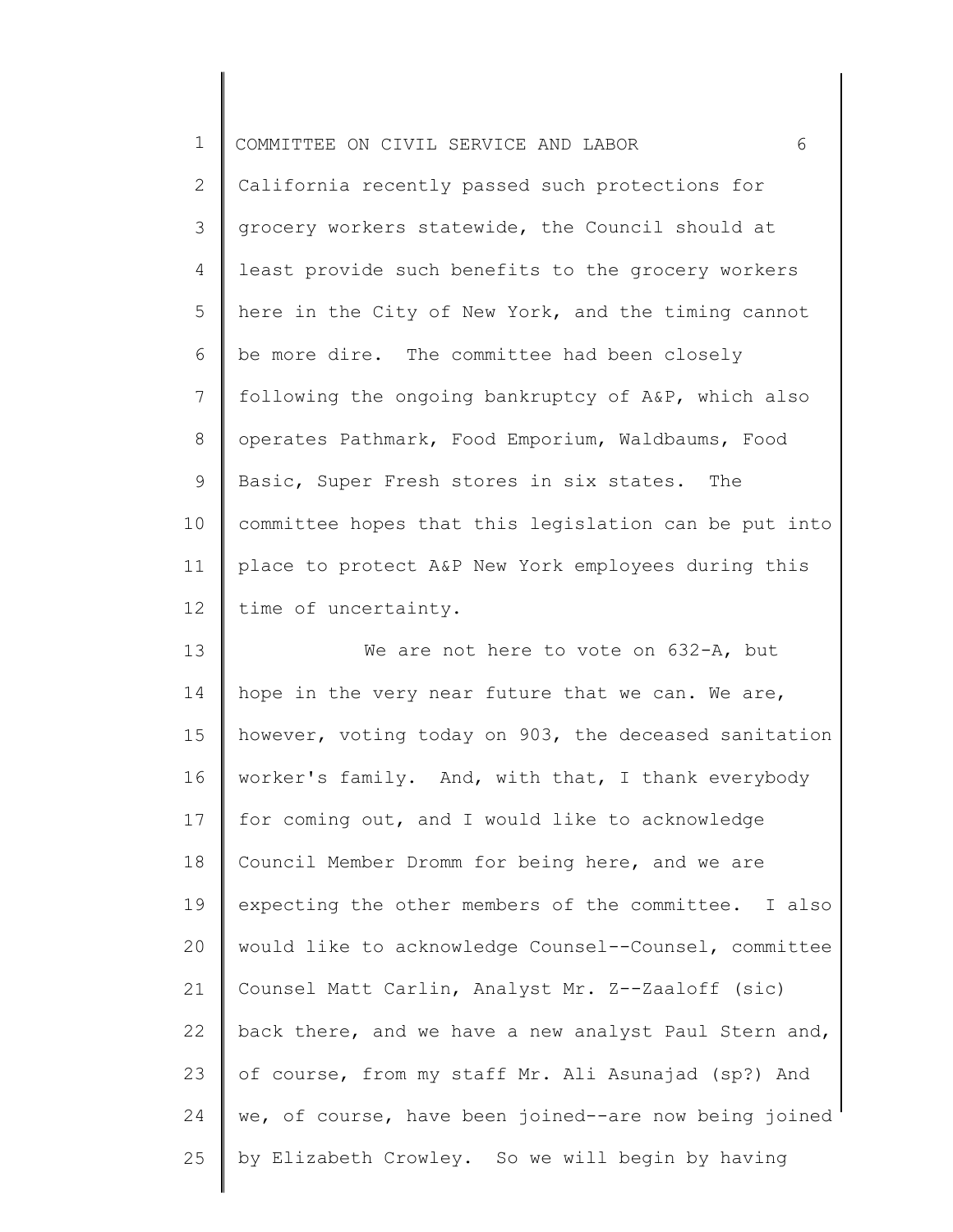California recently passed such protections for grocery workers statewide, the Council should at least provide such benefits to the grocery workers here in the City of New York, and the timing cannot be more dire. The committee had been closely following the ongoing bankruptcy of A&P, which also operates Pathmark, Food Emporium, Waldbaums, Food Basic, Super Fresh stores in six states. The committee hopes that this legislation can be put into place to protect A&P New York employees during this time of uncertainty.

We are not here to vote on 632-A, but hope in the very near future that we can. We are, however, voting today on 903, the deceased sanitation worker's family. And, with that, I thank everybody for coming out, and I would like to acknowledge Council Member Dromm for being here, and we are expecting the other members of the committee. I also would like to acknowledge Counsel--Counsel, committee Counsel Matt Carlin, Analyst Mr. Z--Zaaloff (sic) back there, and we have a new analyst Paul Stern and, of course, from my staff Mr. Ali Asunajad (sp?) And we, of course, have been joined--are now being joined by Elizabeth Crowley. So we will begin by having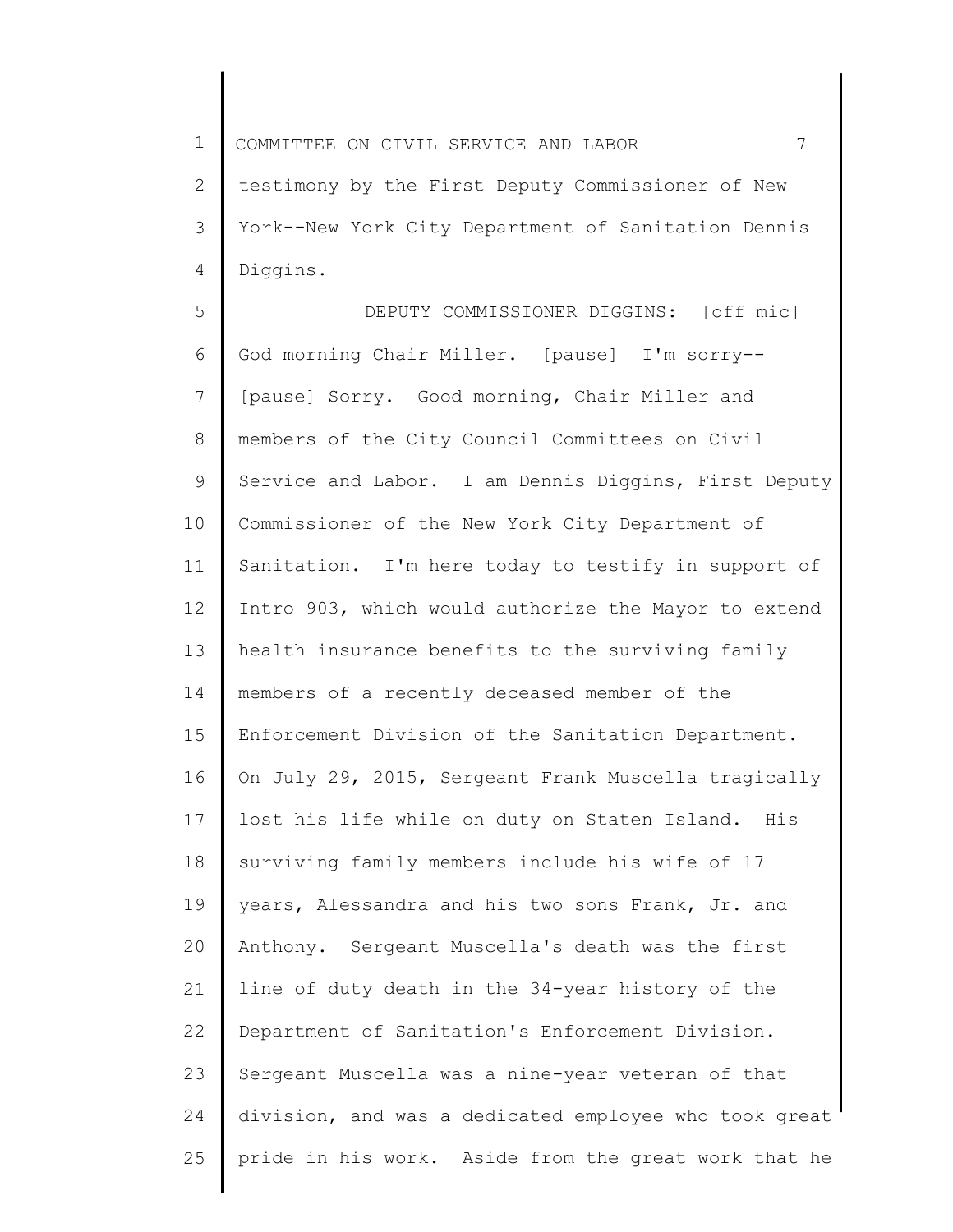testimony by the First Deputy Commissioner of New York--New York City Department of Sanitation Dennis Diggins.

DEPUTY COMMISSIONER DIGGINS: [off mic] God morning Chair Miller. [pause] I'm sorry-- [pause] Sorry. Good morning, Chair Miller and members of the City Council Committees on Civil Service and Labor. I am Dennis Diggins, First Deputy Commissioner of the New York City Department of Sanitation. I'm here today to testify in support of Intro 903, which would authorize the Mayor to extend health insurance benefits to the surviving family members of a recently deceased member of the Enforcement Division of the Sanitation Department. On July 29, 2015, Sergeant Frank Muscella tragically lost his life while on duty on Staten Island. His surviving family members include his wife of 17 years, Alessandra and his two sons Frank, Jr. and Anthony. Sergeant Muscella's death was the first line of duty death in the 34-year history of the Department of Sanitation's Enforcement Division. Sergeant Muscella was a nine-year veteran of that division, and was a dedicated employee who took great pride in his work. Aside from the great work that he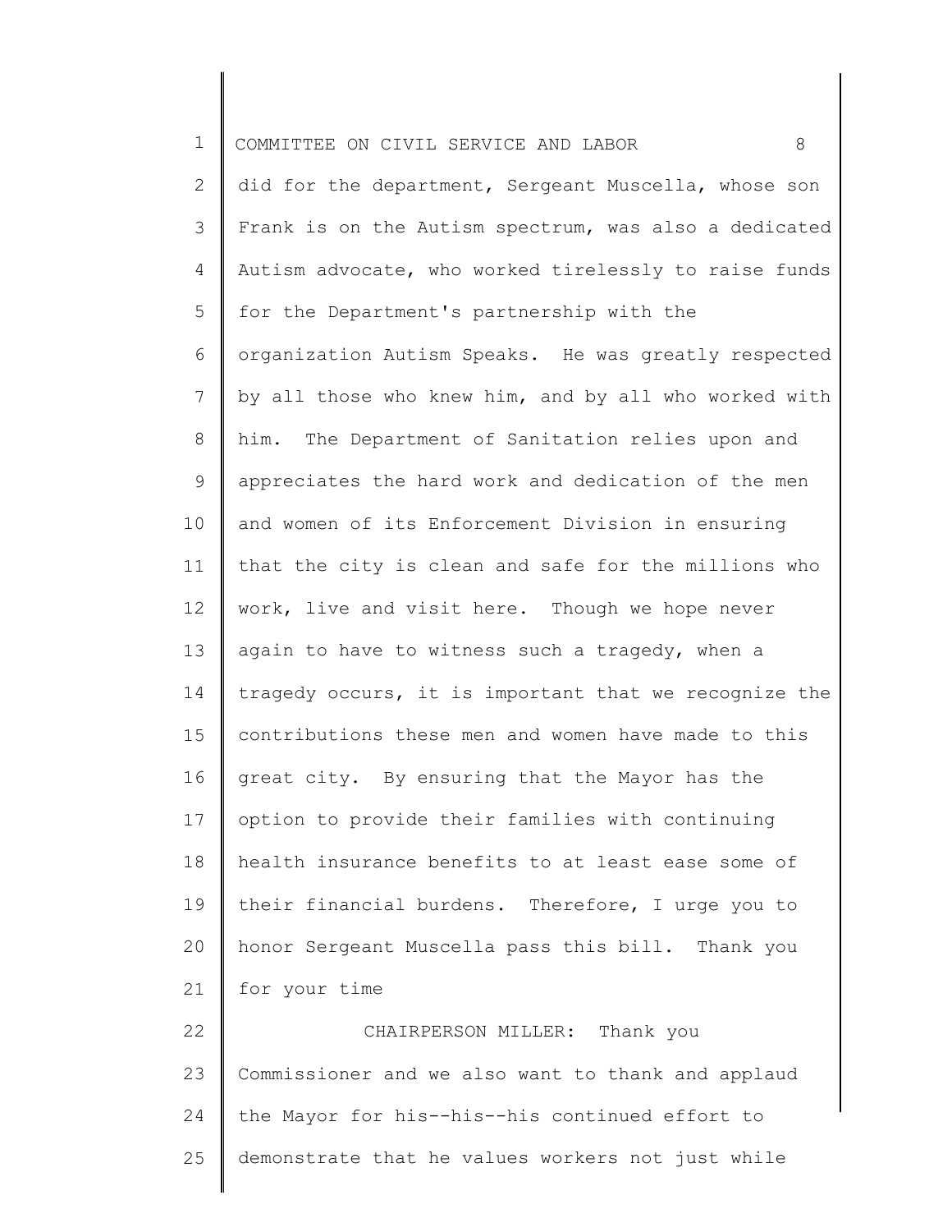did for the department, Sergeant Muscella, whose son Frank is on the Autism spectrum, was also a dedicated Autism advocate, who worked tirelessly to raise funds for the Department's partnership with the organization Autism Speaks. He was greatly respected by all those who knew him, and by all who worked with him. The Department of Sanitation relies upon and appreciates the hard work and dedication of the men and women of its Enforcement Division in ensuring that the city is clean and safe for the millions who work, live and visit here. Though we hope never again to have to witness such a tragedy, when a tragedy occurs, it is important that we recognize the contributions these men and women have made to this great city. By ensuring that the Mayor has the option to provide their families with continuing health insurance benefits to at least ease some of their financial burdens. Therefore, I urge you to honor Sergeant Muscella pass this bill. Thank you for your time

CHAIRPERSON MILLER: Thank you Commissioner and we also want to thank and applaud the Mayor for his--his--his continued effort to demonstrate that he values workers not just while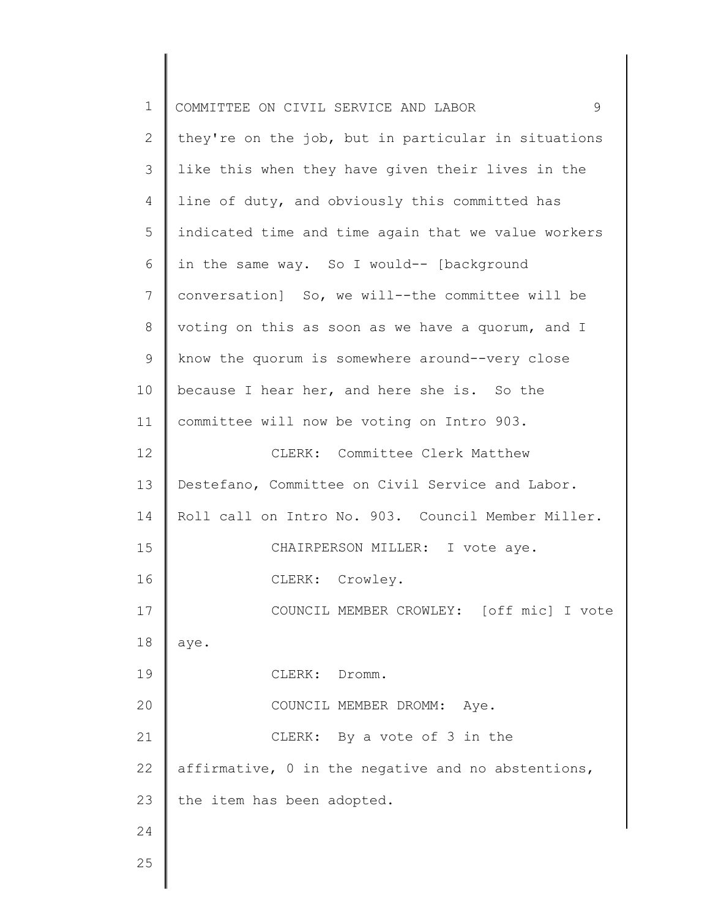they're on the job, but in particular in situations like this when they have given their lives in the line of duty, and obviously this committed has indicated time and time again that we value workers in the same way. So I would-- [background conversation] So, we will--the committee will be voting on this as soon as we have a quorum, and I know the quorum is somewhere around--very close because I hear her, and here she is. So the committee will now be voting on Intro 903.

CLERK: Committee Clerk Matthew Destefano, Committee on Civil Service and Labor. Roll call on Intro No. 903. Council Member Miller.

CHAIRPERSON MILLER: I vote aye.

CLERK: Crowley.

COUNCIL MEMBER CROWLEY: [off mic] I vote aye.

CLERK: Dromm.

COUNCIL MEMBER DROMM: Aye.

CLERK: By a vote of 3 in the affirmative, 0 in the negative and no abstentions, the item has been adopted.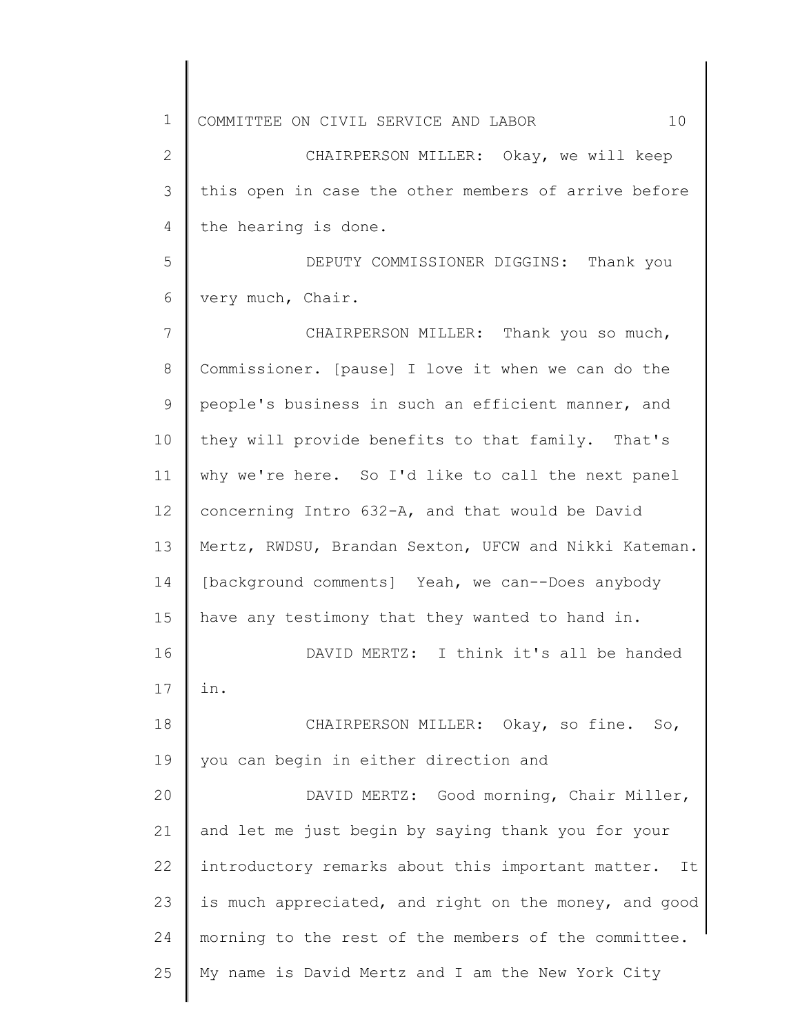CHAIRPERSON MILLER: Okay, we will keep this open in case the other members of arrive before the hearing is done.

DEPUTY COMMISSIONER DIGGINS: Thank you very much, Chair.

CHAIRPERSON MILLER: Thank you so much, Commissioner. [pause] I love it when we can do the people's business in such an efficient manner, and they will provide benefits to that family. That's why we're here. So I'd like to call the next panel concerning Intro 632-A, and that would be David Mertz, RWDSU, Brandan Sexton, UFCW and Nikki Kateman. [background comments] Yeah, we can--Does anybody have any testimony that they wanted to hand in.

DAVID MERTZ: I think it's all be handed in.

CHAIRPERSON MILLER: Okay, so fine. So, you can begin in either direction and

DAVID MERTZ: Good morning, Chair Miller, and let me just begin by saying thank you for your introductory remarks about this important matter. It is much appreciated, and right on the money, and good morning to the rest of the members of the committee. My name is David Mertz and I am the New York City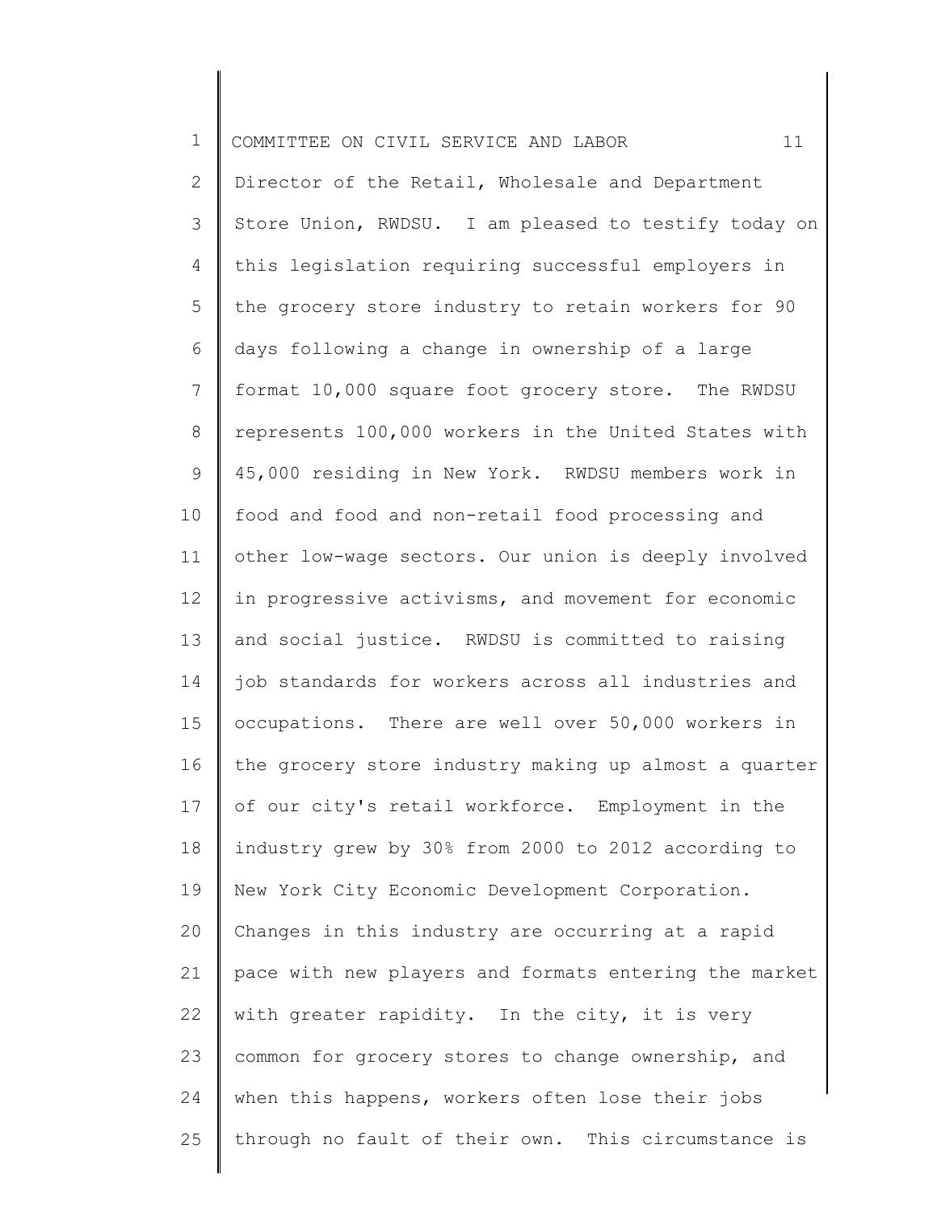Director of the Retail, Wholesale and Department Store Union, RWDSU. I am pleased to testify today on this legislation requiring successful employers in the grocery store industry to retain workers for 90 days following a change in ownership of a large format 10,000 square foot grocery store. The RWDSU represents 100,000 workers in the United States with 45,000 residing in New York. RWDSU members work in food and food and non-retail food processing and other low-wage sectors. Our union is deeply involved in progressive activisms, and movement for economic and social justice. RWDSU is committed to raising job standards for workers across all industries and occupations. There are well over 50,000 workers in the grocery store industry making up almost a quarter of our city's retail workforce. Employment in the industry grew by 30% from 2000 to 2012 according to New York City Economic Development Corporation. Changes in this industry are occurring at a rapid pace with new players and formats entering the market with greater rapidity. In the city, it is very common for grocery stores to change ownership, and when this happens, workers often lose their jobs through no fault of their own. This circumstance is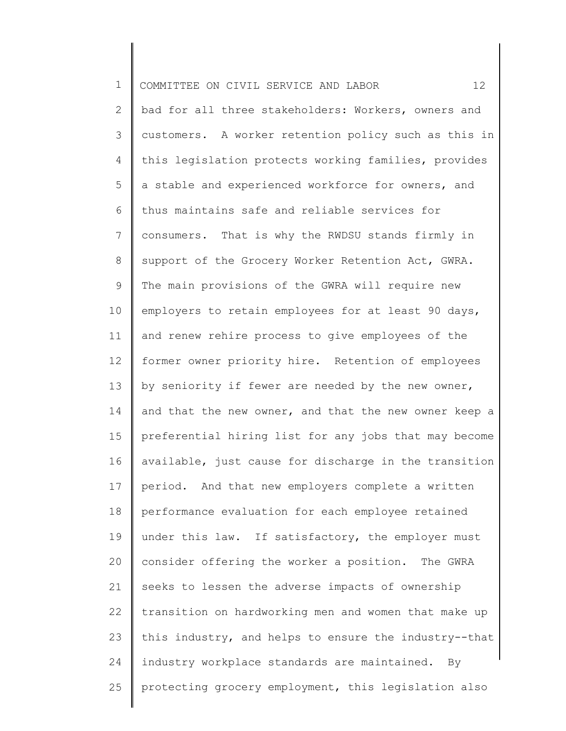bad for all three stakeholders: Workers, owners and customers. A worker retention policy such as this in this legislation protects working families, provides a stable and experienced workforce for owners, and thus maintains safe and reliable services for consumers. That is why the RWDSU stands firmly in support of the Grocery Worker Retention Act, GWRA. The main provisions of the GWRA will require new employers to retain employees for at least 90 days, and renew rehire process to give employees of the former owner priority hire. Retention of employees by seniority if fewer are needed by the new owner, and that the new owner, and that the new owner keep a preferential hiring list for any jobs that may become available, just cause for discharge in the transition period. And that new employers complete a written performance evaluation for each employee retained under this law. If satisfactory, the employer must consider offering the worker a position. The GWRA seeks to lessen the adverse impacts of ownership transition on hardworking men and women that make up this industry, and helps to ensure the industry--that industry workplace standards are maintained. By protecting grocery employment, this legislation also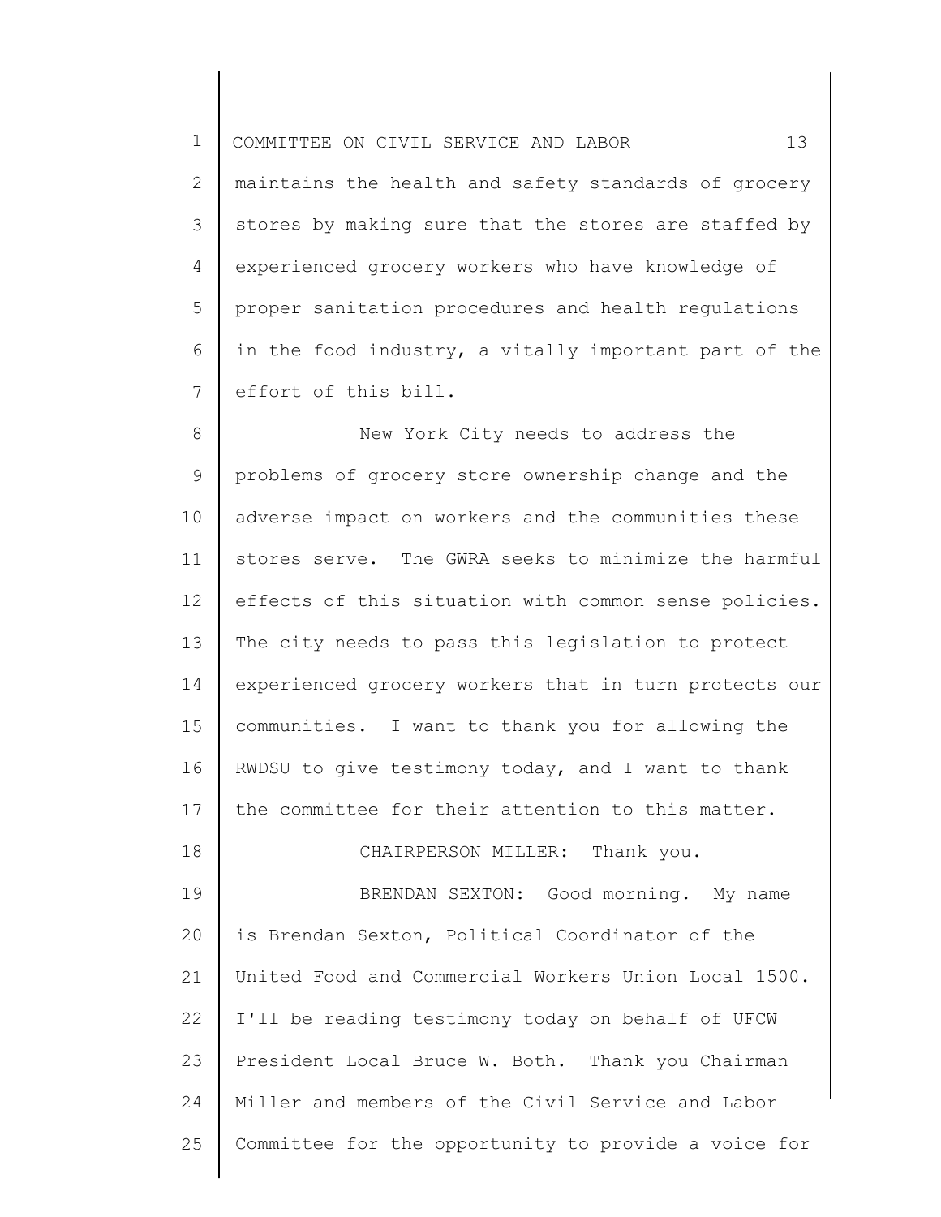maintains the health and safety standards of grocery stores by making sure that the stores are staffed by experienced grocery workers who have knowledge of proper sanitation procedures and health regulations in the food industry, a vitally important part of the effort of this bill.

New York City needs to address the problems of grocery store ownership change and the adverse impact on workers and the communities these stores serve. The GWRA seeks to minimize the harmful effects of this situation with common sense policies. The city needs to pass this legislation to protect experienced grocery workers that in turn protects our communities. I want to thank you for allowing the RWDSU to give testimony today, and I want to thank the committee for their attention to this matter.

CHAIRPERSON MILLER: Thank you.

BRENDAN SEXTON: Good morning. My name is Brendan Sexton, Political Coordinator of the United Food and Commercial Workers Union Local 1500. I'll be reading testimony today on behalf of UFCW President Local Bruce W. Both. Thank you Chairman Miller and members of the Civil Service and Labor Committee for the opportunity to provide a voice for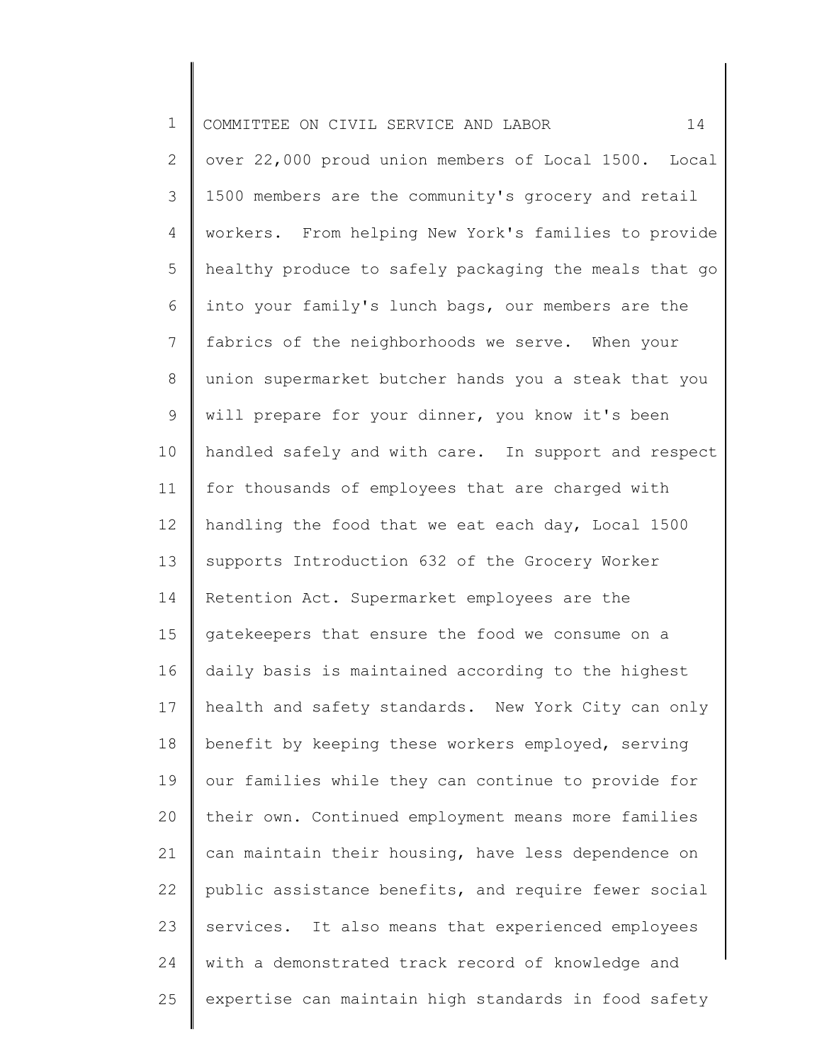over 22,000 proud union members of Local 1500. Local 1500 members are the community's grocery and retail workers. From helping New York's families to provide healthy produce to safely packaging the meals that go into your family's lunch bags, our members are the fabrics of the neighborhoods we serve. When your union supermarket butcher hands you a steak that you will prepare for your dinner, you know it's been handled safely and with care. In support and respect for thousands of employees that are charged with handling the food that we eat each day, Local 1500 supports Introduction 632 of the Grocery Worker Retention Act. Supermarket employees are the gatekeepers that ensure the food we consume on a daily basis is maintained according to the highest health and safety standards. New York City can only benefit by keeping these workers employed, serving our families while they can continue to provide for their own. Continued employment means more families can maintain their housing, have less dependence on public assistance benefits, and require fewer social services. It also means that experienced employees with a demonstrated track record of knowledge and expertise can maintain high standards in food safety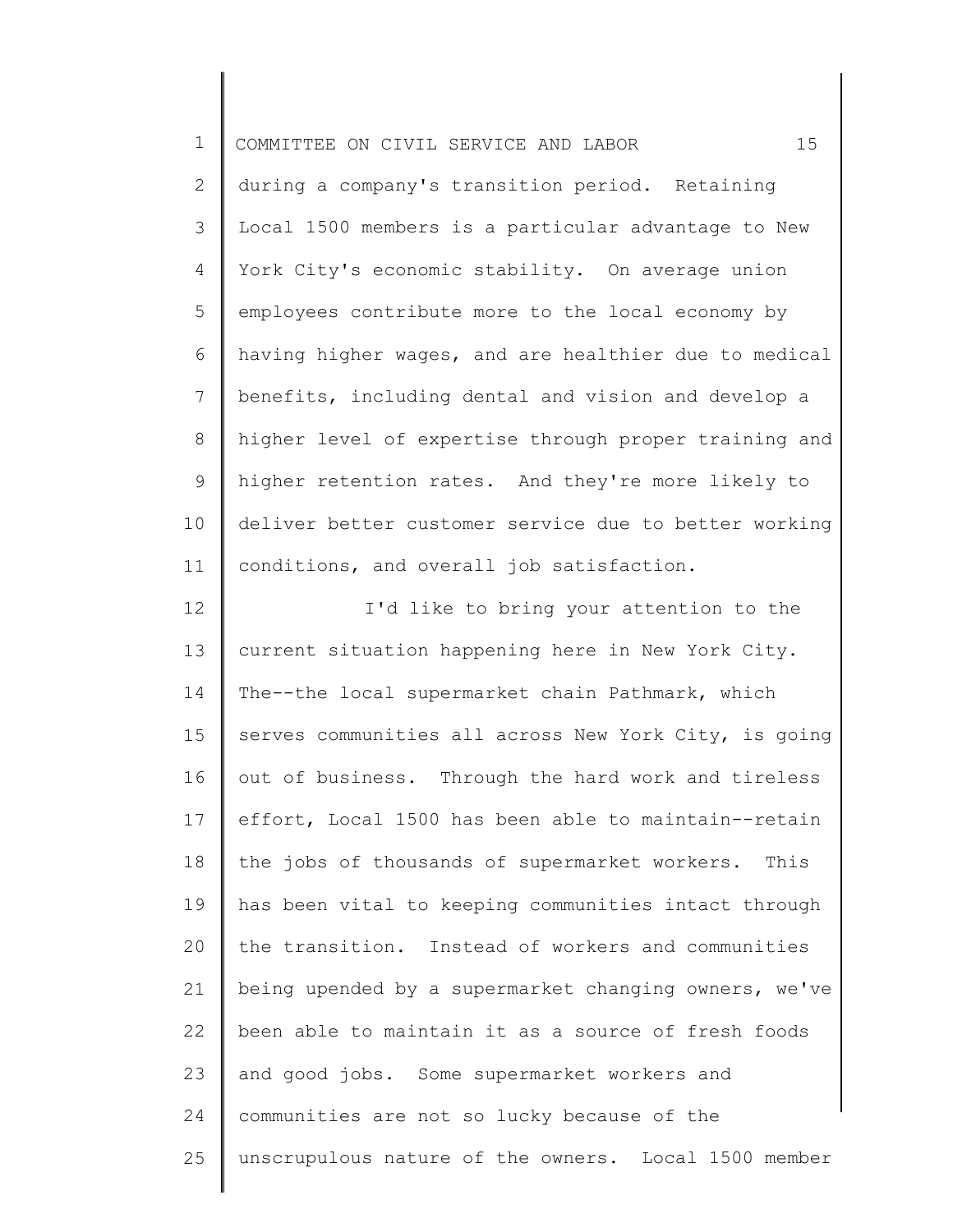during a company's transition period. Retaining Local 1500 members is a particular advantage to New York City's economic stability. On average union employees contribute more to the local economy by having higher wages, and are healthier due to medical benefits, including dental and vision and develop a higher level of expertise through proper training and higher retention rates. And they're more likely to deliver better customer service due to better working conditions, and overall job satisfaction.

I'd like to bring your attention to the current situation happening here in New York City. The--the local supermarket chain Pathmark, which serves communities all across New York City, is going out of business. Through the hard work and tireless effort, Local 1500 has been able to maintain--retain the jobs of thousands of supermarket workers. This has been vital to keeping communities intact through the transition. Instead of workers and communities being upended by a supermarket changing owners, we've been able to maintain it as a source of fresh foods and good jobs. Some supermarket workers and communities are not so lucky because of the unscrupulous nature of the owners. Local 1500 member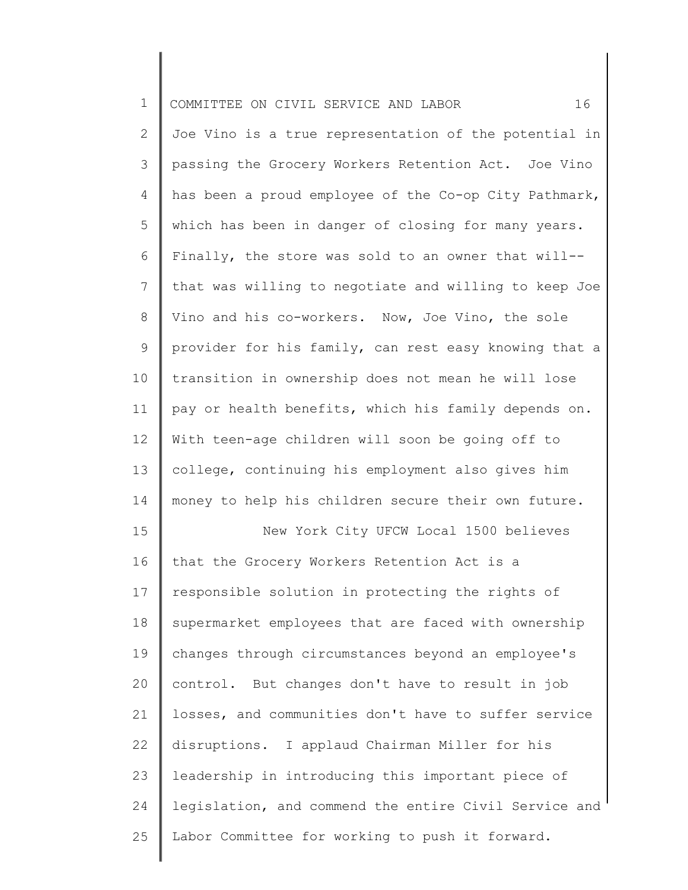Joe Vino is a true representation of the potential in passing the Grocery Workers Retention Act. Joe Vino has been a proud employee of the Co-op City Pathmark, which has been in danger of closing for many years. Finally, the store was sold to an owner that will-- that was willing to negotiate and willing to keep Joe Vino and his co-workers. Now, Joe Vino, the sole provider for his family, can rest easy knowing that a transition in ownership does not mean he will lose pay or health benefits, which his family depends on. With teen-age children will soon be going off to college, continuing his employment also gives him money to help his children secure their own future.

New York City UFCW Local 1500 believes that the Grocery Workers Retention Act is a responsible solution in protecting the rights of supermarket employees that are faced with ownership changes through circumstances beyond an employee's control. But changes don't have to result in job losses, and communities don't have to suffer service disruptions. I applaud Chairman Miller for his leadership in introducing this important piece of legislation, and commend the entire Civil Service and Labor Committee for working to push it forward.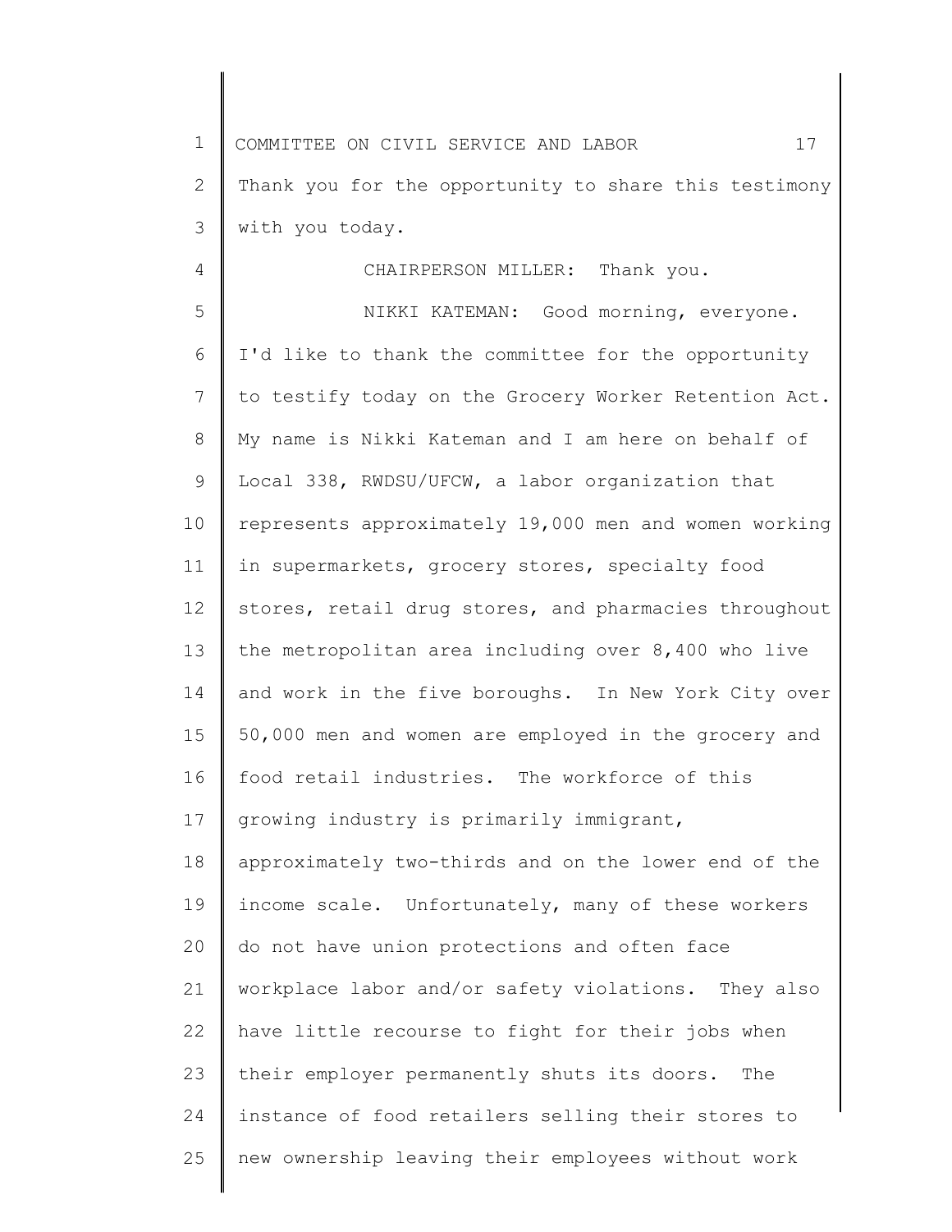Thank you for the opportunity to share this testimony with you today.

CHAIRPERSON MILLER: Thank you.

NIKKI KATEMAN: Good morning, everyone. I'd like to thank the committee for the opportunity to testify today on the Grocery Worker Retention Act. My name is Nikki Kateman and I am here on behalf of Local 338, RWDSU/UFCW, a labor organization that represents approximately 19,000 men and women working in supermarkets, grocery stores, specialty food stores, retail drug stores, and pharmacies throughout the metropolitan area including over 8,400 who live and work in the five boroughs. In New York City over 50,000 men and women are employed in the grocery and food retail industries. The workforce of this growing industry is primarily immigrant, approximately two-thirds and on the lower end of the income scale. Unfortunately, many of these workers do not have union protections and often face workplace labor and/or safety violations. They also have little recourse to fight for their jobs when their employer permanently shuts its doors. The instance of food retailers selling their stores to new ownership leaving their employees without work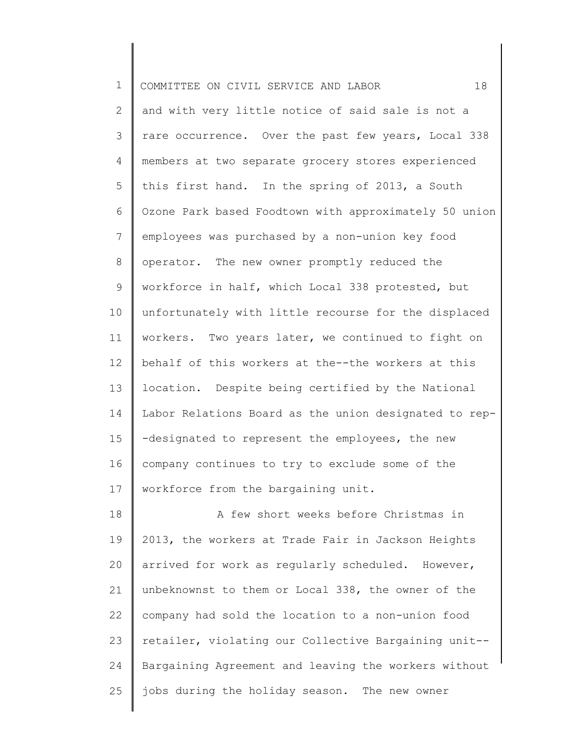and with very little notice of said sale is not a rare occurrence. Over the past few years, Local 338 members at two separate grocery stores experienced this first hand. In the spring of 2013, a South Ozone Park based Foodtown with approximately 50 union employees was purchased by a non-union key food operator. The new owner promptly reduced the workforce in half, which Local 338 protested, but unfortunately with little recourse for the displaced workers. Two years later, we continued to fight on behalf of this workers at the--the workers at this location. Despite being certified by the National Labor Relations Board as the union designated to rep--designated to represent the employees, the new company continues to try to exclude some of the workforce from the bargaining unit.

A few short weeks before Christmas in 2013, the workers at Trade Fair in Jackson Heights arrived for work as regularly scheduled. However, unbeknownst to them or Local 338, the owner of the company had sold the location to a non-union food retailer, violating our Collective Bargaining unit--Bargaining Agreement and leaving the workers without jobs during the holiday season. The new owner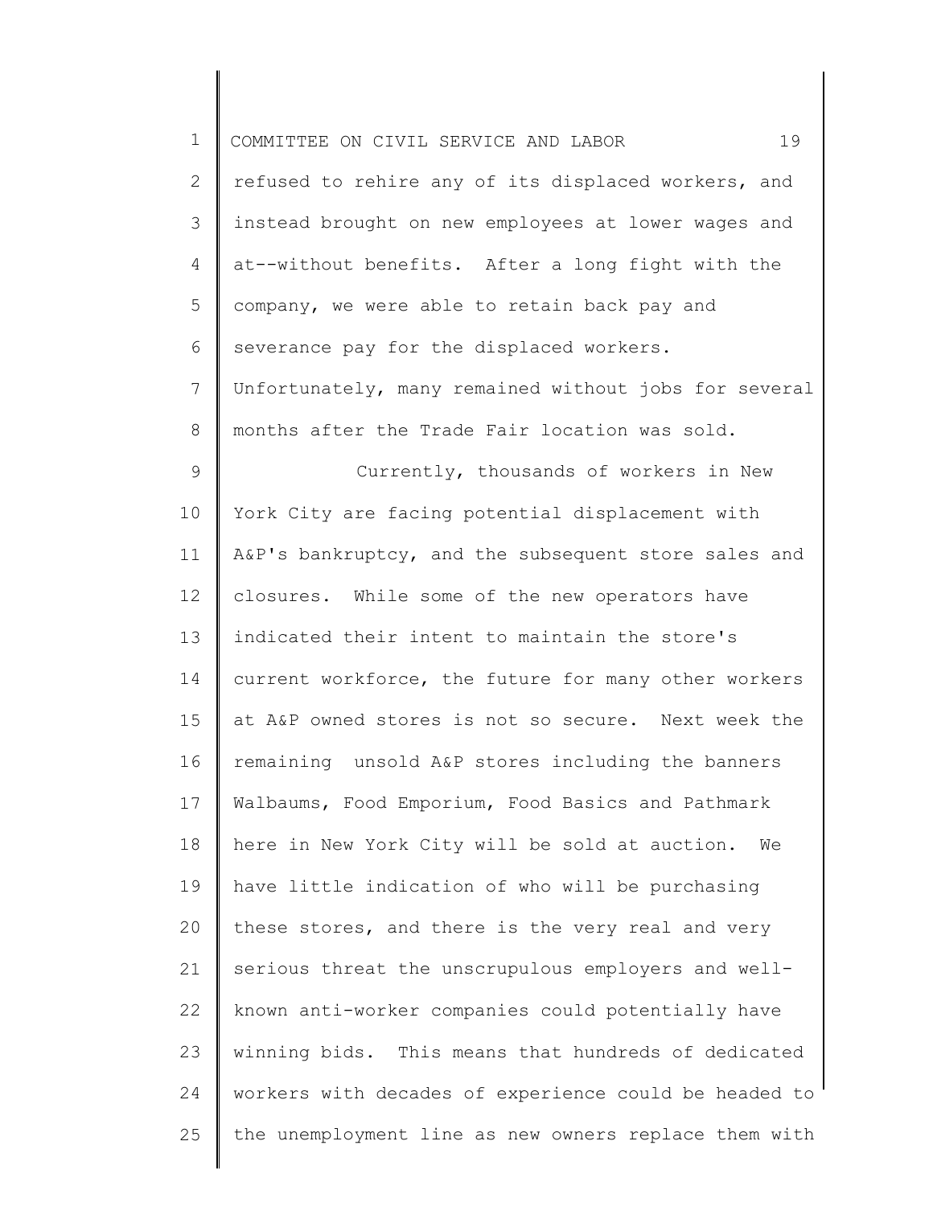refused to rehire any of its displaced workers, and instead brought on new employees at lower wages and at--without benefits. After a long fight with the company, we were able to retain back pay and severance pay for the displaced workers. Unfortunately, many remained without jobs for several months after the Trade Fair location was sold.

Currently, thousands of workers in New York City are facing potential displacement with A&P's bankruptcy, and the subsequent store sales and closures. While some of the new operators have indicated their intent to maintain the store's current workforce, the future for many other workers at A&P owned stores is not so secure. Next week the remaining unsold A&P stores including the banners Walbaums, Food Emporium, Food Basics and Pathmark here in New York City will be sold at auction. We have little indication of who will be purchasing these stores, and there is the very real and very serious threat the unscrupulous employers and well-known anti-worker companies could potentially have winning bids. This means that hundreds of dedicated workers with decades of experience could be headed to the unemployment line as new owners replace them with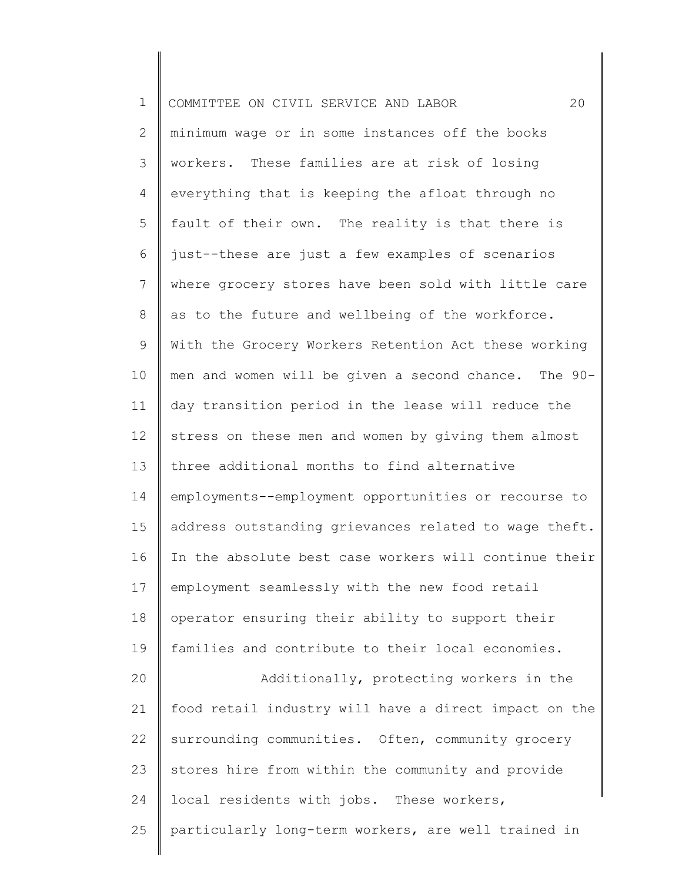minimum wage or in some instances off the books workers. These families are at risk of losing everything that is keeping the afloat through no fault of their own. The reality is that there is just--these are just a few examples of scenarios where grocery stores have been sold with little care as to the future and wellbeing of the workforce. With the Grocery Workers Retention Act these working men and women will be given a second chance. The 90-day transition period in the lease will reduce the stress on these men and women by giving them almost three additional months to find alternative employments--employment opportunities or recourse to address outstanding grievances related to wage theft. In the absolute best case workers will continue their employment seamlessly with the new food retail operator ensuring their ability to support their families and contribute to their local economies.

Additionally, protecting workers in the food retail industry will have a direct impact on the surrounding communities. Often, community grocery stores hire from within the community and provide local residents with jobs. These workers, particularly long-term workers, are well trained in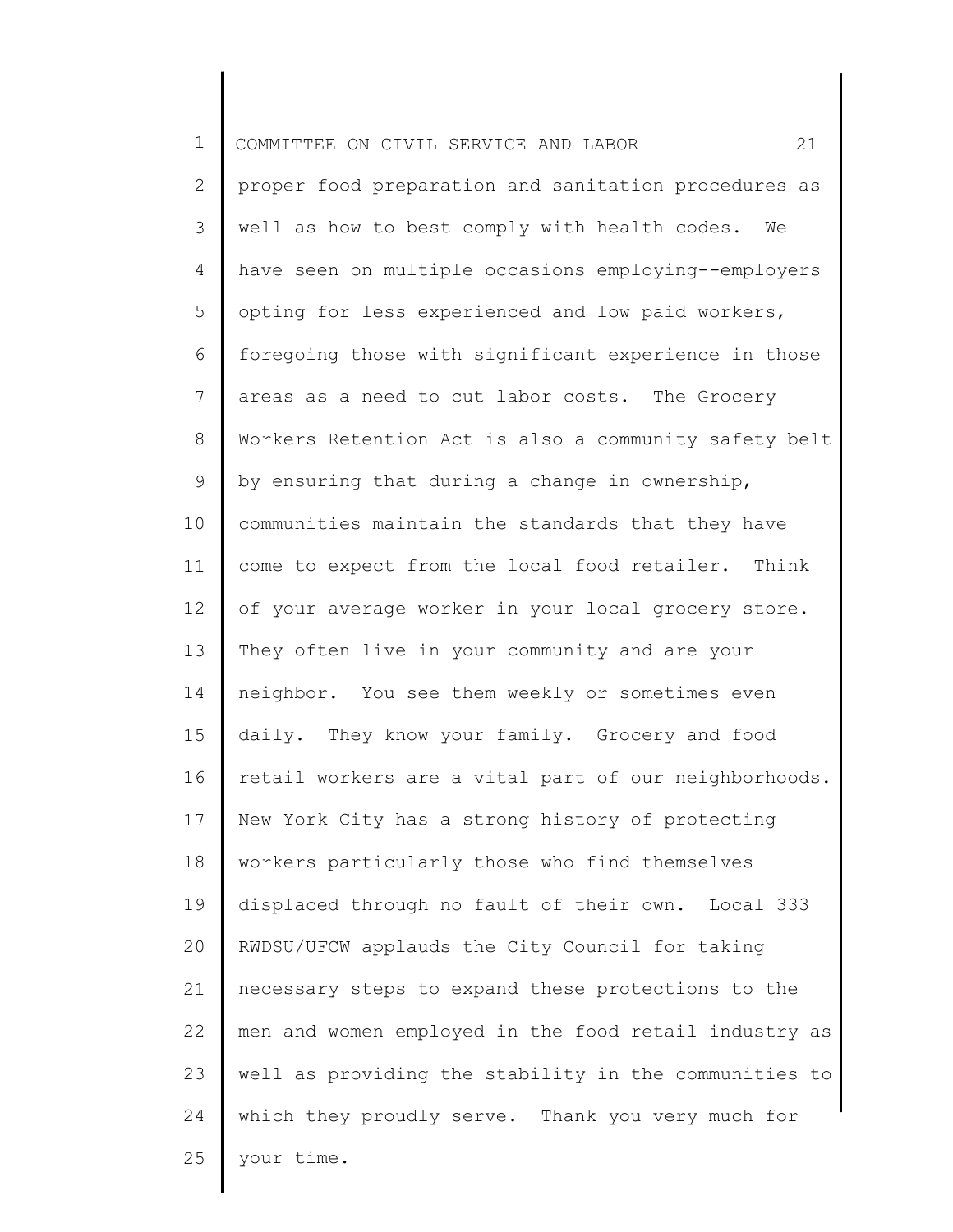proper food preparation and sanitation procedures as well as how to best comply with health codes. We have seen on multiple occasions employing--employers opting for less experienced and low paid workers, foregoing those with significant experience in those areas as a need to cut labor costs. The Grocery Workers Retention Act is also a community safety belt by ensuring that during a change in ownership, communities maintain the standards that they have come to expect from the local food retailer. Think of your average worker in your local grocery store. They often live in your community and are your neighbor. You see them weekly or sometimes even daily. They know your family. Grocery and food retail workers are a vital part of our neighborhoods. New York City has a strong history of protecting workers particularly those who find themselves displaced through no fault of their own. Local 333 RWDSU/UFCW applauds the City Council for taking necessary steps to expand these protections to the men and women employed in the food retail industry as well as providing the stability in the communities to which they proudly serve. Thank you very much for your time.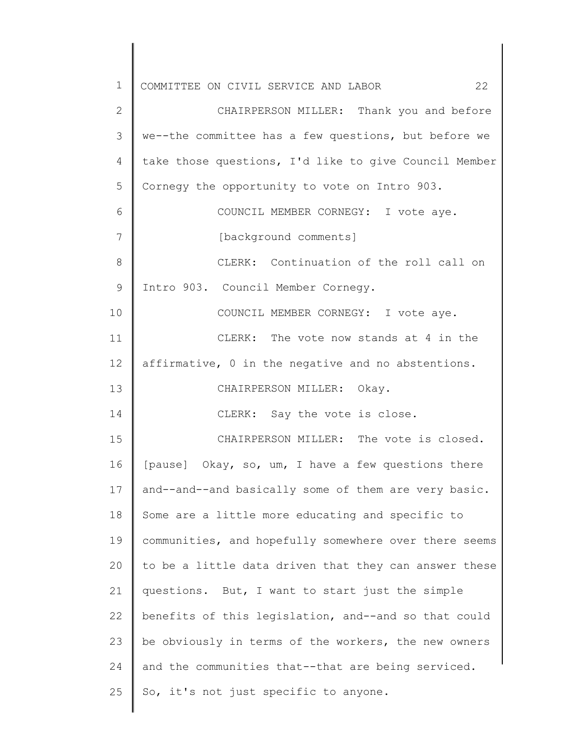CHAIRPERSON MILLER: Thank you and before we--the committee has a few questions, but before we take those questions, I'd like to give Council Member Cornegy the opportunity to vote on Intro 903.

COUNCIL MEMBER CORNEGY: I vote aye.

[background comments]

CLERK: Continuation of the roll call on Intro 903. Council Member Cornegy.

COUNCIL MEMBER CORNEGY: I vote aye.

CLERK: The vote now stands at 4 in the affirmative, 0 in the negative and no abstentions.

CHAIRPERSON MILLER: Okay.

CLERK: Say the vote is close.

CHAIRPERSON MILLER: The vote is closed. [pause] Okay, so, um, I have a few questions there and--and--and basically some of them are very basic. Some are a little more educating and specific to communities, and hopefully somewhere over there seems to be a little data driven that they can answer these questions. But, I want to start just the simple benefits of this legislation, and--and so that could be obviously in terms of the workers, the new owners and the communities that--that are being serviced. So, it's not just specific to anyone.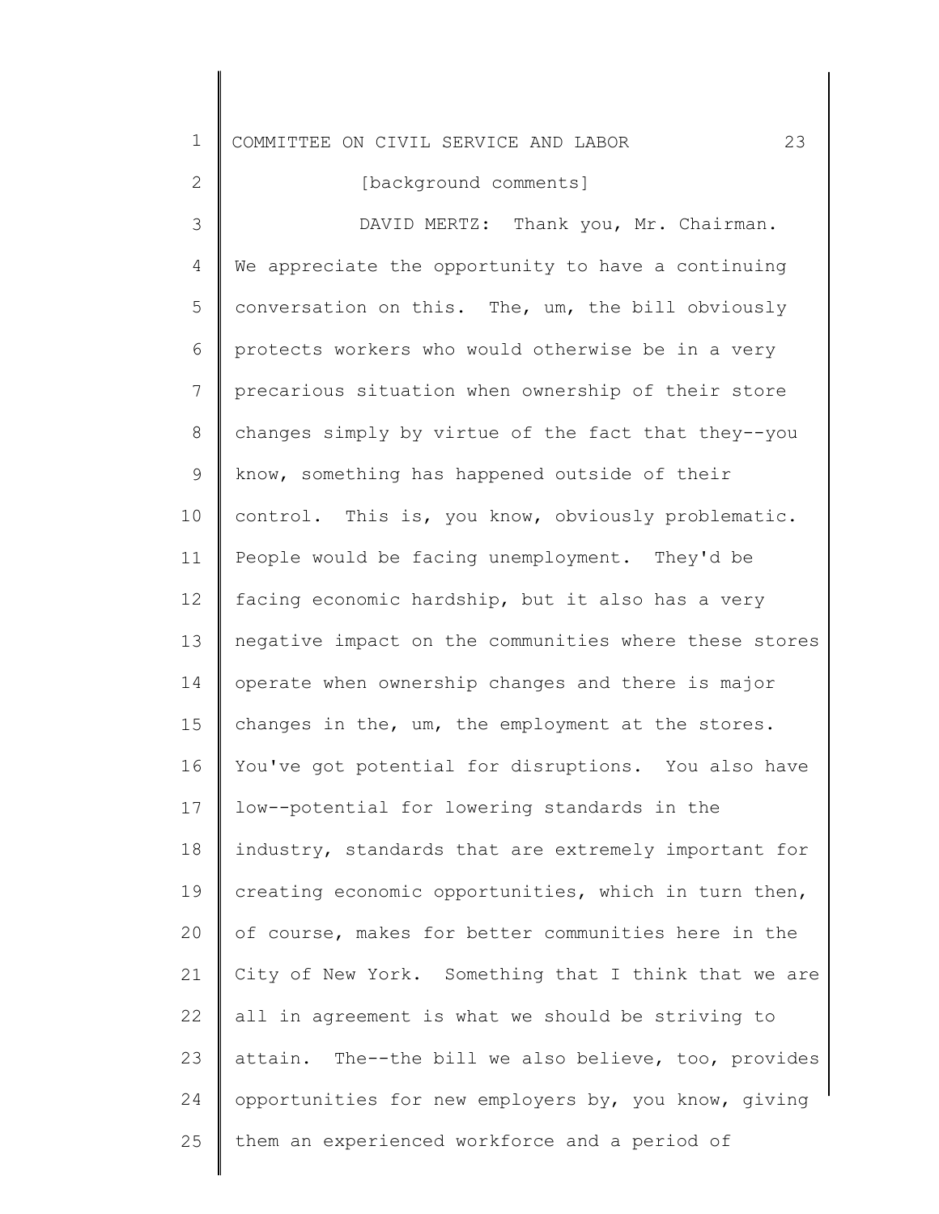[background comments]

DAVID MERTZ: Thank you, Mr. Chairman. We appreciate the opportunity to have a continuing conversation on this. The, um, the bill obviously protects workers who would otherwise be in a very precarious situation when ownership of their store changes simply by virtue of the fact that they--you know, something has happened outside of their control. This is, you know, obviously problematic. People would be facing unemployment. They'd be facing economic hardship, but it also has a very negative impact on the communities where these stores operate when ownership changes and there is major changes in the, um, the employment at the stores. You've got potential for disruptions. You also have low--potential for lowering standards in the industry, standards that are extremely important for creating economic opportunities, which in turn then, of course, makes for better communities here in the City of New York. Something that I think that we are all in agreement is what we should be striving to attain. The--the bill we also believe, too, provides opportunities for new employers by, you know, giving them an experienced workforce and a period of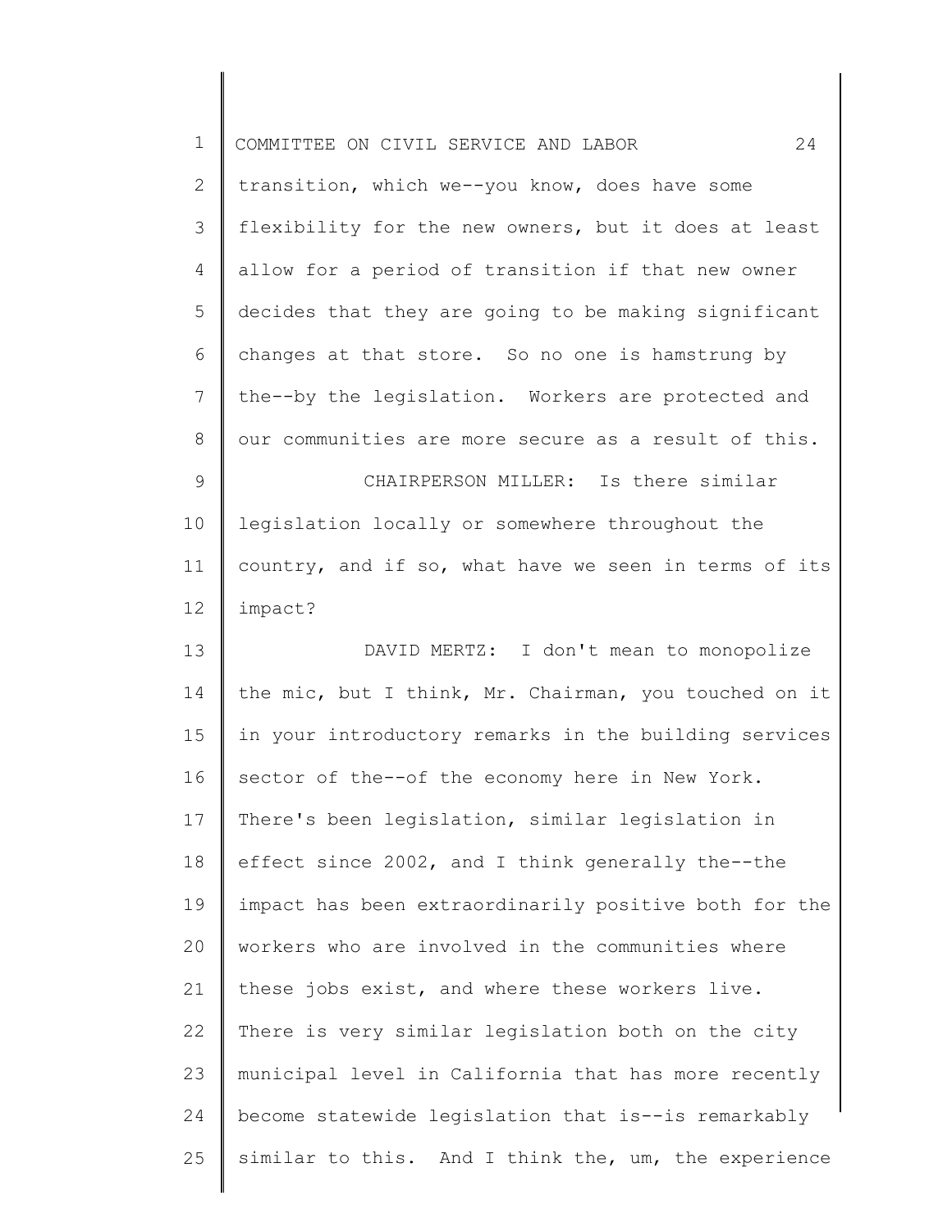transition, which we--you know, does have some flexibility for the new owners, but it does at least allow for a period of transition if that new owner decides that they are going to be making significant changes at that store. So no one is hamstrung by the--by the legislation. Workers are protected and our communities are more secure as a result of this.

CHAIRPERSON MILLER: Is there similar legislation locally or somewhere throughout the country, and if so, what have we seen in terms of its impact?

DAVID MERTZ: I don't mean to monopolize the mic, but I think, Mr. Chairman, you touched on it in your introductory remarks in the building services sector of the--of the economy here in New York. There's been legislation, similar legislation in effect since 2002, and I think generally the--the impact has been extraordinarily positive both for the workers who are involved in the communities where these jobs exist, and where these workers live. There is very similar legislation both on the city municipal level in California that has more recently become statewide legislation that is--is remarkably similar to this. And I think the, um, the experience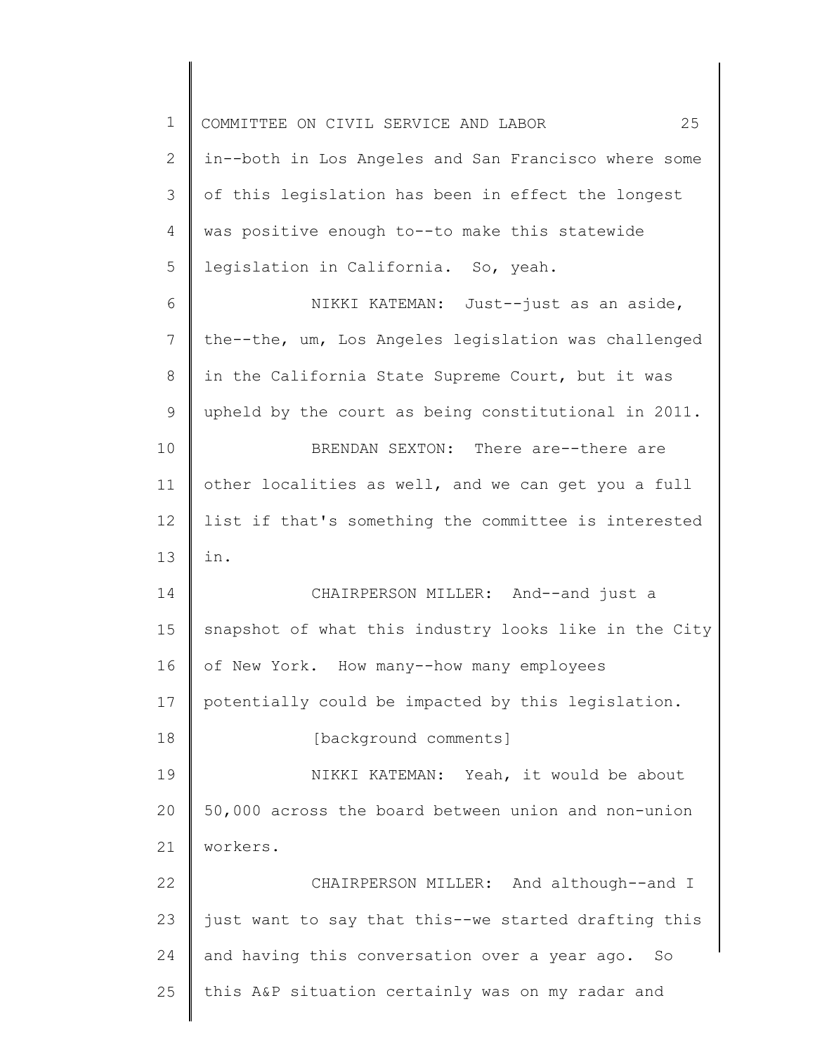in--both in Los Angeles and San Francisco where some of this legislation has been in effect the longest was positive enough to--to make this statewide legislation in California. So, yeah.

NIKKI KATEMAN: Just--just as an aside, the--the, um, Los Angeles legislation was challenged in the California State Supreme Court, but it was upheld by the court as being constitutional in 2011.

BRENDAN SEXTON: There are--there are other localities as well, and we can get you a full list if that's something the committee is interested in.

CHAIRPERSON MILLER: And--and just a snapshot of what this industry looks like in the City of New York. How many--how many employees potentially could be impacted by this legislation.

[background comments]

NIKKI KATEMAN: Yeah, it would be about 50,000 across the board between union and non-union workers.

CHAIRPERSON MILLER: And although--and I just want to say that this--we started drafting this and having this conversation over a year ago. So this A&P situation certainly was on my radar and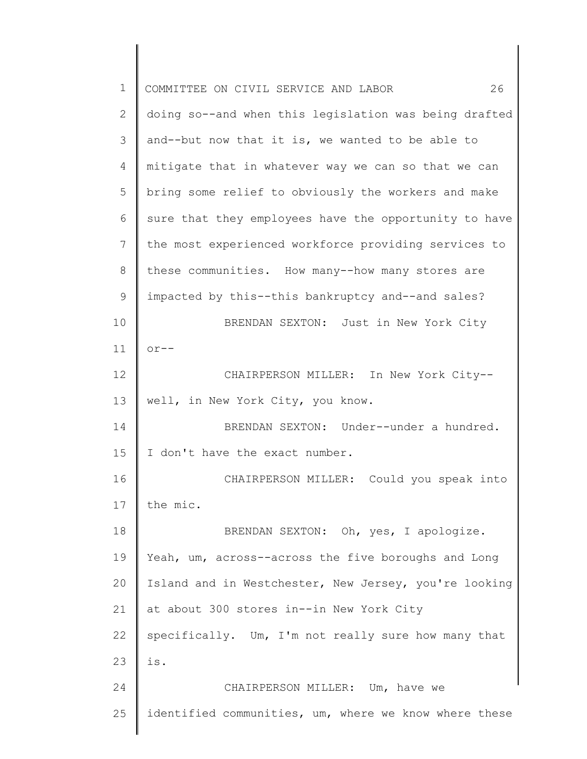doing so--and when this legislation was being drafted and--but now that it is, we wanted to be able to mitigate that in whatever way we can so that we can bring some relief to obviously the workers and make sure that they employees have the opportunity to have the most experienced workforce providing services to these communities. How many--how many stores are impacted by this--this bankruptcy and--and sales?

BRENDAN SEXTON: Just in New York City or--

CHAIRPERSON MILLER: In New York City-- well, in New York City, you know.

BRENDAN SEXTON: Under--under a hundred. I don't have the exact number.

CHAIRPERSON MILLER: Could you speak into the mic.

BRENDAN SEXTON: Oh, yes, I apologize. Yeah, um, across--across the five boroughs and Long Island and in Westchester, New Jersey, you're looking at about 300 stores in--in New York City specifically. Um, I'm not really sure how many that is.

CHAIRPERSON MILLER: Um, have we identified communities, um, where we know where these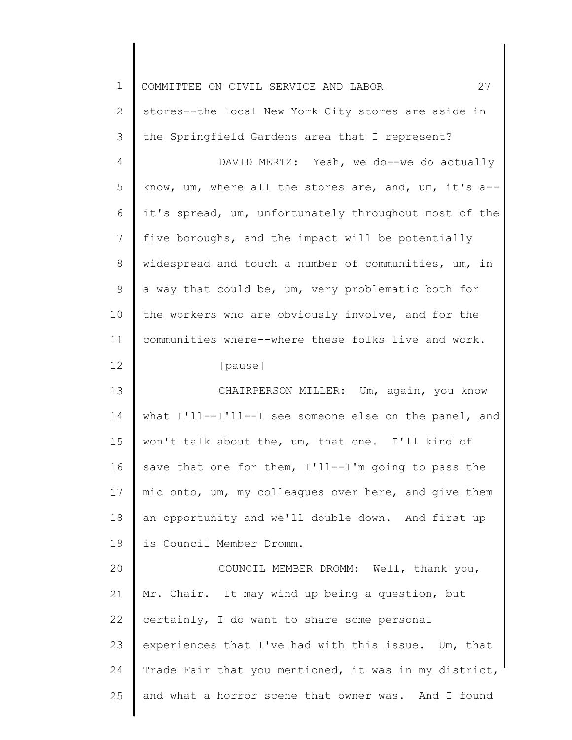stores--the local New York City stores are aside in the Springfield Gardens area that I represent?

DAVID MERTZ: Yeah, we do--we do actually know, um, where all the stores are, and, um, it's a--it's spread, um, unfortunately throughout most of the five boroughs, and the impact will be potentially widespread and touch a number of communities, um, in a way that could be, um, very problematic both for the workers who are obviously involve, and for the communities where--where these folks live and work.

[pause]

CHAIRPERSON MILLER: Um, again, you know what I'll--I'll--I see someone else on the panel, and won't talk about the, um, that one. I'll kind of save that one for them, I'll--I'm going to pass the mic onto, um, my colleagues over here, and give them an opportunity and we'll double down. And first up is Council Member Dromm.

COUNCIL MEMBER DROMM: Well, thank you, Mr. Chair. It may wind up being a question, but certainly, I do want to share some personal experiences that I've had with this issue. Um, that Trade Fair that you mentioned, it was in my district, and what a horror scene that owner was. And I found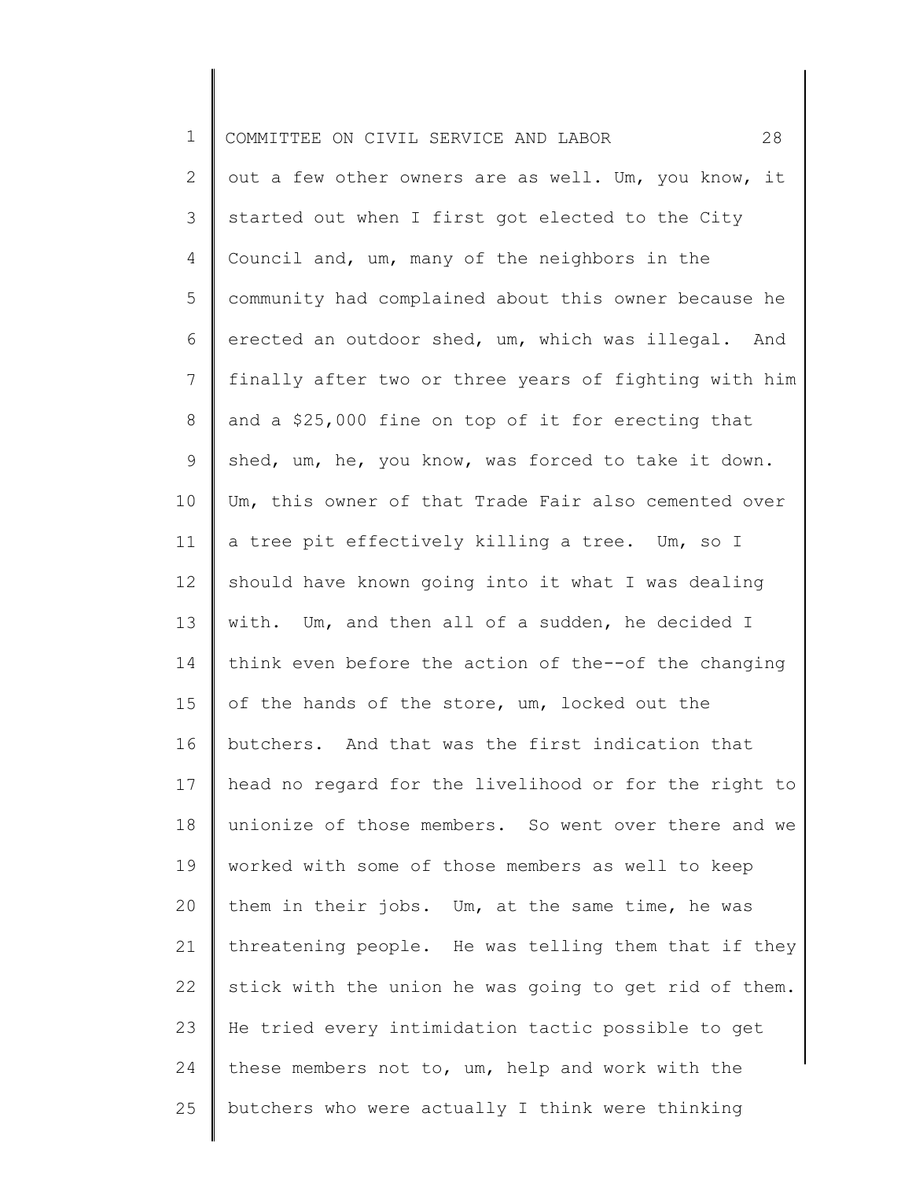out a few other owners are as well. Um, you know, it started out when I first got elected to the City Council and, um, many of the neighbors in the community had complained about this owner because he erected an outdoor shed, um, which was illegal. And finally after two or three years of fighting with him and a $25,000 fine on top of it for erecting that shed, um, he, you know, was forced to take it down. Um, this owner of that Trade Fair also cemented over a tree pit effectively killing a tree. Um, so I should have known going into it what I was dealing with. Um, and then all of a sudden, he decided I think even before the action of the--of the changing of the hands of the store, um, locked out the butchers. And that was the first indication that head no regard for the livelihood or for the right to unionize of those members. So went over there and we worked with some of those members as well to keep them in their jobs. Um, at the same time, he was threatening people. He was telling them that if they stick with the union he was going to get rid of them. He tried every intimidation tactic possible to get these members not to, um, help and work with the butchers who were actually I think were thinking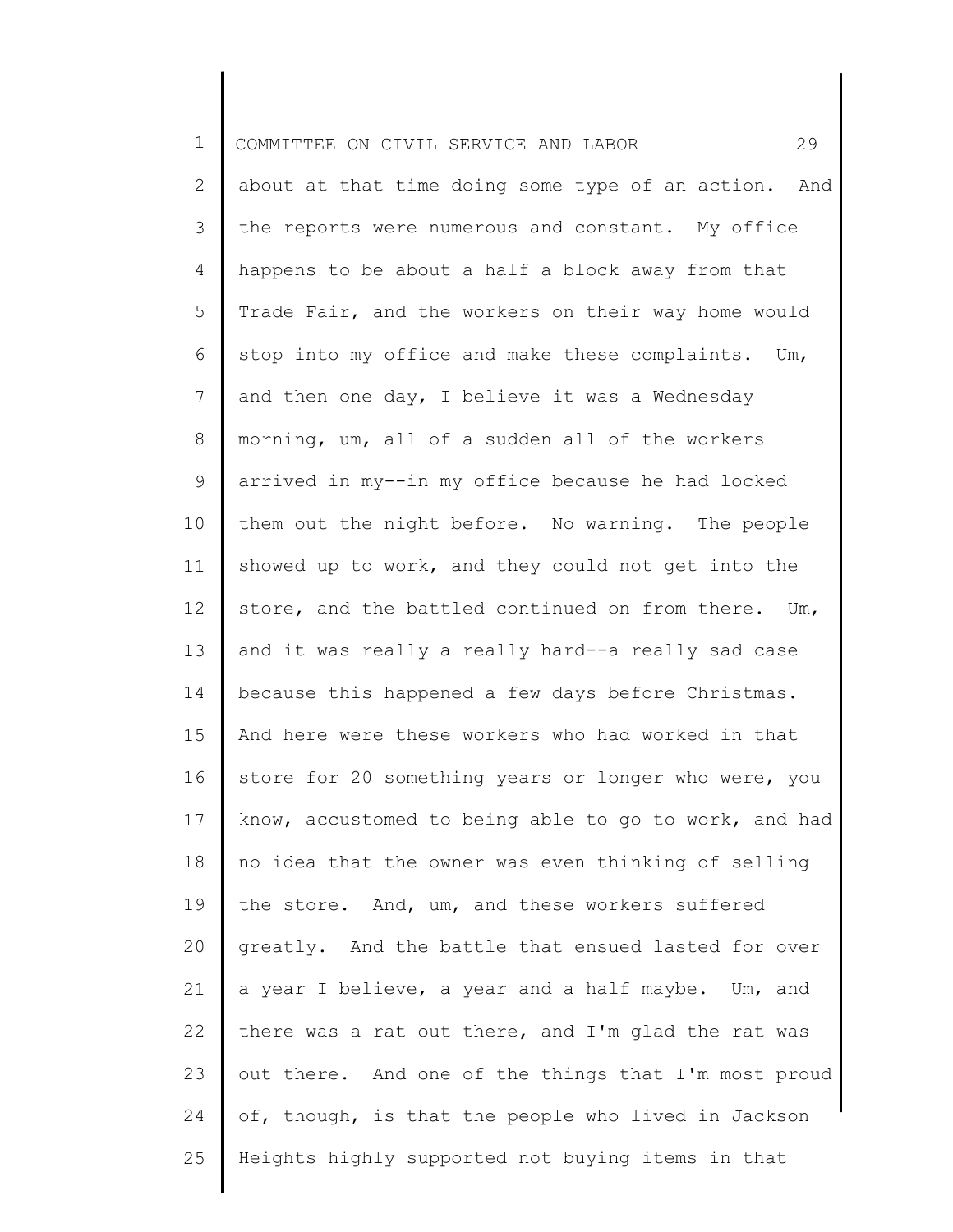about at that time doing some type of an action. And the reports were numerous and constant. My office happens to be about a half a block away from that Trade Fair, and the workers on their way home would stop into my office and make these complaints. Um, and then one day, I believe it was a Wednesday morning, um, all of a sudden all of the workers arrived in my--in my office because he had locked them out the night before. No warning. The people showed up to work, and they could not get into the store, and the battled continued on from there. Um, and it was really a really hard--a really sad case because this happened a few days before Christmas. And here were these workers who had worked in that store for 20 something years or longer who were, you know, accustomed to being able to go to work, and had no idea that the owner was even thinking of selling the store. And, um, and these workers suffered greatly. And the battle that ensued lasted for over a year I believe, a year and a half maybe. Um, and there was a rat out there, and I'm glad the rat was out there. And one of the things that I'm most proud of, though, is that the people who lived in Jackson Heights highly supported not buying items in that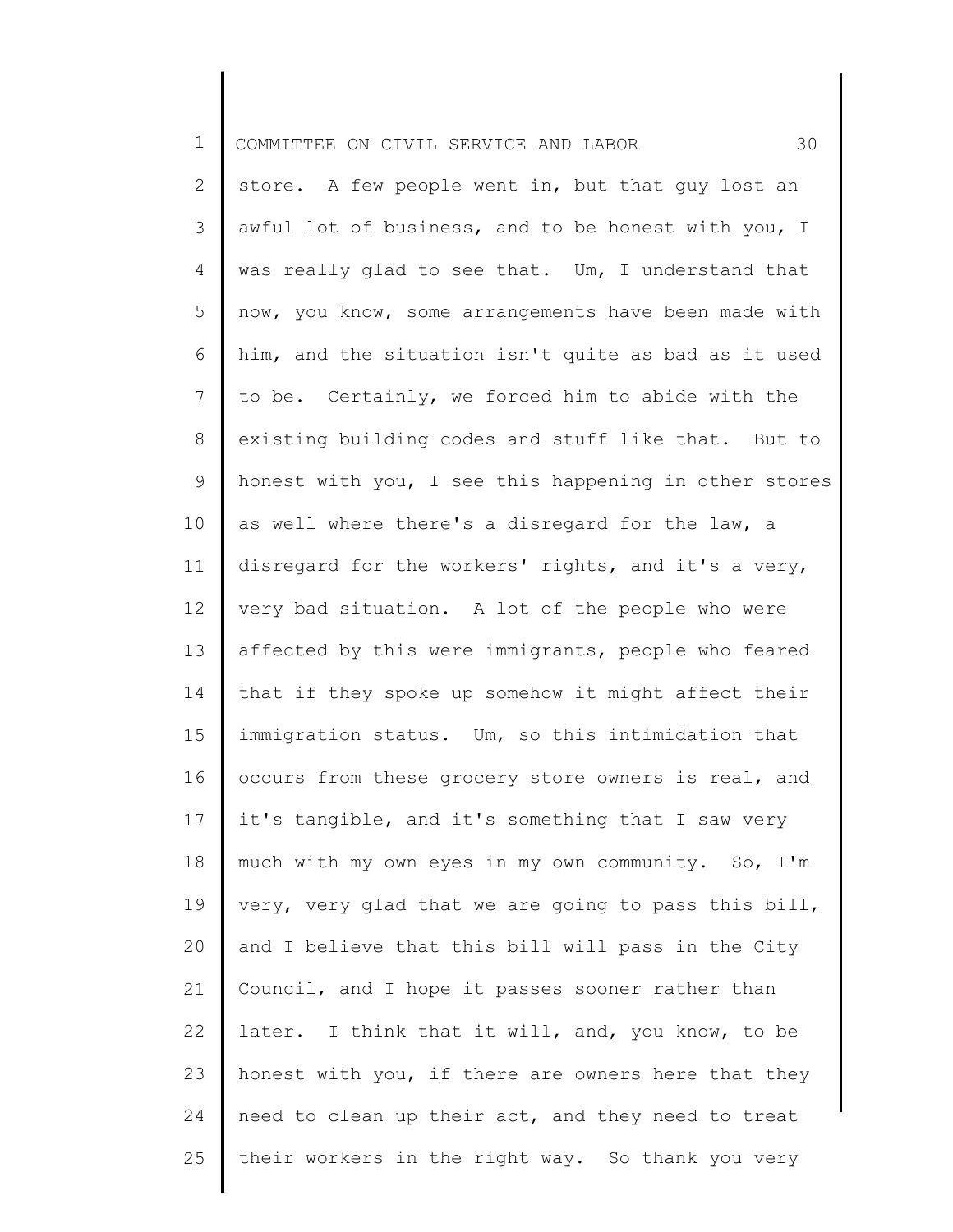store. A few people went in, but that guy lost an awful lot of business, and to be honest with you, I was really glad to see that. Um, I understand that now, you know, some arrangements have been made with him, and the situation isn't quite as bad as it used to be. Certainly, we forced him to abide with the existing building codes and stuff like that. But to honest with you, I see this happening in other stores as well where there's a disregard for the law, a disregard for the workers' rights, and it's a very, very bad situation. A lot of the people who were affected by this were immigrants, people who feared that if they spoke up somehow it might affect their immigration status. Um, so this intimidation that occurs from these grocery store owners is real, and it's tangible, and it's something that I saw very much with my own eyes in my own community. So, I'm very, very glad that we are going to pass this bill, and I believe that this bill will pass in the City Council, and I hope it passes sooner rather than later. I think that it will, and, you know, to be honest with you, if there are owners here that they need to clean up their act, and they need to treat their workers in the right way. So thank you very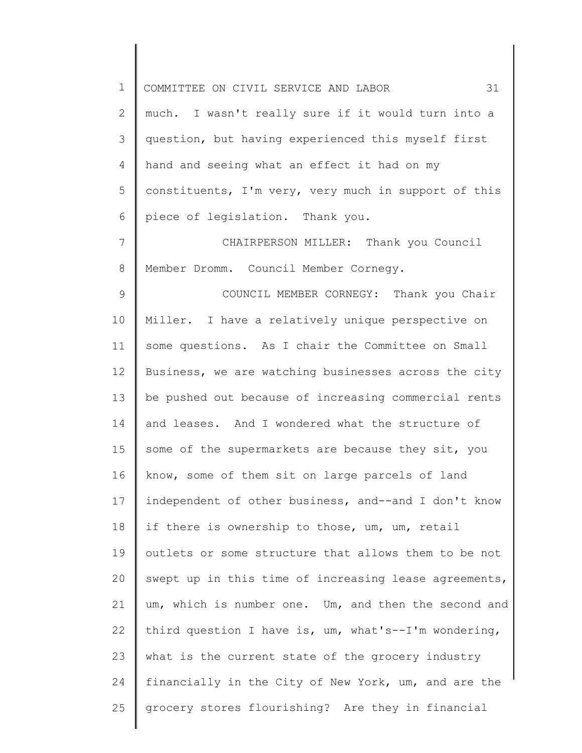much. I wasn't really sure if it would turn into a question, but having experienced this myself first hand and seeing what an effect it had on my constituents, I'm very, very much in support of this piece of legislation. Thank you.

CHAIRPERSON MILLER: Thank you Council Member Dromm. Council Member Cornegy.

COUNCIL MEMBER CORNEGY: Thank you Chair Miller. I have a relatively unique perspective on some questions. As I chair the Committee on Small Business, we are watching businesses across the city be pushed out because of increasing commercial rents and leases. And I wondered what the structure of some of the supermarkets are because they sit, you know, some of them sit on large parcels of land independent of other business, and--and I don't know if there is ownership to those, um, um, retail outlets or some structure that allows them to be not swept up in this time of increasing lease agreements, um, which is number one. Um, and then the second and third question I have is, um, what's--I'm wondering, what is the current state of the grocery industry financially in the City of New York, um, and are the grocery stores flourishing? Are they in financial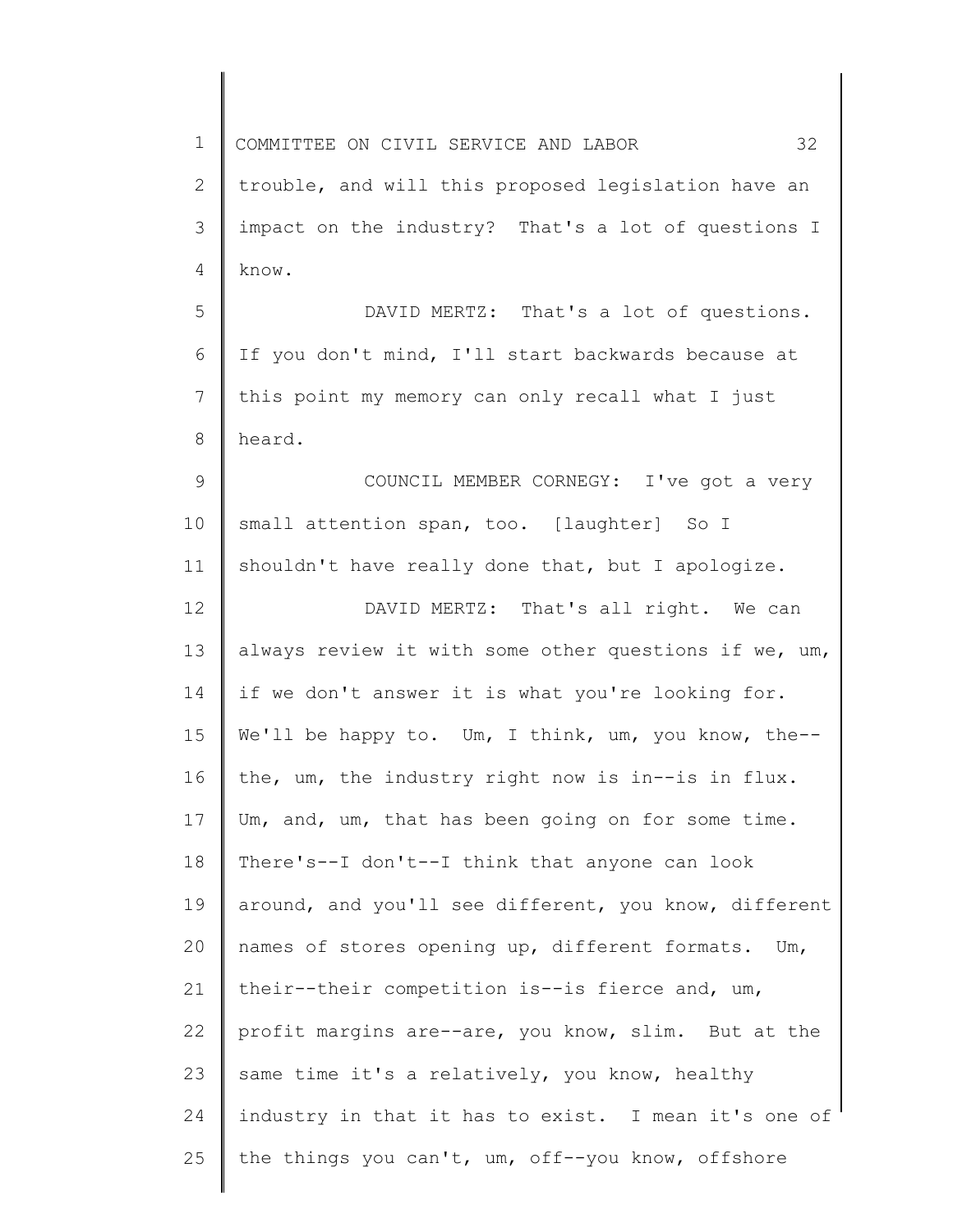trouble, and will this proposed legislation have an impact on the industry? That's a lot of questions I know.

DAVID MERTZ: That's a lot of questions. If you don't mind, I'll start backwards because at this point my memory can only recall what I just heard.

COUNCIL MEMBER CORNEGY: I've got a very small attention span, too. [laughter] So I shouldn't have really done that, but I apologize.

DAVID MERTZ: That's all right. We can always review it with some other questions if we, um, if we don't answer it is what you're looking for. We'll be happy to. Um, I think, um, you know, the--the, um, the industry right now is in--is in flux. Um, and, um, that has been going on for some time. There's--I don't--I think that anyone can look around, and you'll see different, you know, different names of stores opening up, different formats. Um, their--their competition is--is fierce and, um, profit margins are--are, you know, slim. But at the same time it's a relatively, you know, healthy industry in that it has to exist. I mean it's one of the things you can't, um, off--you know, offshore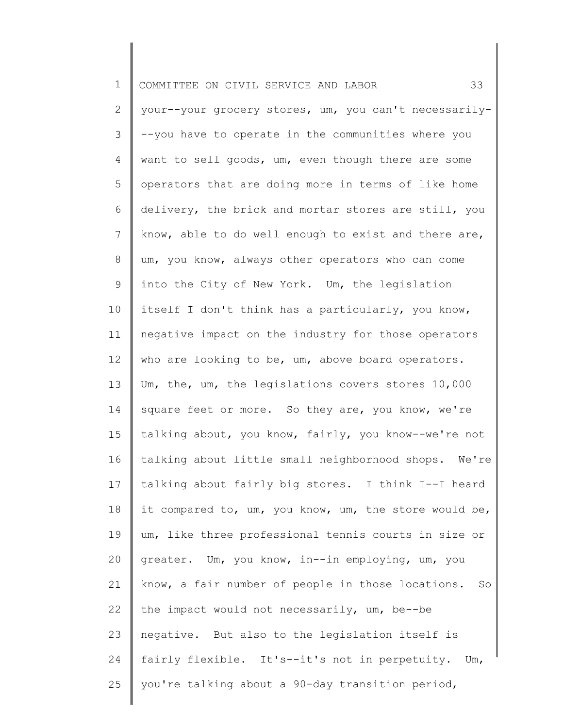your--your grocery stores, um, you can't necessarily---you have to operate in the communities where you want to sell goods, um, even though there are some operators that are doing more in terms of like home delivery, the brick and mortar stores are still, you know, able to do well enough to exist and there are, um, you know, always other operators who can come into the City of New York. Um, the legislation itself I don't think has a particularly, you know, negative impact on the industry for those operators who are looking to be, um, above board operators. Um, the, um, the legislations covers stores 10,000 square feet or more. So they are, you know, we're talking about, you know, fairly, you know--we're not talking about little small neighborhood shops. We're talking about fairly big stores. I think I--I heard it compared to, um, you know, um, the store would be, um, like three professional tennis courts in size or greater. Um, you know, in--in employing, um, you know, a fair number of people in those locations. So the impact would not necessarily, um, be--be negative. But also to the legislation itself is fairly flexible. It's--it's not in perpetuity. Um, you're talking about a 90-day transition period,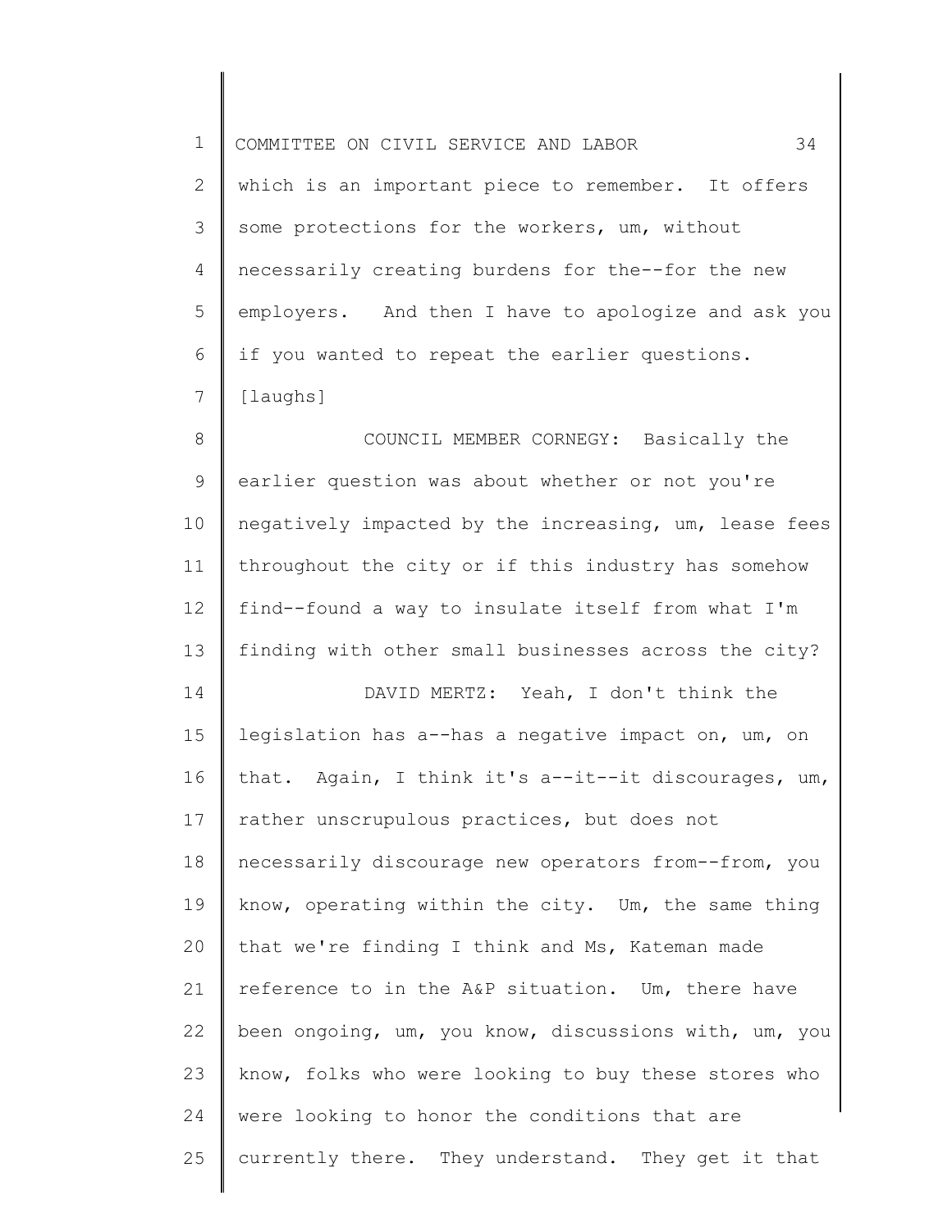which is an important piece to remember. It offers some protections for the workers, um, without necessarily creating burdens for the--for the new employers. And then I have to apologize and ask you if you wanted to repeat the earlier questions. [laughs]

COUNCIL MEMBER CORNEGY: Basically the earlier question was about whether or not you're negatively impacted by the increasing, um, lease fees throughout the city or if this industry has somehow find--found a way to insulate itself from what I'm finding with other small businesses across the city?

DAVID MERTZ: Yeah, I don't think the legislation has a--has a negative impact on, um, on that. Again, I think it's a--it--it discourages, um, rather unscrupulous practices, but does not necessarily discourage new operators from--from, you know, operating within the city. Um, the same thing that we're finding I think and Ms, Kateman made reference to in the A&P situation. Um, there have been ongoing, um, you know, discussions with, um, you know, folks who were looking to buy these stores who were looking to honor the conditions that are currently there. They understand. They get it that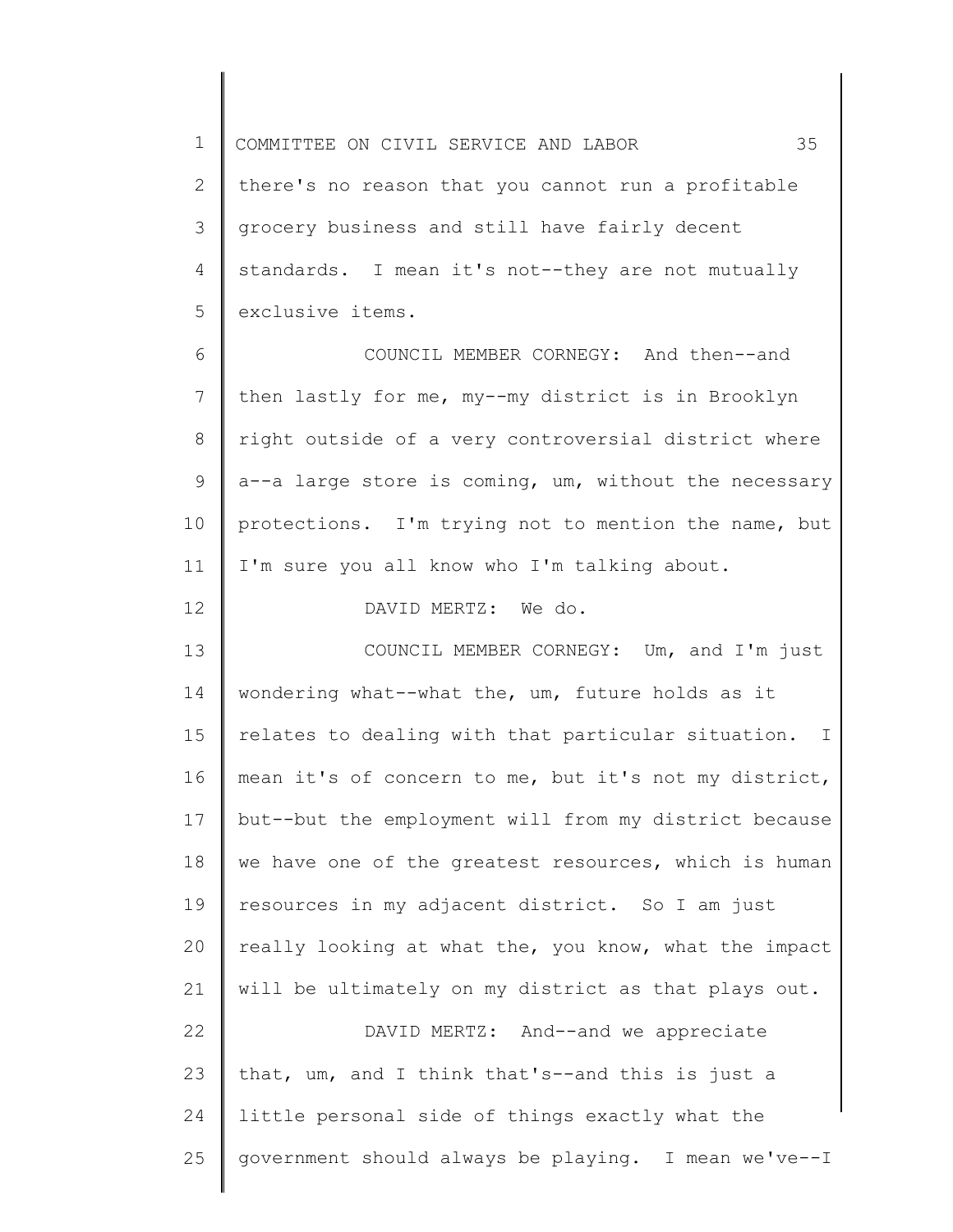there's no reason that you cannot run a profitable grocery business and still have fairly decent standards. I mean it's not--they are not mutually exclusive items.

COUNCIL MEMBER CORNEGY: And then--and then lastly for me, my--my district is in Brooklyn right outside of a very controversial district where a--a large store is coming, um, without the necessary protections. I'm trying not to mention the name, but I'm sure you all know who I'm talking about.

DAVID MERTZ: We do.

COUNCIL MEMBER CORNEGY: Um, and I'm just wondering what--what the, um, future holds as it relates to dealing with that particular situation. I mean it's of concern to me, but it's not my district, but--but the employment will from my district because we have one of the greatest resources, which is human resources in my adjacent district. So I am just really looking at what the, you know, what the impact will be ultimately on my district as that plays out.

DAVID MERTZ: And--and we appreciate that, um, and I think that's--and this is just a little personal side of things exactly what the government should always be playing. I mean we've--I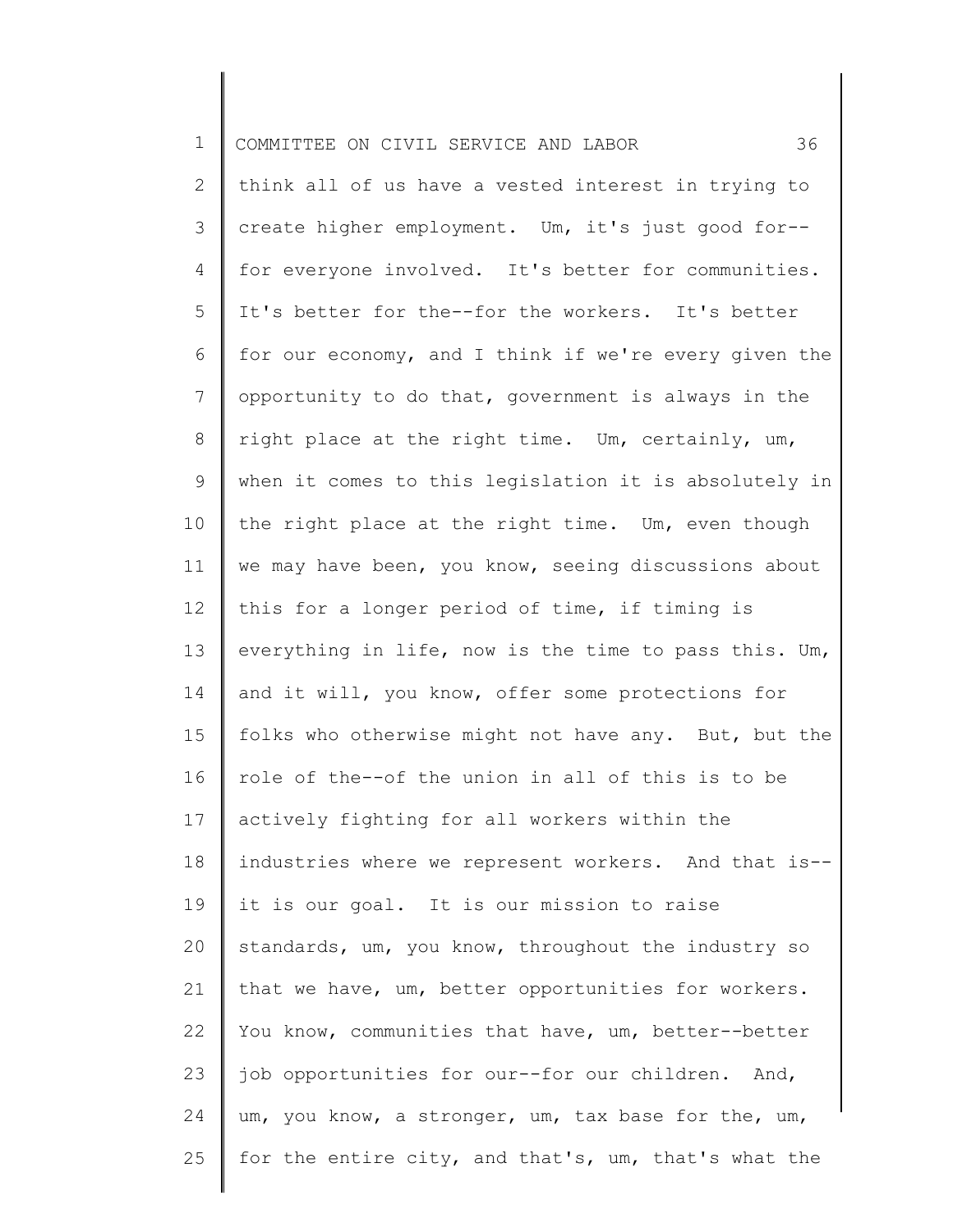think all of us have a vested interest in trying to create higher employment. Um, it's just good for--for everyone involved. It's better for communities. It's better for the--for the workers. It's better for our economy, and I think if we're every given the opportunity to do that, government is always in the right place at the right time. Um, certainly, um, when it comes to this legislation it is absolutely in the right place at the right time. Um, even though we may have been, you know, seeing discussions about this for a longer period of time, if timing is everything in life, now is the time to pass this. Um, and it will, you know, offer some protections for folks who otherwise might not have any. But, but the role of the--of the union in all of this is to be actively fighting for all workers within the industries where we represent workers. And that is--it is our goal. It is our mission to raise standards, um, you know, throughout the industry so that we have, um, better opportunities for workers. You know, communities that have, um, better--better job opportunities for our--for our children. And, um, you know, a stronger, um, tax base for the, um, for the entire city, and that's, um, that's what the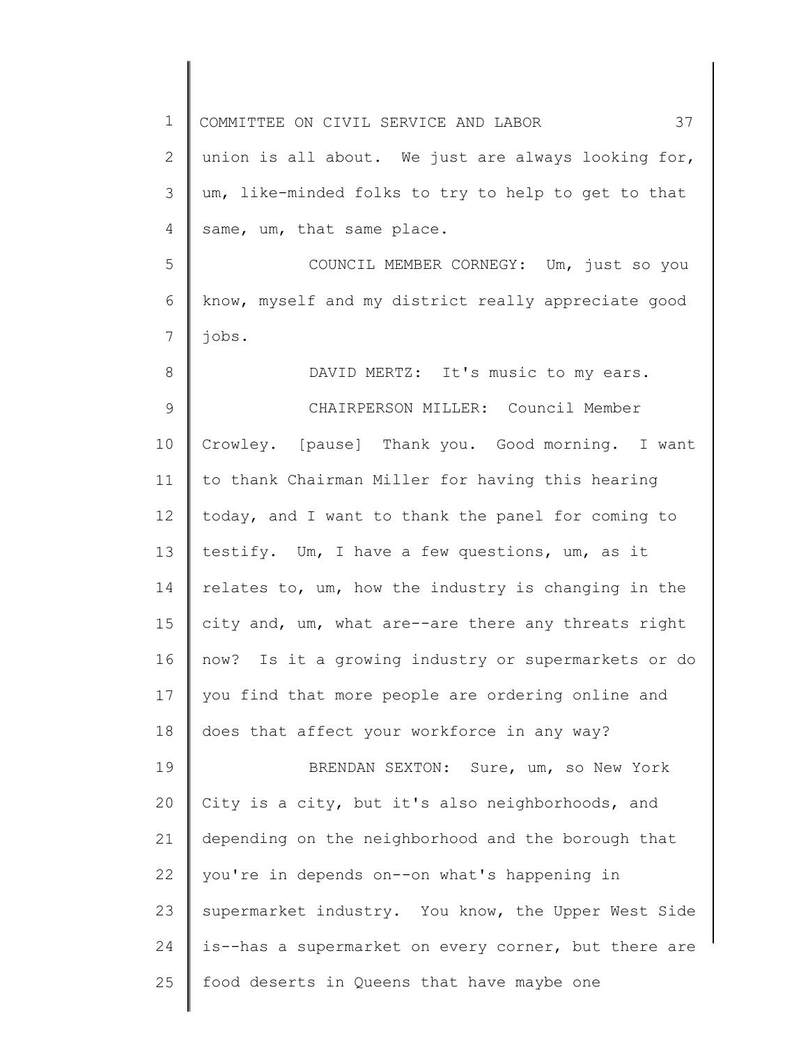union is all about. We just are always looking for, um, like-minded folks to try to help to get to that same, um, that same place.

COUNCIL MEMBER CORNEGY: Um, just so you know, myself and my district really appreciate good jobs.

DAVID MERTZ: It's music to my ears.

CHAIRPERSON MILLER: Council Member Crowley. [pause] Thank you. Good morning. I want to thank Chairman Miller for having this hearing today, and I want to thank the panel for coming to testify. Um, I have a few questions, um, as it relates to, um, how the industry is changing in the city and, um, what are--are there any threats right now? Is it a growing industry or supermarkets or do you find that more people are ordering online and does that affect your workforce in any way?

BRENDAN SEXTON: Sure, um, so New York City is a city, but it's also neighborhoods, and depending on the neighborhood and the borough that you're in depends on--on what's happening in supermarket industry. You know, the Upper West Side is--has a supermarket on every corner, but there are food deserts in Queens that have maybe one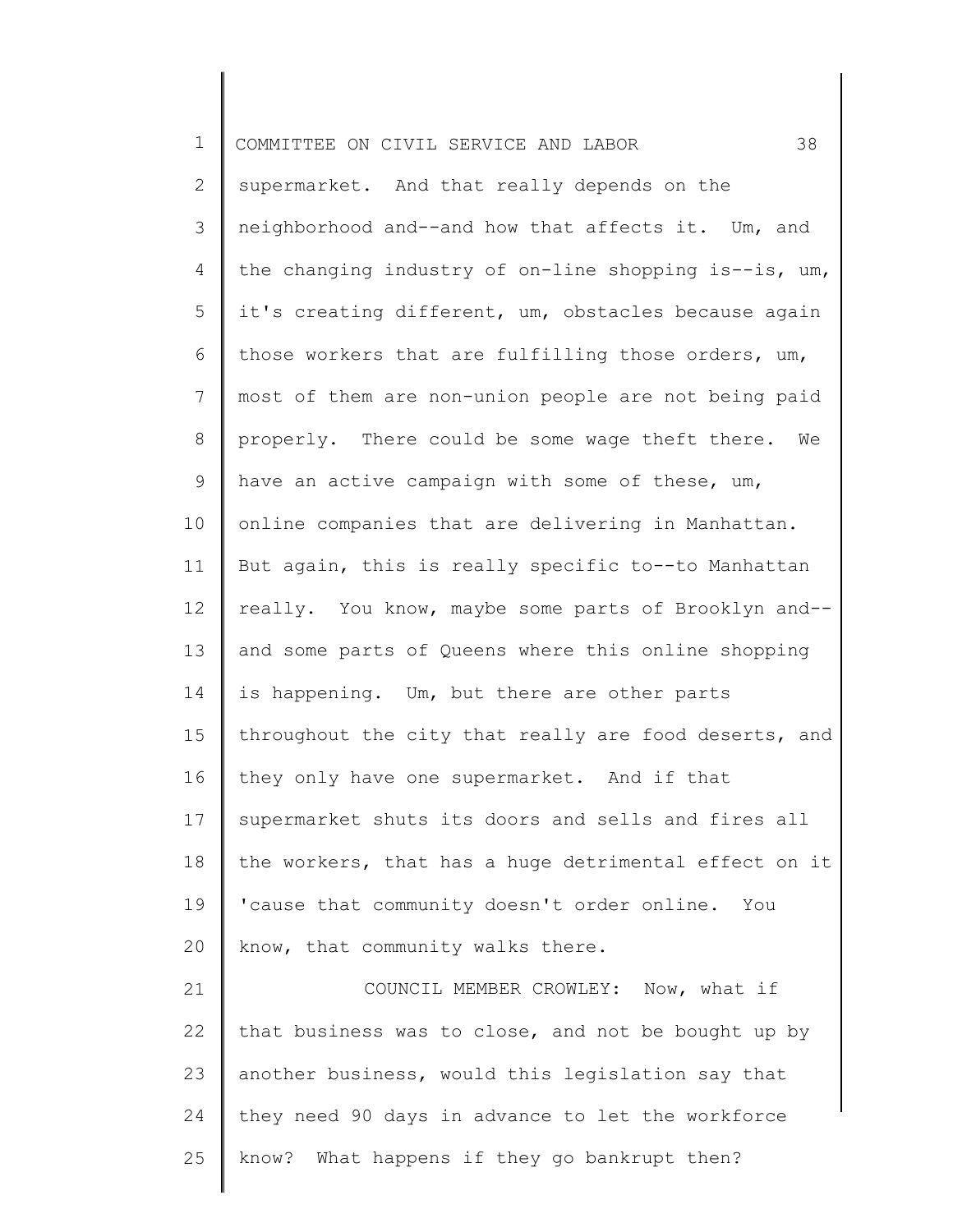supermarket. And that really depends on the neighborhood and--and how that affects it. Um, and the changing industry of on-line shopping is--is, um, it's creating different, um, obstacles because again those workers that are fulfilling those orders, um, most of them are non-union people are not being paid properly. There could be some wage theft there. We have an active campaign with some of these, um, online companies that are delivering in Manhattan. But again, this is really specific to--to Manhattan really. You know, maybe some parts of Brooklyn and--and some parts of Queens where this online shopping is happening. Um, but there are other parts throughout the city that really are food deserts, and they only have one supermarket. And if that supermarket shuts its doors and sells and fires all the workers, that has a huge detrimental effect on it 'cause that community doesn't order online. You know, that community walks there.

COUNCIL MEMBER CROWLEY: Now, what if that business was to close, and not be bought up by another business, would this legislation say that they need 90 days in advance to let the workforce know? What happens if they go bankrupt then?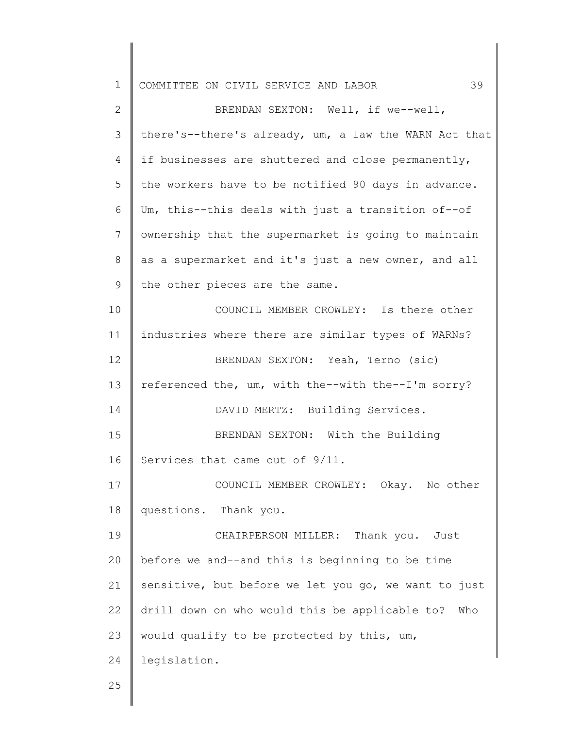BRENDAN SEXTON: Well, if we--well, there's--there's already, um, a law the WARN Act that if businesses are shuttered and close permanently, the workers have to be notified 90 days in advance. Um, this--this deals with just a transition of--of ownership that the supermarket is going to maintain as a supermarket and it's just a new owner, and all the other pieces are the same.

COUNCIL MEMBER CROWLEY: Is there other industries where there are similar types of WARNs?

BRENDAN SEXTON: Yeah, Terno (sic) referenced the, um, with the--with the--I'm sorry?

DAVID MERTZ: Building Services.

BRENDAN SEXTON: With the Building Services that came out of 9/11.

COUNCIL MEMBER CROWLEY: Okay. No other questions. Thank you.

CHAIRPERSON MILLER: Thank you. Just before we and--and this is beginning to be time sensitive, but before we let you go, we want to just drill down on who would this be applicable to? Who would qualify to be protected by this, um, legislation.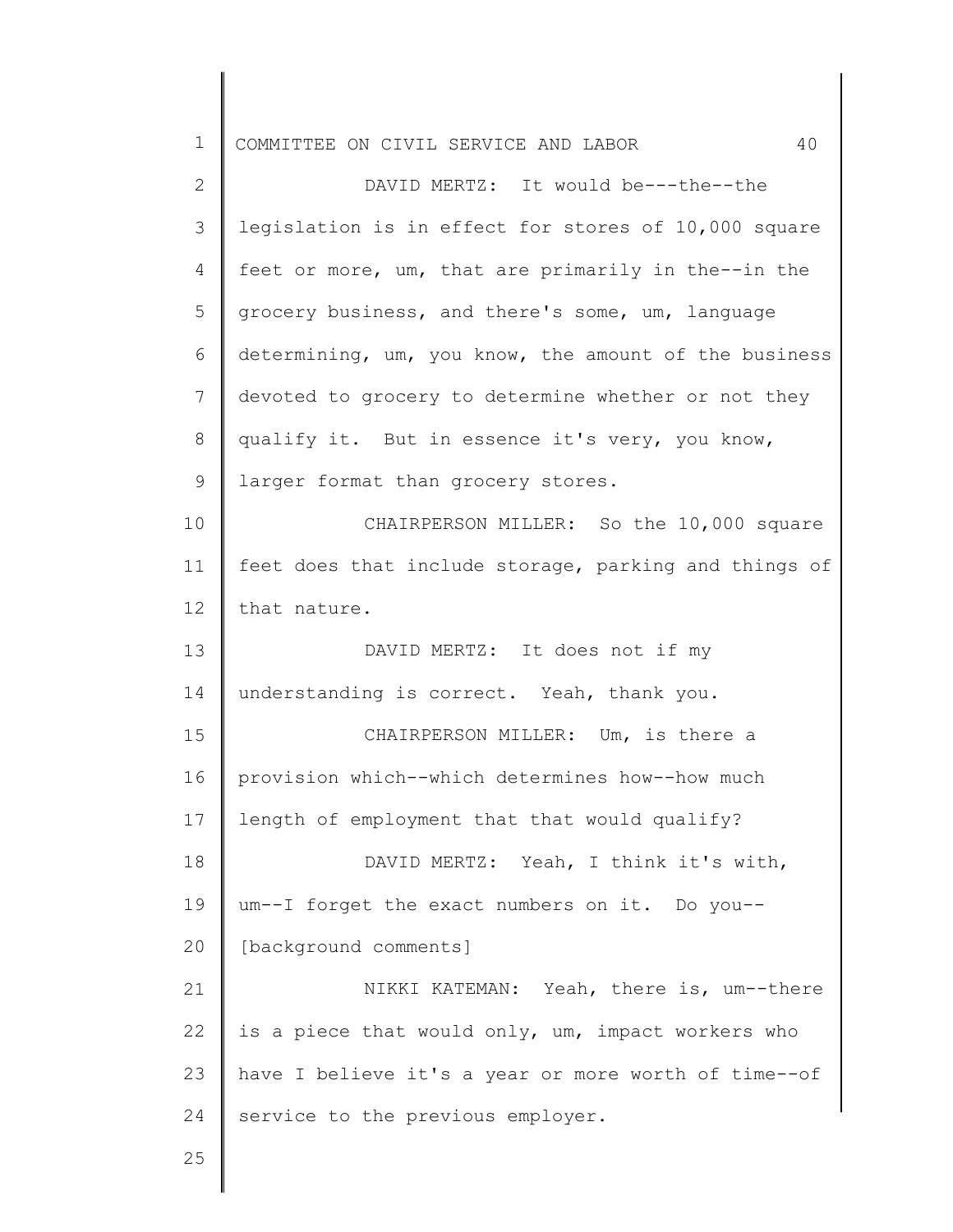DAVID MERTZ: It would be---the--the legislation is in effect for stores of 10,000 square feet or more, um, that are primarily in the--in the grocery business, and there's some, um, language determining, um, you know, the amount of the business devoted to grocery to determine whether or not they qualify it. But in essence it's very, you know, larger format than grocery stores.

CHAIRPERSON MILLER: So the 10,000 square feet does that include storage, parking and things of that nature.

DAVID MERTZ: It does not if my understanding is correct. Yeah, thank you.

CHAIRPERSON MILLER: Um, is there a provision which--which determines how--how much length of employment that that would qualify?

DAVID MERTZ: Yeah, I think it's with, um--I forget the exact numbers on it. Do you-- [background comments]

NIKKI KATEMAN: Yeah, there is, um--there is a piece that would only, um, impact workers who have I believe it's a year or more worth of time--of service to the previous employer.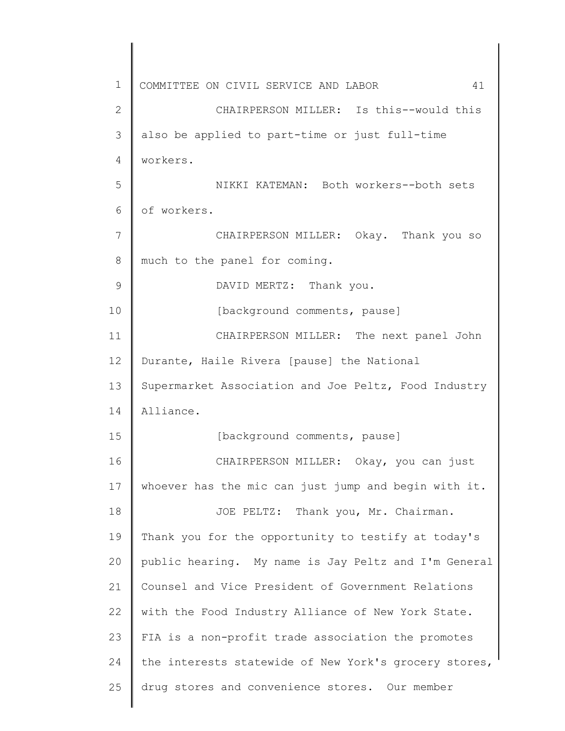CHAIRPERSON MILLER: Is this--would this also be applied to part-time or just full-time workers.

NIKKI KATEMAN: Both workers--both sets of workers.

CHAIRPERSON MILLER: Okay. Thank you so much to the panel for coming.

DAVID MERTZ: Thank you.

[background comments, pause]

CHAIRPERSON MILLER: The next panel John Durante, Haile Rivera [pause] the National Supermarket Association and Joe Peltz, Food Industry Alliance.

[background comments, pause]

CHAIRPERSON MILLER: Okay, you can just whoever has the mic can just jump and begin with it.

JOE PELTZ: Thank you, Mr. Chairman. Thank you for the opportunity to testify at today's public hearing. My name is Jay Peltz and I'm General Counsel and Vice President of Government Relations with the Food Industry Alliance of New York State. FIA is a non-profit trade association the promotes the interests statewide of New York's grocery stores, drug stores and convenience stores. Our member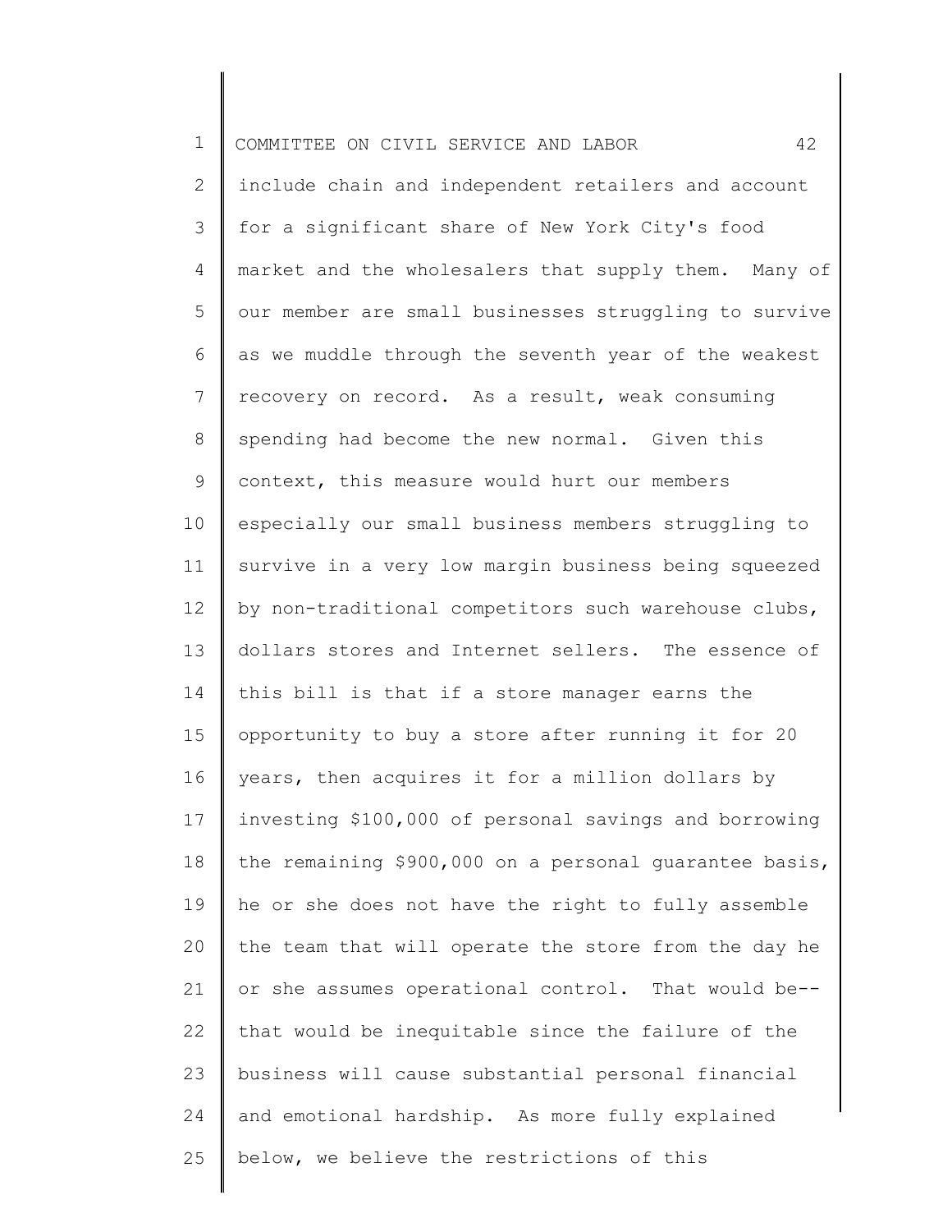include chain and independent retailers and account for a significant share of New York City's food market and the wholesalers that supply them. Many of our member are small businesses struggling to survive as we muddle through the seventh year of the weakest recovery on record. As a result, weak consuming spending had become the new normal. Given this context, this measure would hurt our members especially our small business members struggling to survive in a very low margin business being squeezed by non-traditional competitors such warehouse clubs, dollars stores and Internet sellers. The essence of this bill is that if a store manager earns the opportunity to buy a store after running it for 20 years, then acquires it for a million dollars by investing $100,000 of personal savings and borrowing the remaining $900,000 on a personal guarantee basis, he or she does not have the right to fully assemble the team that will operate the store from the day he or she assumes operational control. That would be-- that would be inequitable since the failure of the business will cause substantial personal financial and emotional hardship. As more fully explained below, we believe the restrictions of this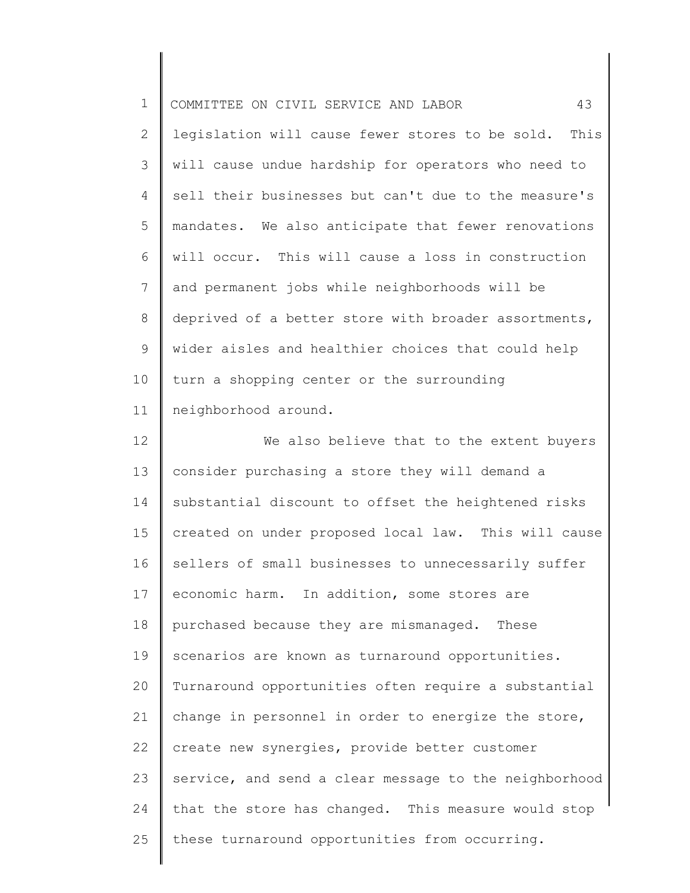legislation will cause fewer stores to be sold. This will cause undue hardship for operators who need to sell their businesses but can't due to the measure's mandates. We also anticipate that fewer renovations will occur. This will cause a loss in construction and permanent jobs while neighborhoods will be deprived of a better store with broader assortments, wider aisles and healthier choices that could help turn a shopping center or the surrounding neighborhood around.

We also believe that to the extent buyers consider purchasing a store they will demand a substantial discount to offset the heightened risks created on under proposed local law. This will cause sellers of small businesses to unnecessarily suffer economic harm. In addition, some stores are purchased because they are mismanaged. These scenarios are known as turnaround opportunities. Turnaround opportunities often require a substantial change in personnel in order to energize the store, create new synergies, provide better customer service, and send a clear message to the neighborhood that the store has changed. This measure would stop these turnaround opportunities from occurring.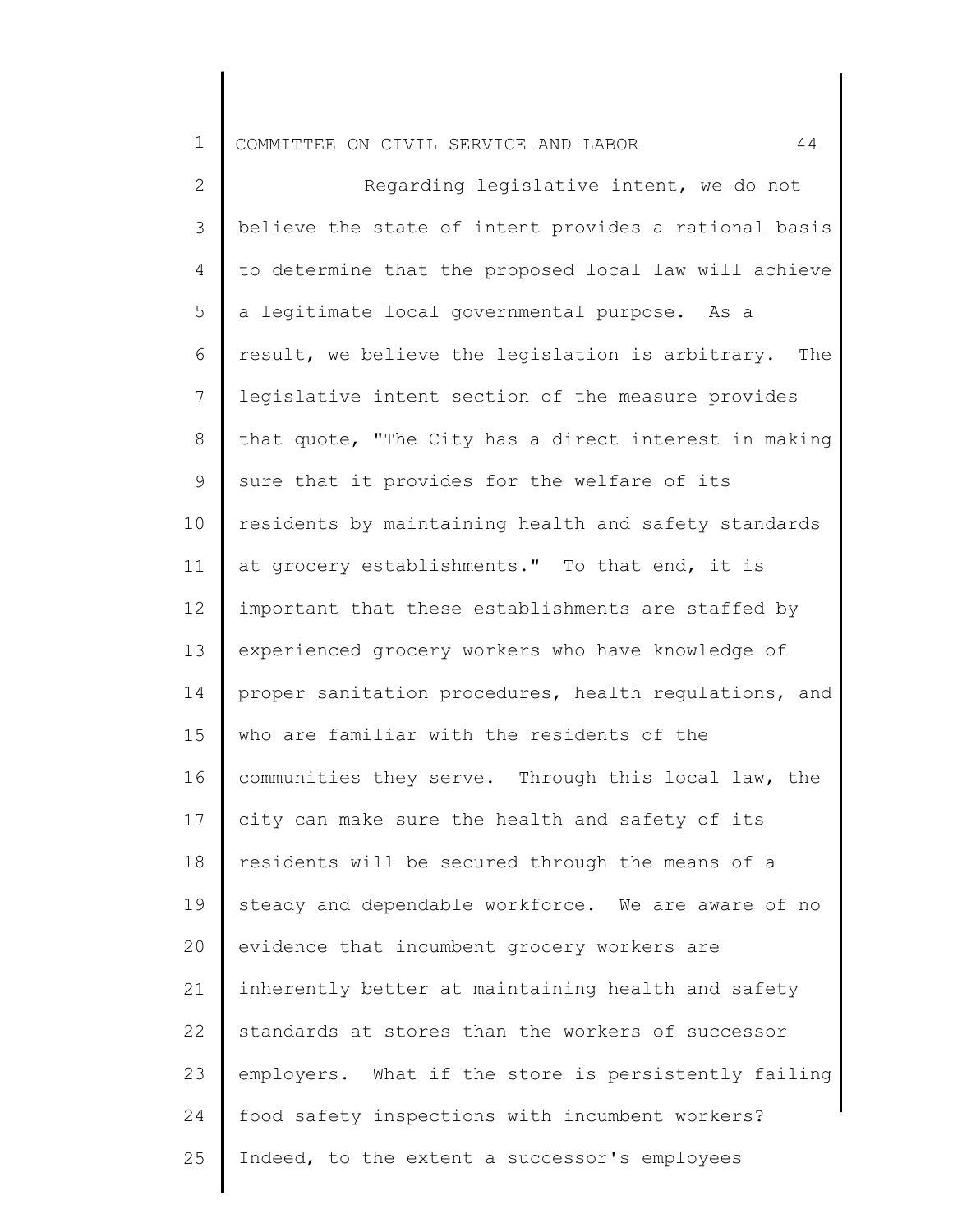Regarding legislative intent, we do not believe the state of intent provides a rational basis to determine that the proposed local law will achieve a legitimate local governmental purpose. As a result, we believe the legislation is arbitrary. The legislative intent section of the measure provides that quote, "The City has a direct interest in making sure that it provides for the welfare of its residents by maintaining health and safety standards at grocery establishments." To that end, it is important that these establishments are staffed by experienced grocery workers who have knowledge of proper sanitation procedures, health regulations, and who are familiar with the residents of the communities they serve. Through this local law, the city can make sure the health and safety of its residents will be secured through the means of a steady and dependable workforce. We are aware of no evidence that incumbent grocery workers are inherently better at maintaining health and safety standards at stores than the workers of successor employers. What if the store is persistently failing food safety inspections with incumbent workers? Indeed, to the extent a successor's employees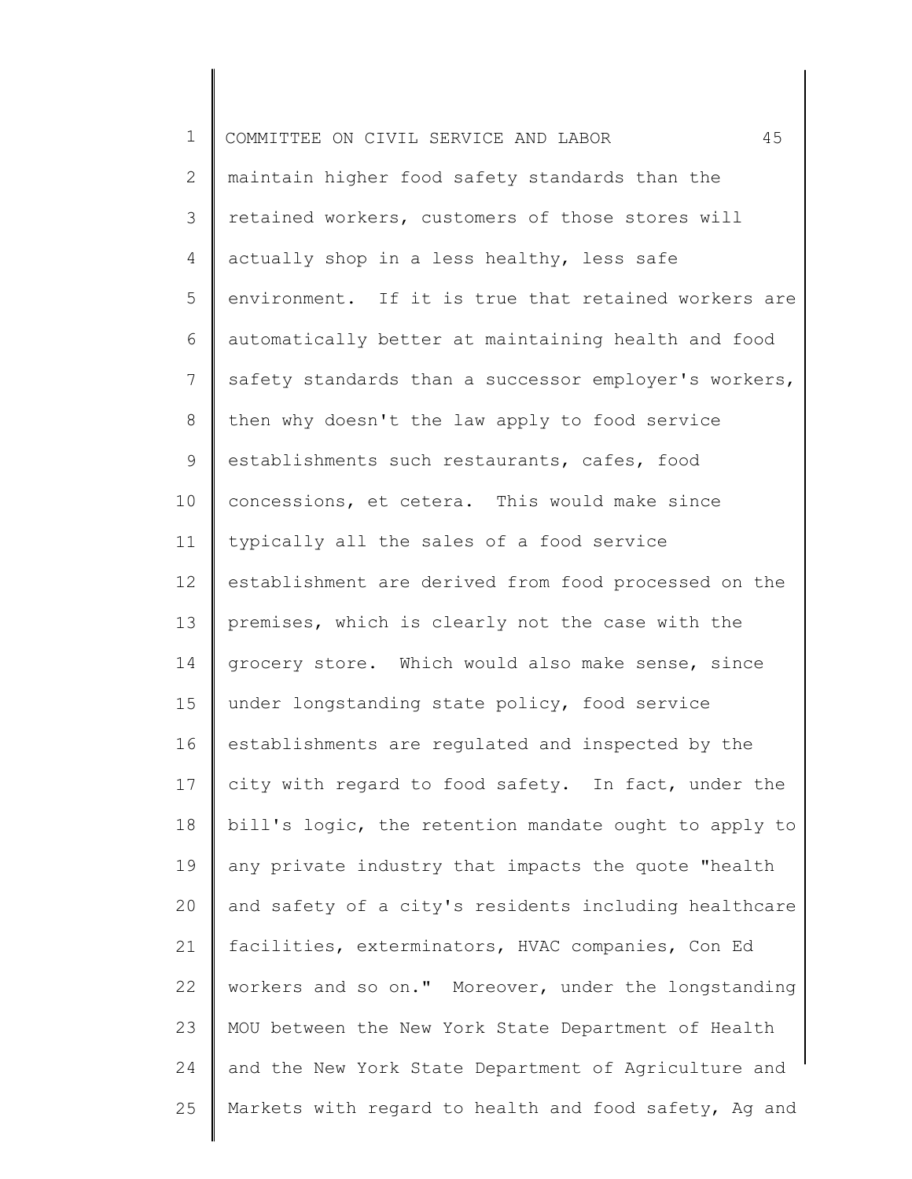maintain higher food safety standards than the retained workers, customers of those stores will actually shop in a less healthy, less safe environment. If it is true that retained workers are automatically better at maintaining health and food safety standards than a successor employer's workers, then why doesn't the law apply to food service establishments such restaurants, cafes, food concessions, et cetera. This would make since typically all the sales of a food service establishment are derived from food processed on the premises, which is clearly not the case with the grocery store. Which would also make sense, since under longstanding state policy, food service establishments are regulated and inspected by the city with regard to food safety. In fact, under the bill's logic, the retention mandate ought to apply to any private industry that impacts the quote "health and safety of a city's residents including healthcare facilities, exterminators, HVAC companies, Con Ed workers and so on." Moreover, under the longstanding MOU between the New York State Department of Health and the New York State Department of Agriculture and Markets with regard to health and food safety, Ag and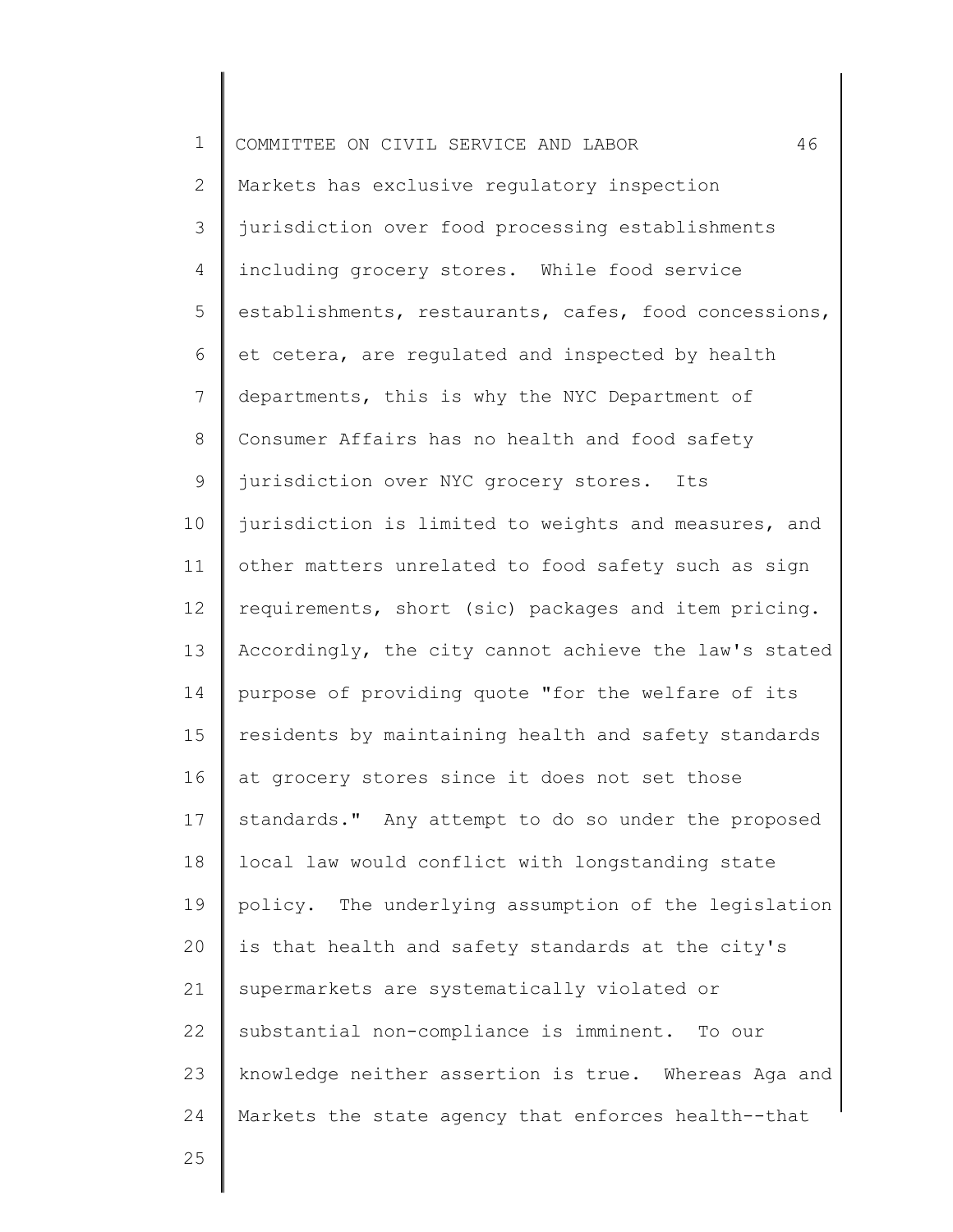Markets has exclusive regulatory inspection jurisdiction over food processing establishments including grocery stores. While food service establishments, restaurants, cafes, food concessions, et cetera, are regulated and inspected by health departments, this is why the NYC Department of Consumer Affairs has no health and food safety jurisdiction over NYC grocery stores. Its jurisdiction is limited to weights and measures, and other matters unrelated to food safety such as sign requirements, short (sic) packages and item pricing. Accordingly, the city cannot achieve the law's stated purpose of providing quote "for the welfare of its residents by maintaining health and safety standards at grocery stores since it does not set those standards." Any attempt to do so under the proposed local law would conflict with longstanding state policy. The underlying assumption of the legislation is that health and safety standards at the city's supermarkets are systematically violated or substantial non-compliance is imminent. To our knowledge neither assertion is true. Whereas Aga and Markets the state agency that enforces health--that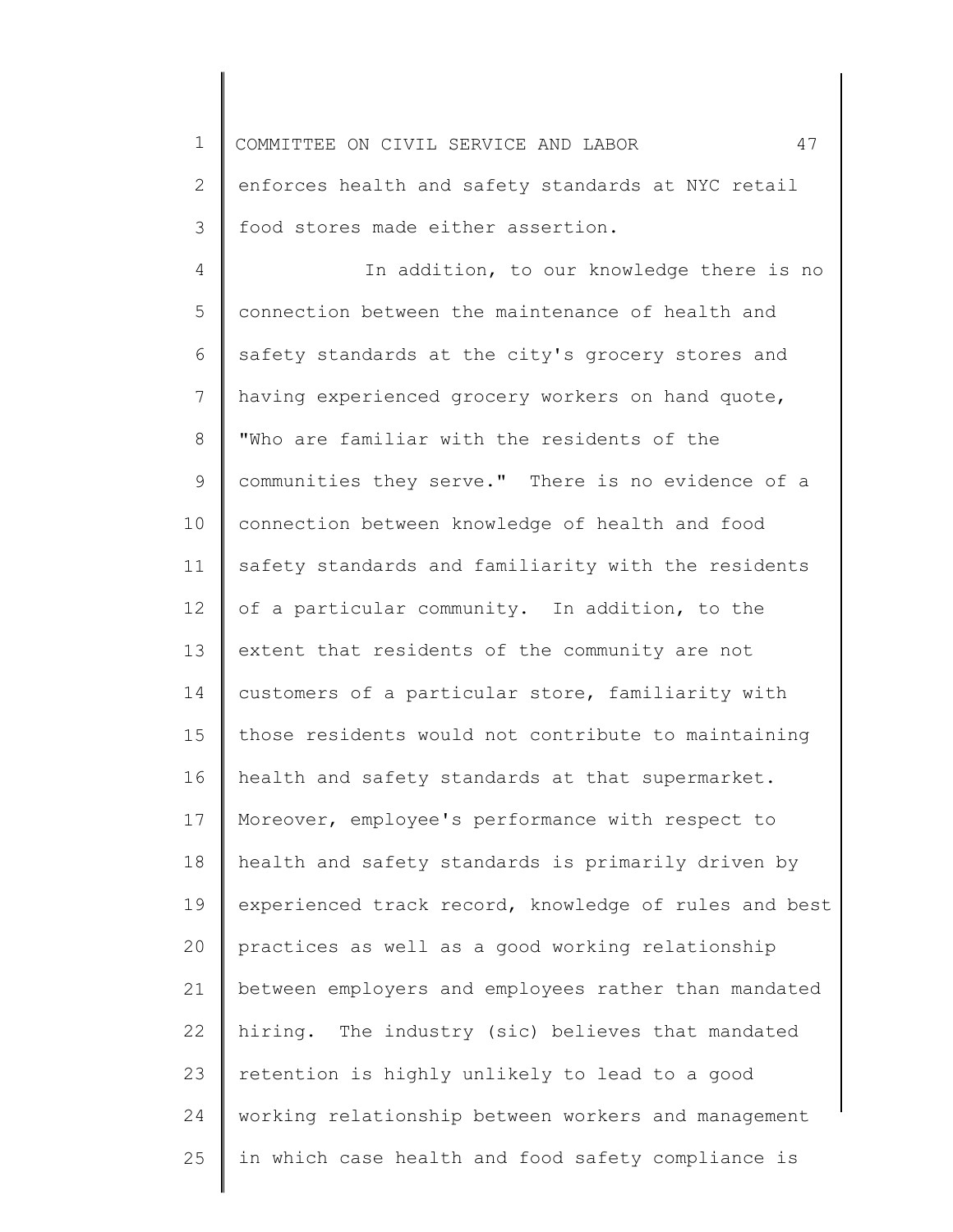enforces health and safety standards at NYC retail food stores made either assertion.

In addition, to our knowledge there is no connection between the maintenance of health and safety standards at the city's grocery stores and having experienced grocery workers on hand quote, "Who are familiar with the residents of the communities they serve." There is no evidence of a connection between knowledge of health and food safety standards and familiarity with the residents of a particular community. In addition, to the extent that residents of the community are not customers of a particular store, familiarity with those residents would not contribute to maintaining health and safety standards at that supermarket. Moreover, employee's performance with respect to health and safety standards is primarily driven by experienced track record, knowledge of rules and best practices as well as a good working relationship between employers and employees rather than mandated hiring. The industry (sic) believes that mandated retention is highly unlikely to lead to a good working relationship between workers and management in which case health and food safety compliance is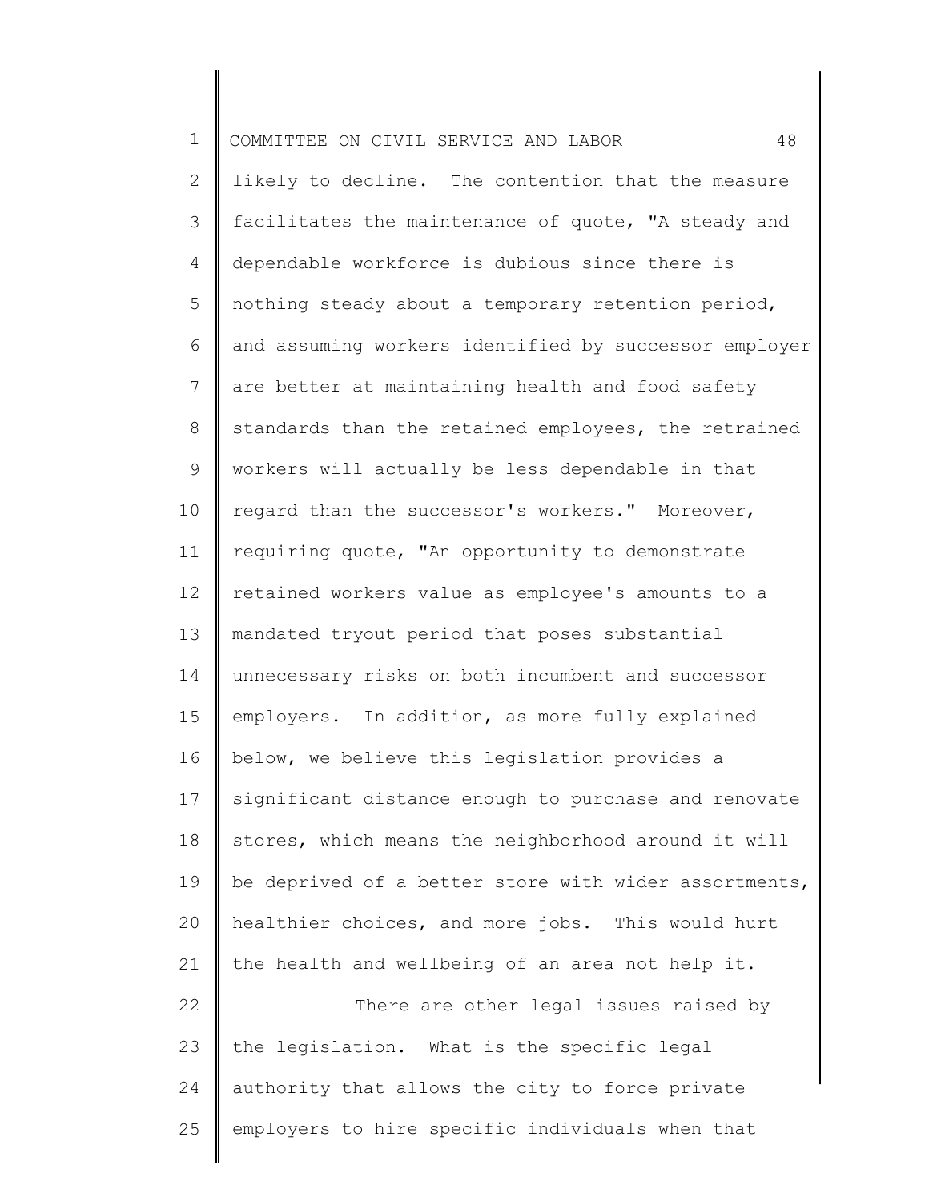likely to decline. The contention that the measure facilitates the maintenance of quote, "A steady and dependable workforce is dubious since there is nothing steady about a temporary retention period, and assuming workers identified by successor employer are better at maintaining health and food safety standards than the retained employees, the retrained workers will actually be less dependable in that regard than the successor's workers." Moreover, requiring quote, "An opportunity to demonstrate retained workers value as employee's amounts to a mandated tryout period that poses substantial unnecessary risks on both incumbent and successor employers. In addition, as more fully explained below, we believe this legislation provides a significant distance enough to purchase and renovate stores, which means the neighborhood around it will be deprived of a better store with wider assortments, healthier choices, and more jobs. This would hurt the health and wellbeing of an area not help it.

There are other legal issues raised by the legislation. What is the specific legal authority that allows the city to force private employers to hire specific individuals when that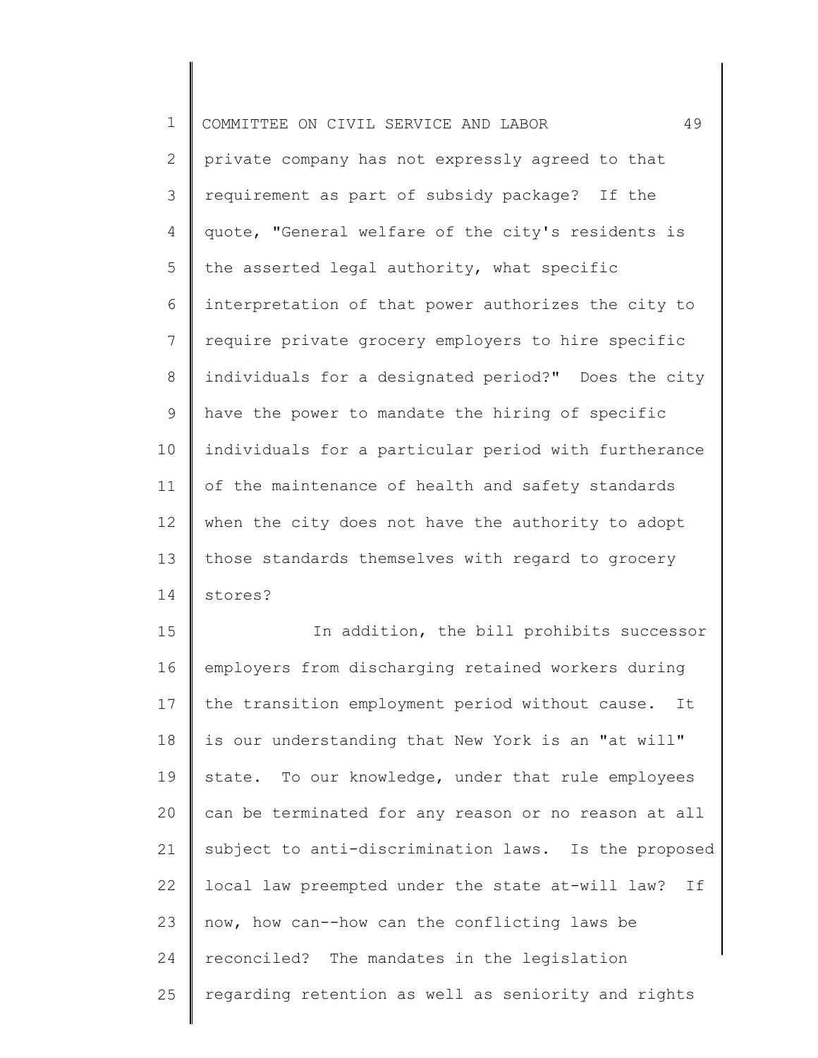private company has not expressly agreed to that requirement as part of subsidy package? If the quote, "General welfare of the city's residents is the asserted legal authority, what specific interpretation of that power authorizes the city to require private grocery employers to hire specific individuals for a designated period?" Does the city have the power to mandate the hiring of specific individuals for a particular period with furtherance of the maintenance of health and safety standards when the city does not have the authority to adopt those standards themselves with regard to grocery stores?

In addition, the bill prohibits successor employers from discharging retained workers during the transition employment period without cause. It is our understanding that New York is an "at will" state. To our knowledge, under that rule employees can be terminated for any reason or no reason at all subject to anti-discrimination laws. Is the proposed local law preempted under the state at-will law? If now, how can--how can the conflicting laws be reconciled? The mandates in the legislation regarding retention as well as seniority and rights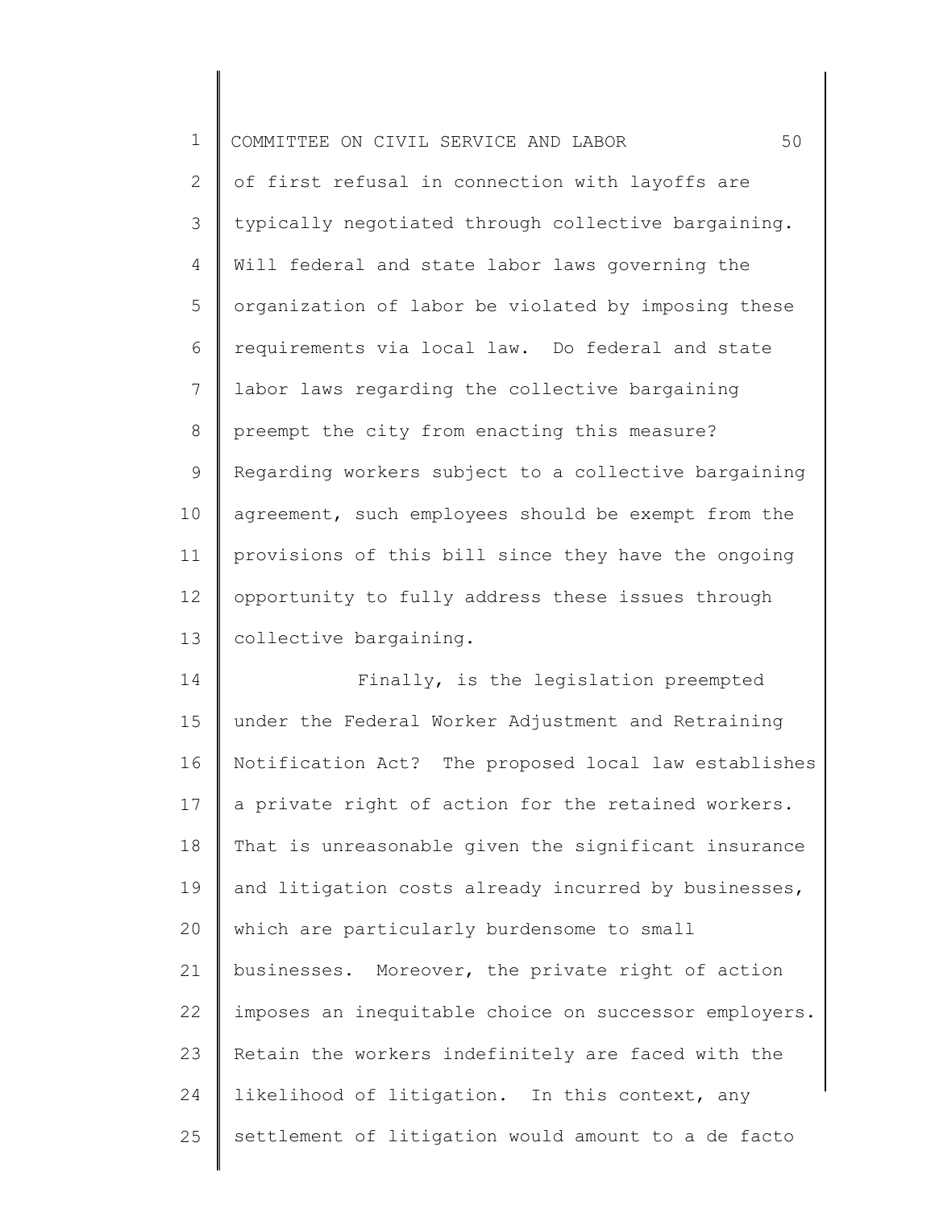of first refusal in connection with layoffs are typically negotiated through collective bargaining. Will federal and state labor laws governing the organization of labor be violated by imposing these requirements via local law. Do federal and state labor laws regarding the collective bargaining preempt the city from enacting this measure? Regarding workers subject to a collective bargaining agreement, such employees should be exempt from the provisions of this bill since they have the ongoing opportunity to fully address these issues through collective bargaining.

Finally, is the legislation preempted under the Federal Worker Adjustment and Retraining Notification Act? The proposed local law establishes a private right of action for the retained workers. That is unreasonable given the significant insurance and litigation costs already incurred by businesses, which are particularly burdensome to small businesses. Moreover, the private right of action imposes an inequitable choice on successor employers. Retain the workers indefinitely are faced with the likelihood of litigation. In this context, any settlement of litigation would amount to a de facto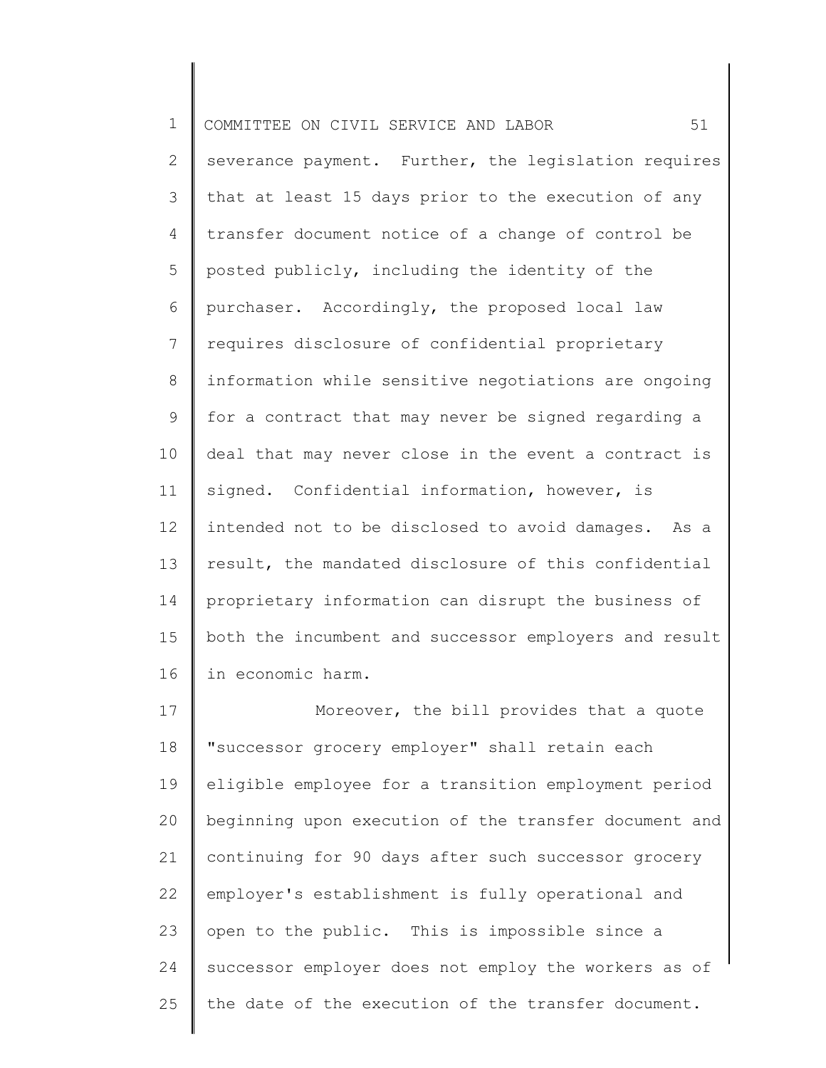severance payment. Further, the legislation requires that at least 15 days prior to the execution of any transfer document notice of a change of control be posted publicly, including the identity of the purchaser. Accordingly, the proposed local law requires disclosure of confidential proprietary information while sensitive negotiations are ongoing for a contract that may never be signed regarding a deal that may never close in the event a contract is signed. Confidential information, however, is intended not to be disclosed to avoid damages. As a result, the mandated disclosure of this confidential proprietary information can disrupt the business of both the incumbent and successor employers and result in economic harm.

Moreover, the bill provides that a quote "successor grocery employer" shall retain each eligible employee for a transition employment period beginning upon execution of the transfer document and continuing for 90 days after such successor grocery employer's establishment is fully operational and open to the public. This is impossible since a successor employer does not employ the workers as of the date of the execution of the transfer document.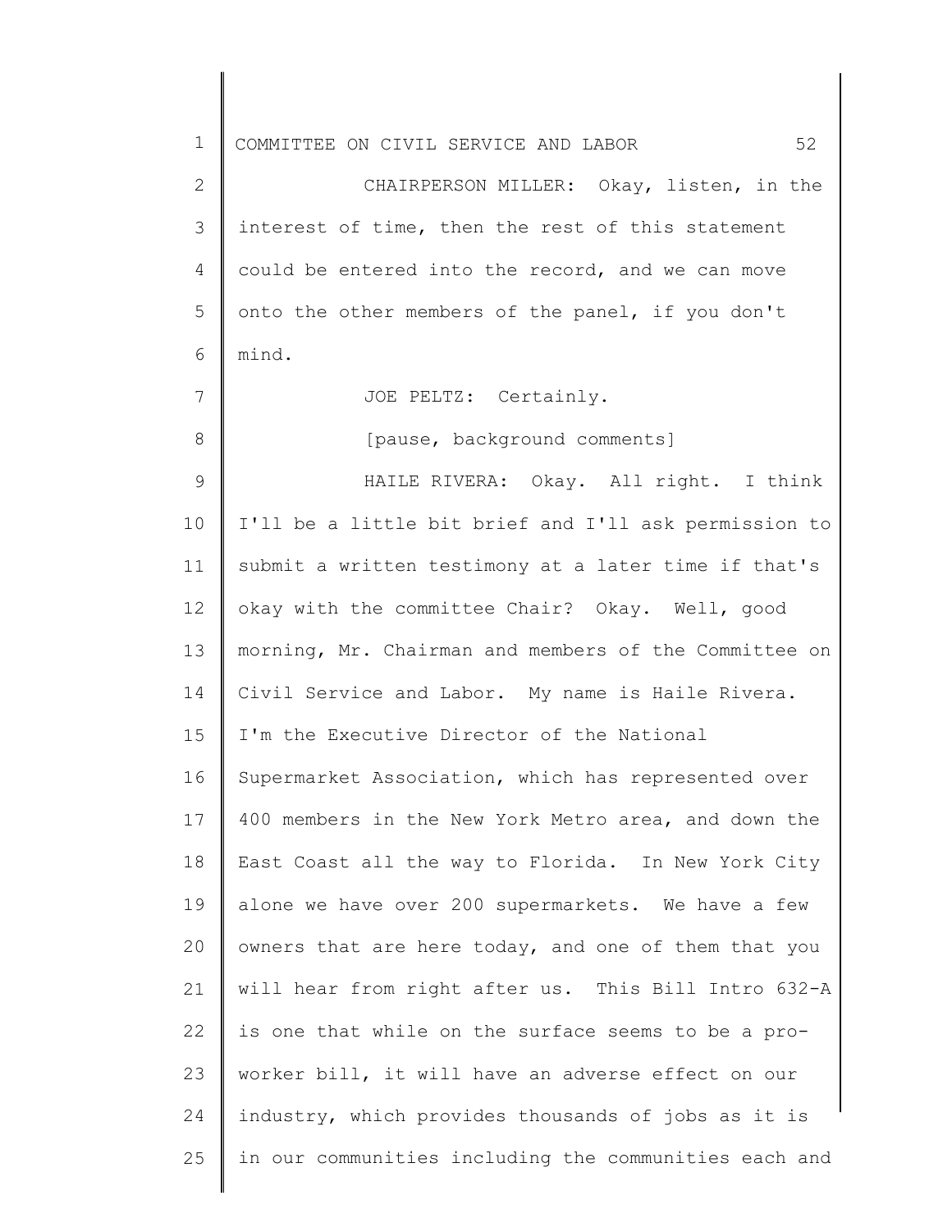CHAIRPERSON MILLER: Okay, listen, in the interest of time, then the rest of this statement could be entered into the record, and we can move onto the other members of the panel, if you don't mind.

JOE PELTZ: Certainly.

[pause, background comments]

HAILE RIVERA: Okay. All right. I think I'll be a little bit brief and I'll ask permission to submit a written testimony at a later time if that's okay with the committee Chair? Okay. Well, good morning, Mr. Chairman and members of the Committee on Civil Service and Labor. My name is Haile Rivera. I'm the Executive Director of the National Supermarket Association, which has represented over 400 members in the New York Metro area, and down the East Coast all the way to Florida. In New York City alone we have over 200 supermarkets. We have a few owners that are here today, and one of them that you will hear from right after us. This Bill Intro 632-A is one that while on the surface seems to be a pro-worker bill, it will have an adverse effect on our industry, which provides thousands of jobs as it is in our communities including the communities each and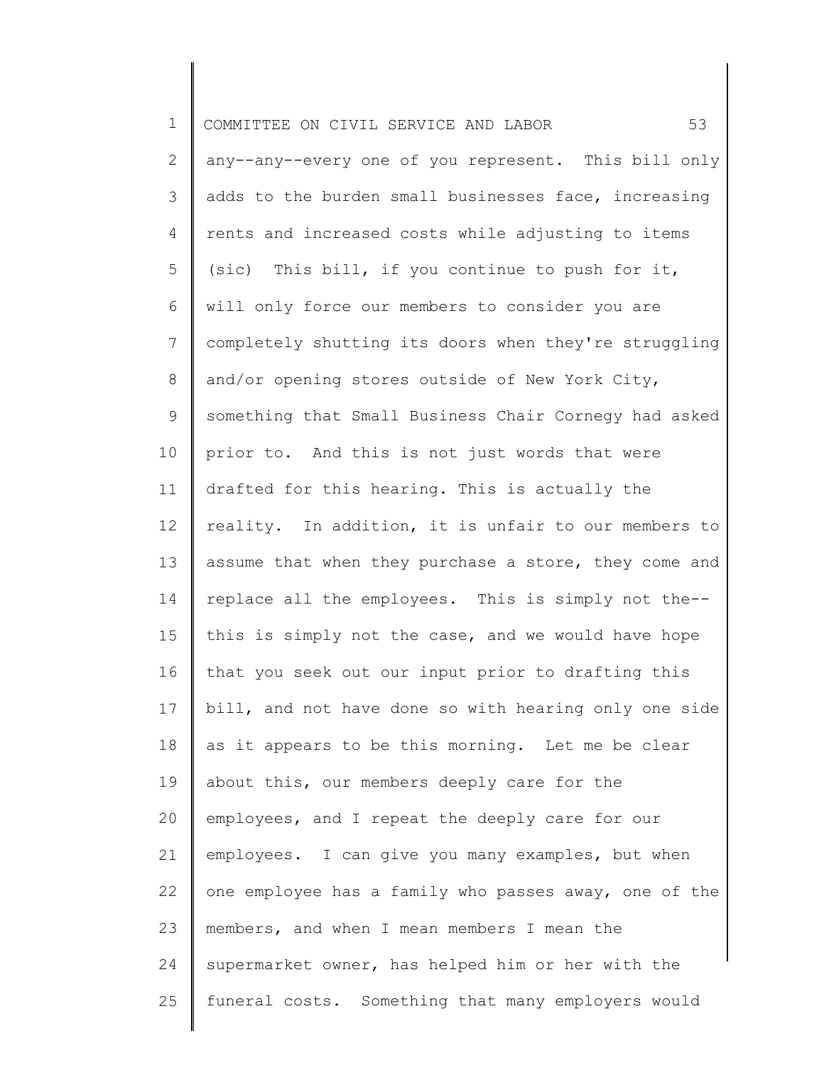any--any--every one of you represent. This bill only adds to the burden small businesses face, increasing rents and increased costs while adjusting to items (sic) This bill, if you continue to push for it, will only force our members to consider you are completely shutting its doors when they're struggling and/or opening stores outside of New York City, something that Small Business Chair Cornegy had asked prior to. And this is not just words that were drafted for this hearing. This is actually the reality. In addition, it is unfair to our members to assume that when they purchase a store, they come and replace all the employees. This is simply not the--this is simply not the case, and we would have hope that you seek out our input prior to drafting this bill, and not have done so with hearing only one side as it appears to be this morning. Let me be clear about this, our members deeply care for the employees, and I repeat the deeply care for our employees. I can give you many examples, but when one employee has a family who passes away, one of the members, and when I mean members I mean the supermarket owner, has helped him or her with the funeral costs. Something that many employers would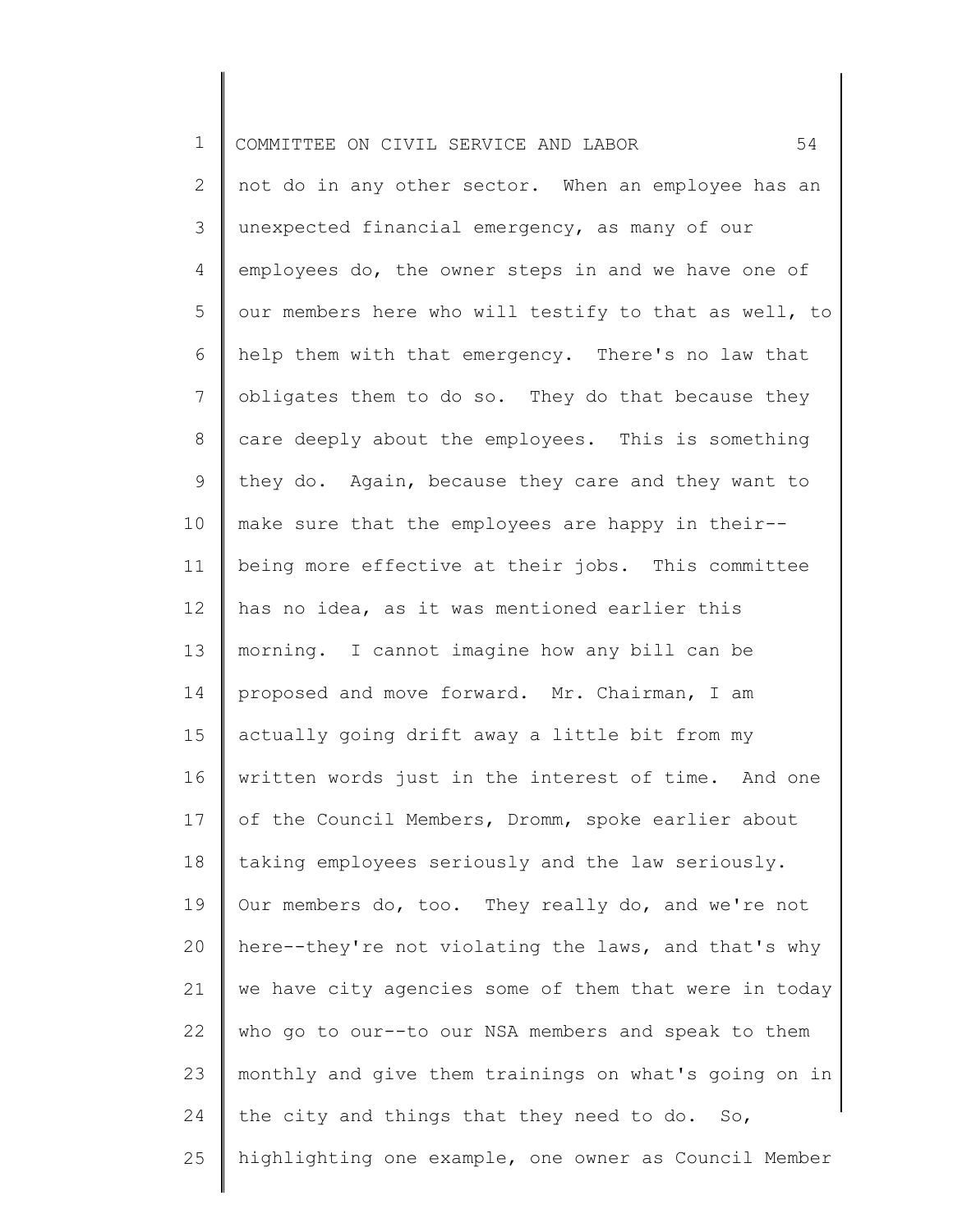not do in any other sector. When an employee has an unexpected financial emergency, as many of our employees do, the owner steps in and we have one of our members here who will testify to that as well, to help them with that emergency. There's no law that obligates them to do so. They do that because they care deeply about the employees. This is something they do. Again, because they care and they want to make sure that the employees are happy in their--being more effective at their jobs. This committee has no idea, as it was mentioned earlier this morning. I cannot imagine how any bill can be proposed and move forward. Mr. Chairman, I am actually going drift away a little bit from my written words just in the interest of time. And one of the Council Members, Dromm, spoke earlier about taking employees seriously and the law seriously. Our members do, too. They really do, and we're not here--they're not violating the laws, and that's why we have city agencies some of them that were in today who go to our--to our NSA members and speak to them monthly and give them trainings on what's going on in the city and things that they need to do. So, highlighting one example, one owner as Council Member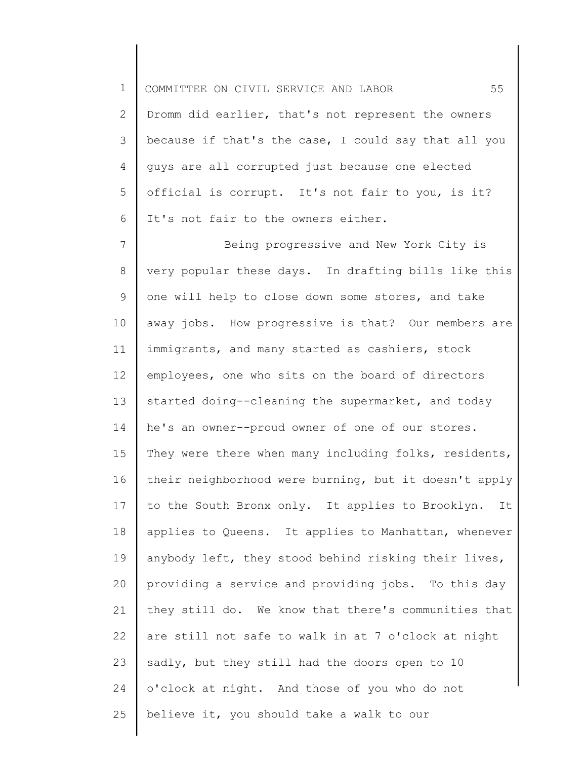Dromm did earlier, that's not represent the owners because if that's the case, I could say that all you guys are all corrupted just because one elected official is corrupt. It's not fair to you, is it? It's not fair to the owners either.

Being progressive and New York City is very popular these days. In drafting bills like this one will help to close down some stores, and take away jobs. How progressive is that? Our members are immigrants, and many started as cashiers, stock employees, one who sits on the board of directors started doing--cleaning the supermarket, and today he's an owner--proud owner of one of our stores. They were there when many including folks, residents, their neighborhood were burning, but it doesn't apply to the South Bronx only. It applies to Brooklyn. It applies to Queens. It applies to Manhattan, whenever anybody left, they stood behind risking their lives, providing a service and providing jobs. To this day they still do. We know that there's communities that are still not safe to walk in at 7 o'clock at night sadly, but they still had the doors open to 10 o'clock at night. And those of you who do not believe it, you should take a walk to our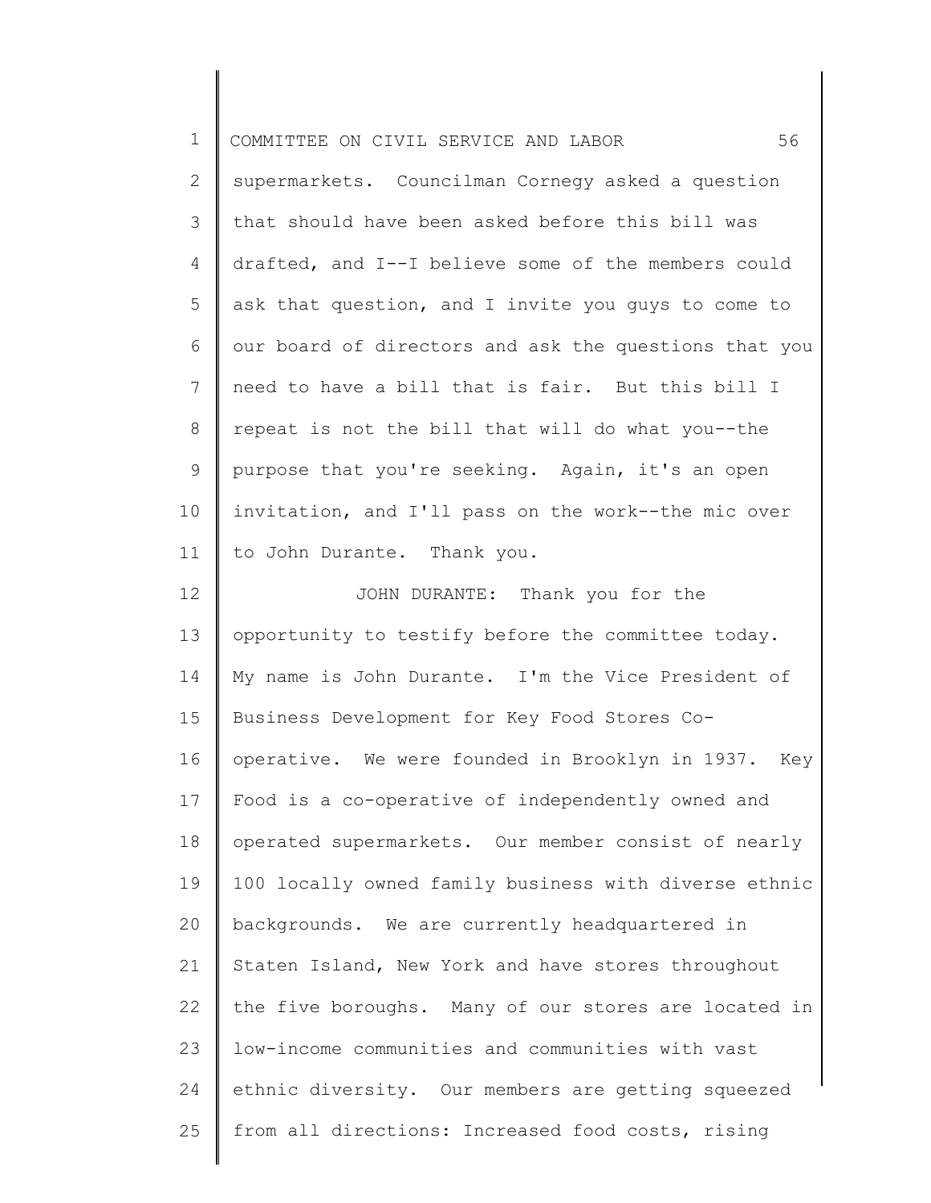supermarkets. Councilman Cornegy asked a question that should have been asked before this bill was drafted, and I--I believe some of the members could ask that question, and I invite you guys to come to our board of directors and ask the questions that you need to have a bill that is fair. But this bill I repeat is not the bill that will do what you--the purpose that you're seeking. Again, it's an open invitation, and I'll pass on the work--the mic over to John Durante. Thank you.

JOHN DURANTE: Thank you for the opportunity to testify before the committee today. My name is John Durante. I'm the Vice President of Business Development for Key Food Stores Co-operative. We were founded in Brooklyn in 1937. Key Food is a co-operative of independently owned and operated supermarkets. Our member consist of nearly 100 locally owned family business with diverse ethnic backgrounds. We are currently headquartered in Staten Island, New York and have stores throughout the five boroughs. Many of our stores are located in low-income communities and communities with vast ethnic diversity. Our members are getting squeezed from all directions: Increased food costs, rising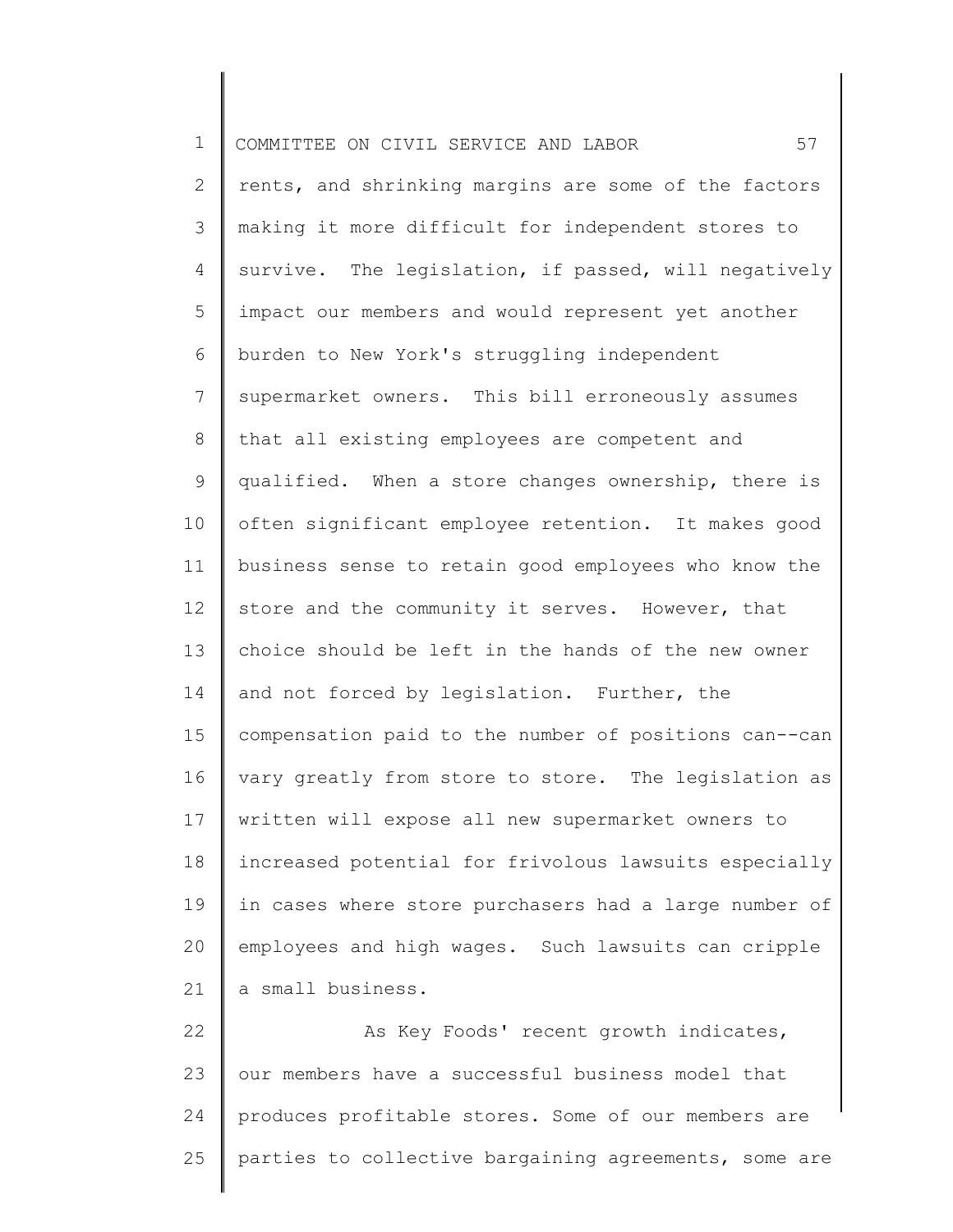rents, and shrinking margins are some of the factors making it more difficult for independent stores to survive. The legislation, if passed, will negatively impact our members and would represent yet another burden to New York's struggling independent supermarket owners. This bill erroneously assumes that all existing employees are competent and qualified. When a store changes ownership, there is often significant employee retention. It makes good business sense to retain good employees who know the store and the community it serves. However, that choice should be left in the hands of the new owner and not forced by legislation. Further, the compensation paid to the number of positions can--can vary greatly from store to store. The legislation as written will expose all new supermarket owners to increased potential for frivolous lawsuits especially in cases where store purchasers had a large number of employees and high wages. Such lawsuits can cripple a small business.

As Key Foods' recent growth indicates, our members have a successful business model that produces profitable stores. Some of our members are parties to collective bargaining agreements, some are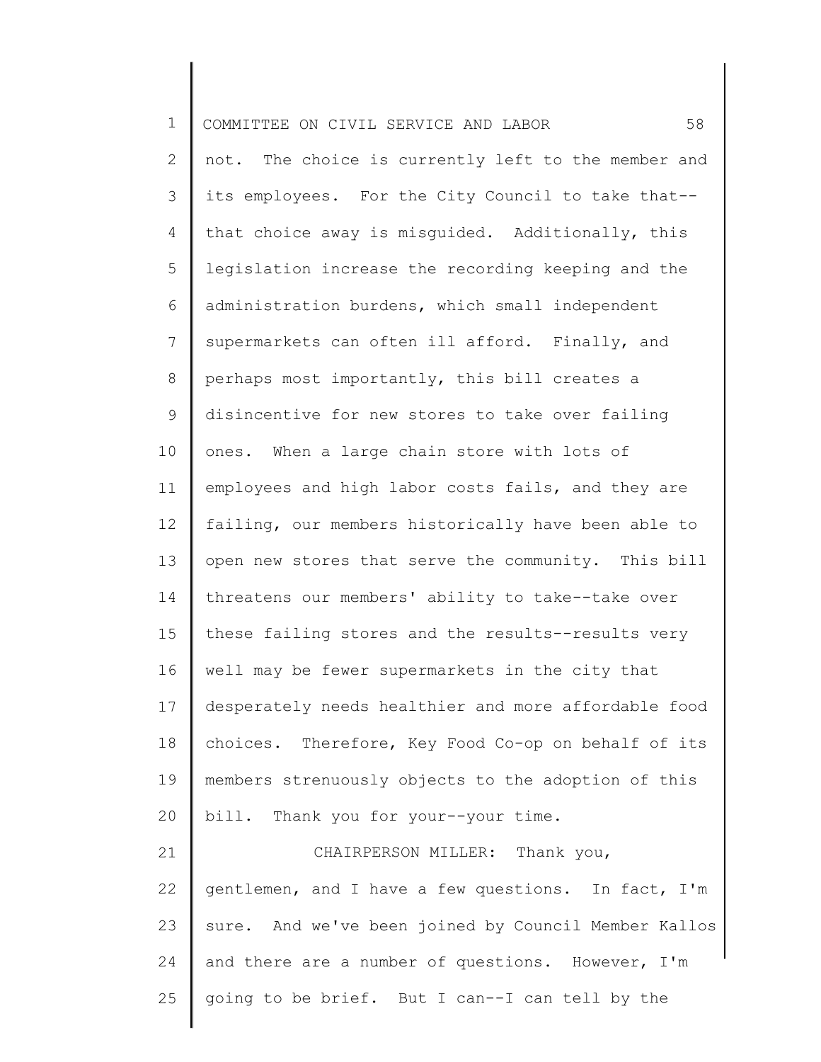not. The choice is currently left to the member and its employees. For the City Council to take that--that choice away is misguided. Additionally, this legislation increase the recording keeping and the administration burdens, which small independent supermarkets can often ill afford. Finally, and perhaps most importantly, this bill creates a disincentive for new stores to take over failing ones. When a large chain store with lots of employees and high labor costs fails, and they are failing, our members historically have been able to open new stores that serve the community. This bill threatens our members' ability to take--take over these failing stores and the results--results very well may be fewer supermarkets in the city that desperately needs healthier and more affordable food choices. Therefore, Key Food Co-op on behalf of its members strenuously objects to the adoption of this bill. Thank you for your--your time.

CHAIRPERSON MILLER: Thank you, gentlemen, and I have a few questions. In fact, I'm sure. And we've been joined by Council Member Kallos and there are a number of questions. However, I'm going to be brief. But I can--I can tell by the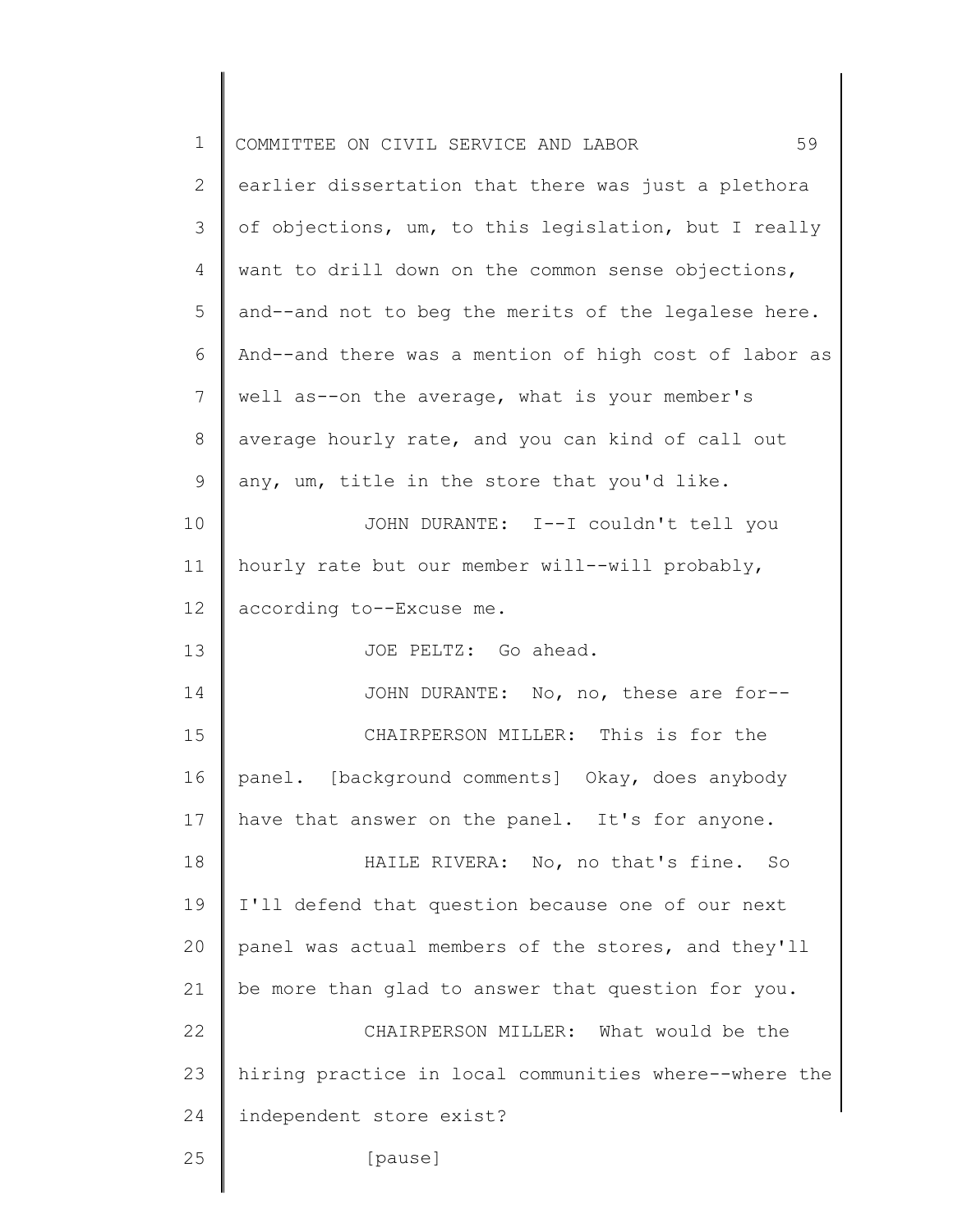earlier dissertation that there was just a plethora of objections, um, to this legislation, but I really want to drill down on the common sense objections, and--and not to beg the merits of the legalese here. And--and there was a mention of high cost of labor as well as--on the average, what is your member's average hourly rate, and you can kind of call out any, um, title in the store that you'd like.

JOHN DURANTE: I--I couldn't tell you hourly rate but our member will--will probably, according to--Excuse me.

JOE PELTZ: Go ahead.

JOHN DURANTE: No, no, these are for--

CHAIRPERSON MILLER: This is for the panel. [background comments] Okay, does anybody have that answer on the panel. It's for anyone.

HAILE RIVERA: No, no that's fine. So I'll defend that question because one of our next panel was actual members of the stores, and they'll be more than glad to answer that question for you.

CHAIRPERSON MILLER: What would be the hiring practice in local communities where--where the independent store exist?

[pause]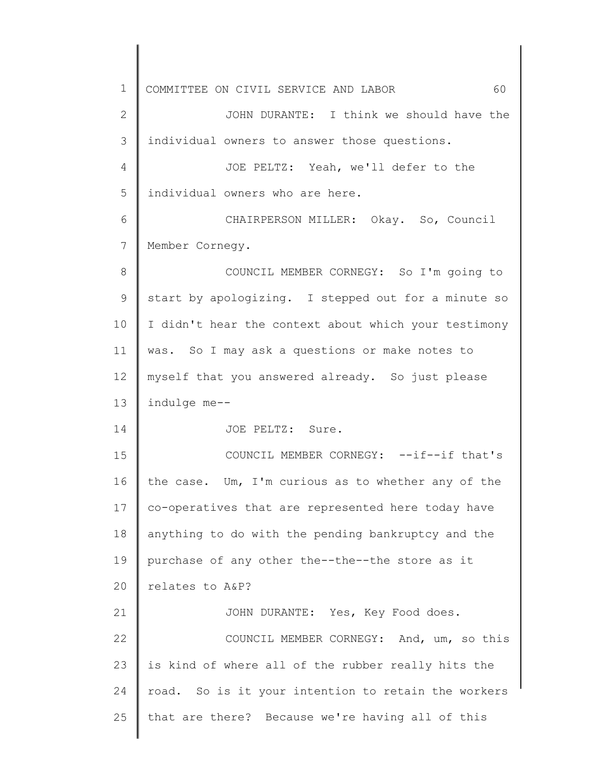JOHN DURANTE: I think we should have the individual owners to answer those questions.

JOE PELTZ: Yeah, we'll defer to the individual owners who are here.

CHAIRPERSON MILLER: Okay. So, Council Member Cornegy.

COUNCIL MEMBER CORNEGY: So I'm going to start by apologizing. I stepped out for a minute so I didn't hear the context about which your testimony was. So I may ask a questions or make notes to myself that you answered already. So just please indulge me--

JOE PELTZ: Sure.

COUNCIL MEMBER CORNEGY: --if--if that's the case. Um, I'm curious as to whether any of the co-operatives that are represented here today have anything to do with the pending bankruptcy and the purchase of any other the--the--the store as it relates to A&P?

JOHN DURANTE: Yes, Key Food does.

COUNCIL MEMBER CORNEGY: And, um, so this is kind of where all of the rubber really hits the road. So is it your intention to retain the workers that are there? Because we're having all of this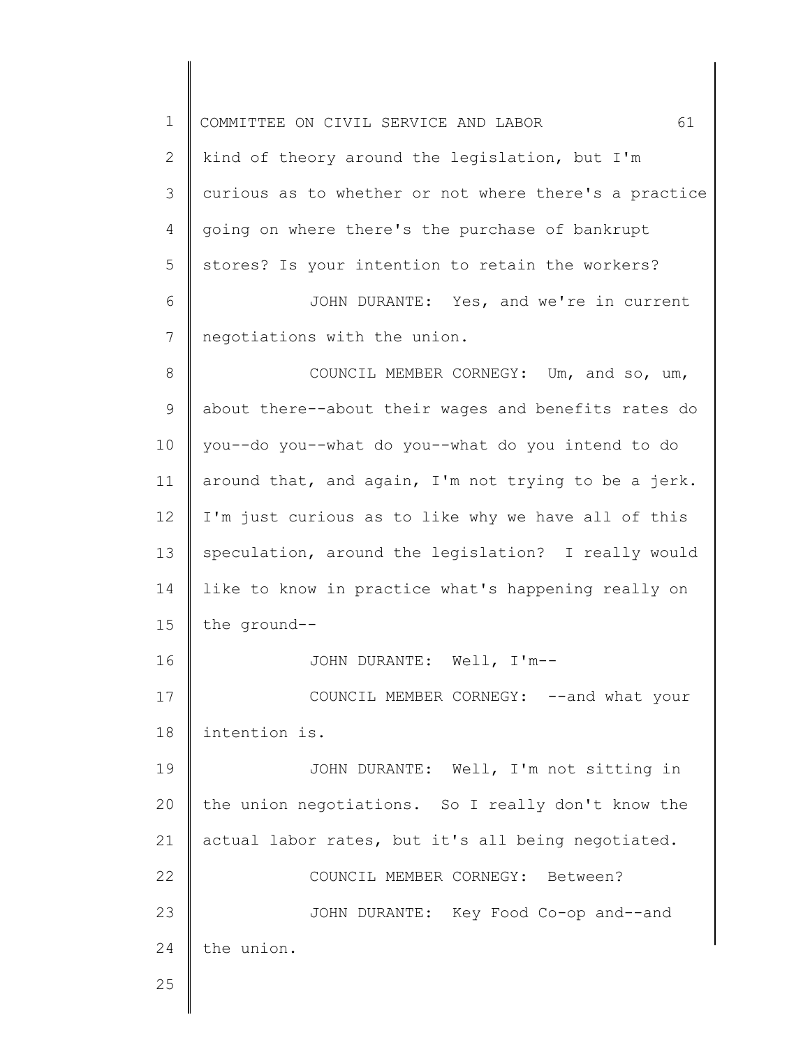kind of theory around the legislation, but I'm curious as to whether or not where there's a practice going on where there's the purchase of bankrupt stores? Is your intention to retain the workers?

JOHN DURANTE: Yes, and we're in current negotiations with the union.

COUNCIL MEMBER CORNEGY: Um, and so, um, about there--about their wages and benefits rates do you--do you--what do you--what do you intend to do around that, and again, I'm not trying to be a jerk. I'm just curious as to like why we have all of this speculation, around the legislation? I really would like to know in practice what's happening really on the ground--

JOHN DURANTE: Well, I'm--

COUNCIL MEMBER CORNEGY: --and what your intention is.

JOHN DURANTE: Well, I'm not sitting in the union negotiations. So I really don't know the actual labor rates, but it's all being negotiated.

COUNCIL MEMBER CORNEGY: Between?

JOHN DURANTE: Key Food Co-op and--and the union.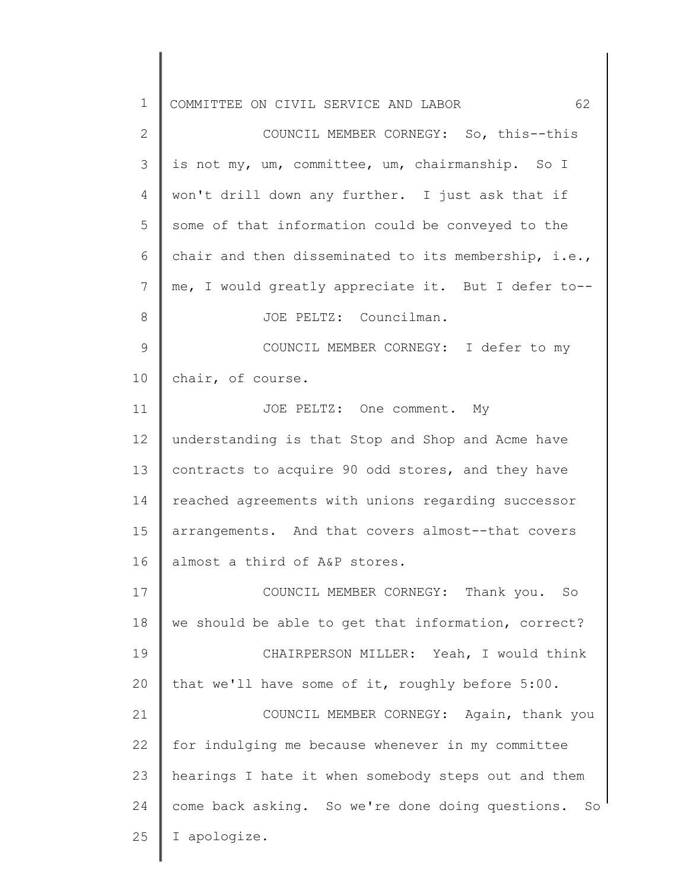COUNCIL MEMBER CORNEGY: So, this--this is not my, um, committee, um, chairmanship. So I won't drill down any further. I just ask that if some of that information could be conveyed to the chair and then disseminated to its membership, i.e., me, I would greatly appreciate it. But I defer to--

JOE PELTZ: Councilman.

COUNCIL MEMBER CORNEGY: I defer to my chair, of course.

JOE PELTZ: One comment. My understanding is that Stop and Shop and Acme have contracts to acquire 90 odd stores, and they have reached agreements with unions regarding successor arrangements. And that covers almost--that covers almost a third of A&P stores.

COUNCIL MEMBER CORNEGY: Thank you. So we should be able to get that information, correct?

CHAIRPERSON MILLER: Yeah, I would think that we'll have some of it, roughly before 5:00.

COUNCIL MEMBER CORNEGY: Again, thank you for indulging me because whenever in my committee hearings I hate it when somebody steps out and them come back asking. So we're done doing questions. So I apologize.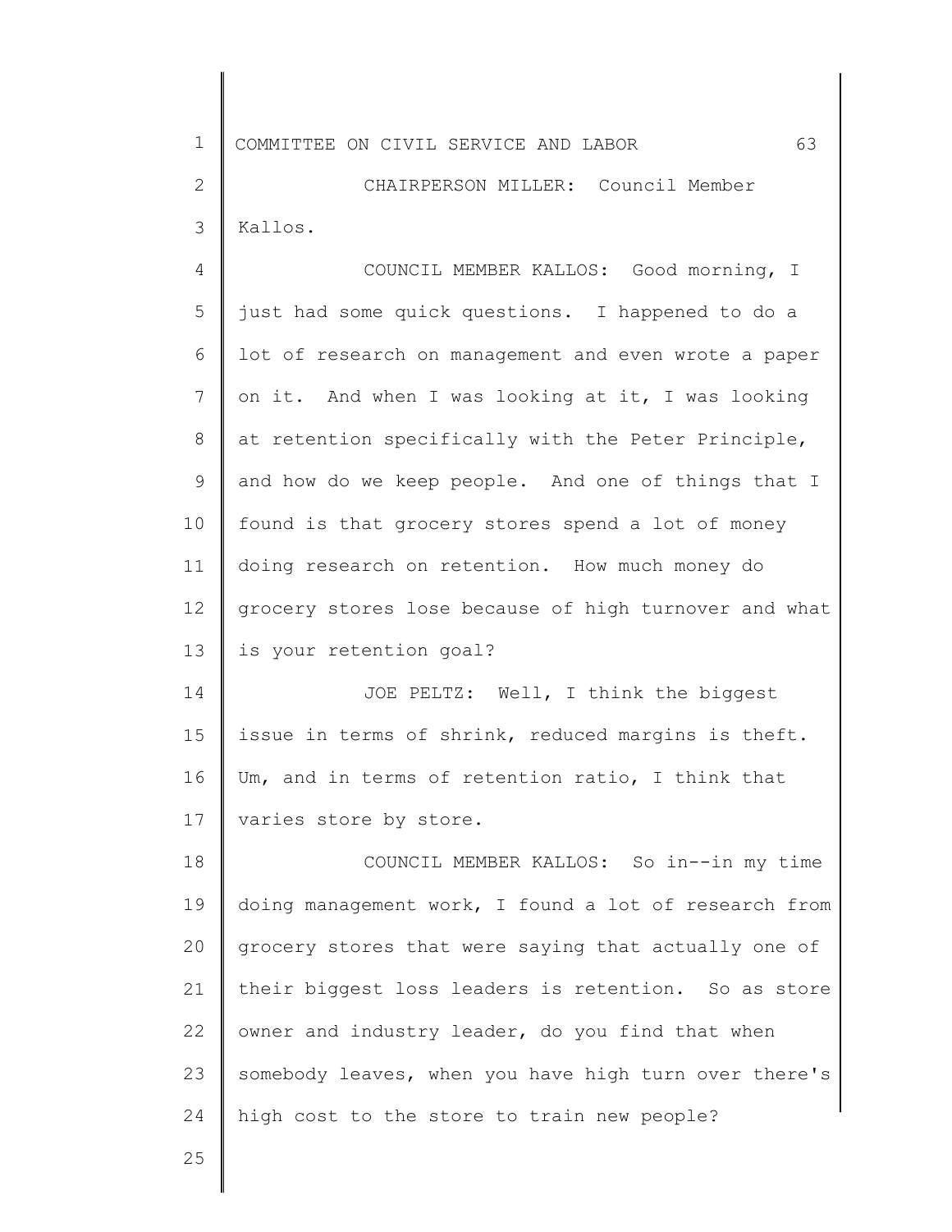CHAIRPERSON MILLER: Council Member Kallos.

COUNCIL MEMBER KALLOS: Good morning, I just had some quick questions. I happened to do a lot of research on management and even wrote a paper on it. And when I was looking at it, I was looking at retention specifically with the Peter Principle, and how do we keep people. And one of things that I found is that grocery stores spend a lot of money doing research on retention. How much money do grocery stores lose because of high turnover and what is your retention goal?

JOE PELTZ: Well, I think the biggest issue in terms of shrink, reduced margins is theft. Um, and in terms of retention ratio, I think that varies store by store.

COUNCIL MEMBER KALLOS: So in--in my time doing management work, I found a lot of research from grocery stores that were saying that actually one of their biggest loss leaders is retention. So as store owner and industry leader, do you find that when somebody leaves, when you have high turn over there's high cost to the store to train new people?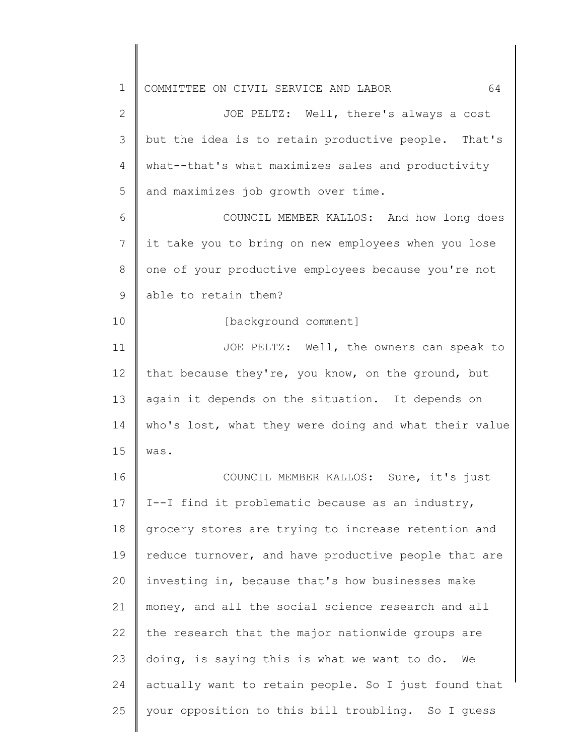JOE PELTZ: Well, there's always a cost but the idea is to retain productive people. That's what--that's what maximizes sales and productivity and maximizes job growth over time.

COUNCIL MEMBER KALLOS: And how long does it take you to bring on new employees when you lose one of your productive employees because you're not able to retain them?

[background comment]

JOE PELTZ: Well, the owners can speak to that because they're, you know, on the ground, but again it depends on the situation. It depends on who's lost, what they were doing and what their value was.

COUNCIL MEMBER KALLOS: Sure, it's just I--I find it problematic because as an industry, grocery stores are trying to increase retention and reduce turnover, and have productive people that are investing in, because that's how businesses make money, and all the social science research and all the research that the major nationwide groups are doing, is saying this is what we want to do. We actually want to retain people. So I just found that your opposition to this bill troubling. So I guess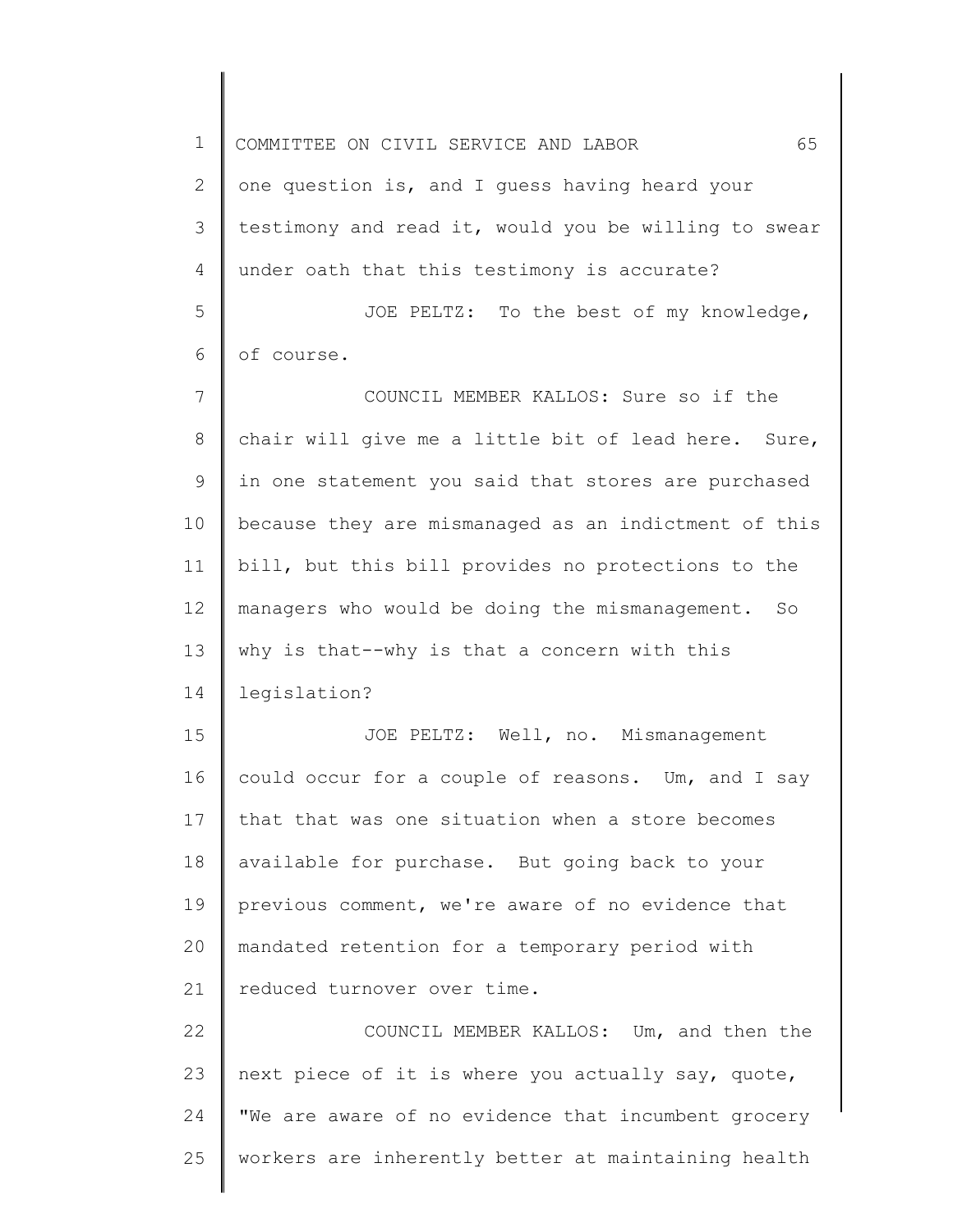one question is, and I guess having heard your testimony and read it, would you be willing to swear under oath that this testimony is accurate?

JOE PELTZ: To the best of my knowledge, of course.

COUNCIL MEMBER KALLOS: Sure so if the chair will give me a little bit of lead here. Sure, in one statement you said that stores are purchased because they are mismanaged as an indictment of this bill, but this bill provides no protections to the managers who would be doing the mismanagement. So why is that--why is that a concern with this legislation?

JOE PELTZ: Well, no. Mismanagement could occur for a couple of reasons. Um, and I say that that was one situation when a store becomes available for purchase. But going back to your previous comment, we're aware of no evidence that mandated retention for a temporary period with reduced turnover over time.

COUNCIL MEMBER KALLOS: Um, and then the next piece of it is where you actually say, quote, "We are aware of no evidence that incumbent grocery workers are inherently better at maintaining health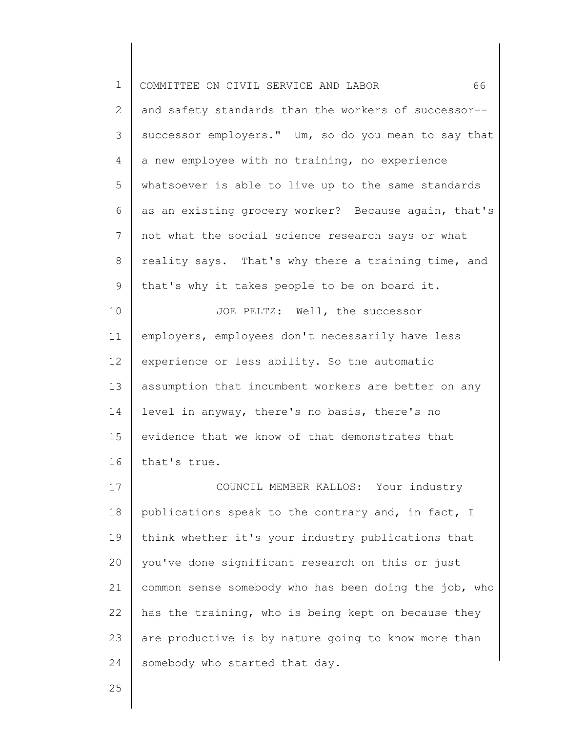and safety standards than the workers of successor--successor employers." Um, so do you mean to say that a new employee with no training, no experience whatsoever is able to live up to the same standards as an existing grocery worker? Because again, that's not what the social science research says or what reality says. That's why there a training time, and that's why it takes people to be on board it.

JOE PELTZ: Well, the successor employers, employees don't necessarily have less experience or less ability. So the automatic assumption that incumbent workers are better on any level in anyway, there's no basis, there's no evidence that we know of that demonstrates that that's true.

COUNCIL MEMBER KALLOS: Your industry publications speak to the contrary and, in fact, I think whether it's your industry publications that you've done significant research on this or just common sense somebody who has been doing the job, who has the training, who is being kept on because they are productive is by nature going to know more than somebody who started that day.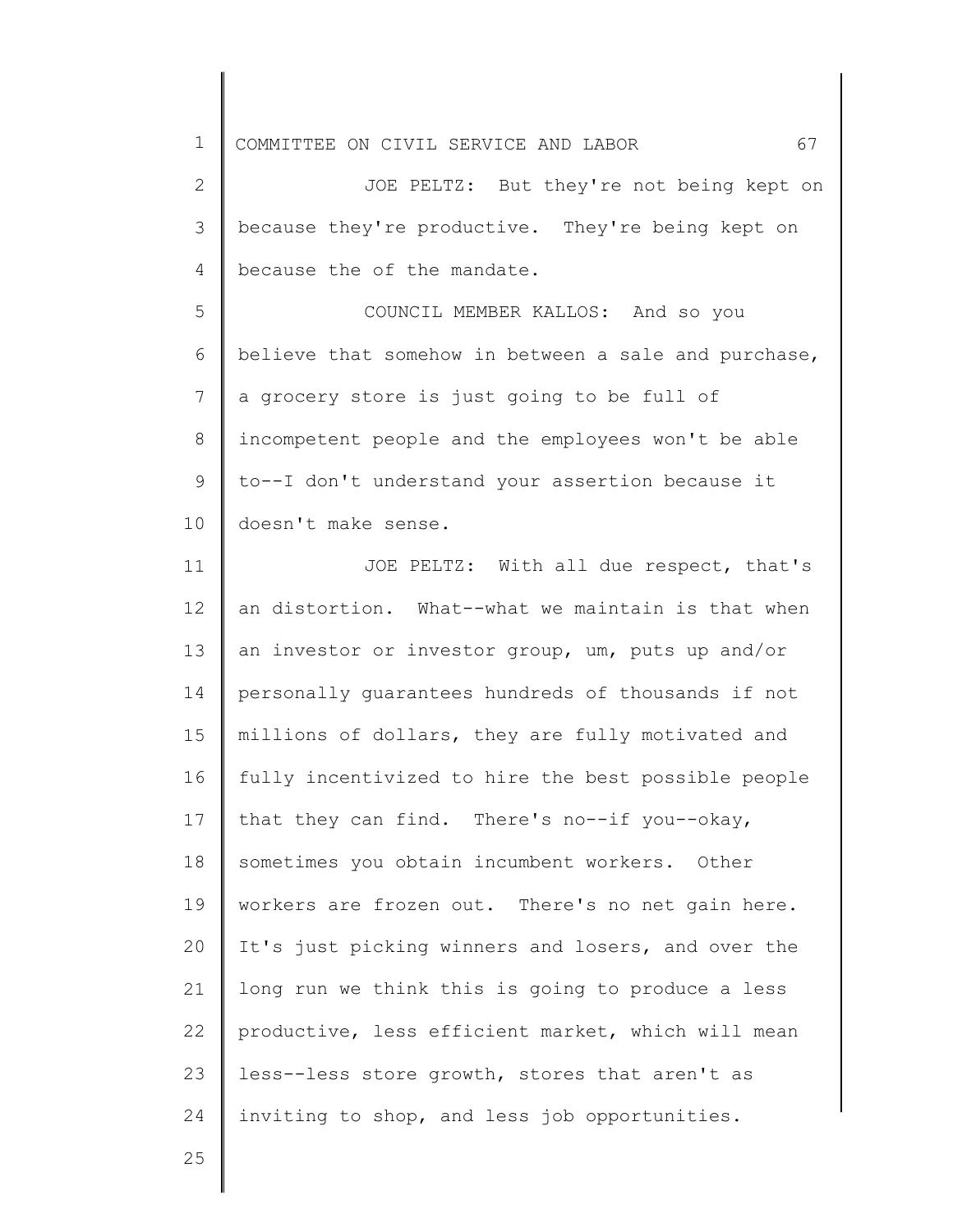JOE PELTZ: But they're not being kept on because they're productive. They're being kept on because the of the mandate.

COUNCIL MEMBER KALLOS: And so you believe that somehow in between a sale and purchase, a grocery store is just going to be full of incompetent people and the employees won't be able to--I don't understand your assertion because it doesn't make sense.

JOE PELTZ: With all due respect, that's an distortion. What--what we maintain is that when an investor or investor group, um, puts up and/or personally guarantees hundreds of thousands if not millions of dollars, they are fully motivated and fully incentivized to hire the best possible people that they can find. There's no--if you--okay, sometimes you obtain incumbent workers. Other workers are frozen out. There's no net gain here. It's just picking winners and losers, and over the long run we think this is going to produce a less productive, less efficient market, which will mean less--less store growth, stores that aren't as inviting to shop, and less job opportunities.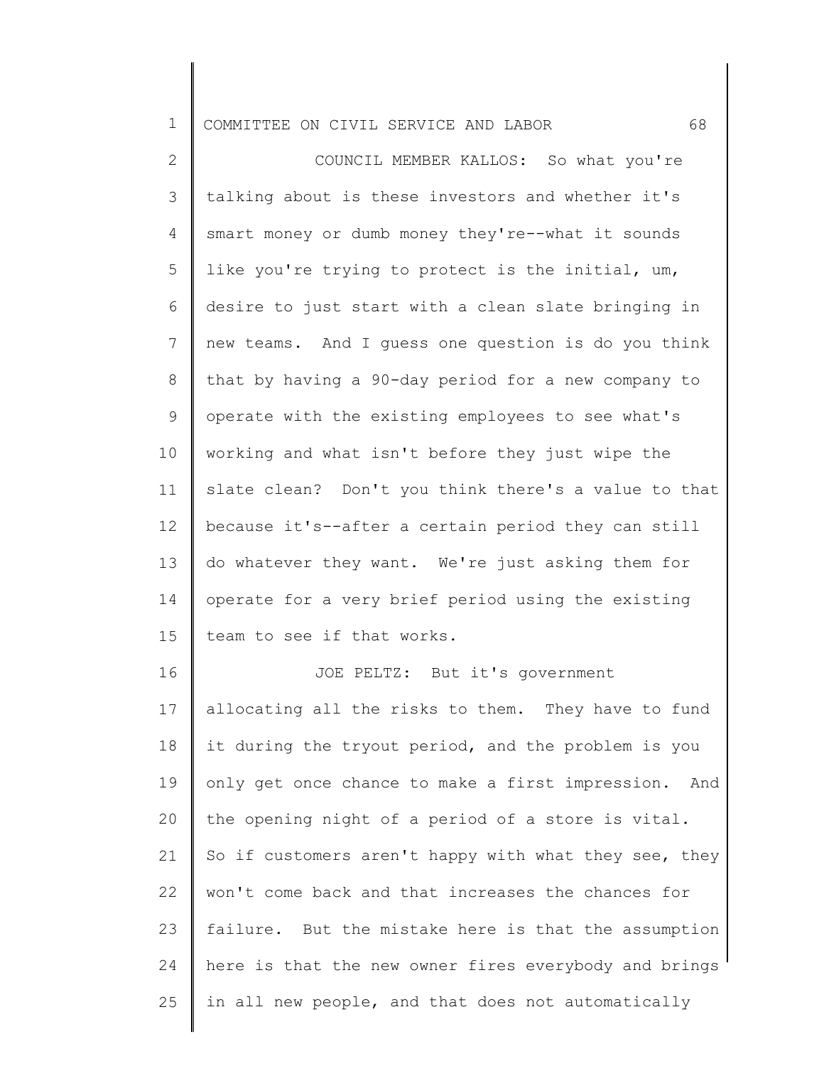COUNCIL MEMBER KALLOS: So what you're talking about is these investors and whether it's smart money or dumb money they're--what it sounds like you're trying to protect is the initial, um, desire to just start with a clean slate bringing in new teams. And I guess one question is do you think that by having a 90-day period for a new company to operate with the existing employees to see what's working and what isn't before they just wipe the slate clean? Don't you think there's a value to that because it's--after a certain period they can still do whatever they want. We're just asking them for operate for a very brief period using the existing team to see if that works.

JOE PELTZ: But it's government allocating all the risks to them. They have to fund it during the tryout period, and the problem is you only get once chance to make a first impression. And the opening night of a period of a store is vital. So if customers aren't happy with what they see, they won't come back and that increases the chances for failure. But the mistake here is that the assumption here is that the new owner fires everybody and brings in all new people, and that does not automatically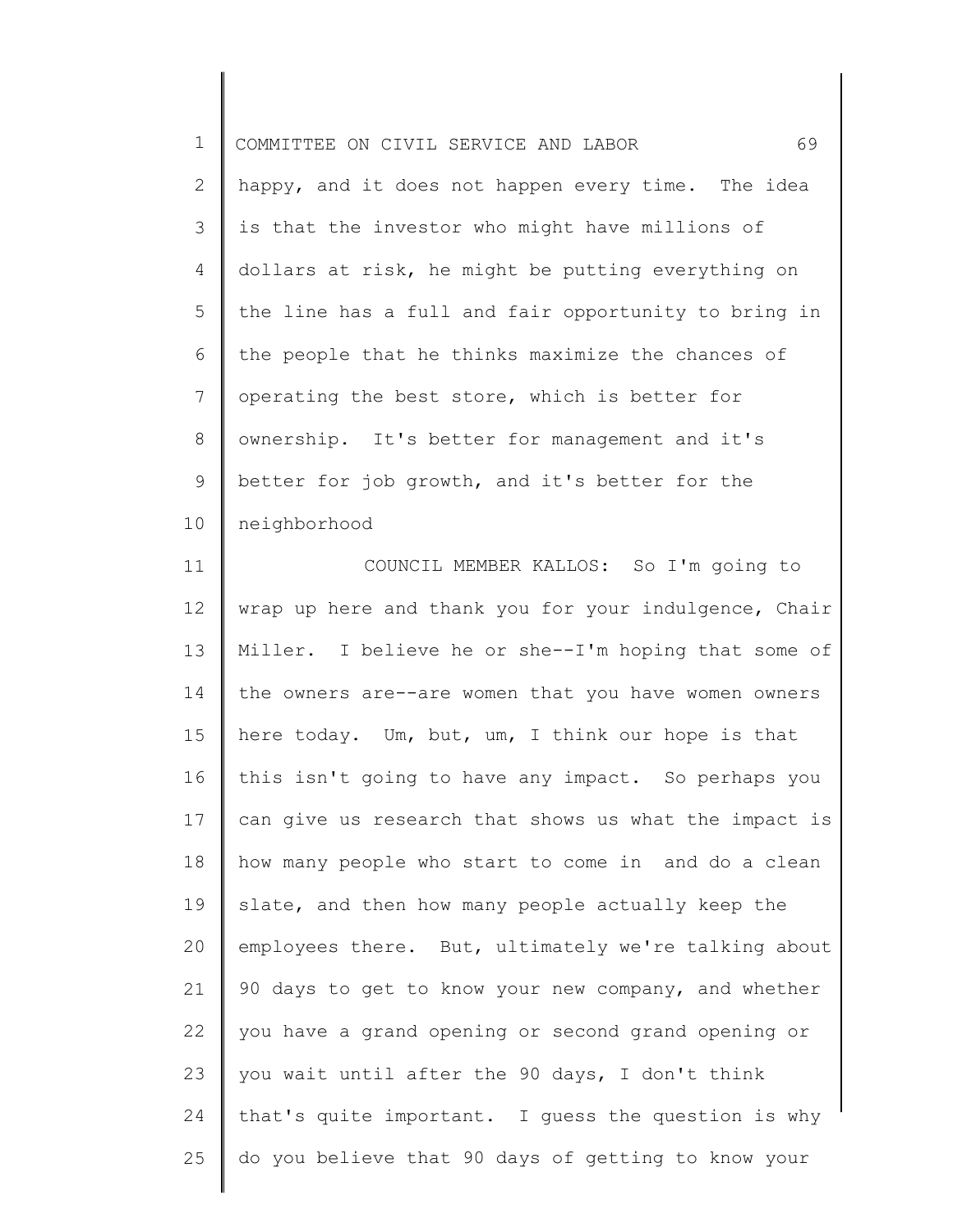happy, and it does not happen every time. The idea is that the investor who might have millions of dollars at risk, he might be putting everything on the line has a full and fair opportunity to bring in the people that he thinks maximize the chances of operating the best store, which is better for ownership. It's better for management and it's better for job growth, and it's better for the neighborhood

COUNCIL MEMBER KALLOS: So I'm going to wrap up here and thank you for your indulgence, Chair Miller. I believe he or she--I'm hoping that some of the owners are--are women that you have women owners here today. Um, but, um, I think our hope is that this isn't going to have any impact. So perhaps you can give us research that shows us what the impact is how many people who start to come in and do a clean slate, and then how many people actually keep the employees there. But, ultimately we're talking about 90 days to get to know your new company, and whether you have a grand opening or second grand opening or you wait until after the 90 days, I don't think that's quite important. I guess the question is why do you believe that 90 days of getting to know your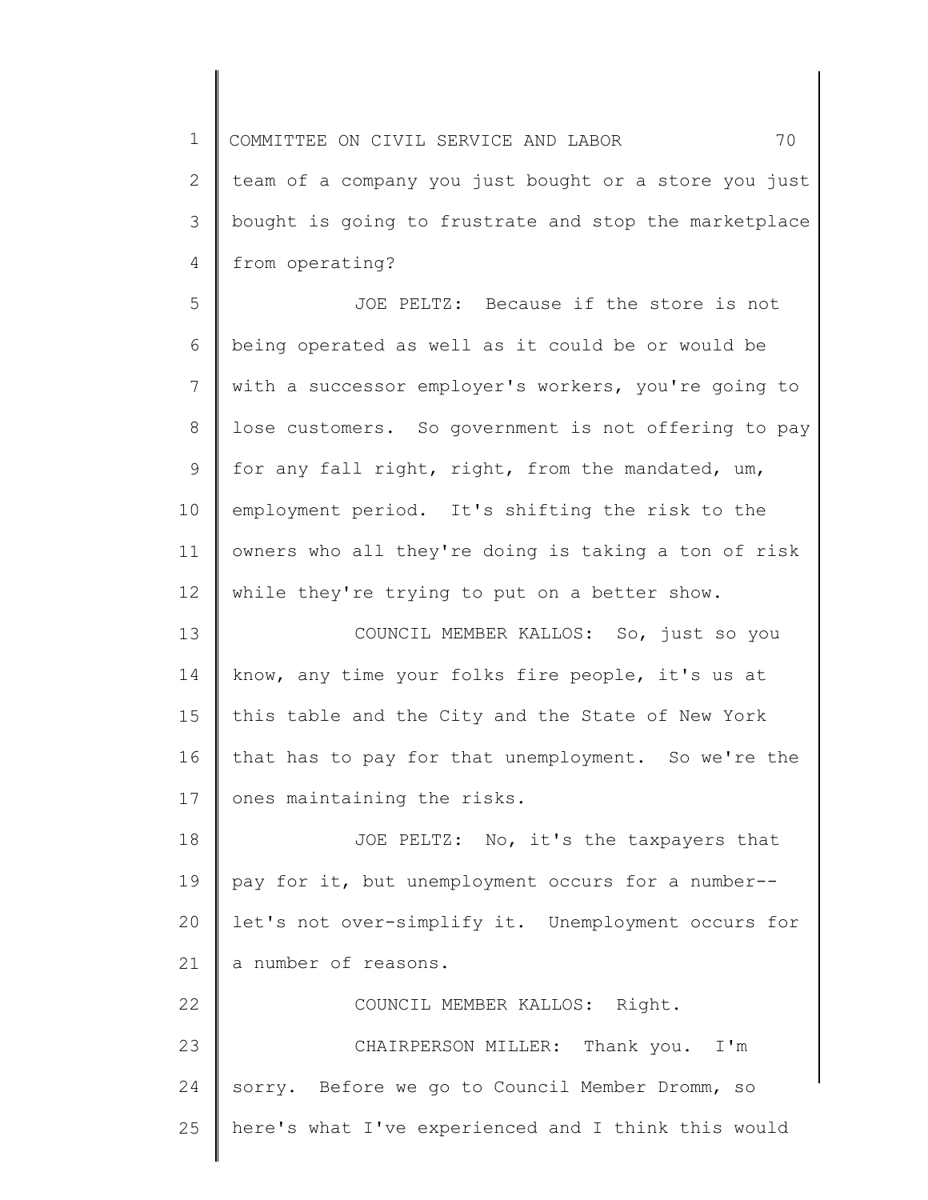team of a company you just bought or a store you just bought is going to frustrate and stop the marketplace from operating?

JOE PELTZ: Because if the store is not being operated as well as it could be or would be with a successor employer's workers, you're going to lose customers. So government is not offering to pay for any fall right, right, from the mandated, um, employment period. It's shifting the risk to the owners who all they're doing is taking a ton of risk while they're trying to put on a better show.

COUNCIL MEMBER KALLOS: So, just so you know, any time your folks fire people, it's us at this table and the City and the State of New York that has to pay for that unemployment. So we're the ones maintaining the risks.

JOE PELTZ: No, it's the taxpayers that pay for it, but unemployment occurs for a number-- let's not over-simplify it. Unemployment occurs for a number of reasons.

COUNCIL MEMBER KALLOS: Right.

CHAIRPERSON MILLER: Thank you. I'm sorry. Before we go to Council Member Dromm, so here's what I've experienced and I think this would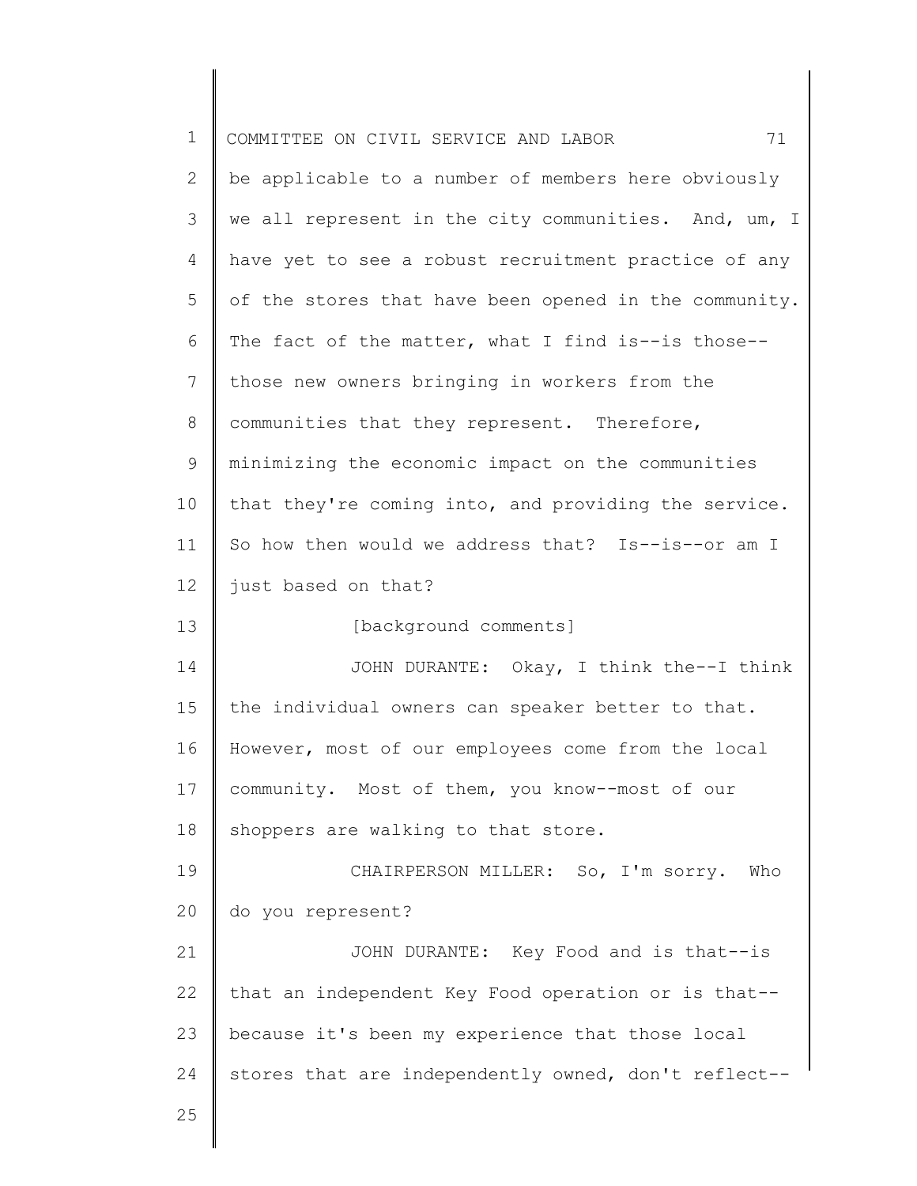be applicable to a number of members here obviously we all represent in the city communities. And, um, I have yet to see a robust recruitment practice of any of the stores that have been opened in the community. The fact of the matter, what I find is--is those--those new owners bringing in workers from the communities that they represent. Therefore, minimizing the economic impact on the communities that they're coming into, and providing the service. So how then would we address that? Is--is--or am I just based on that?

[background comments]

JOHN DURANTE: Okay, I think the--I think the individual owners can speaker better to that. However, most of our employees come from the local community. Most of them, you know--most of our shoppers are walking to that store.

CHAIRPERSON MILLER: So, I'm sorry. Who do you represent?

JOHN DURANTE: Key Food and is that--is that an independent Key Food operation or is that--because it's been my experience that those local stores that are independently owned, don't reflect--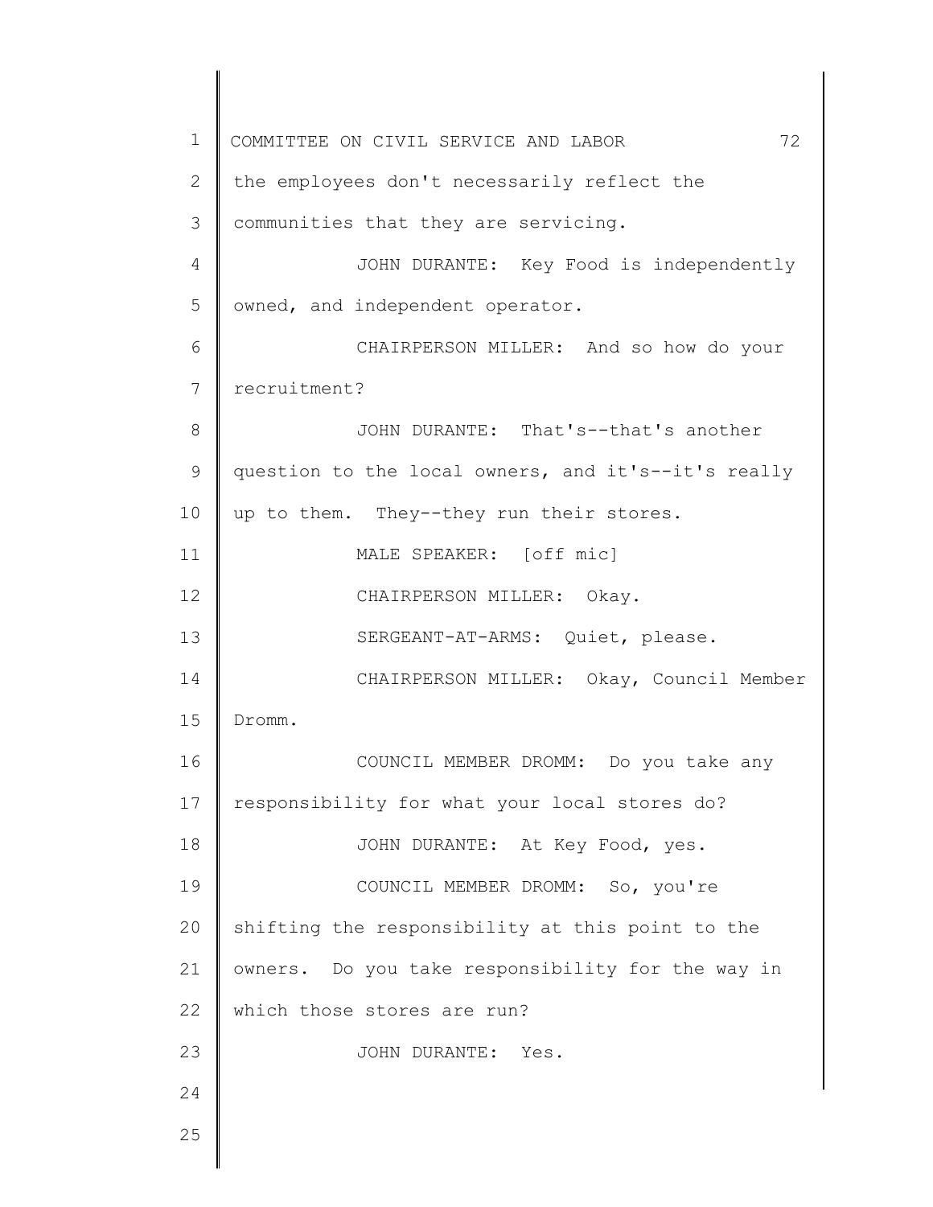the employees don't necessarily reflect the communities that they are servicing.

JOHN DURANTE: Key Food is independently owned, and independent operator.

CHAIRPERSON MILLER: And so how do your recruitment?

JOHN DURANTE: That's--that's another question to the local owners, and it's--it's really up to them. They--they run their stores.

MALE SPEAKER: [off mic]

CHAIRPERSON MILLER: Okay.

SERGEANT-AT-ARMS: Quiet, please.

CHAIRPERSON MILLER: Okay, Council Member Dromm.

COUNCIL MEMBER DROMM: Do you take any responsibility for what your local stores do?

JOHN DURANTE: At Key Food, yes.

COUNCIL MEMBER DROMM: So, you're shifting the responsibility at this point to the owners. Do you take responsibility for the way in which those stores are run?

JOHN DURANTE: Yes.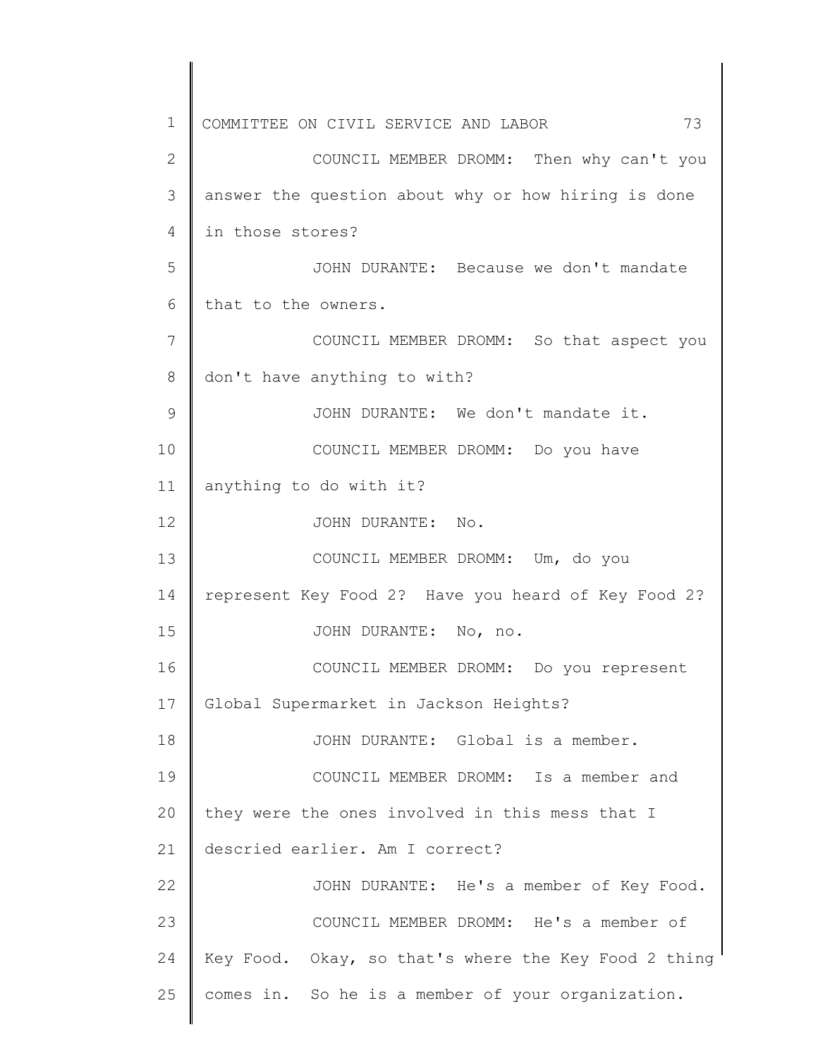COUNCIL MEMBER DROMM: Then why can't you answer the question about why or how hiring is done in those stores?

JOHN DURANTE: Because we don't mandate that to the owners.

COUNCIL MEMBER DROMM: So that aspect you don't have anything to with?

JOHN DURANTE: We don't mandate it.

COUNCIL MEMBER DROMM: Do you have anything to do with it?

JOHN DURANTE: No.

COUNCIL MEMBER DROMM: Um, do you represent Key Food 2? Have you heard of Key Food 2?

JOHN DURANTE: No, no.

COUNCIL MEMBER DROMM: Do you represent Global Supermarket in Jackson Heights?

JOHN DURANTE: Global is a member.

COUNCIL MEMBER DROMM: Is a member and they were the ones involved in this mess that I descried earlier. Am I correct?

JOHN DURANTE: He's a member of Key Food.

COUNCIL MEMBER DROMM: He's a member of Key Food. Okay, so that's where the Key Food 2 thing comes in. So he is a member of your organization.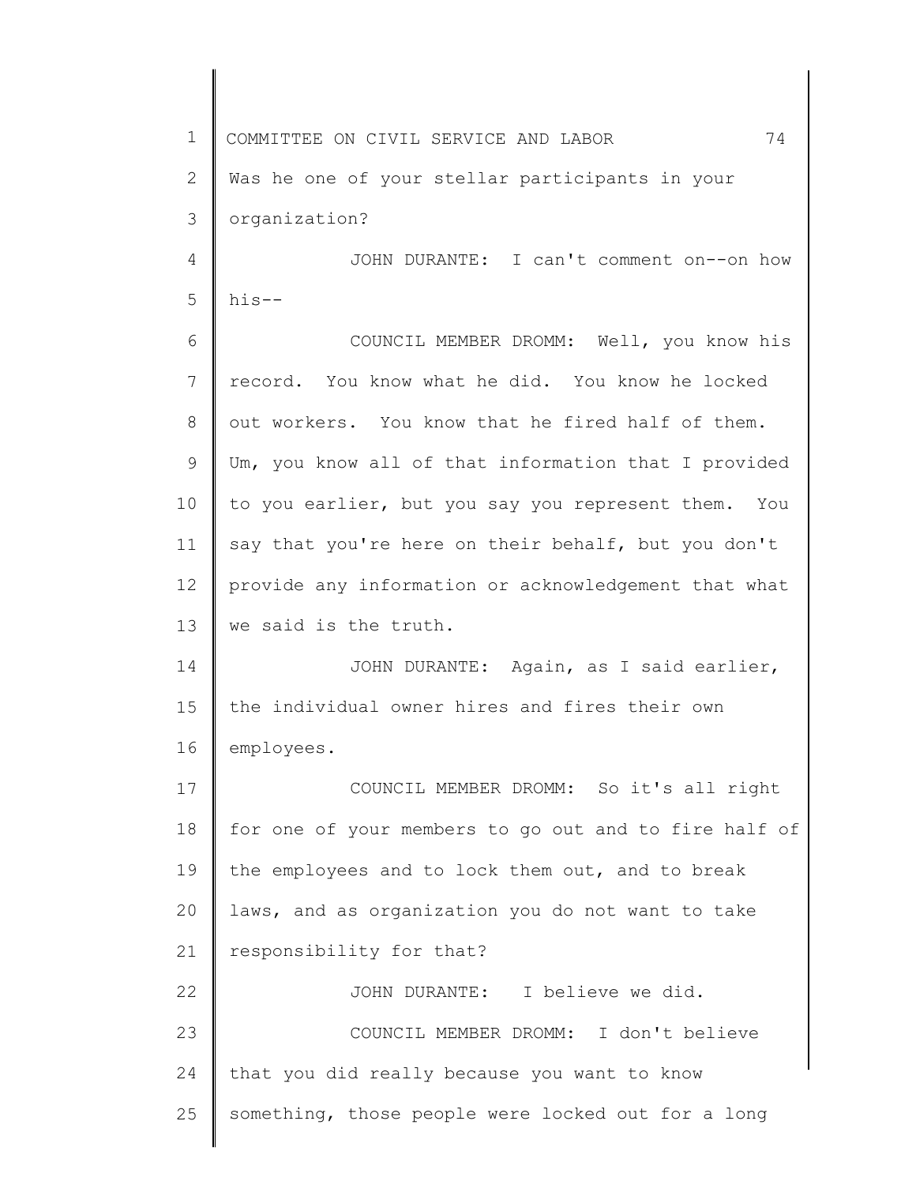Was he one of your stellar participants in your organization?

JOHN DURANTE: I can't comment on--on how his--

COUNCIL MEMBER DROMM: Well, you know his record. You know what he did. You know he locked out workers. You know that he fired half of them. Um, you know all of that information that I provided to you earlier, but you say you represent them. You say that you're here on their behalf, but you don't provide any information or acknowledgement that what we said is the truth.

JOHN DURANTE: Again, as I said earlier, the individual owner hires and fires their own employees.

COUNCIL MEMBER DROMM: So it's all right for one of your members to go out and to fire half of the employees and to lock them out, and to break laws, and as organization you do not want to take responsibility for that?

JOHN DURANTE: I believe we did.

COUNCIL MEMBER DROMM: I don't believe that you did really because you want to know something, those people were locked out for a long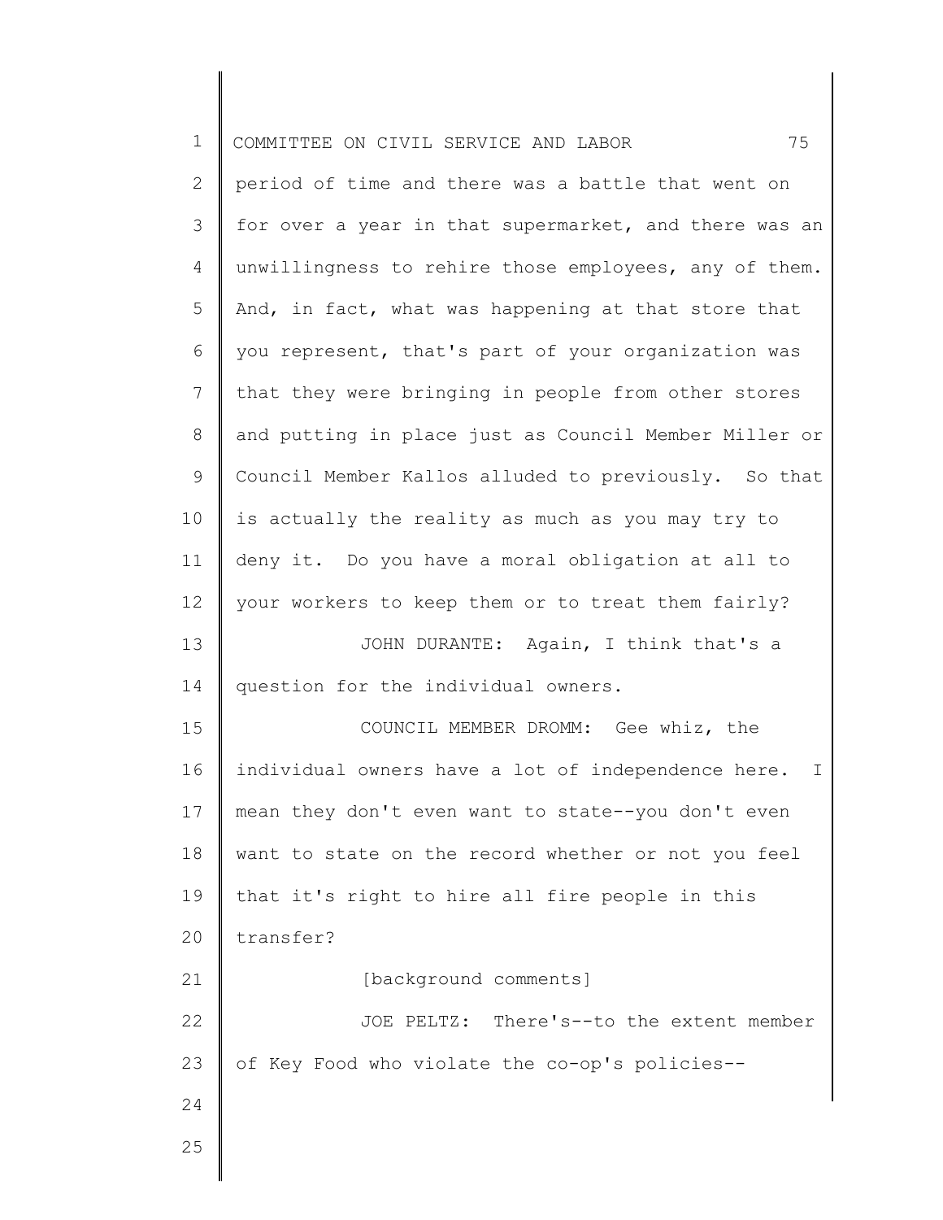period of time and there was a battle that went on for over a year in that supermarket, and there was an unwillingness to rehire those employees, any of them. And, in fact, what was happening at that store that you represent, that's part of your organization was that they were bringing in people from other stores and putting in place just as Council Member Miller or Council Member Kallos alluded to previously. So that is actually the reality as much as you may try to deny it. Do you have a moral obligation at all to your workers to keep them or to treat them fairly?

JOHN DURANTE: Again, I think that's a question for the individual owners.

COUNCIL MEMBER DROMM: Gee whiz, the individual owners have a lot of independence here. I mean they don't even want to state--you don't even want to state on the record whether or not you feel that it's right to hire all fire people in this transfer?

[background comments]

JOE PELTZ: There's--to the extent member of Key Food who violate the co-op's policies--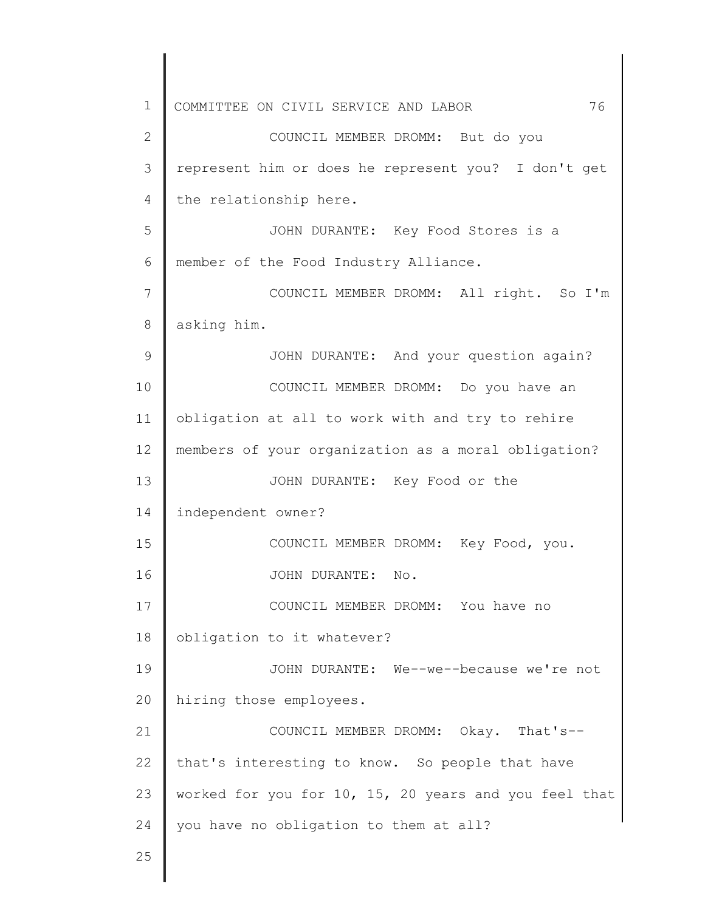COUNCIL MEMBER DROMM: But do you represent him or does he represent you? I don't get the relationship here.

JOHN DURANTE: Key Food Stores is a member of the Food Industry Alliance.

COUNCIL MEMBER DROMM: All right. So I'm asking him.

JOHN DURANTE: And your question again?

COUNCIL MEMBER DROMM: Do you have an obligation at all to work with and try to rehire members of your organization as a moral obligation?

JOHN DURANTE: Key Food or the independent owner?

COUNCIL MEMBER DROMM: Key Food, you.

JOHN DURANTE: No.

COUNCIL MEMBER DROMM: You have no obligation to it whatever?

JOHN DURANTE: We--we--because we're not hiring those employees.

COUNCIL MEMBER DROMM: Okay. That's--that's interesting to know. So people that have worked for you for 10, 15, 20 years and you feel that you have no obligation to them at all?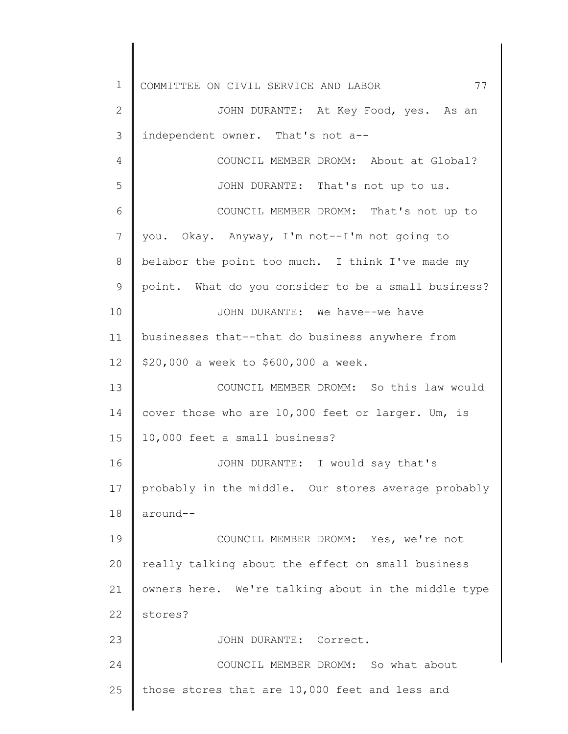JOHN DURANTE: At Key Food, yes. As an independent owner. That's not a--

COUNCIL MEMBER DROMM: About at Global?

JOHN DURANTE: That's not up to us.

COUNCIL MEMBER DROMM: That's not up to you. Okay. Anyway, I'm not--I'm not going to belabor the point too much. I think I've made my point. What do you consider to be a small business?

JOHN DURANTE: We have--we have businesses that--that do business anywhere from $20,000 a week to $600,000 a week.

COUNCIL MEMBER DROMM: So this law would cover those who are 10,000 feet or larger. Um, is 10,000 feet a small business?

JOHN DURANTE: I would say that's probably in the middle. Our stores average probably around--

COUNCIL MEMBER DROMM: Yes, we're not really talking about the effect on small business owners here. We're talking about in the middle type stores?

JOHN DURANTE: Correct.

COUNCIL MEMBER DROMM: So what about those stores that are 10,000 feet and less and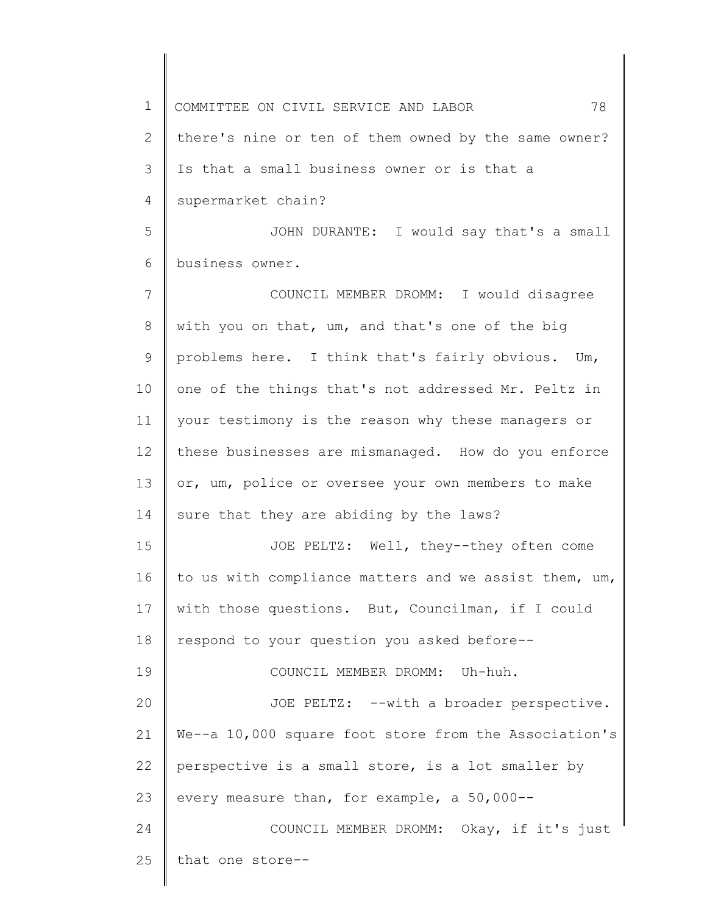there's nine or ten of them owned by the same owner? Is that a small business owner or is that a supermarket chain?

JOHN DURANTE: I would say that's a small business owner.

COUNCIL MEMBER DROMM: I would disagree with you on that, um, and that's one of the big problems here. I think that's fairly obvious. Um, one of the things that's not addressed Mr. Peltz in your testimony is the reason why these managers or these businesses are mismanaged. How do you enforce or, um, police or oversee your own members to make sure that they are abiding by the laws?

JOE PELTZ: Well, they--they often come to us with compliance matters and we assist them, um, with those questions. But, Councilman, if I could respond to your question you asked before--

COUNCIL MEMBER DROMM: Uh-huh.

JOE PELTZ: --with a broader perspective. We--a 10,000 square foot store from the Association's perspective is a small store, is a lot smaller by every measure than, for example, a 50,000--

COUNCIL MEMBER DROMM: Okay, if it's just that one store--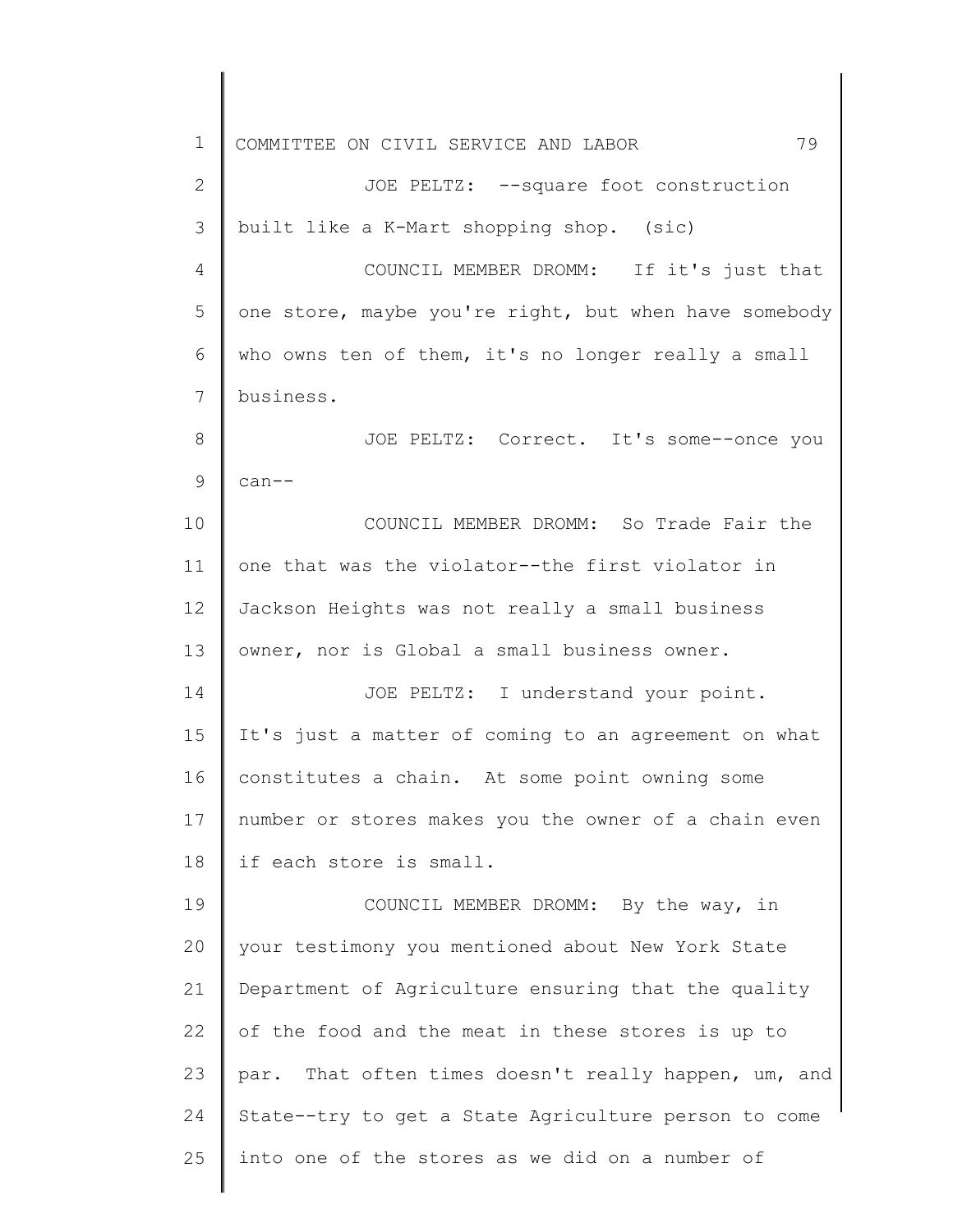JOE PELTZ: --square foot construction built like a K-Mart shopping shop. (sic)

COUNCIL MEMBER DROMM: If it's just that one store, maybe you're right, but when have somebody who owns ten of them, it's no longer really a small business.

JOE PELTZ: Correct. It's some--once you can--

COUNCIL MEMBER DROMM: So Trade Fair the one that was the violator--the first violator in Jackson Heights was not really a small business owner, nor is Global a small business owner.

JOE PELTZ: I understand your point. It's just a matter of coming to an agreement on what constitutes a chain. At some point owning some number or stores makes you the owner of a chain even if each store is small.

COUNCIL MEMBER DROMM: By the way, in your testimony you mentioned about New York State Department of Agriculture ensuring that the quality of the food and the meat in these stores is up to par. That often times doesn't really happen, um, and State--try to get a State Agriculture person to come into one of the stores as we did on a number of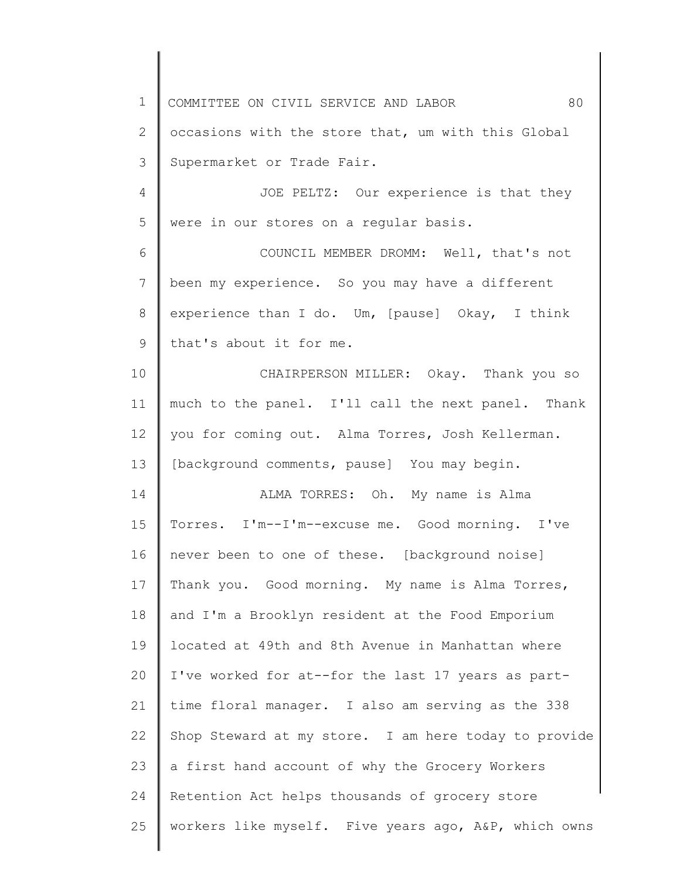occasions with the store that, um with this Global Supermarket or Trade Fair.

JOE PELTZ: Our experience is that they were in our stores on a regular basis.

COUNCIL MEMBER DROMM: Well, that's not been my experience. So you may have a different experience than I do. Um, [pause] Okay, I think that's about it for me.

CHAIRPERSON MILLER: Okay. Thank you so much to the panel. I'll call the next panel. Thank you for coming out. Alma Torres, Josh Kellerman. [background comments, pause] You may begin.

ALMA TORRES: Oh. My name is Alma Torres. I'm--I'm--excuse me. Good morning. I've never been to one of these. [background noise] Thank you. Good morning. My name is Alma Torres, and I'm a Brooklyn resident at the Food Emporium located at 49th and 8th Avenue in Manhattan where I've worked for at--for the last 17 years as part-time floral manager. I also am serving as the 338 Shop Steward at my store. I am here today to provide a first hand account of why the Grocery Workers Retention Act helps thousands of grocery store workers like myself. Five years ago, A&P, which owns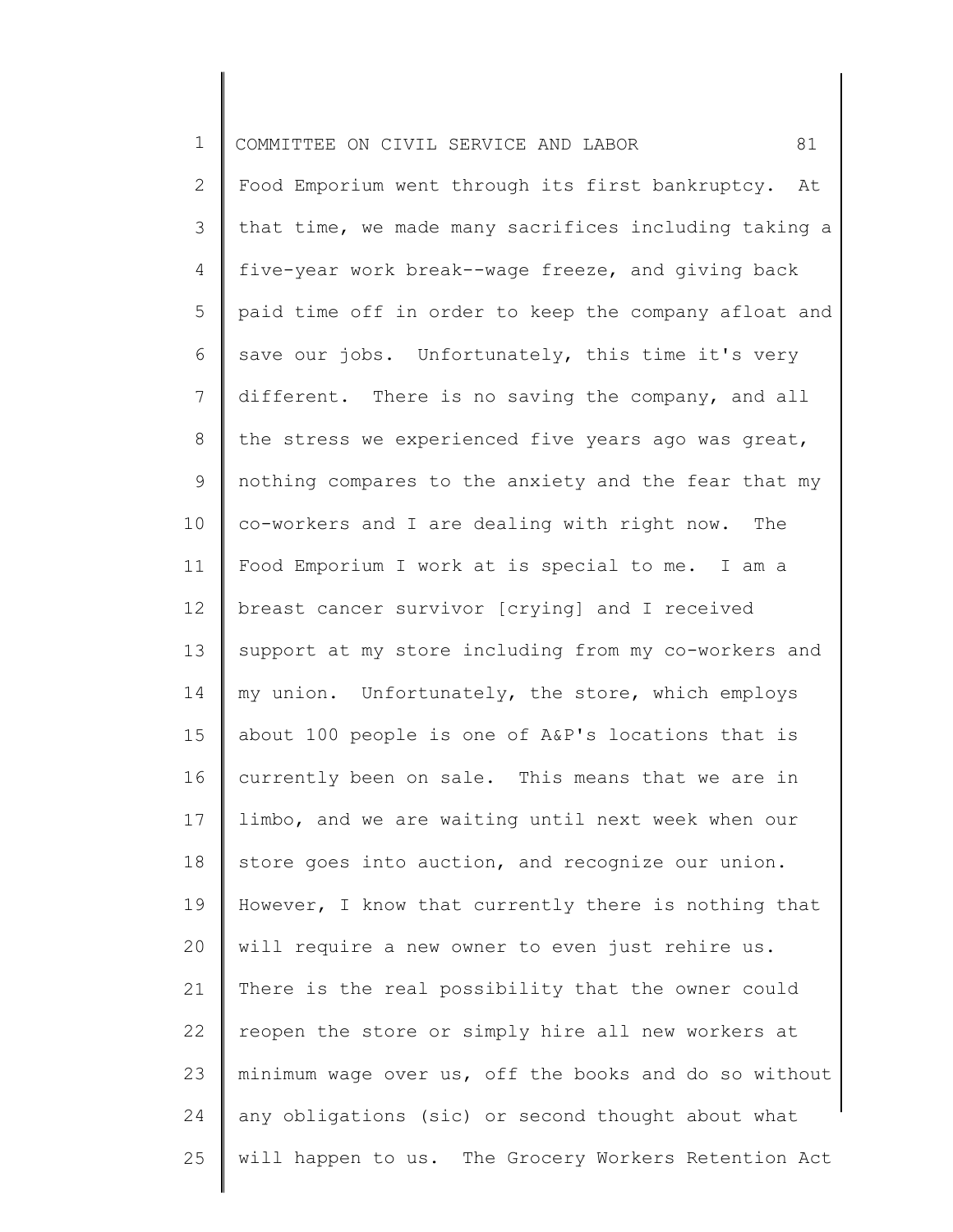Food Emporium went through its first bankruptcy. At that time, we made many sacrifices including taking a five-year work break--wage freeze, and giving back paid time off in order to keep the company afloat and save our jobs. Unfortunately, this time it's very different. There is no saving the company, and all the stress we experienced five years ago was great, nothing compares to the anxiety and the fear that my co-workers and I are dealing with right now. The Food Emporium I work at is special to me. I am a breast cancer survivor [crying] and I received support at my store including from my co-workers and my union. Unfortunately, the store, which employs about 100 people is one of A&P's locations that is currently been on sale. This means that we are in limbo, and we are waiting until next week when our store goes into auction, and recognize our union. However, I know that currently there is nothing that will require a new owner to even just rehire us. There is the real possibility that the owner could reopen the store or simply hire all new workers at minimum wage over us, off the books and do so without any obligations (sic) or second thought about what will happen to us. The Grocery Workers Retention Act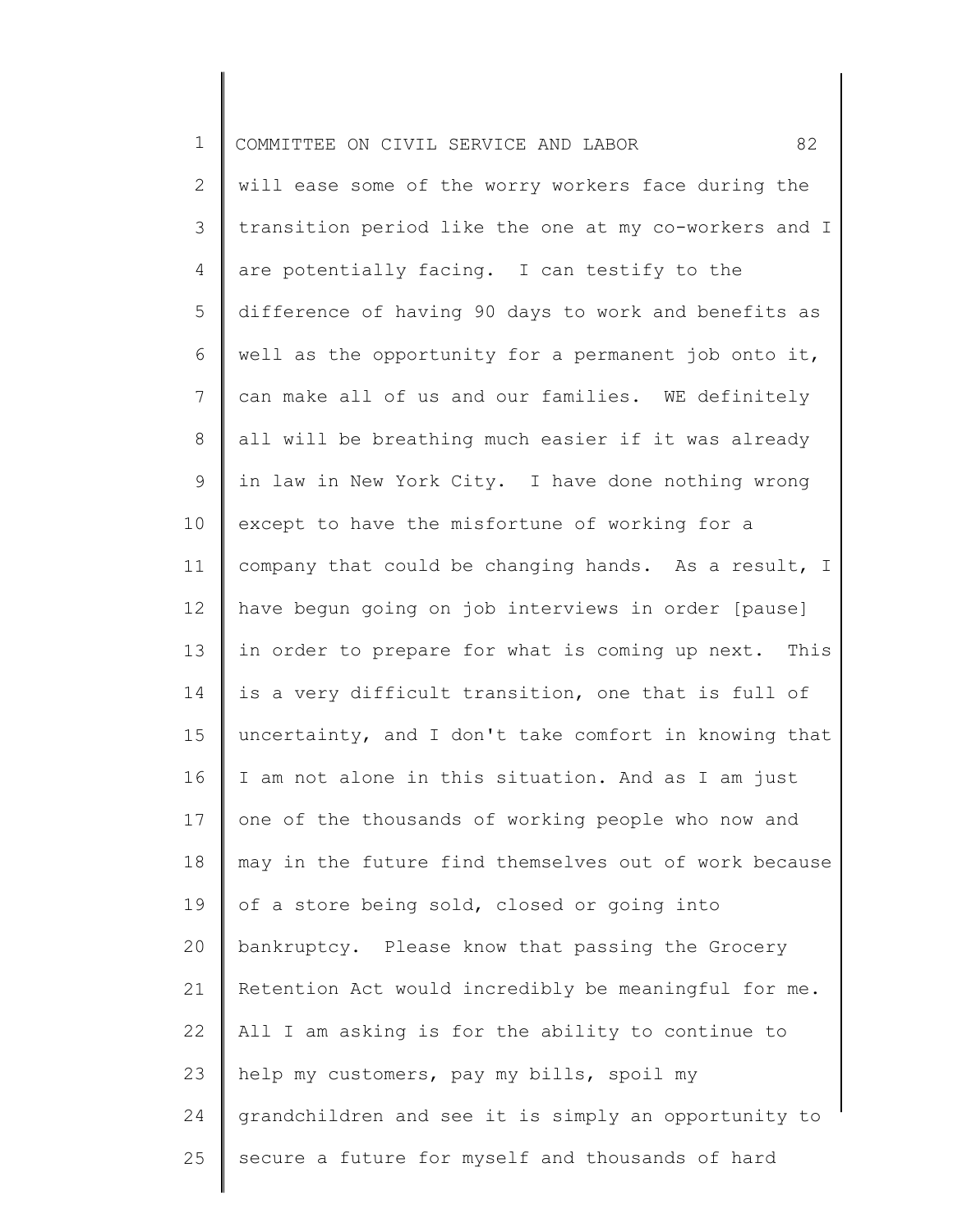will ease some of the worry workers face during the transition period like the one at my co-workers and I are potentially facing. I can testify to the difference of having 90 days to work and benefits as well as the opportunity for a permanent job onto it, can make all of us and our families. WE definitely all will be breathing much easier if it was already in law in New York City. I have done nothing wrong except to have the misfortune of working for a company that could be changing hands. As a result, I have begun going on job interviews in order [pause] in order to prepare for what is coming up next. This is a very difficult transition, one that is full of uncertainty, and I don't take comfort in knowing that I am not alone in this situation. And as I am just one of the thousands of working people who now and may in the future find themselves out of work because of a store being sold, closed or going into bankruptcy. Please know that passing the Grocery Retention Act would incredibly be meaningful for me. All I am asking is for the ability to continue to help my customers, pay my bills, spoil my grandchildren and see it is simply an opportunity to secure a future for myself and thousands of hard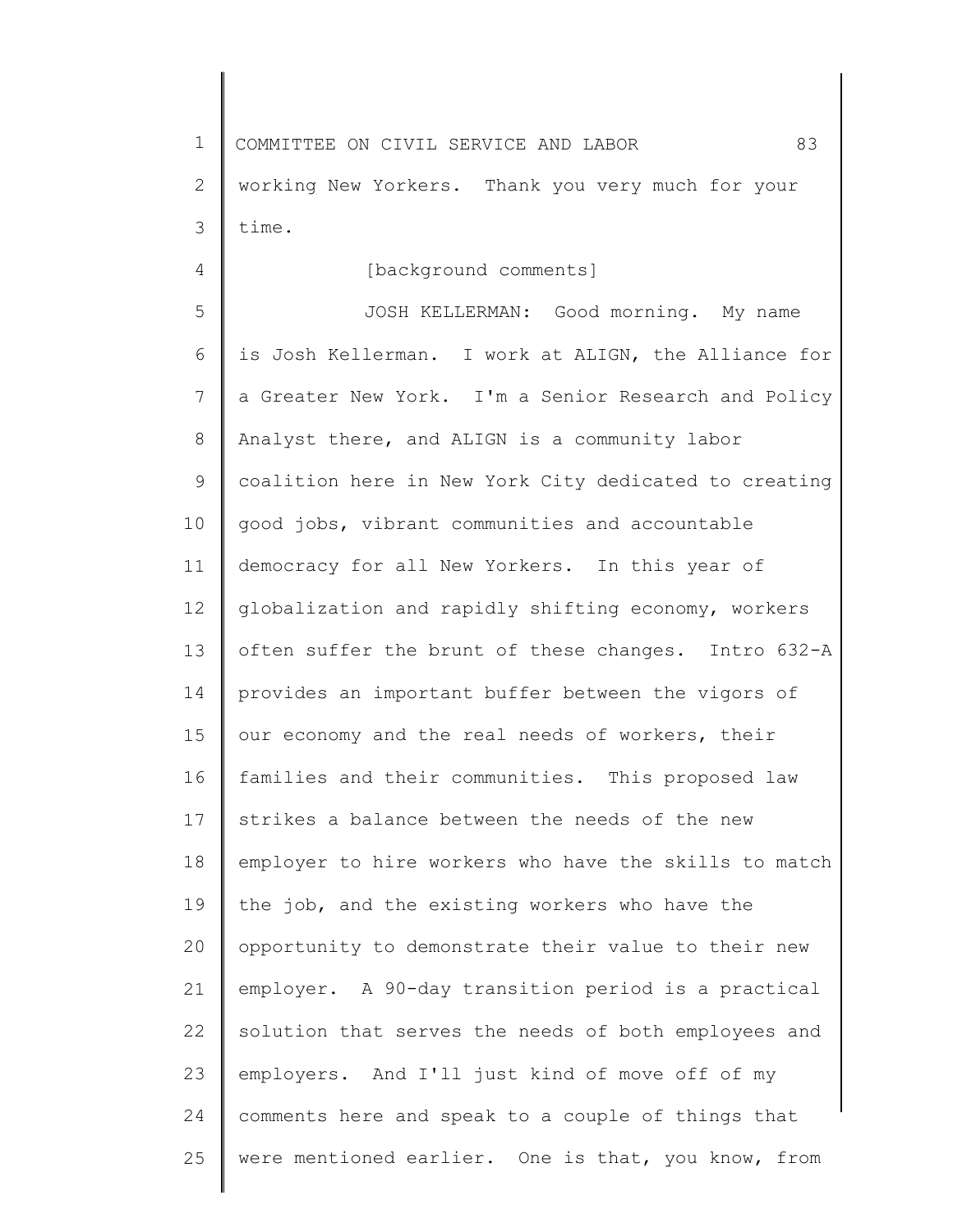working New Yorkers. Thank you very much for your time.

[background comments]

JOSH KELLERMAN: Good morning. My name is Josh Kellerman. I work at ALIGN, the Alliance for a Greater New York. I'm a Senior Research and Policy Analyst there, and ALIGN is a community labor coalition here in New York City dedicated to creating good jobs, vibrant communities and accountable democracy for all New Yorkers. In this year of globalization and rapidly shifting economy, workers often suffer the brunt of these changes. Intro 632-A provides an important buffer between the vigors of our economy and the real needs of workers, their families and their communities. This proposed law strikes a balance between the needs of the new employer to hire workers who have the skills to match the job, and the existing workers who have the opportunity to demonstrate their value to their new employer. A 90-day transition period is a practical solution that serves the needs of both employees and employers. And I'll just kind of move off of my comments here and speak to a couple of things that were mentioned earlier. One is that, you know, from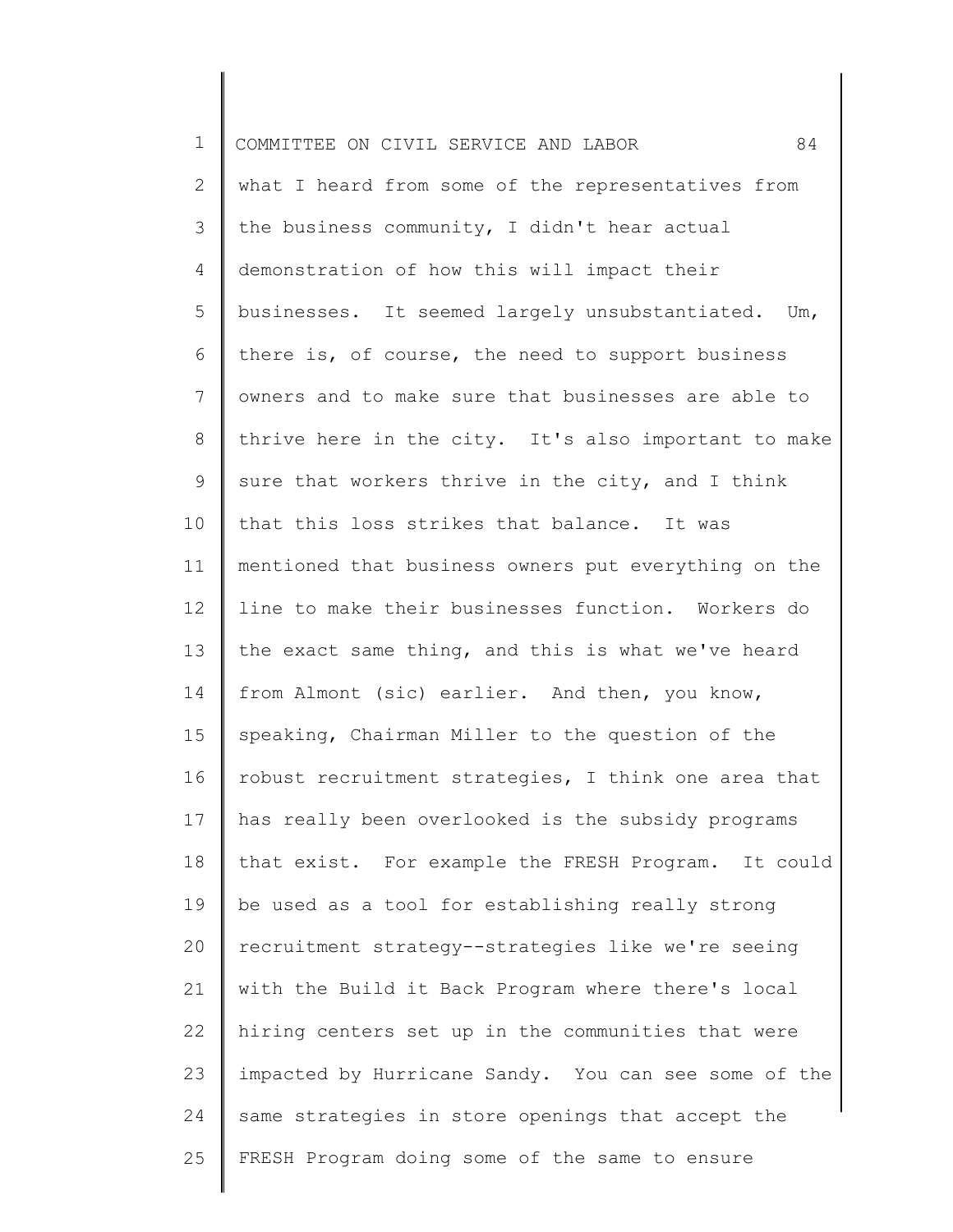what I heard from some of the representatives from the business community, I didn't hear actual demonstration of how this will impact their businesses. It seemed largely unsubstantiated. Um, there is, of course, the need to support business owners and to make sure that businesses are able to thrive here in the city. It's also important to make sure that workers thrive in the city, and I think that this loss strikes that balance. It was mentioned that business owners put everything on the line to make their businesses function. Workers do the exact same thing, and this is what we've heard from Almont (sic) earlier. And then, you know, speaking, Chairman Miller to the question of the robust recruitment strategies, I think one area that has really been overlooked is the subsidy programs that exist. For example the FRESH Program. It could be used as a tool for establishing really strong recruitment strategy--strategies like we're seeing with the Build it Back Program where there's local hiring centers set up in the communities that were impacted by Hurricane Sandy. You can see some of the same strategies in store openings that accept the FRESH Program doing some of the same to ensure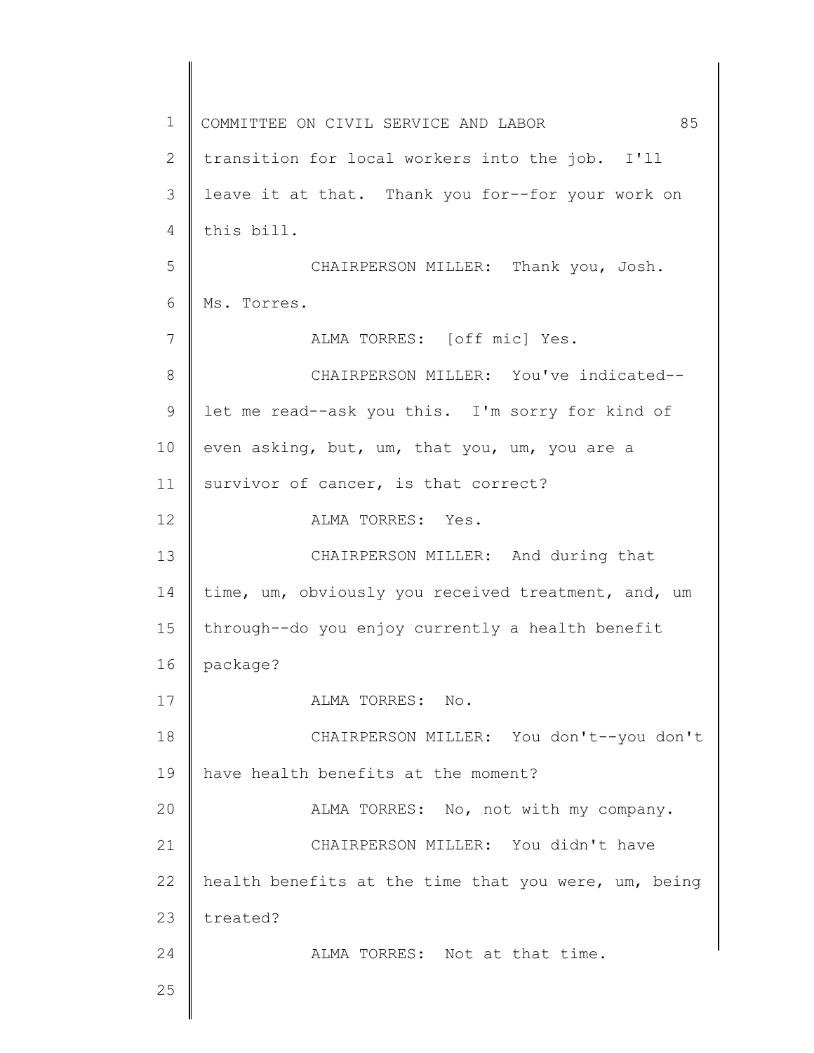transition for local workers into the job. I'll leave it at that. Thank you for--for your work on this bill.

CHAIRPERSON MILLER: Thank you, Josh. Ms. Torres.

ALMA TORRES: [off mic] Yes.

CHAIRPERSON MILLER: You've indicated--let me read--ask you this. I'm sorry for kind of even asking, but, um, that you, um, you are a survivor of cancer, is that correct?

ALMA TORRES: Yes.

CHAIRPERSON MILLER: And during that time, um, obviously you received treatment, and, um through--do you enjoy currently a health benefit package?

ALMA TORRES: No.

CHAIRPERSON MILLER: You don't--you don't have health benefits at the moment?

ALMA TORRES: No, not with my company.

CHAIRPERSON MILLER: You didn't have health benefits at the time that you were, um, being treated?

ALMA TORRES: Not at that time.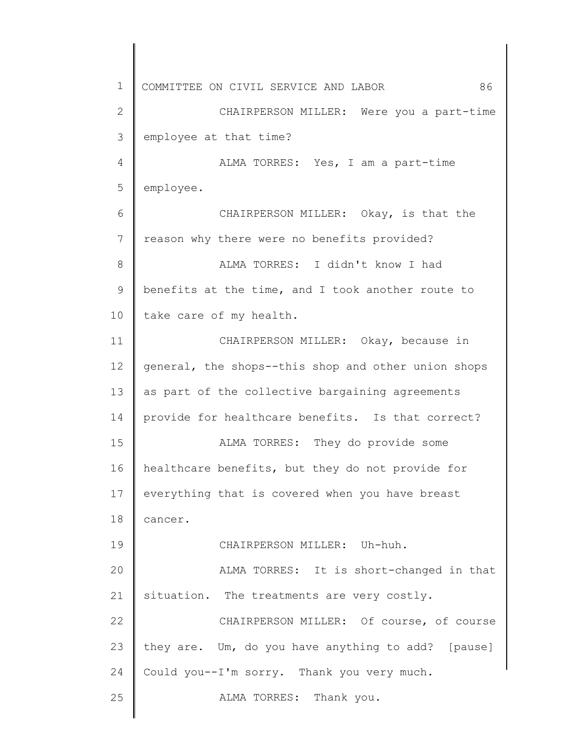CHAIRPERSON MILLER: Were you a part-time employee at that time?

ALMA TORRES: Yes, I am a part-time employee.

CHAIRPERSON MILLER: Okay, is that the reason why there were no benefits provided?

ALMA TORRES: I didn't know I had benefits at the time, and I took another route to take care of my health.

CHAIRPERSON MILLER: Okay, because in general, the shops--this shop and other union shops as part of the collective bargaining agreements provide for healthcare benefits. Is that correct?

ALMA TORRES: They do provide some healthcare benefits, but they do not provide for everything that is covered when you have breast cancer.

CHAIRPERSON MILLER: Uh-huh.

ALMA TORRES: It is short-changed in that situation. The treatments are very costly.

CHAIRPERSON MILLER: Of course, of course they are. Um, do you have anything to add? [pause] Could you--I'm sorry. Thank you very much.

ALMA TORRES: Thank you.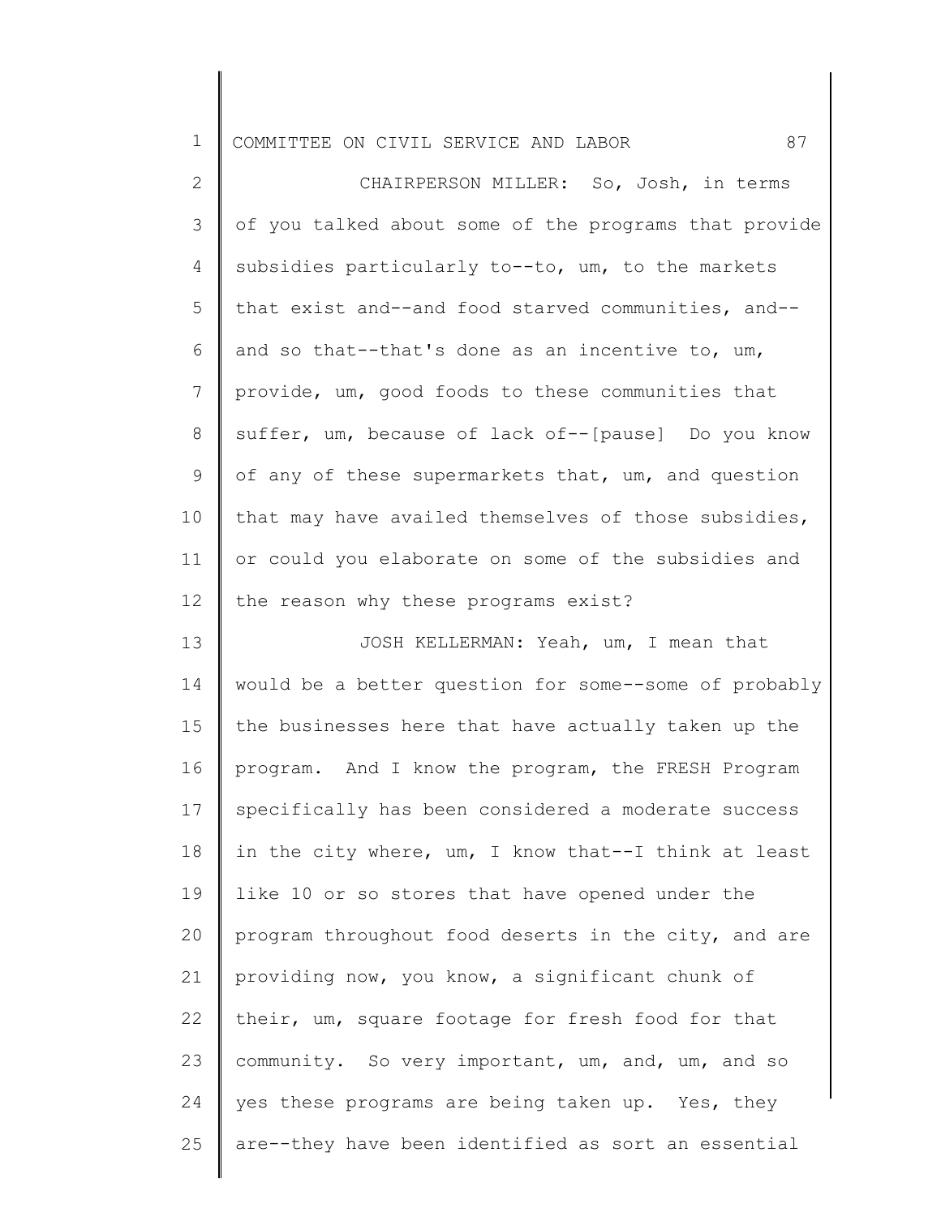CHAIRPERSON MILLER: So, Josh, in terms of you talked about some of the programs that provide subsidies particularly to--to, um, to the markets that exist and--and food starved communities, and--and so that--that's done as an incentive to, um, provide, um, good foods to these communities that suffer, um, because of lack of--[pause] Do you know of any of these supermarkets that, um, and question that may have availed themselves of those subsidies, or could you elaborate on some of the subsidies and the reason why these programs exist?

JOSH KELLERMAN: Yeah, um, I mean that would be a better question for some--some of probably the businesses here that have actually taken up the program. And I know the program, the FRESH Program specifically has been considered a moderate success in the city where, um, I know that--I think at least like 10 or so stores that have opened under the program throughout food deserts in the city, and are providing now, you know, a significant chunk of their, um, square footage for fresh food for that community. So very important, um, and, um, and so yes these programs are being taken up. Yes, they are--they have been identified as sort an essential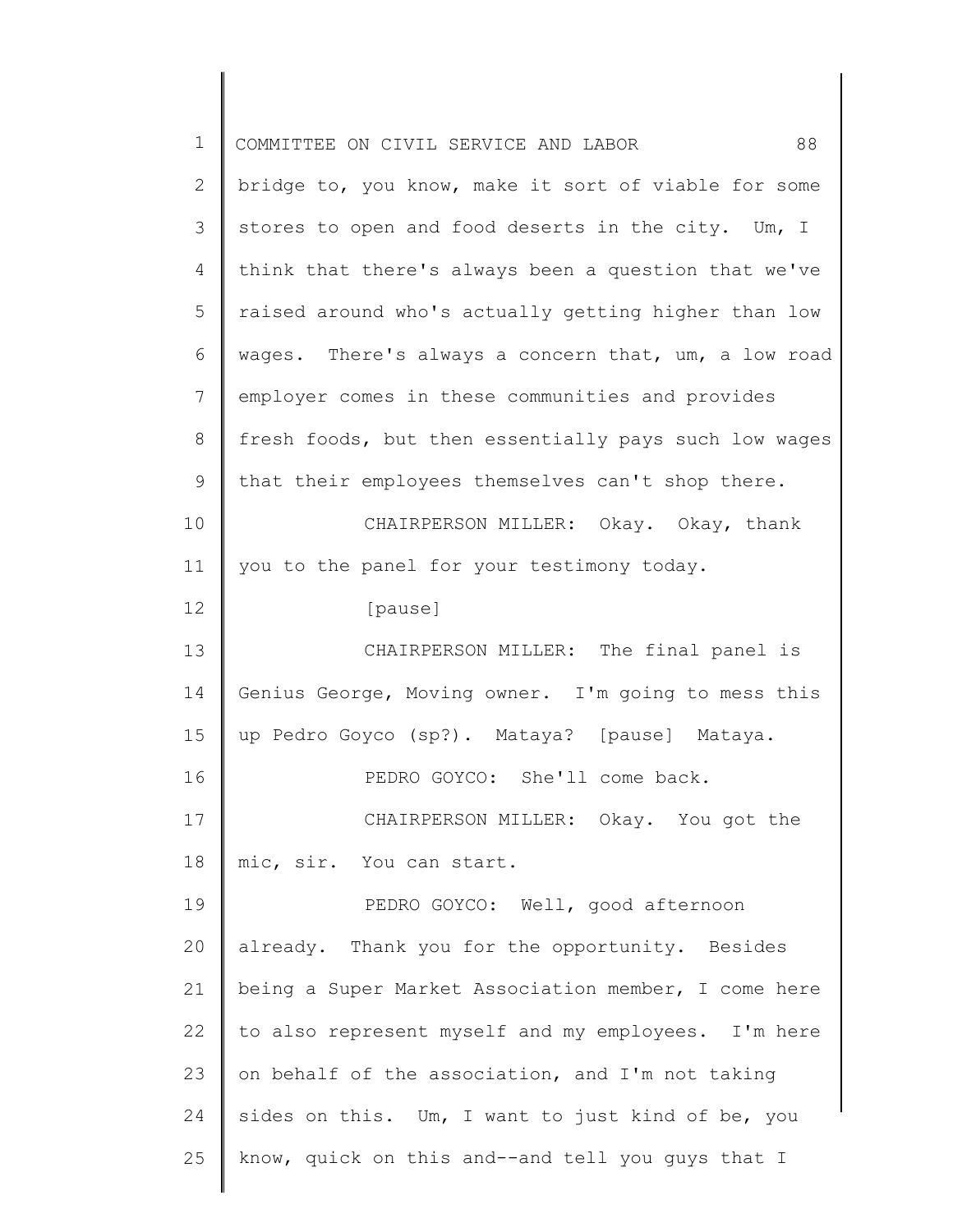bridge to, you know, make it sort of viable for some stores to open and food deserts in the city. Um, I think that there's always been a question that we've raised around who's actually getting higher than low wages. There's always a concern that, um, a low road employer comes in these communities and provides fresh foods, but then essentially pays such low wages that their employees themselves can't shop there.

CHAIRPERSON MILLER: Okay. Okay, thank you to the panel for your testimony today.

[pause]

CHAIRPERSON MILLER: The final panel is Genius George, Moving owner. I'm going to mess this up Pedro Goyco (sp?). Mataya? [pause] Mataya.

PEDRO GOYCO: She'll come back.

CHAIRPERSON MILLER: Okay. You got the mic, sir. You can start.

PEDRO GOYCO: Well, good afternoon already. Thank you for the opportunity. Besides being a Super Market Association member, I come here to also represent myself and my employees. I'm here on behalf of the association, and I'm not taking sides on this. Um, I want to just kind of be, you know, quick on this and--and tell you guys that I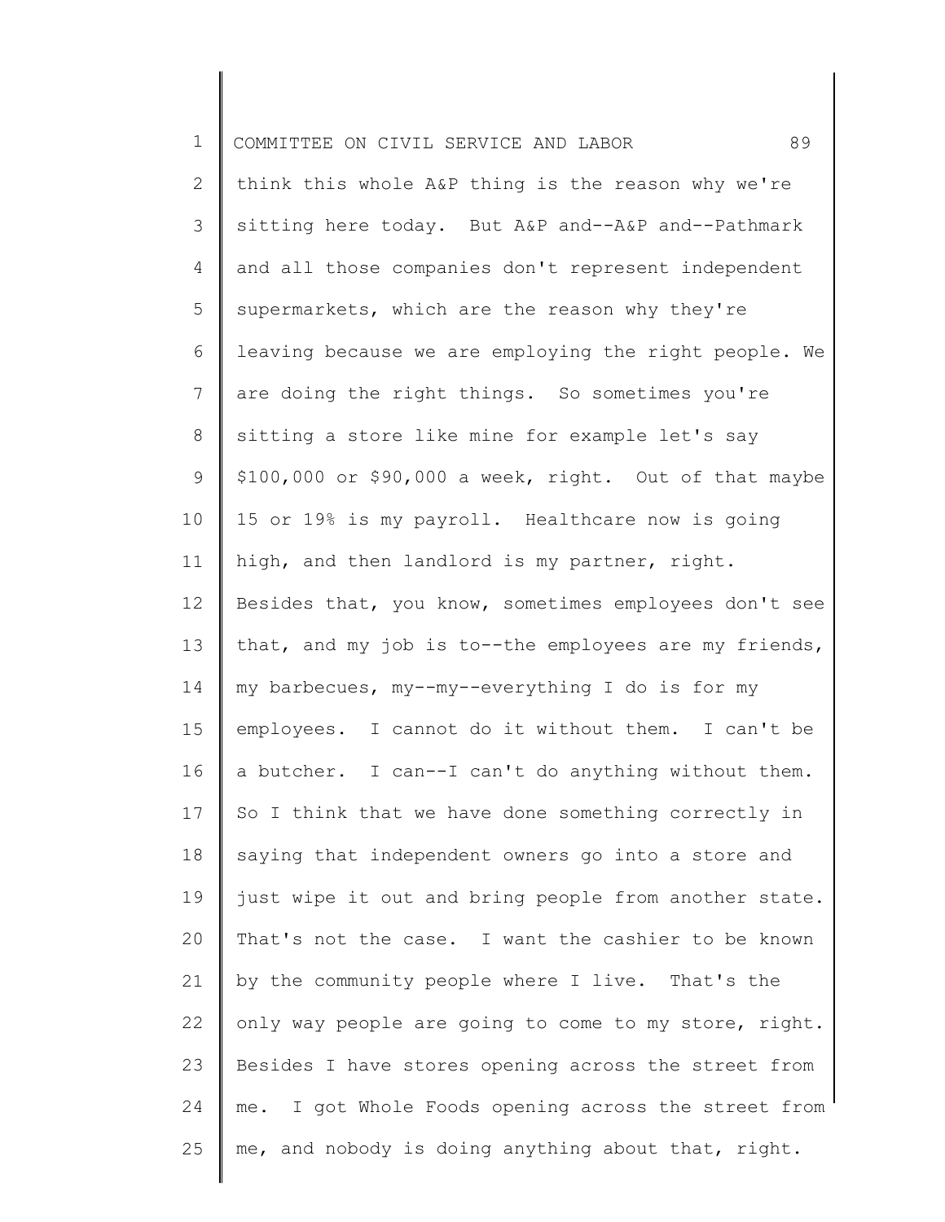think this whole A&P thing is the reason why we're sitting here today. But A&P and--A&P and--Pathmark and all those companies don't represent independent supermarkets, which are the reason why they're leaving because we are employing the right people. We are doing the right things. So sometimes you're sitting a store like mine for example let's say $100,000 or $90,000 a week, right. Out of that maybe 15 or 19% is my payroll. Healthcare now is going high, and then landlord is my partner, right. Besides that, you know, sometimes employees don't see that, and my job is to--the employees are my friends, my barbecues, my--my--everything I do is for my employees. I cannot do it without them. I can't be a butcher. I can--I can't do anything without them. So I think that we have done something correctly in saying that independent owners go into a store and just wipe it out and bring people from another state. That's not the case. I want the cashier to be known by the community people where I live. That's the only way people are going to come to my store, right. Besides I have stores opening across the street from me. I got Whole Foods opening across the street from me, and nobody is doing anything about that, right.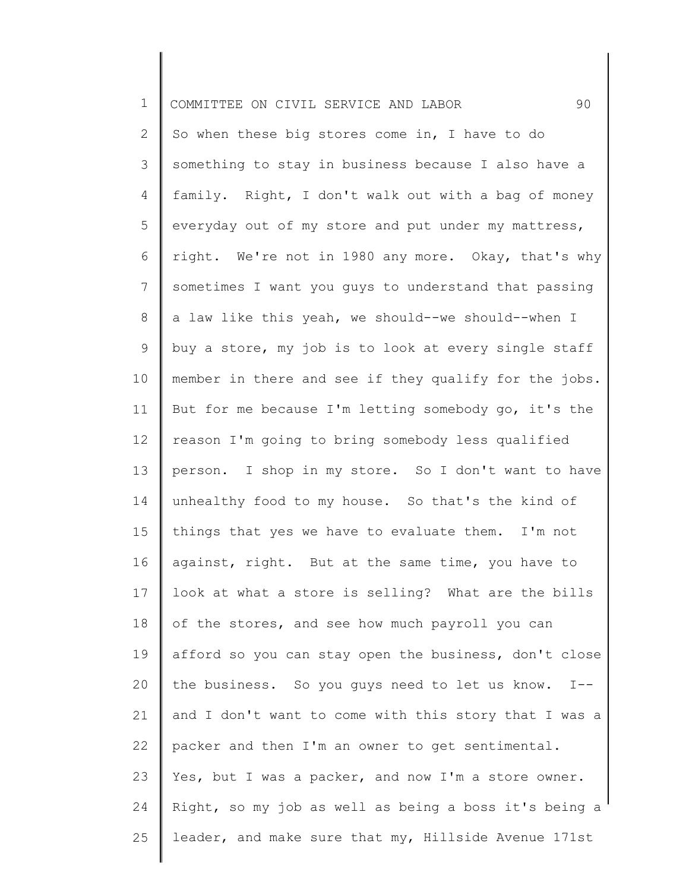So when these big stores come in, I have to do something to stay in business because I also have a family. Right, I don't walk out with a bag of money everyday out of my store and put under my mattress, right. We're not in 1980 any more. Okay, that's why sometimes I want you guys to understand that passing a law like this yeah, we should--we should--when I buy a store, my job is to look at every single staff member in there and see if they qualify for the jobs. But for me because I'm letting somebody go, it's the reason I'm going to bring somebody less qualified person. I shop in my store. So I don't want to have unhealthy food to my house. So that's the kind of things that yes we have to evaluate them. I'm not against, right. But at the same time, you have to look at what a store is selling? What are the bills of the stores, and see how much payroll you can afford so you can stay open the business, don't close the business. So you guys need to let us know. I--and I don't want to come with this story that I was a packer and then I'm an owner to get sentimental. Yes, but I was a packer, and now I'm a store owner. Right, so my job as well as being a boss it's being a leader, and make sure that my, Hillside Avenue 171st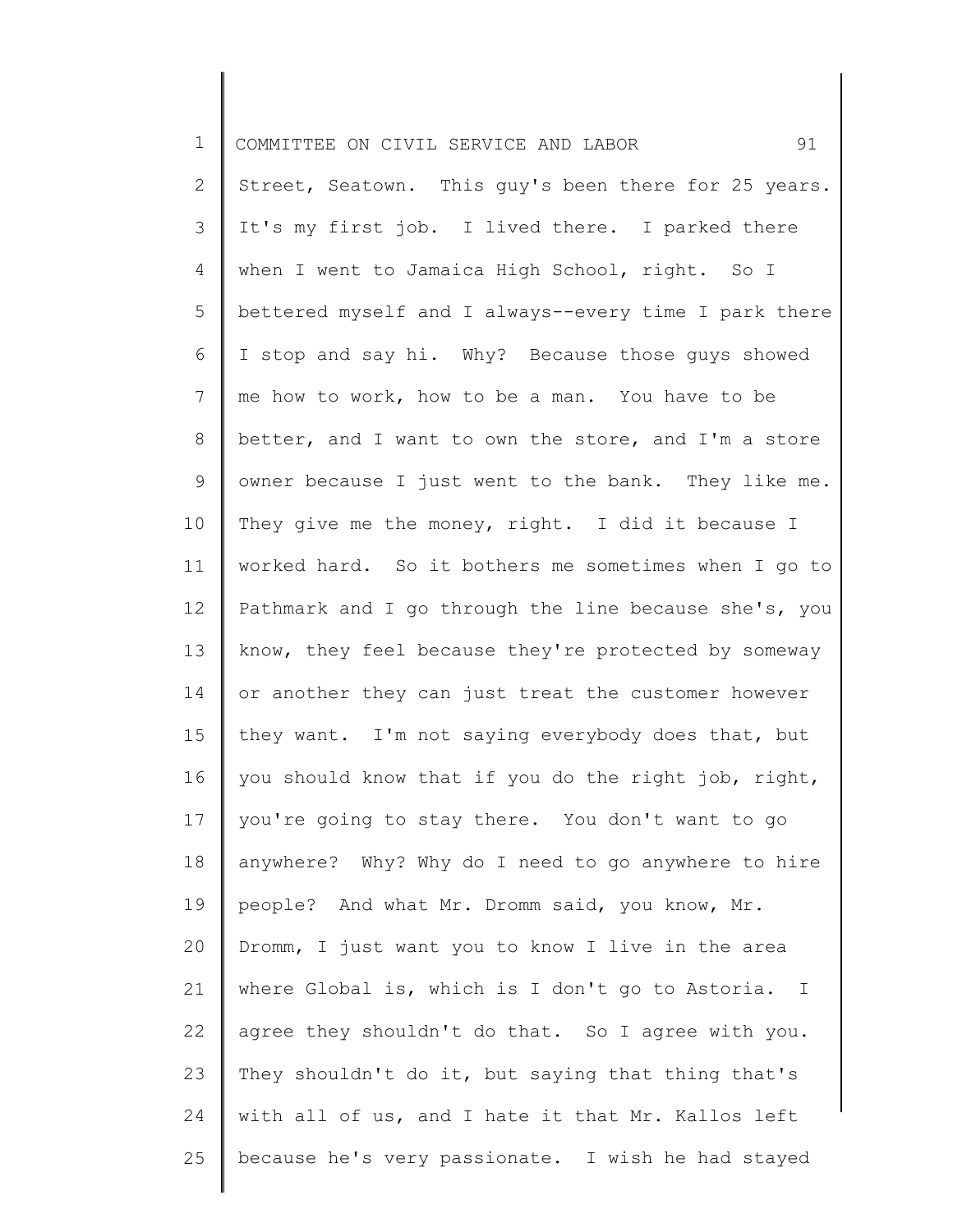Street, Seatown. This guy's been there for 25 years. It's my first job. I lived there. I parked there when I went to Jamaica High School, right. So I bettered myself and I always--every time I park there I stop and say hi. Why? Because those guys showed me how to work, how to be a man. You have to be better, and I want to own the store, and I'm a store owner because I just went to the bank. They like me. They give me the money, right. I did it because I worked hard. So it bothers me sometimes when I go to Pathmark and I go through the line because she's, you know, they feel because they're protected by someway or another they can just treat the customer however they want. I'm not saying everybody does that, but you should know that if you do the right job, right, you're going to stay there. You don't want to go anywhere? Why? Why do I need to go anywhere to hire people? And what Mr. Dromm said, you know, Mr. Dromm, I just want you to know I live in the area where Global is, which is I don't go to Astoria. I agree they shouldn't do that. So I agree with you. They shouldn't do it, but saying that thing that's with all of us, and I hate it that Mr. Kallos left because he's very passionate. I wish he had stayed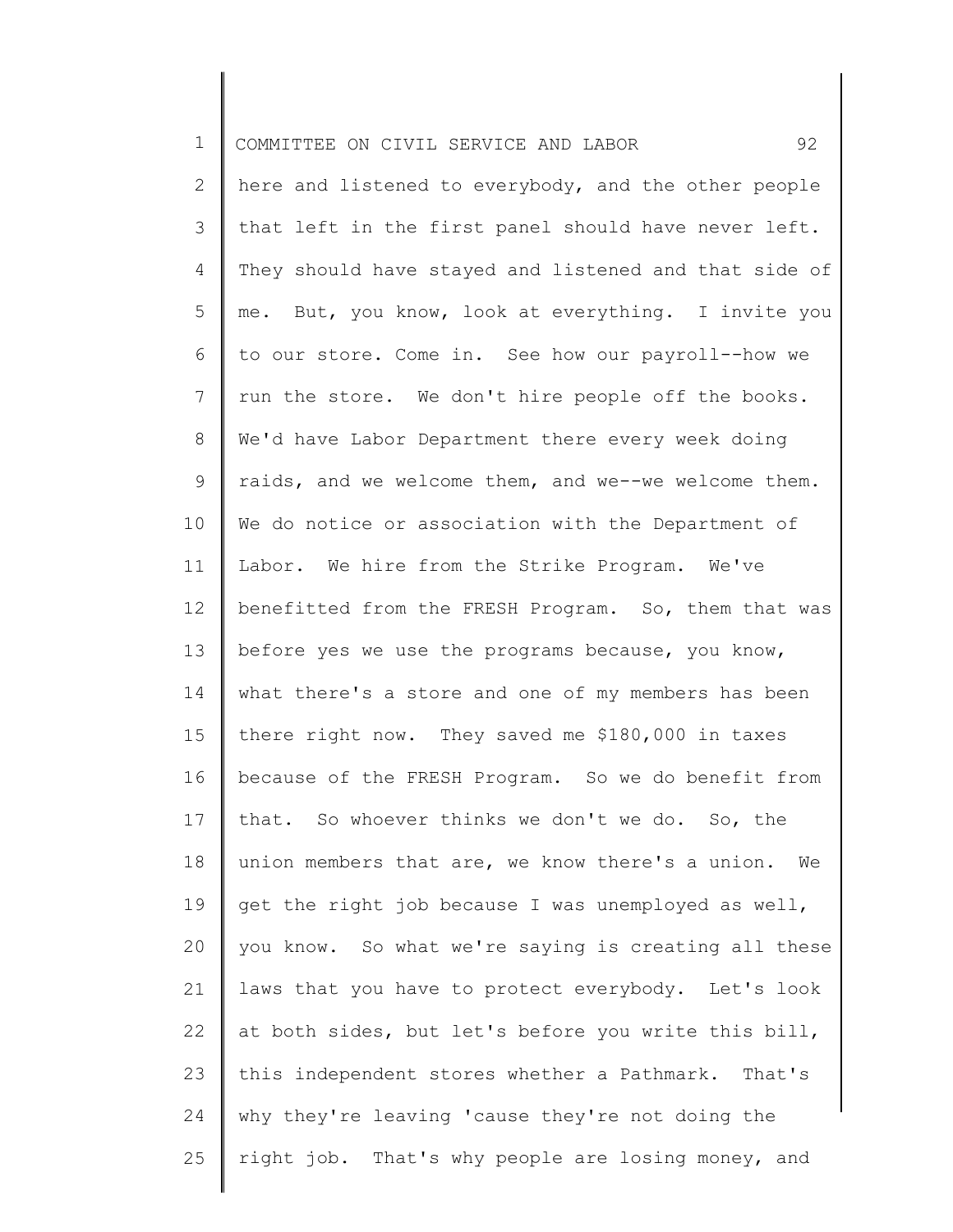here and listened to everybody, and the other people that left in the first panel should have never left. They should have stayed and listened and that side of me. But, you know, look at everything. I invite you to our store. Come in. See how our payroll--how we run the store. We don't hire people off the books. We'd have Labor Department there every week doing raids, and we welcome them, and we--we welcome them. We do notice or association with the Department of Labor. We hire from the Strike Program. We've benefitted from the FRESH Program. So, them that was before yes we use the programs because, you know, what there's a store and one of my members has been there right now. They saved me $180,000 in taxes because of the FRESH Program. So we do benefit from that. So whoever thinks we don't we do. So, the union members that are, we know there's a union. We get the right job because I was unemployed as well, you know. So what we're saying is creating all these laws that you have to protect everybody. Let's look at both sides, but let's before you write this bill, this independent stores whether a Pathmark. That's why they're leaving 'cause they're not doing the right job. That's why people are losing money, and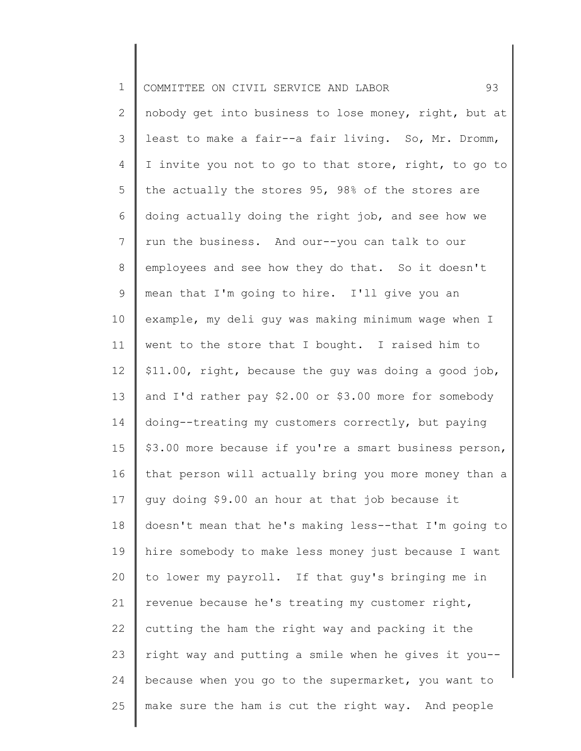nobody get into business to lose money, right, but at least to make a fair--a fair living. So, Mr. Dromm, I invite you not to go to that store, right, to go to the actually the stores 95, 98% of the stores are doing actually doing the right job, and see how we run the business. And our--you can talk to our employees and see how they do that. So it doesn't mean that I'm going to hire. I'll give you an example, my deli guy was making minimum wage when I went to the store that I bought. I raised him to $11.00, right, because the guy was doing a good job, and I'd rather pay $2.00 or $3.00 more for somebody doing--treating my customers correctly, but paying $3.00 more because if you're a smart business person, that person will actually bring you more money than a guy doing $9.00 an hour at that job because it doesn't mean that he's making less--that I'm going to hire somebody to make less money just because I want to lower my payroll. If that guy's bringing me in revenue because he's treating my customer right, cutting the ham the right way and packing it the right way and putting a smile when he gives it you--because when you go to the supermarket, you want to make sure the ham is cut the right way. And people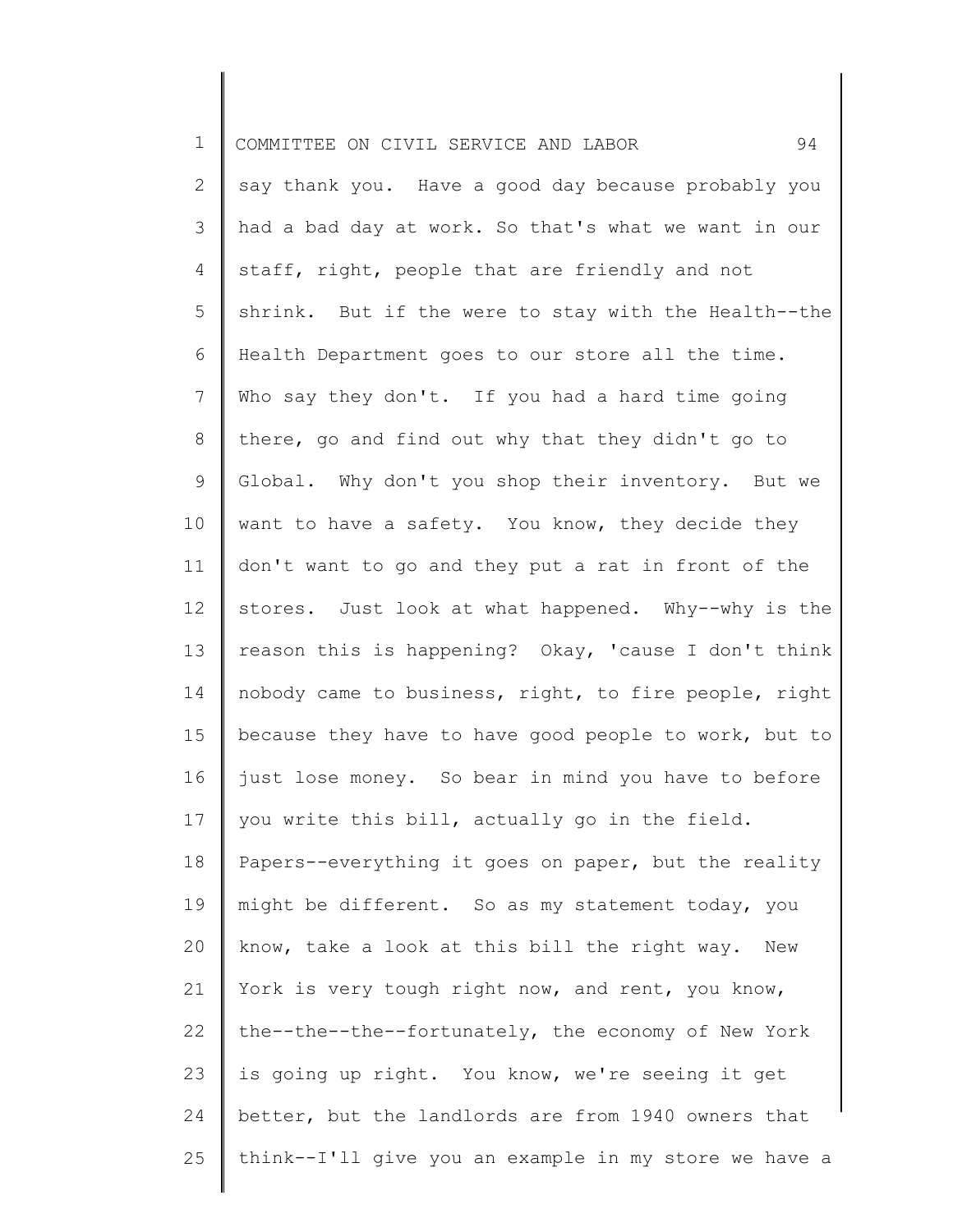say thank you. Have a good day because probably you had a bad day at work. So that's what we want in our staff, right, people that are friendly and not shrink. But if the were to stay with the Health--the Health Department goes to our store all the time. Who say they don't. If you had a hard time going there, go and find out why that they didn't go to Global. Why don't you shop their inventory. But we want to have a safety. You know, they decide they don't want to go and they put a rat in front of the stores. Just look at what happened. Why--why is the reason this is happening? Okay, 'cause I don't think nobody came to business, right, to fire people, right because they have to have good people to work, but to just lose money. So bear in mind you have to before you write this bill, actually go in the field. Papers--everything it goes on paper, but the reality might be different. So as my statement today, you know, take a look at this bill the right way. New York is very tough right now, and rent, you know, the--the--the--fortunately, the economy of New York is going up right. You know, we're seeing it get better, but the landlords are from 1940 owners that think--I'll give you an example in my store we have a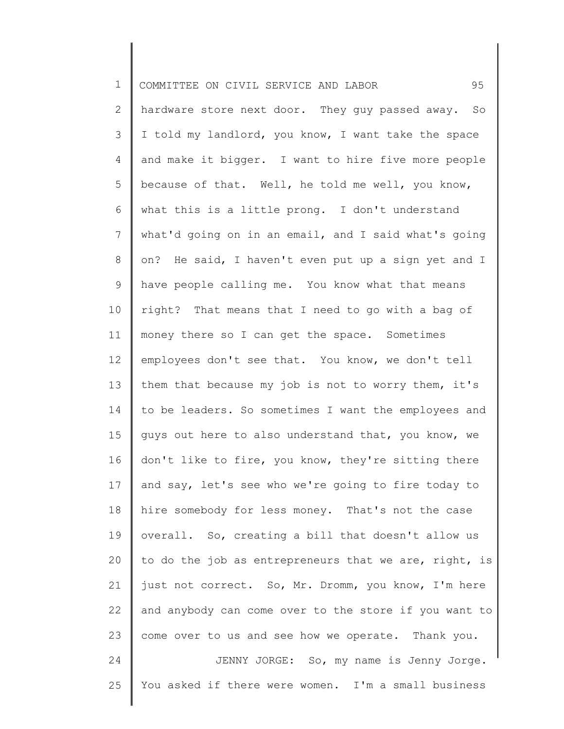hardware store next door. They guy passed away. So I told my landlord, you know, I want take the space and make it bigger. I want to hire five more people because of that. Well, he told me well, you know, what this is a little prong. I don't understand what'd going on in an email, and I said what's going on? He said, I haven't even put up a sign yet and I have people calling me. You know what that means right? That means that I need to go with a bag of money there so I can get the space. Sometimes employees don't see that. You know, we don't tell them that because my job is not to worry them, it's to be leaders. So sometimes I want the employees and guys out here to also understand that, you know, we don't like to fire, you know, they're sitting there and say, let's see who we're going to fire today to hire somebody for less money. That's not the case overall. So, creating a bill that doesn't allow us to do the job as entrepreneurs that we are, right, is just not correct. So, Mr. Dromm, you know, I'm here and anybody can come over to the store if you want to come over to us and see how we operate. Thank you.

JENNY JORGE: So, my name is Jenny Jorge. You asked if there were women. I'm a small business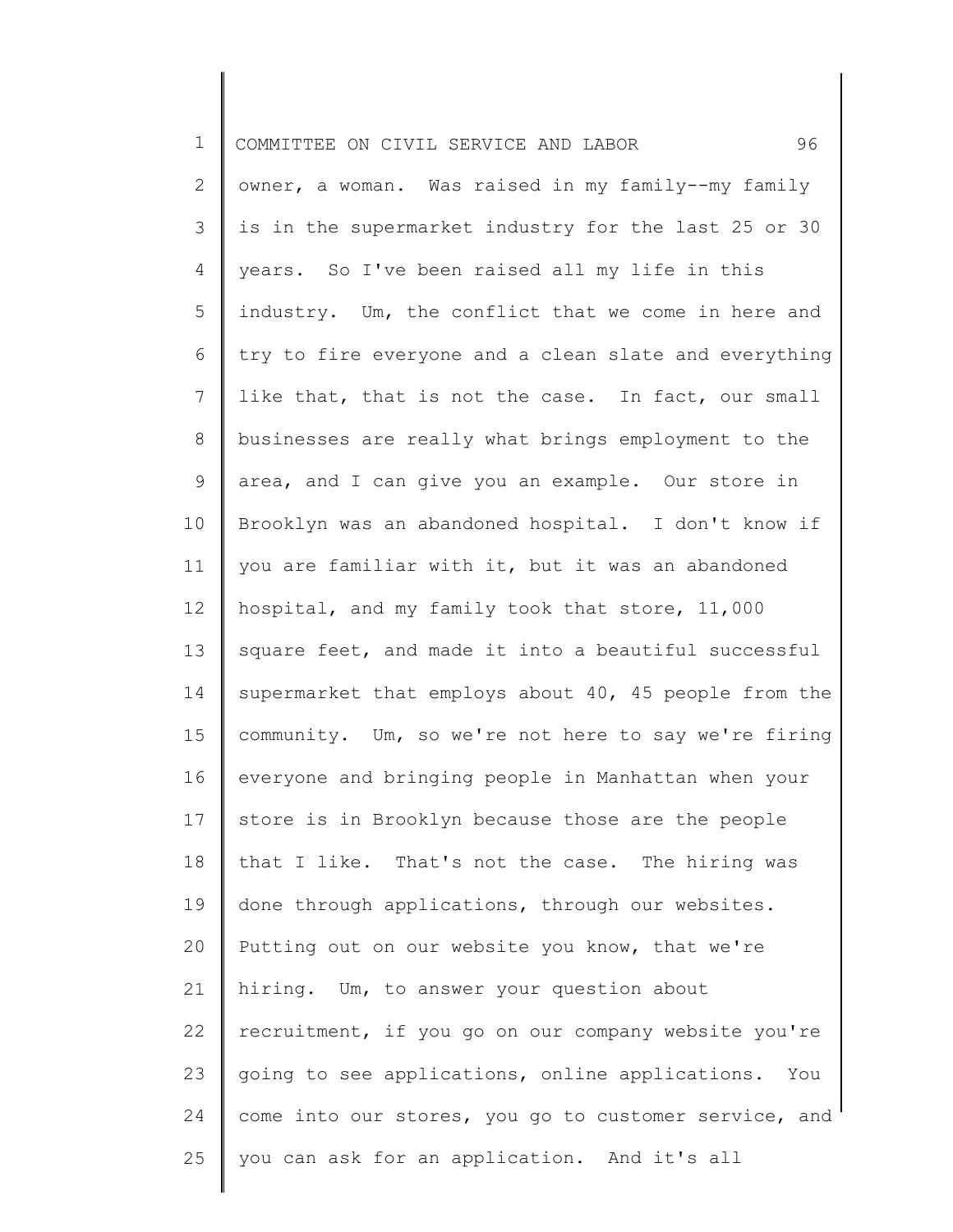owner, a woman. Was raised in my family--my family is in the supermarket industry for the last 25 or 30 years. So I've been raised all my life in this industry. Um, the conflict that we come in here and try to fire everyone and a clean slate and everything like that, that is not the case. In fact, our small businesses are really what brings employment to the area, and I can give you an example. Our store in Brooklyn was an abandoned hospital. I don't know if you are familiar with it, but it was an abandoned hospital, and my family took that store, 11,000 square feet, and made it into a beautiful successful supermarket that employs about 40, 45 people from the community. Um, so we're not here to say we're firing everyone and bringing people in Manhattan when your store is in Brooklyn because those are the people that I like. That's not the case. The hiring was done through applications, through our websites. Putting out on our website you know, that we're hiring. Um, to answer your question about recruitment, if you go on our company website you're going to see applications, online applications. You come into our stores, you go to customer service, and you can ask for an application. And it's all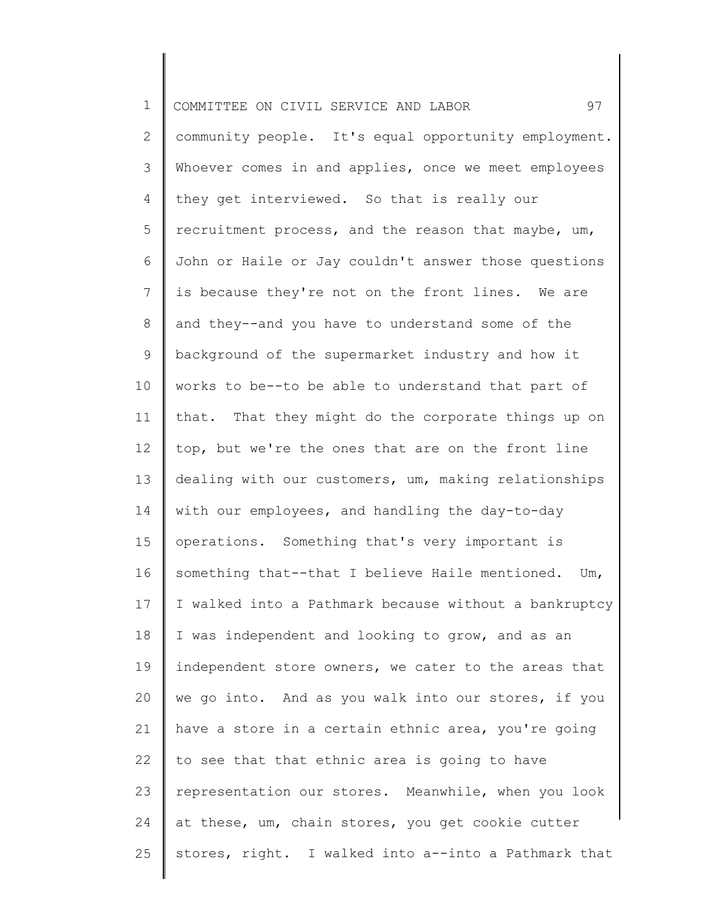community people. It's equal opportunity employment. Whoever comes in and applies, once we meet employees they get interviewed. So that is really our recruitment process, and the reason that maybe, um, John or Haile or Jay couldn't answer those questions is because they're not on the front lines. We are and they--and you have to understand some of the background of the supermarket industry and how it works to be--to be able to understand that part of that. That they might do the corporate things up on top, but we're the ones that are on the front line dealing with our customers, um, making relationships with our employees, and handling the day-to-day operations. Something that's very important is something that--that I believe Haile mentioned. Um, I walked into a Pathmark because without a bankruptcy I was independent and looking to grow, and as an independent store owners, we cater to the areas that we go into. And as you walk into our stores, if you have a store in a certain ethnic area, you're going to see that that ethnic area is going to have representation our stores. Meanwhile, when you look at these, um, chain stores, you get cookie cutter stores, right. I walked into a--into a Pathmark that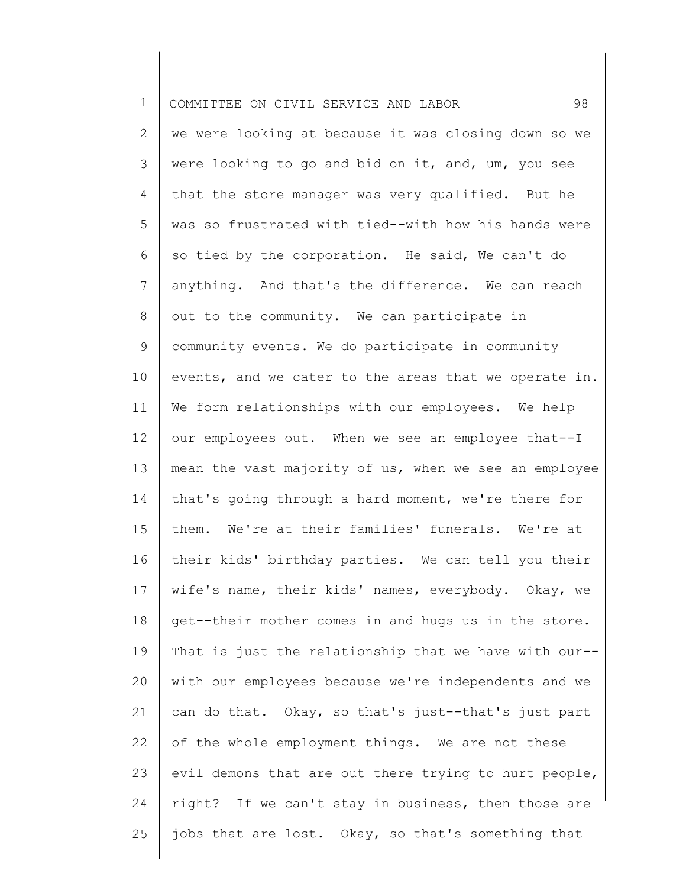we were looking at because it was closing down so we were looking to go and bid on it, and, um, you see that the store manager was very qualified. But he was so frustrated with tied--with how his hands were so tied by the corporation. He said, We can't do anything. And that's the difference. We can reach out to the community. We can participate in community events. We do participate in community events, and we cater to the areas that we operate in. We form relationships with our employees. We help our employees out. When we see an employee that--I mean the vast majority of us, when we see an employee that's going through a hard moment, we're there for them. We're at their families' funerals. We're at their kids' birthday parties. We can tell you their wife's name, their kids' names, everybody. Okay, we get--their mother comes in and hugs us in the store. That is just the relationship that we have with our--with our employees because we're independents and we can do that. Okay, so that's just--that's just part of the whole employment things. We are not these evil demons that are out there trying to hurt people, right? If we can't stay in business, then those are jobs that are lost. Okay, so that's something that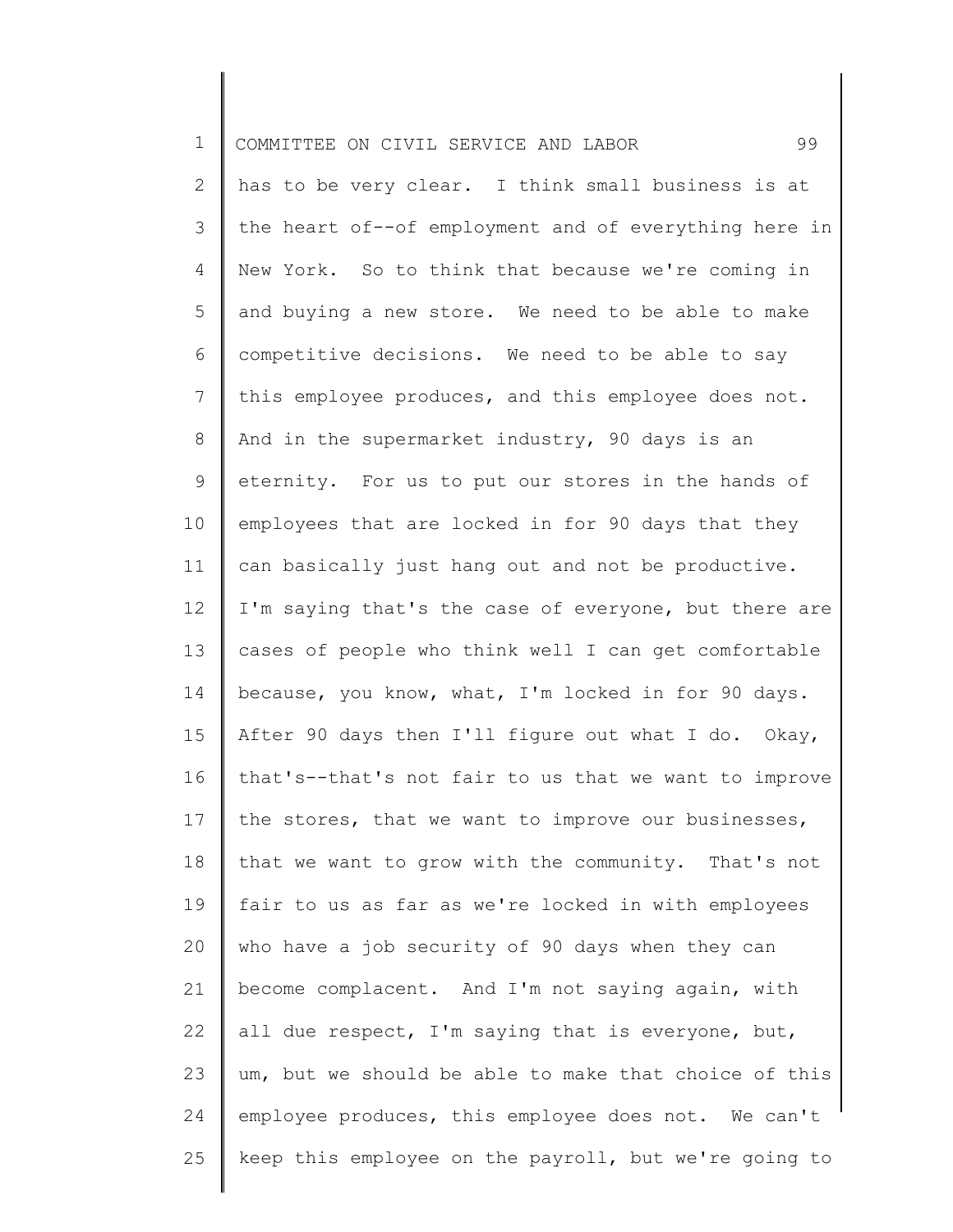has to be very clear. I think small business is at the heart of--of employment and of everything here in New York. So to think that because we're coming in and buying a new store. We need to be able to make competitive decisions. We need to be able to say this employee produces, and this employee does not. And in the supermarket industry, 90 days is an eternity. For us to put our stores in the hands of employees that are locked in for 90 days that they can basically just hang out and not be productive. I'm saying that's the case of everyone, but there are cases of people who think well I can get comfortable because, you know, what, I'm locked in for 90 days. After 90 days then I'll figure out what I do. Okay, that's--that's not fair to us that we want to improve the stores, that we want to improve our businesses, that we want to grow with the community. That's not fair to us as far as we're locked in with employees who have a job security of 90 days when they can become complacent. And I'm not saying again, with all due respect, I'm saying that is everyone, but, um, but we should be able to make that choice of this employee produces, this employee does not. We can't keep this employee on the payroll, but we're going to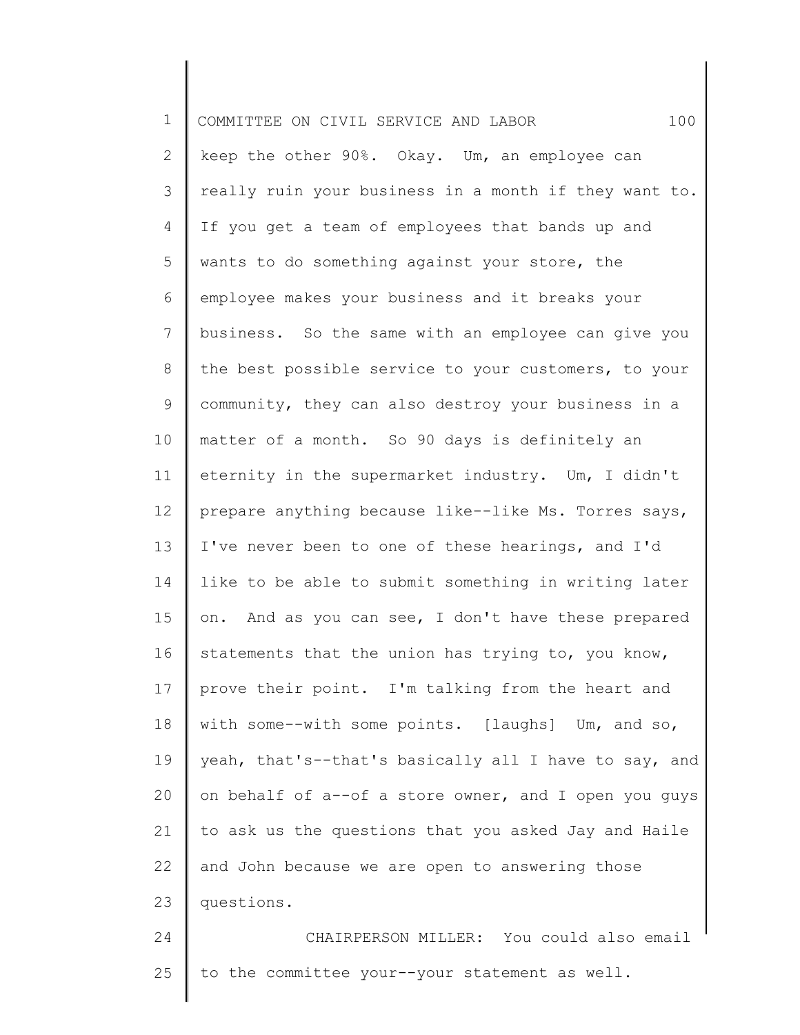keep the other 90%. Okay. Um, an employee can really ruin your business in a month if they want to. If you get a team of employees that bands up and wants to do something against your store, the employee makes your business and it breaks your business. So the same with an employee can give you the best possible service to your customers, to your community, they can also destroy your business in a matter of a month. So 90 days is definitely an eternity in the supermarket industry. Um, I didn't prepare anything because like--like Ms. Torres says, I've never been to one of these hearings, and I'd like to be able to submit something in writing later on. And as you can see, I don't have these prepared statements that the union has trying to, you know, prove their point. I'm talking from the heart and with some--with some points. [laughs] Um, and so, yeah, that's--that's basically all I have to say, and on behalf of a--of a store owner, and I open you guys to ask us the questions that you asked Jay and Haile and John because we are open to answering those questions.

CHAIRPERSON MILLER: You could also email to the committee your--your statement as well.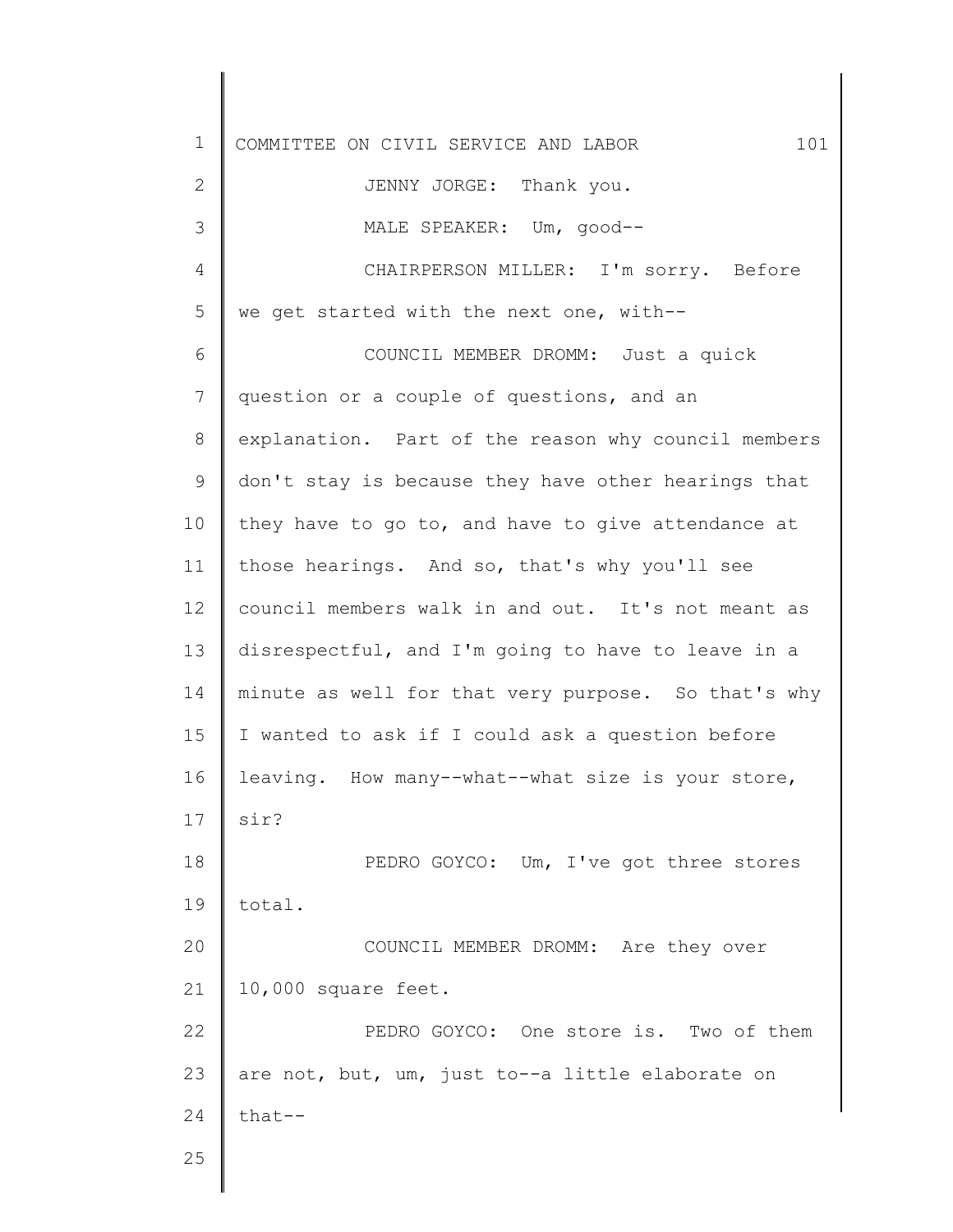JENNY JORGE: Thank you.

MALE SPEAKER: Um, good--

CHAIRPERSON MILLER: I'm sorry. Before we get started with the next one, with--

COUNCIL MEMBER DROMM: Just a quick question or a couple of questions, and an explanation. Part of the reason why council members don't stay is because they have other hearings that they have to go to, and have to give attendance at those hearings. And so, that's why you'll see council members walk in and out. It's not meant as disrespectful, and I'm going to have to leave in a minute as well for that very purpose. So that's why I wanted to ask if I could ask a question before leaving. How many--what--what size is your store, sir?

PEDRO GOYCO: Um, I've got three stores total.

COUNCIL MEMBER DROMM: Are they over 10,000 square feet.

PEDRO GOYCO: One store is. Two of them are not, but, um, just to--a little elaborate on that--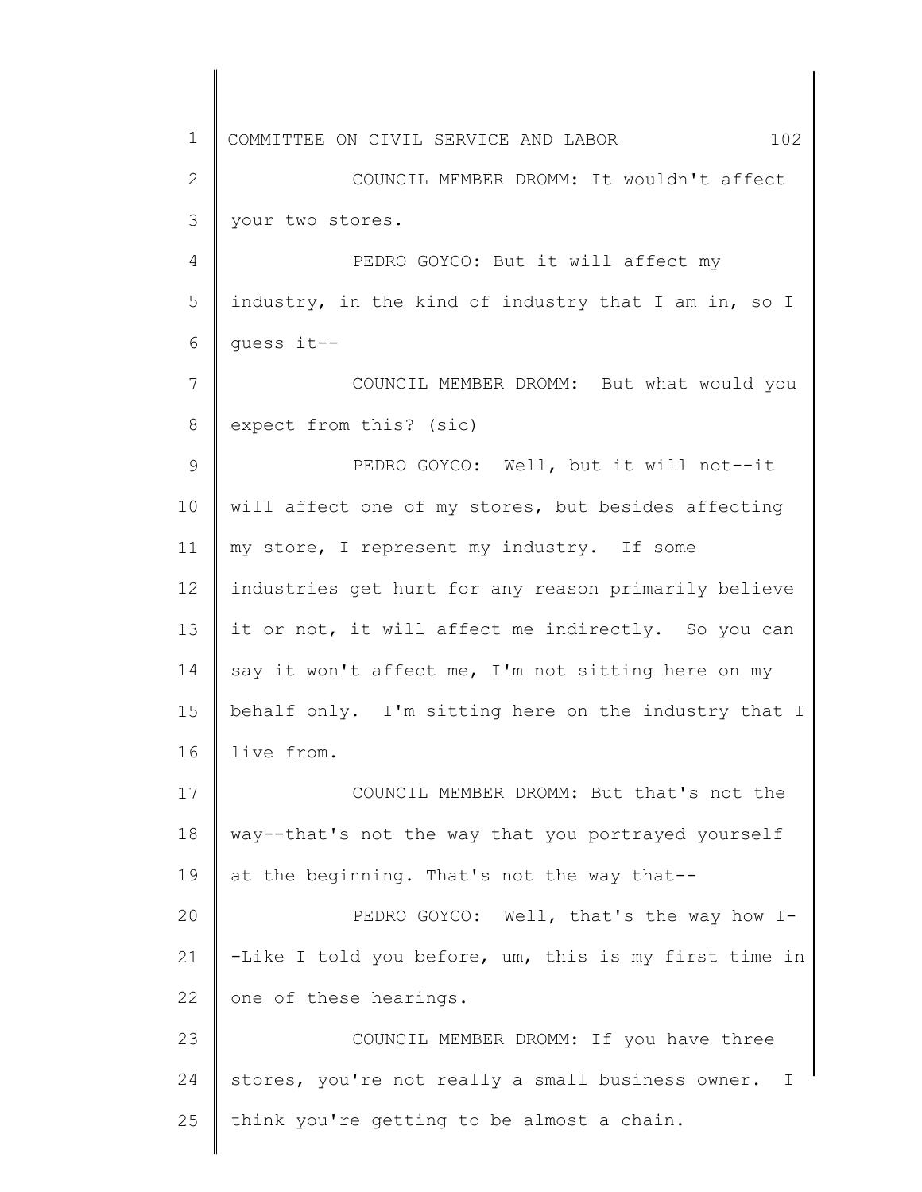COUNCIL MEMBER DROMM: It wouldn't affect your two stores.

PEDRO GOYCO: But it will affect my industry, in the kind of industry that I am in, so I guess it--

COUNCIL MEMBER DROMM: But what would you expect from this? (sic)

PEDRO GOYCO: Well, but it will not--it will affect one of my stores, but besides affecting my store, I represent my industry. If some industries get hurt for any reason primarily believe it or not, it will affect me indirectly. So you can say it won't affect me, I'm not sitting here on my behalf only. I'm sitting here on the industry that I live from.

COUNCIL MEMBER DROMM: But that's not the way--that's not the way that you portrayed yourself at the beginning. That's not the way that--

PEDRO GOYCO: Well, that's the way how I--Like I told you before, um, this is my first time in one of these hearings.

COUNCIL MEMBER DROMM: If you have three stores, you're not really a small business owner. I think you're getting to be almost a chain.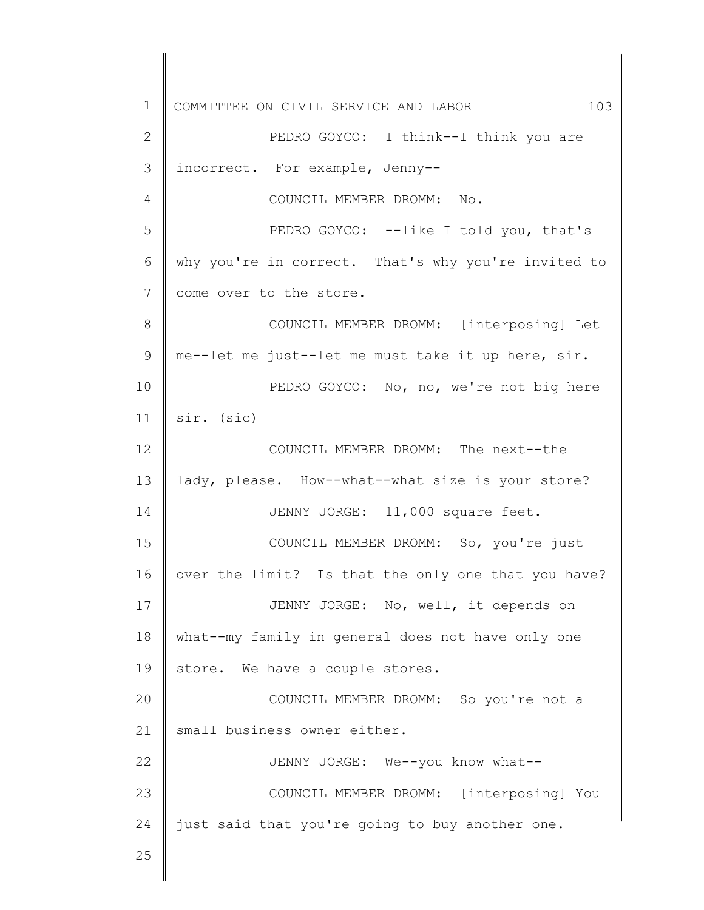PEDRO GOYCO: I think--I think you are incorrect. For example, Jenny--

COUNCIL MEMBER DROMM: No.

PEDRO GOYCO: --like I told you, that's why you're in correct. That's why you're invited to come over to the store.

COUNCIL MEMBER DROMM: [interposing] Let me--let me just--let me must take it up here, sir.

PEDRO GOYCO: No, no, we're not big here sir. (sic)

COUNCIL MEMBER DROMM: The next--the lady, please. How--what--what size is your store?

JENNY JORGE: 11,000 square feet.

COUNCIL MEMBER DROMM: So, you're just over the limit? Is that the only one that you have?

JENNY JORGE: No, well, it depends on what--my family in general does not have only one store. We have a couple stores.

COUNCIL MEMBER DROMM: So you're not a small business owner either.

JENNY JORGE: We--you know what--

COUNCIL MEMBER DROMM: [interposing] You just said that you're going to buy another one.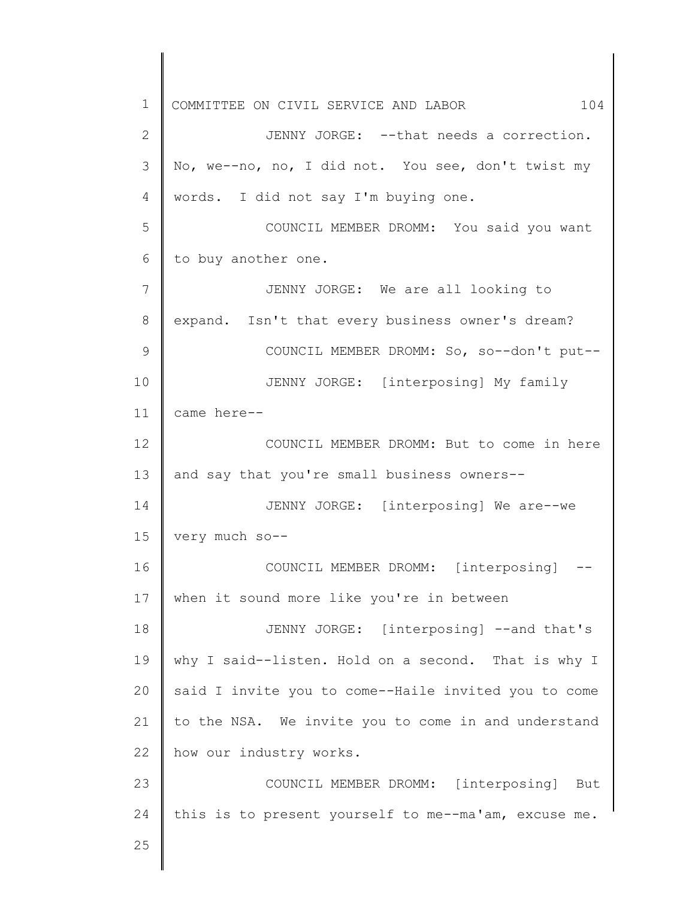JENNY JORGE: --that needs a correction. No, we--no, no, I did not. You see, don't twist my words. I did not say I'm buying one.

COUNCIL MEMBER DROMM: You said you want to buy another one.

JENNY JORGE: We are all looking to expand. Isn't that every business owner's dream?

COUNCIL MEMBER DROMM: So, so--don't put--

JENNY JORGE: [interposing] My family came here--

COUNCIL MEMBER DROMM: But to come in here and say that you're small business owners--

JENNY JORGE: [interposing] We are--we very much so--

COUNCIL MEMBER DROMM: [interposing] --when it sound more like you're in between

JENNY JORGE: [interposing] --and that's why I said--listen. Hold on a second. That is why I said I invite you to come--Haile invited you to come to the NSA. We invite you to come in and understand how our industry works.

COUNCIL MEMBER DROMM: [interposing] But this is to present yourself to me--ma'am, excuse me.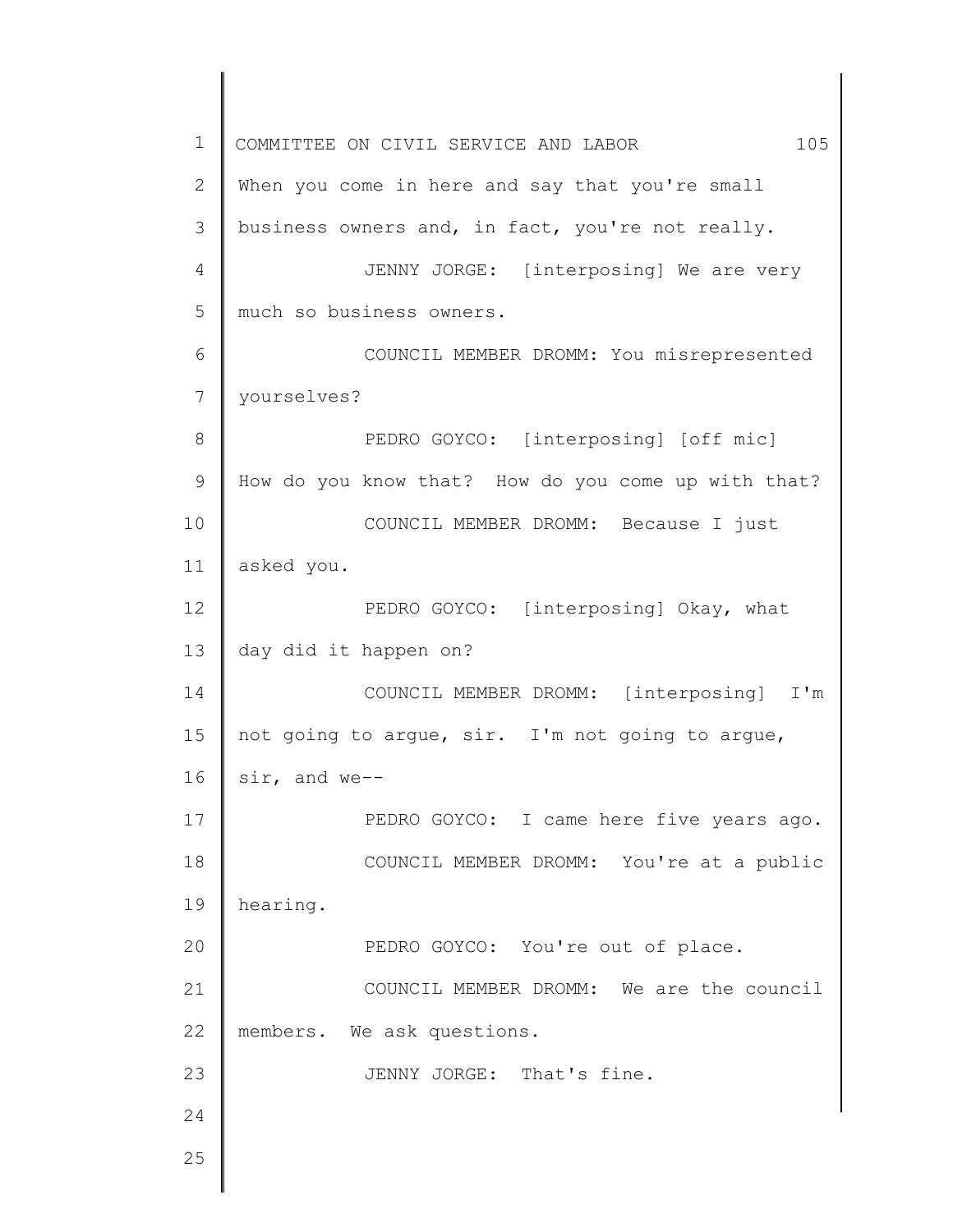When you come in here and say that you're small business owners and, in fact, you're not really.

JENNY JORGE: [interposing] We are very much so business owners.

COUNCIL MEMBER DROMM: You misrepresented yourselves?

PEDRO GOYCO: [interposing] [off mic] How do you know that? How do you come up with that?

COUNCIL MEMBER DROMM: Because I just asked you.

PEDRO GOYCO: [interposing] Okay, what day did it happen on?

COUNCIL MEMBER DROMM: [interposing] I'm not going to argue, sir. I'm not going to argue, sir, and we--

PEDRO GOYCO: I came here five years ago.

COUNCIL MEMBER DROMM: You're at a public hearing.

PEDRO GOYCO: You're out of place.

COUNCIL MEMBER DROMM: We are the council members. We ask questions.

JENNY JORGE: That's fine.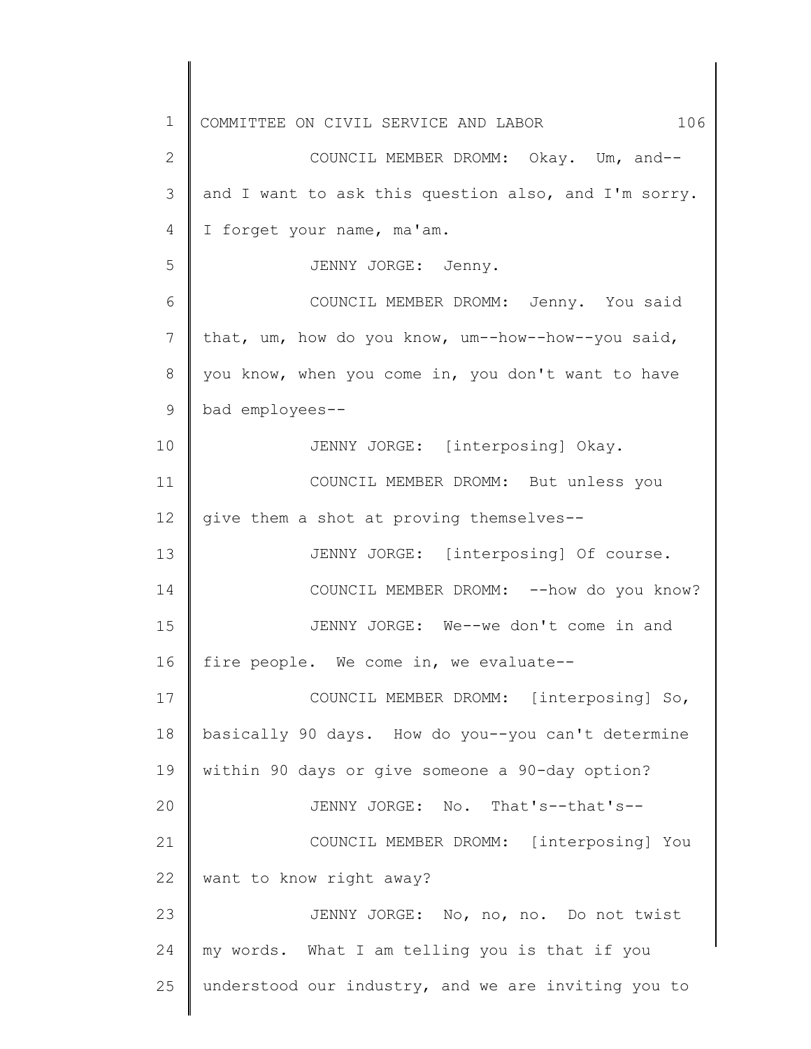COUNCIL MEMBER DROMM: Okay. Um, and--and I want to ask this question also, and I'm sorry. I forget your name, ma'am.

JENNY JORGE: Jenny.

COUNCIL MEMBER DROMM: Jenny. You said that, um, how do you know, um--how--how--you said, you know, when you come in, you don't want to have bad employees--

JENNY JORGE: [interposing] Okay.

COUNCIL MEMBER DROMM: But unless you give them a shot at proving themselves--

JENNY JORGE: [interposing] Of course.

COUNCIL MEMBER DROMM: --how do you know?

JENNY JORGE: We--we don't come in and fire people. We come in, we evaluate--

COUNCIL MEMBER DROMM: [interposing] So, basically 90 days. How do you--you can't determine within 90 days or give someone a 90-day option?

JENNY JORGE: No. That's--that's--

COUNCIL MEMBER DROMM: [interposing] You want to know right away?

JENNY JORGE: No, no, no. Do not twist my words. What I am telling you is that if you understood our industry, and we are inviting you to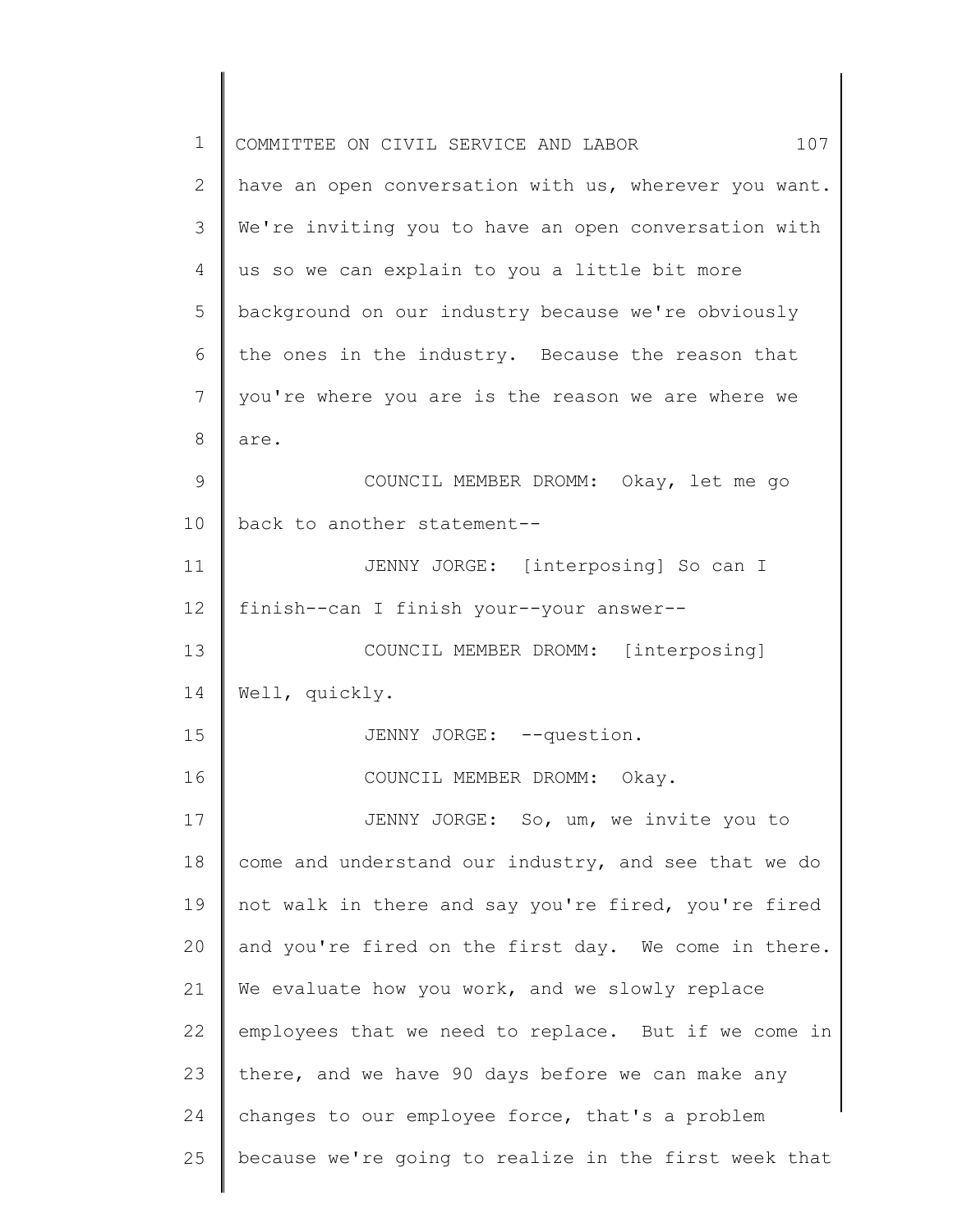have an open conversation with us, wherever you want. We're inviting you to have an open conversation with us so we can explain to you a little bit more background on our industry because we're obviously the ones in the industry. Because the reason that you're where you are is the reason we are where we are.

COUNCIL MEMBER DROMM: Okay, let me go back to another statement--

JENNY JORGE: [interposing] So can I finish--can I finish your--your answer--

COUNCIL MEMBER DROMM: [interposing] Well, quickly.

JENNY JORGE: --question.

COUNCIL MEMBER DROMM: Okay.

JENNY JORGE: So, um, we invite you to come and understand our industry, and see that we do not walk in there and say you're fired, you're fired and you're fired on the first day. We come in there. We evaluate how you work, and we slowly replace employees that we need to replace. But if we come in there, and we have 90 days before we can make any changes to our employee force, that's a problem because we're going to realize in the first week that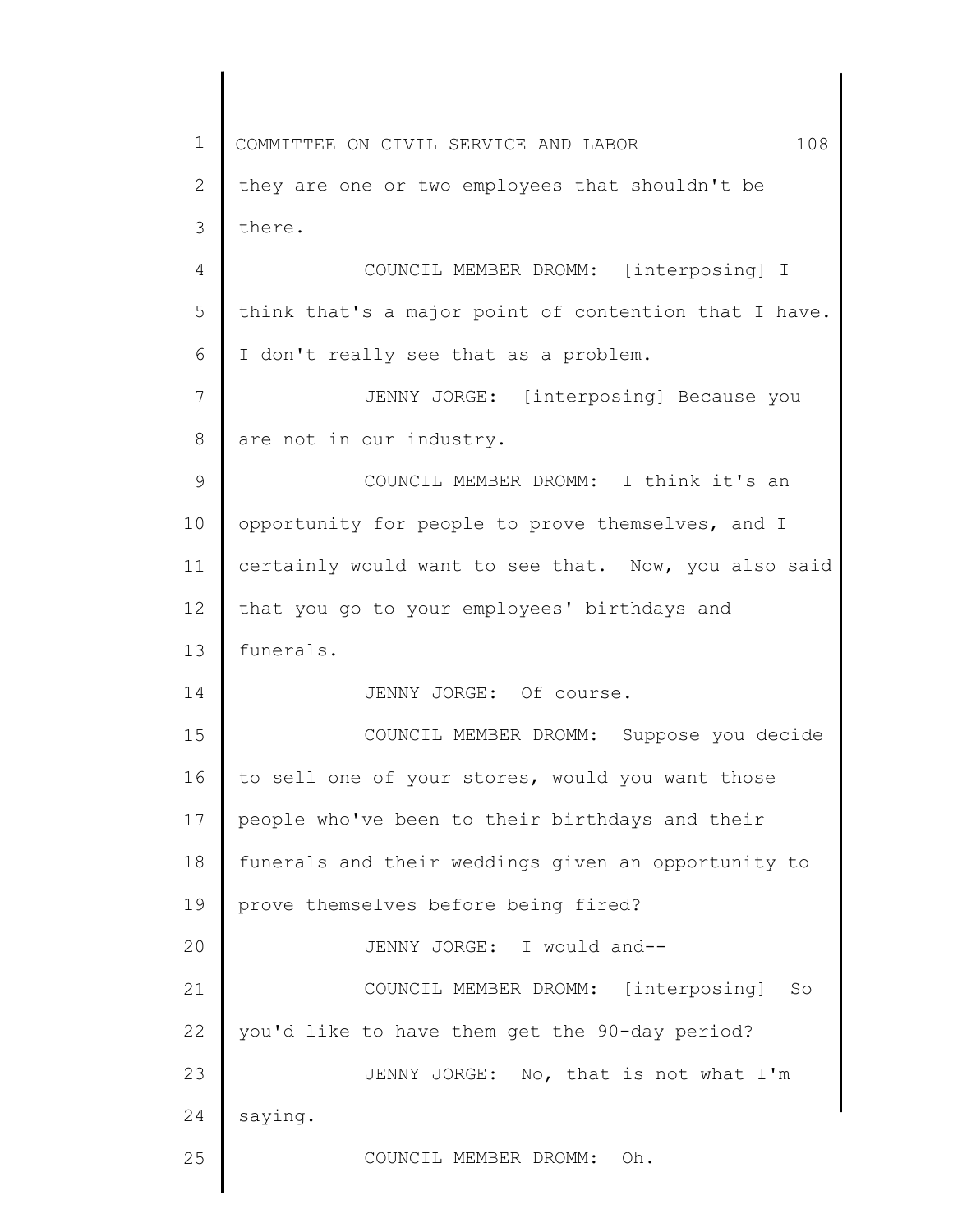they are one or two employees that shouldn't be there.

COUNCIL MEMBER DROMM: [interposing] I think that's a major point of contention that I have. I don't really see that as a problem.

JENNY JORGE: [interposing] Because you are not in our industry.

COUNCIL MEMBER DROMM: I think it's an opportunity for people to prove themselves, and I certainly would want to see that. Now, you also said that you go to your employees' birthdays and funerals.

JENNY JORGE: Of course.

COUNCIL MEMBER DROMM: Suppose you decide to sell one of your stores, would you want those people who've been to their birthdays and their funerals and their weddings given an opportunity to prove themselves before being fired?

JENNY JORGE: I would and--

COUNCIL MEMBER DROMM: [interposing] So you'd like to have them get the 90-day period?

JENNY JORGE: No, that is not what I'm saying.

COUNCIL MEMBER DROMM: Oh.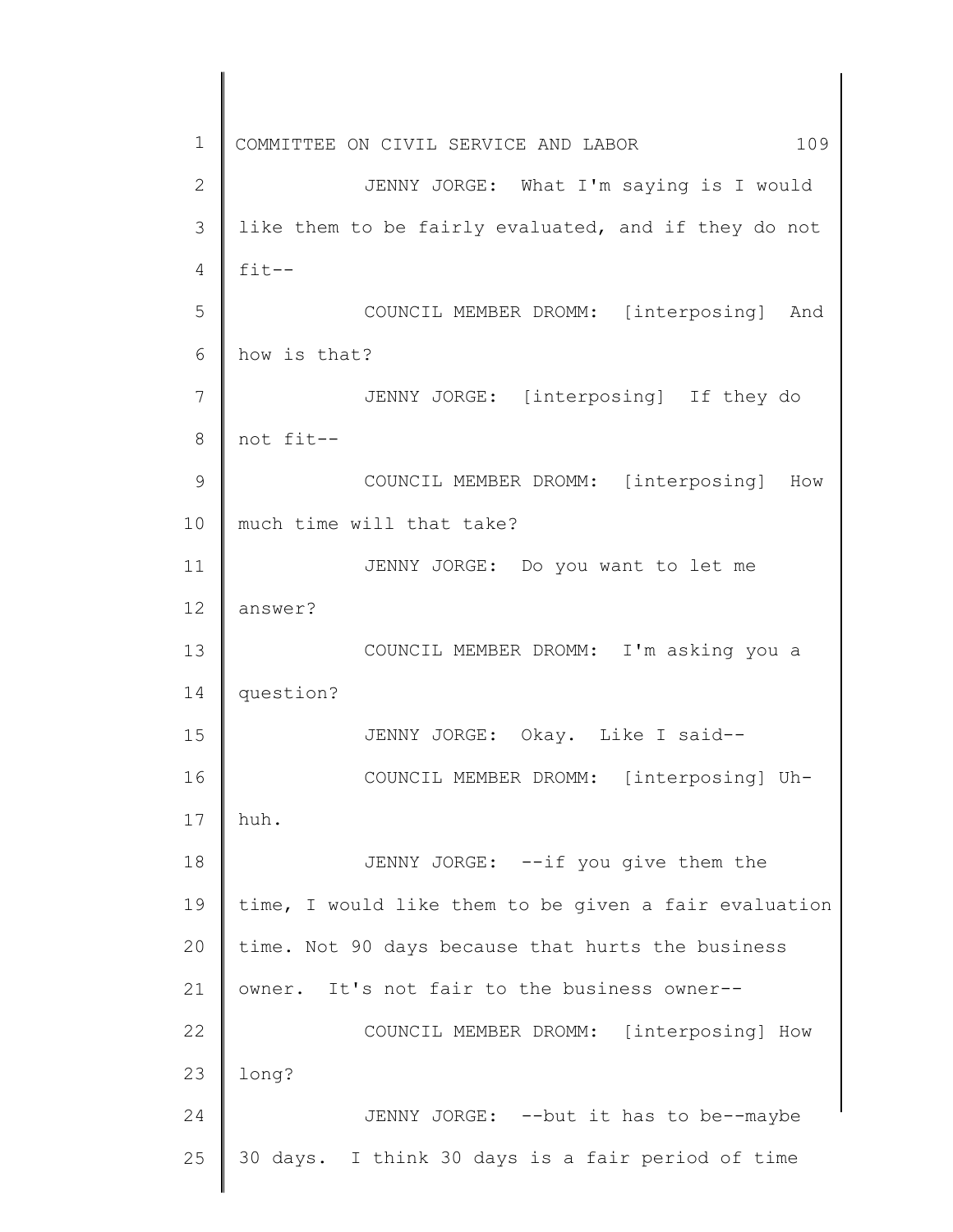JENNY JORGE: What I'm saying is I would like them to be fairly evaluated, and if they do not fit--

COUNCIL MEMBER DROMM: [interposing] And how is that?

JENNY JORGE: [interposing] If they do not fit--

COUNCIL MEMBER DROMM: [interposing] How much time will that take?

JENNY JORGE: Do you want to let me answer?

COUNCIL MEMBER DROMM: I'm asking you a question?

JENNY JORGE: Okay. Like I said--

COUNCIL MEMBER DROMM: [interposing] Uh-huh.

JENNY JORGE: --if you give them the time, I would like them to be given a fair evaluation time. Not 90 days because that hurts the business owner. It's not fair to the business owner--

COUNCIL MEMBER DROMM: [interposing] How long?

JENNY JORGE: --but it has to be--maybe 30 days. I think 30 days is a fair period of time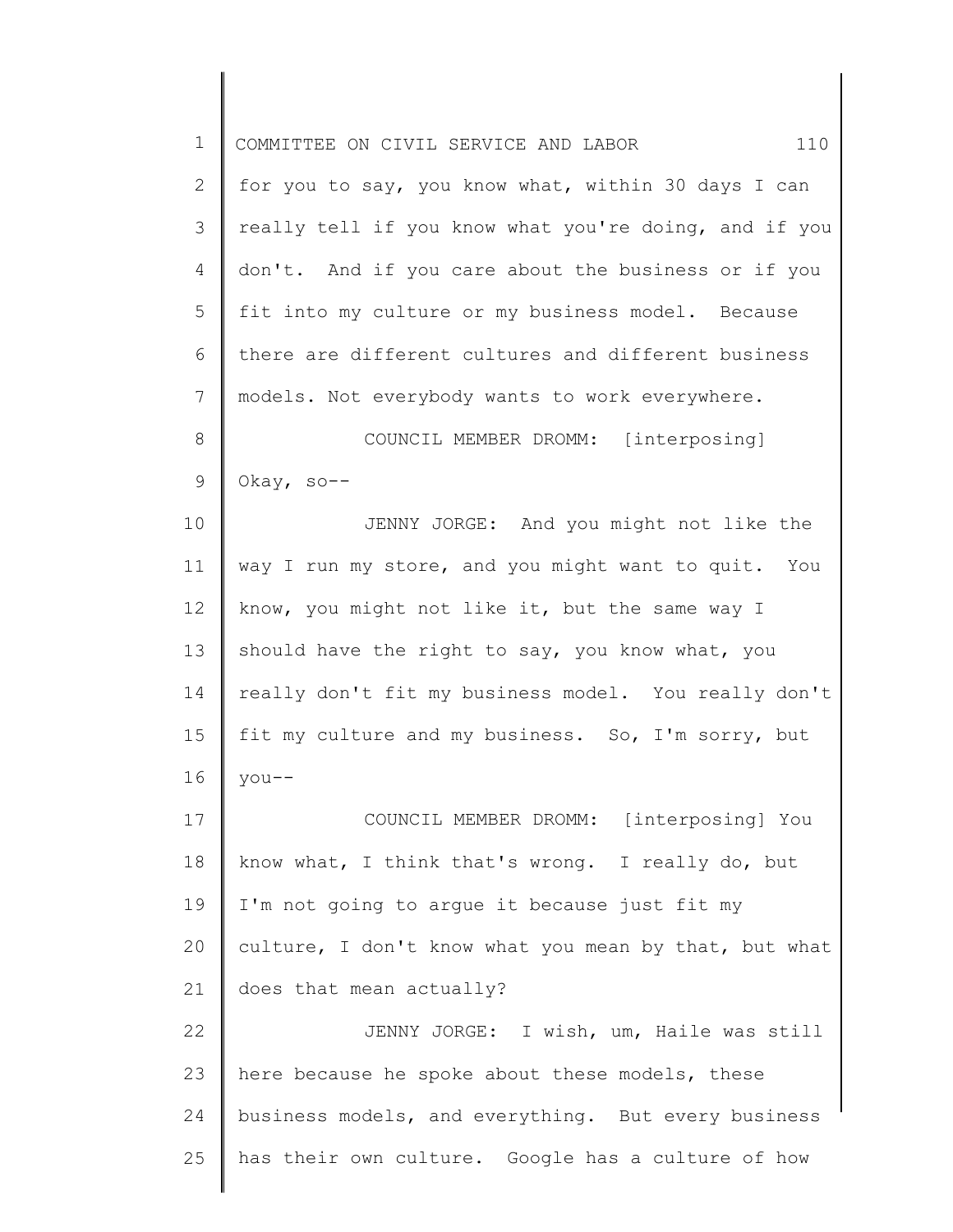for you to say, you know what, within 30 days I can really tell if you know what you're doing, and if you don't. And if you care about the business or if you fit into my culture or my business model. Because there are different cultures and different business models. Not everybody wants to work everywhere.

COUNCIL MEMBER DROMM: [interposing] Okay, so--

JENNY JORGE: And you might not like the way I run my store, and you might want to quit. You know, you might not like it, but the same way I should have the right to say, you know what, you really don't fit my business model. You really don't fit my culture and my business. So, I'm sorry, but you--

COUNCIL MEMBER DROMM: [interposing] You know what, I think that's wrong. I really do, but I'm not going to argue it because just fit my culture, I don't know what you mean by that, but what does that mean actually?

JENNY JORGE: I wish, um, Haile was still here because he spoke about these models, these business models, and everything. But every business has their own culture. Google has a culture of how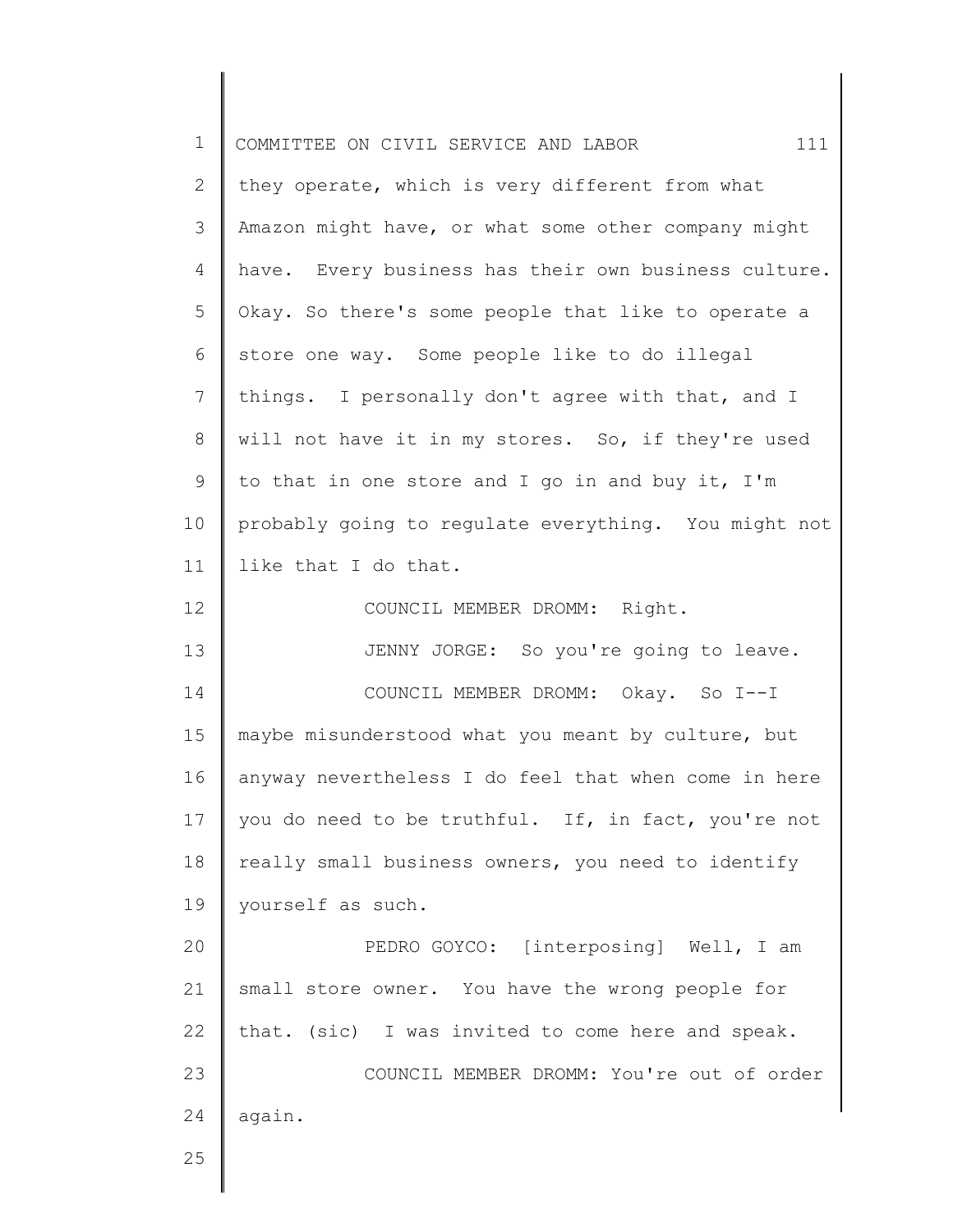they operate, which is very different from what Amazon might have, or what some other company might have. Every business has their own business culture. Okay. So there's some people that like to operate a store one way. Some people like to do illegal things. I personally don't agree with that, and I will not have it in my stores. So, if they're used to that in one store and I go in and buy it, I'm probably going to regulate everything. You might not like that I do that.

COUNCIL MEMBER DROMM: Right.

JENNY JORGE: So you're going to leave.

COUNCIL MEMBER DROMM: Okay. So I--I maybe misunderstood what you meant by culture, but anyway nevertheless I do feel that when come in here you do need to be truthful. If, in fact, you're not really small business owners, you need to identify yourself as such.

PEDRO GOYCO: [interposing] Well, I am small store owner. You have the wrong people for that. (sic) I was invited to come here and speak.

COUNCIL MEMBER DROMM: You're out of order again.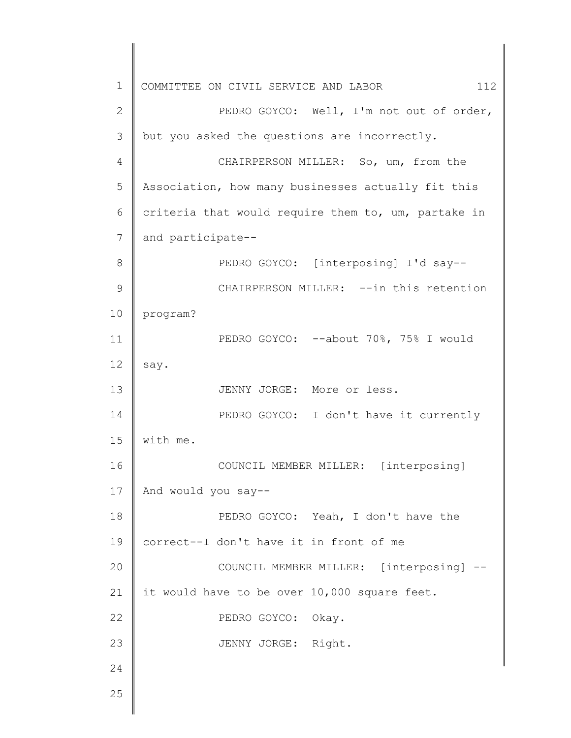PEDRO GOYCO: Well, I'm not out of order, but you asked the questions are incorrectly.

CHAIRPERSON MILLER: So, um, from the Association, how many businesses actually fit this criteria that would require them to, um, partake in and participate--

PEDRO GOYCO: [interposing] I'd say--

CHAIRPERSON MILLER: --in this retention program?

PEDRO GOYCO: --about 70%, 75% I would say.

JENNY JORGE: More or less.

PEDRO GOYCO: I don't have it currently with me.

COUNCIL MEMBER MILLER: [interposing] And would you say--

PEDRO GOYCO: Yeah, I don't have the correct--I don't have it in front of me

COUNCIL MEMBER MILLER: [interposing] --it would have to be over 10,000 square feet.

PEDRO GOYCO: Okay.

JENNY JORGE: Right.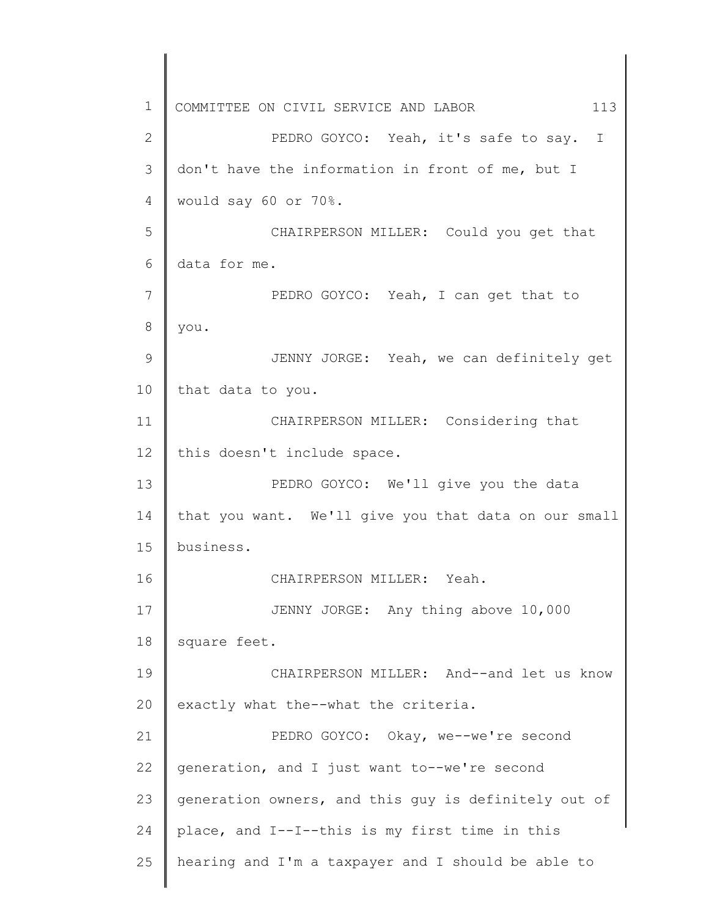PEDRO GOYCO: Yeah, it's safe to say. I don't have the information in front of me, but I would say 60 or 70%.

CHAIRPERSON MILLER: Could you get that data for me.

PEDRO GOYCO: Yeah, I can get that to you.

JENNY JORGE: Yeah, we can definitely get that data to you.

CHAIRPERSON MILLER: Considering that this doesn't include space.

PEDRO GOYCO: We'll give you the data that you want. We'll give you that data on our small business.

CHAIRPERSON MILLER: Yeah.

JENNY JORGE: Any thing above 10,000 square feet.

CHAIRPERSON MILLER: And--and let us know exactly what the--what the criteria.

PEDRO GOYCO: Okay, we--we're second generation, and I just want to--we're second generation owners, and this guy is definitely out of place, and I--I--this is my first time in this hearing and I'm a taxpayer and I should be able to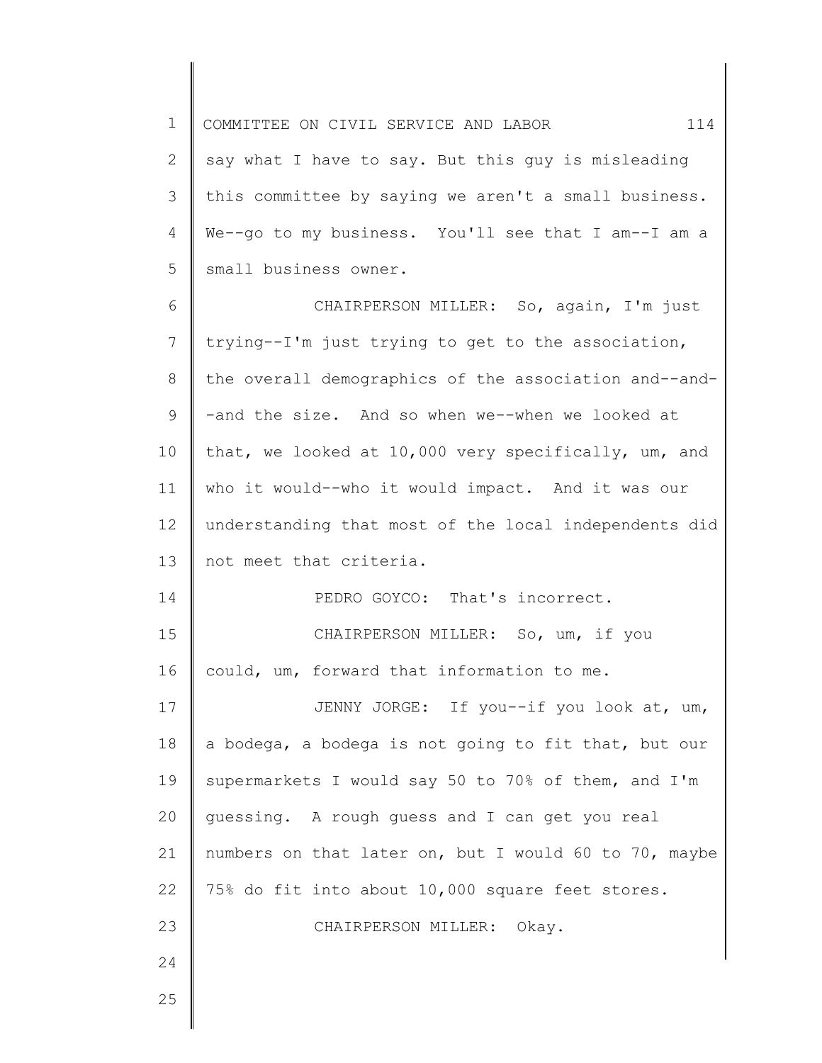say what I have to say. But this guy is misleading this committee by saying we aren't a small business. We--go to my business. You'll see that I am--I am a small business owner.

CHAIRPERSON MILLER: So, again, I'm just trying--I'm just trying to get to the association, the overall demographics of the association and--and--and the size. And so when we--when we looked at that, we looked at 10,000 very specifically, um, and who it would--who it would impact. And it was our understanding that most of the local independents did not meet that criteria.

PEDRO GOYCO: That's incorrect.

CHAIRPERSON MILLER: So, um, if you could, um, forward that information to me.

JENNY JORGE: If you--if you look at, um, a bodega, a bodega is not going to fit that, but our supermarkets I would say 50 to 70% of them, and I'm guessing. A rough guess and I can get you real numbers on that later on, but I would 60 to 70, maybe 75% do fit into about 10,000 square feet stores.

CHAIRPERSON MILLER: Okay.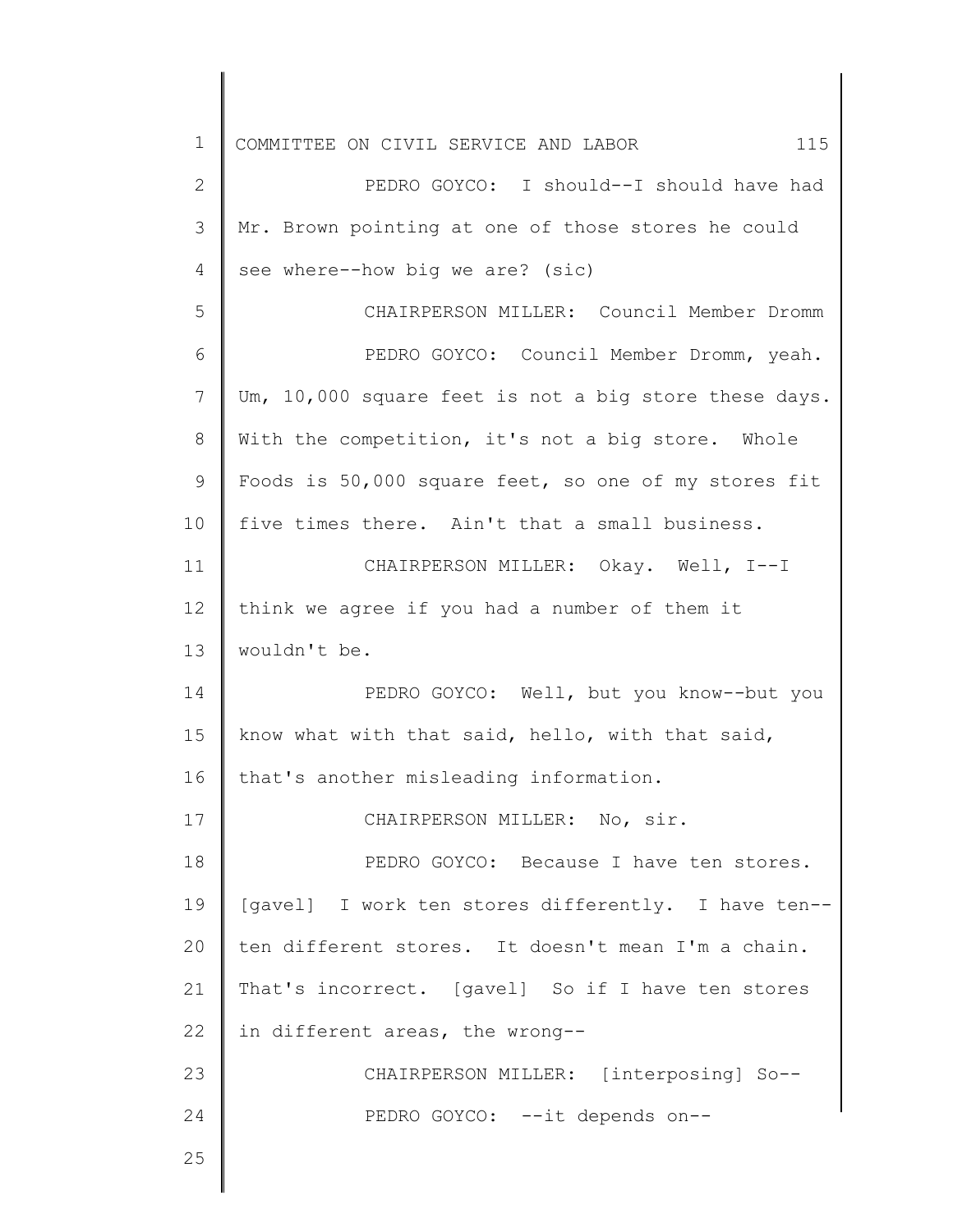PEDRO GOYCO: I should--I should have had Mr. Brown pointing at one of those stores he could see where--how big we are? (sic)

CHAIRPERSON MILLER: Council Member Dromm

PEDRO GOYCO: Council Member Dromm, yeah. Um, 10,000 square feet is not a big store these days. With the competition, it's not a big store. Whole Foods is 50,000 square feet, so one of my stores fit five times there. Ain't that a small business.

CHAIRPERSON MILLER: Okay. Well, I--I think we agree if you had a number of them it wouldn't be.

PEDRO GOYCO: Well, but you know--but you know what with that said, hello, with that said, that's another misleading information.

CHAIRPERSON MILLER: No, sir.

PEDRO GOYCO: Because I have ten stores. [gavel] I work ten stores differently. I have ten--ten different stores. It doesn't mean I'm a chain. That's incorrect. [gavel] So if I have ten stores in different areas, the wrong--

CHAIRPERSON MILLER: [interposing] So--

PEDRO GOYCO: --it depends on--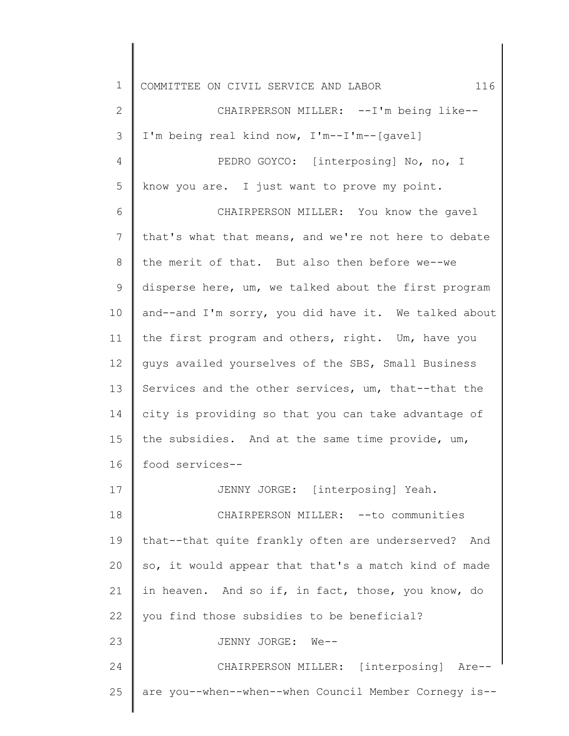CHAIRPERSON MILLER: --I'm being like--I'm being real kind now, I'm--I'm--[gavel]

PEDRO GOYCO: [interposing] No, no, I know you are. I just want to prove my point.

CHAIRPERSON MILLER: You know the gavel that's what that means, and we're not here to debate the merit of that. But also then before we--we disperse here, um, we talked about the first program and--and I'm sorry, you did have it. We talked about the first program and others, right. Um, have you guys availed yourselves of the SBS, Small Business Services and the other services, um, that--that the city is providing so that you can take advantage of the subsidies. And at the same time provide, um, food services--

JENNY JORGE: [interposing] Yeah.

CHAIRPERSON MILLER: --to communities that--that quite frankly often are underserved? And so, it would appear that that's a match kind of made in heaven. And so if, in fact, those, you know, do you find those subsidies to be beneficial?

JENNY JORGE: We--

CHAIRPERSON MILLER: [interposing] Are--are you--when--when--when Council Member Cornegy is--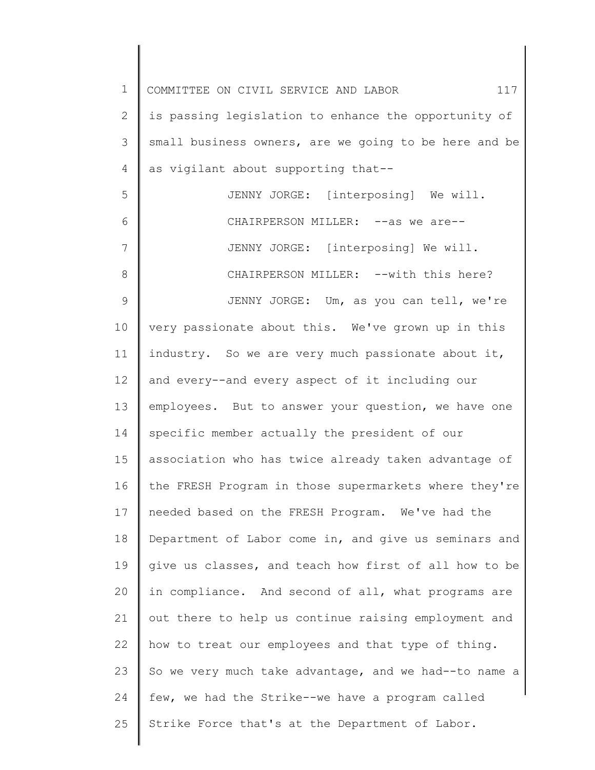is passing legislation to enhance the opportunity of small business owners, are we going to be here and be as vigilant about supporting that--

JENNY JORGE: [interposing] We will.

CHAIRPERSON MILLER: --as we are--

JENNY JORGE: [interposing] We will.

CHAIRPERSON MILLER: --with this here?

JENNY JORGE: Um, as you can tell, we're very passionate about this. We've grown up in this industry. So we are very much passionate about it, and every--and every aspect of it including our employees. But to answer your question, we have one specific member actually the president of our association who has twice already taken advantage of the FRESH Program in those supermarkets where they're needed based on the FRESH Program. We've had the Department of Labor come in, and give us seminars and give us classes, and teach how first of all how to be in compliance. And second of all, what programs are out there to help us continue raising employment and how to treat our employees and that type of thing. So we very much take advantage, and we had--to name a few, we had the Strike--we have a program called Strike Force that's at the Department of Labor.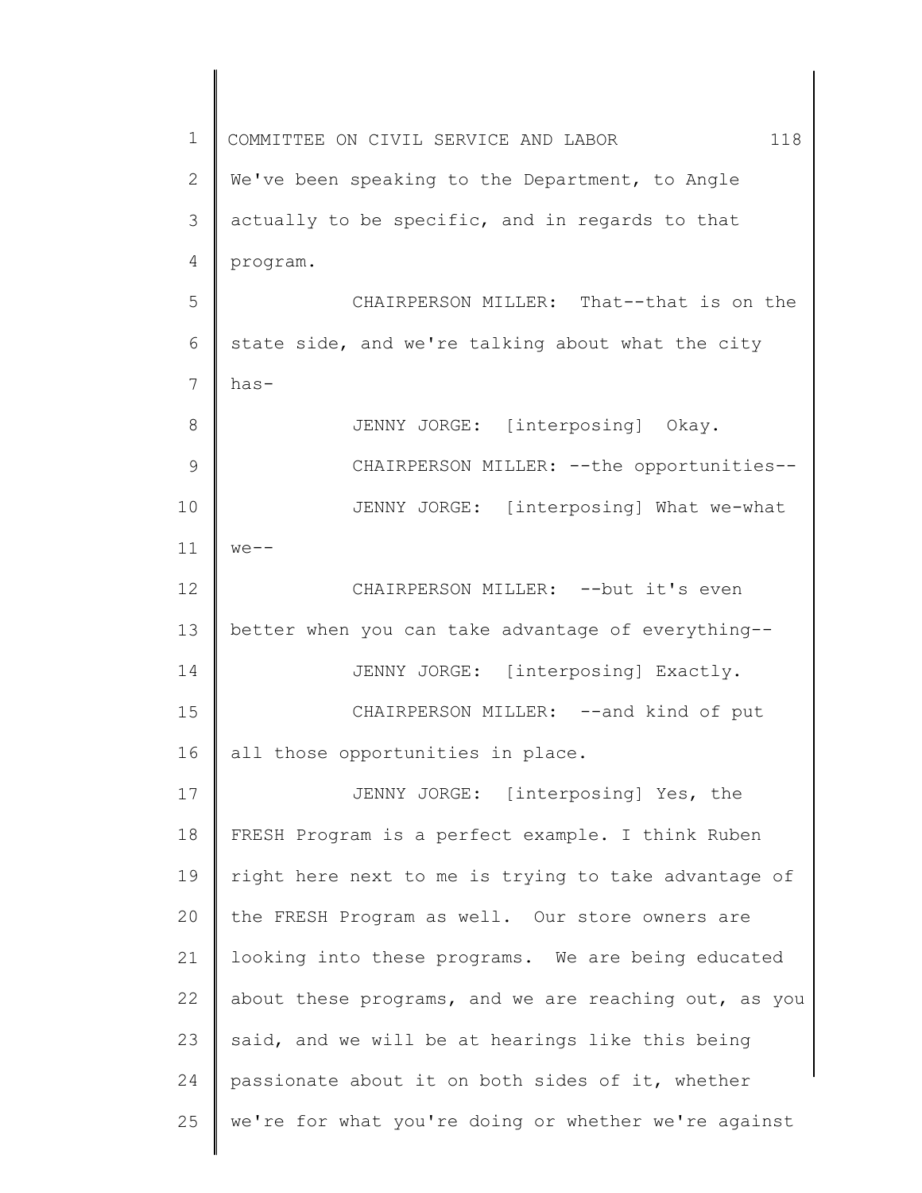We've been speaking to the Department, to Angle actually to be specific, and in regards to that program.

CHAIRPERSON MILLER: That--that is on the state side, and we're talking about what the city has-

JENNY JORGE: [interposing] Okay.

CHAIRPERSON MILLER: --the opportunities--

JENNY JORGE: [interposing] What we-what we--

CHAIRPERSON MILLER: --but it's even better when you can take advantage of everything--

JENNY JORGE: [interposing] Exactly.

CHAIRPERSON MILLER: --and kind of put all those opportunities in place.

JENNY JORGE: [interposing] Yes, the FRESH Program is a perfect example. I think Ruben right here next to me is trying to take advantage of the FRESH Program as well. Our store owners are looking into these programs. We are being educated about these programs, and we are reaching out, as you said, and we will be at hearings like this being passionate about it on both sides of it, whether we're for what you're doing or whether we're against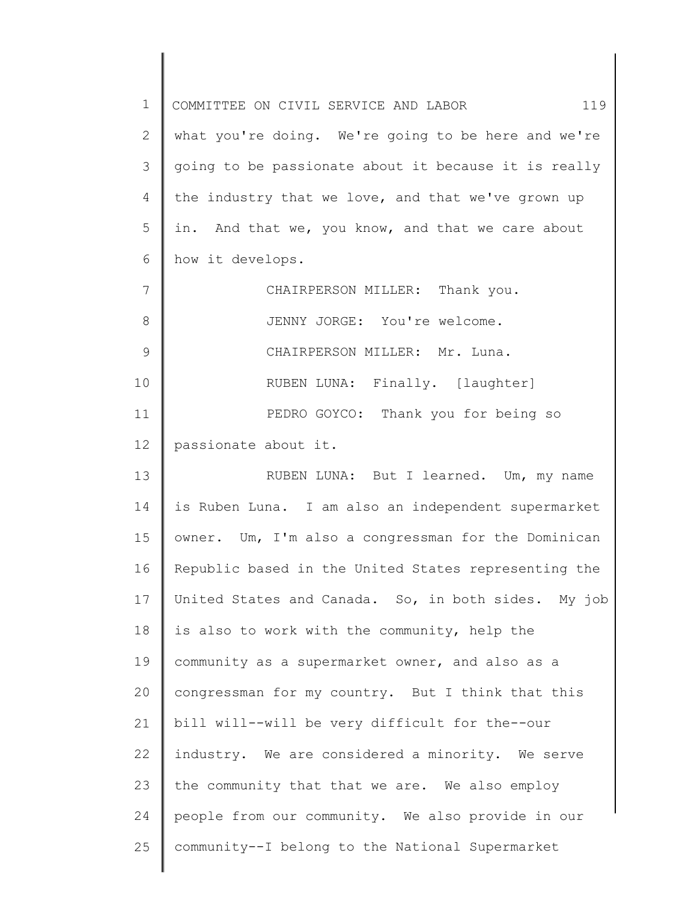what you're doing. We're going to be here and we're going to be passionate about it because it is really the industry that we love, and that we've grown up in. And that we, you know, and that we care about how it develops.

CHAIRPERSON MILLER: Thank you.

JENNY JORGE: You're welcome.

CHAIRPERSON MILLER: Mr. Luna.

RUBEN LUNA: Finally. [laughter]

PEDRO GOYCO: Thank you for being so passionate about it.

RUBEN LUNA: But I learned. Um, my name is Ruben Luna. I am also an independent supermarket owner. Um, I'm also a congressman for the Dominican Republic based in the United States representing the United States and Canada. So, in both sides. My job is also to work with the community, help the community as a supermarket owner, and also as a congressman for my country. But I think that this bill will--will be very difficult for the--our industry. We are considered a minority. We serve the community that that we are. We also employ people from our community. We also provide in our community--I belong to the National Supermarket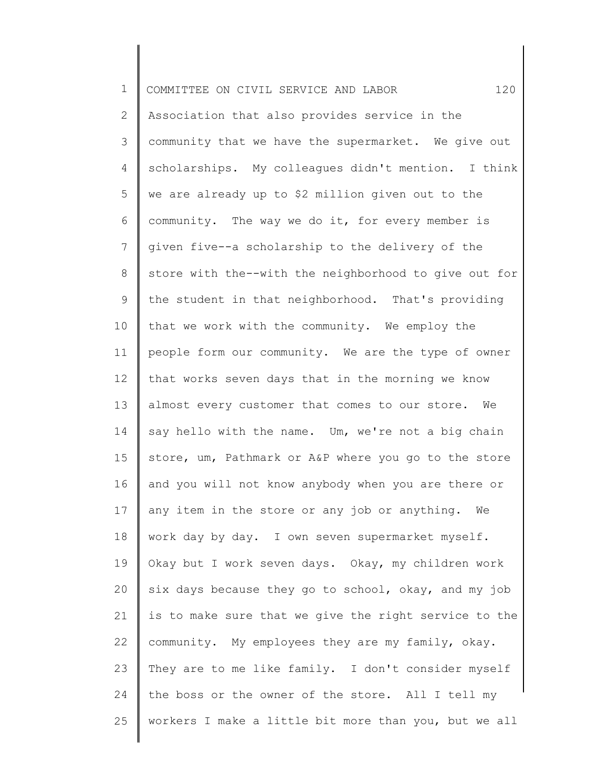Association that also provides service in the community that we have the supermarket. We give out scholarships. My colleagues didn't mention. I think we are already up to $2 million given out to the community. The way we do it, for every member is given five--a scholarship to the delivery of the store with the--with the neighborhood to give out for the student in that neighborhood. That's providing that we work with the community. We employ the people form our community. We are the type of owner that works seven days that in the morning we know almost every customer that comes to our store. We say hello with the name. Um, we're not a big chain store, um, Pathmark or A&P where you go to the store and you will not know anybody when you are there or any item in the store or any job or anything. We work day by day. I own seven supermarket myself. Okay but I work seven days. Okay, my children work six days because they go to school, okay, and my job is to make sure that we give the right service to the community. My employees they are my family, okay. They are to me like family. I don't consider myself the boss or the owner of the store. All I tell my workers I make a little bit more than you, but we all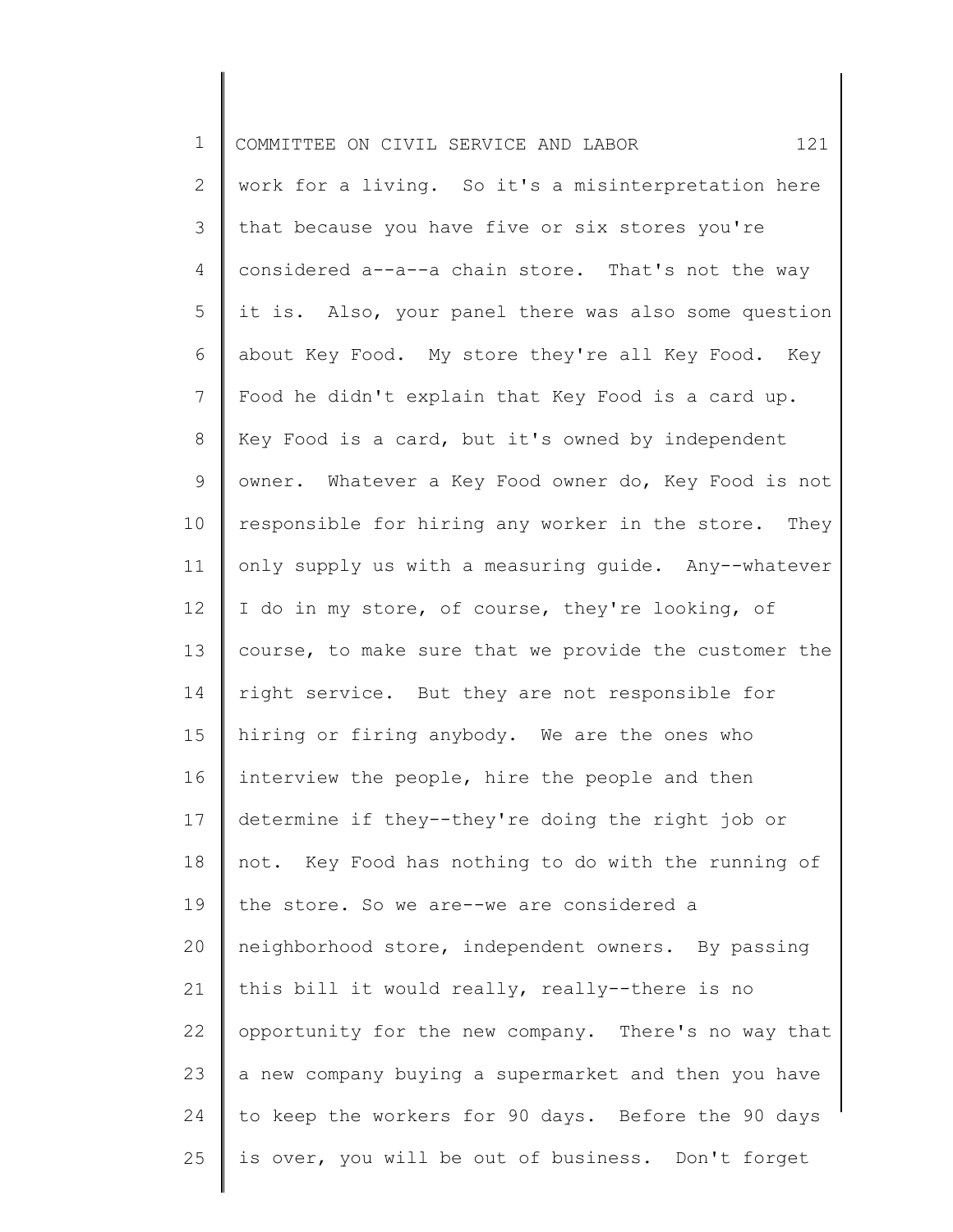work for a living. So it's a misinterpretation here that because you have five or six stores you're considered a--a--a chain store. That's not the way it is. Also, your panel there was also some question about Key Food. My store they're all Key Food. Key Food he didn't explain that Key Food is a card up. Key Food is a card, but it's owned by independent owner. Whatever a Key Food owner do, Key Food is not responsible for hiring any worker in the store. They only supply us with a measuring guide. Any--whatever I do in my store, of course, they're looking, of course, to make sure that we provide the customer the right service. But they are not responsible for hiring or firing anybody. We are the ones who interview the people, hire the people and then determine if they--they're doing the right job or not. Key Food has nothing to do with the running of the store. So we are--we are considered a neighborhood store, independent owners. By passing this bill it would really, really--there is no opportunity for the new company. There's no way that a new company buying a supermarket and then you have to keep the workers for 90 days. Before the 90 days is over, you will be out of business. Don't forget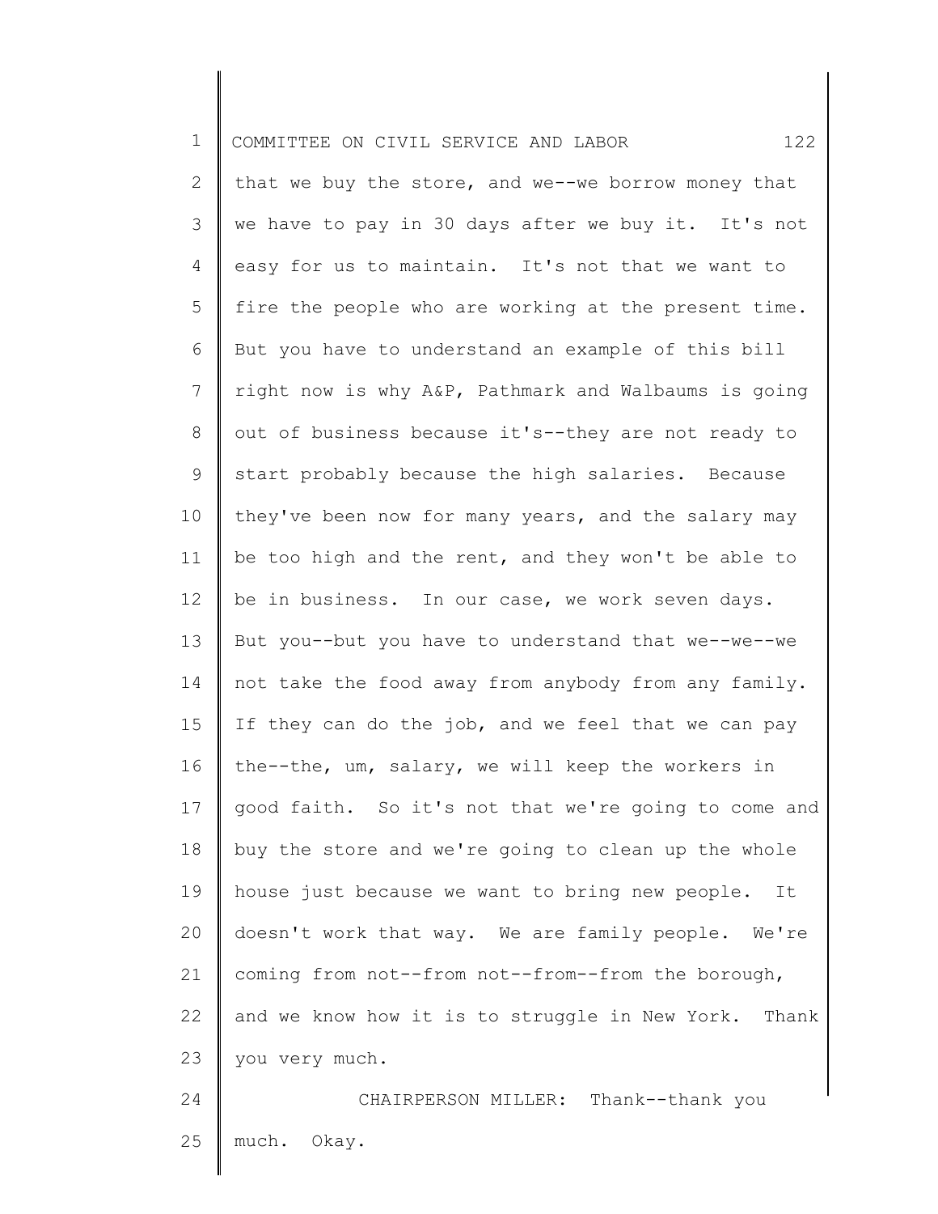that we buy the store, and we--we borrow money that we have to pay in 30 days after we buy it. It's not easy for us to maintain. It's not that we want to fire the people who are working at the present time. But you have to understand an example of this bill right now is why A&P, Pathmark and Walbaums is going out of business because it's--they are not ready to start probably because the high salaries. Because they've been now for many years, and the salary may be too high and the rent, and they won't be able to be in business. In our case, we work seven days. But you--but you have to understand that we--we--we not take the food away from anybody from any family. If they can do the job, and we feel that we can pay the--the, um, salary, we will keep the workers in good faith. So it's not that we're going to come and buy the store and we're going to clean up the whole house just because we want to bring new people. It doesn't work that way. We are family people. We're coming from not--from not--from--from the borough, and we know how it is to struggle in New York. Thank you very much.

CHAIRPERSON MILLER: Thank--thank you much. Okay.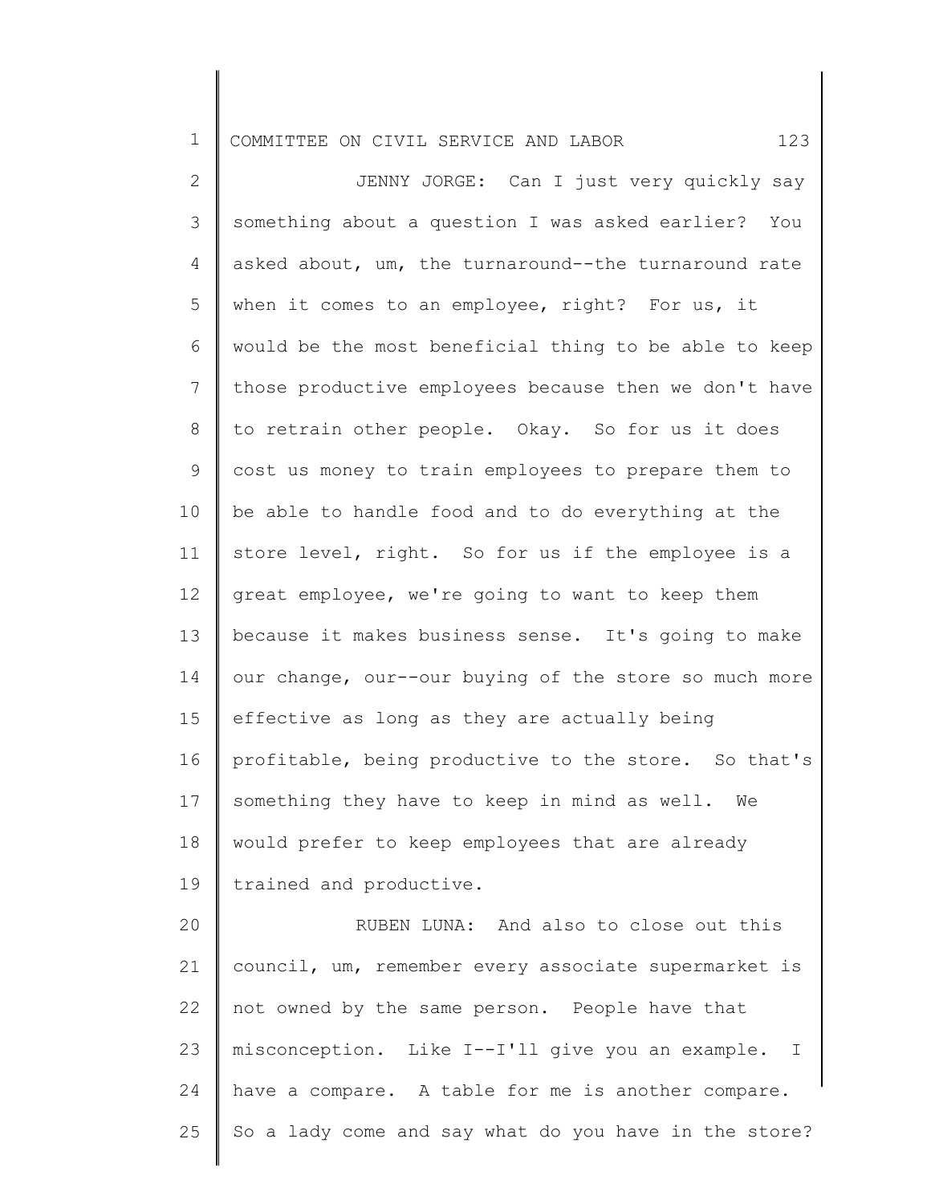JENNY JORGE: Can I just very quickly say something about a question I was asked earlier? You asked about, um, the turnaround--the turnaround rate when it comes to an employee, right? For us, it would be the most beneficial thing to be able to keep those productive employees because then we don't have to retrain other people. Okay. So for us it does cost us money to train employees to prepare them to be able to handle food and to do everything at the store level, right. So for us if the employee is a great employee, we're going to want to keep them because it makes business sense. It's going to make our change, our--our buying of the store so much more effective as long as they are actually being profitable, being productive to the store. So that's something they have to keep in mind as well. We would prefer to keep employees that are already trained and productive.

RUBEN LUNA: And also to close out this council, um, remember every associate supermarket is not owned by the same person. People have that misconception. Like I--I'll give you an example. I have a compare. A table for me is another compare. So a lady come and say what do you have in the store?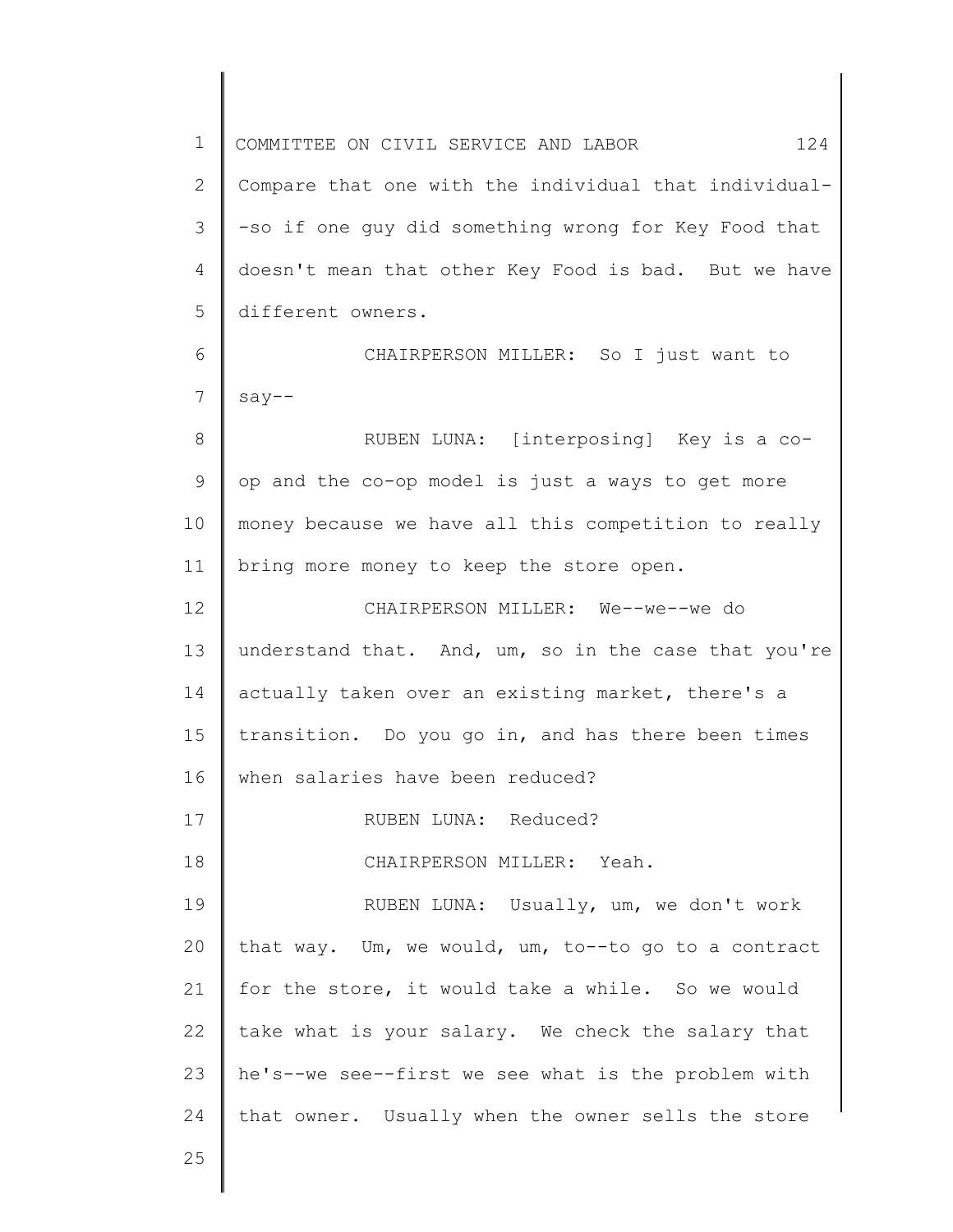Compare that one with the individual that individual--so if one guy did something wrong for Key Food that doesn't mean that other Key Food is bad. But we have different owners.

CHAIRPERSON MILLER: So I just want to say--

RUBEN LUNA: [interposing] Key is a co-op and the co-op model is just a ways to get more money because we have all this competition to really bring more money to keep the store open.

CHAIRPERSON MILLER: We--we--we do understand that. And, um, so in the case that you're actually taken over an existing market, there's a transition. Do you go in, and has there been times when salaries have been reduced?

RUBEN LUNA: Reduced?

CHAIRPERSON MILLER: Yeah.

RUBEN LUNA: Usually, um, we don't work that way. Um, we would, um, to--to go to a contract for the store, it would take a while. So we would take what is your salary. We check the salary that he's--we see--first we see what is the problem with that owner. Usually when the owner sells the store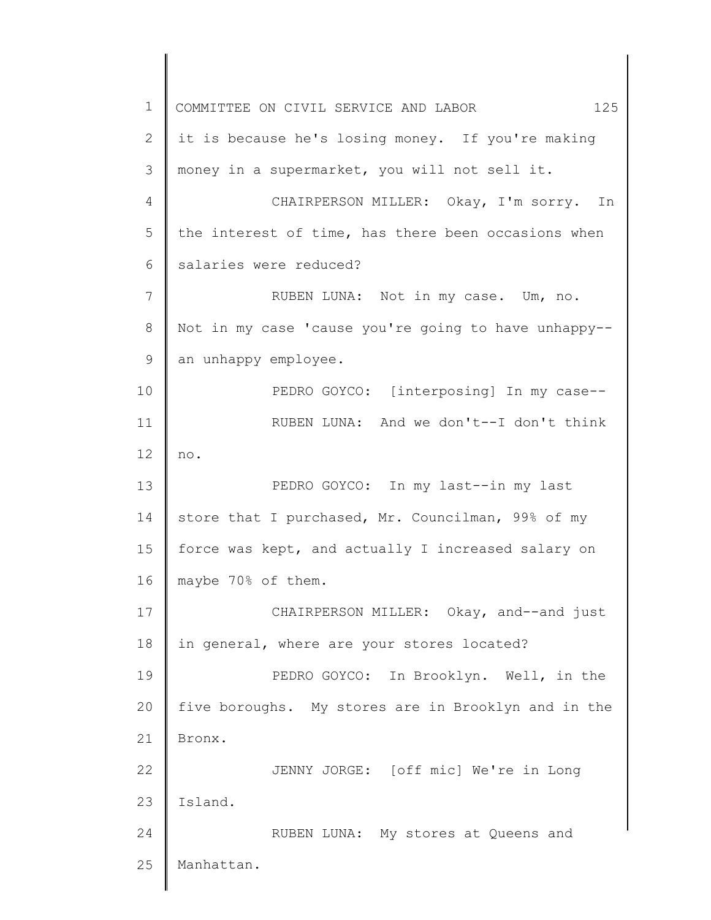it is because he's losing money. If you're making money in a supermarket, you will not sell it.

CHAIRPERSON MILLER: Okay, I'm sorry. In the interest of time, has there been occasions when salaries were reduced?

RUBEN LUNA: Not in my case. Um, no. Not in my case 'cause you're going to have unhappy--an unhappy employee.

PEDRO GOYCO: [interposing] In my case--

RUBEN LUNA: And we don't--I don't think no.

PEDRO GOYCO: In my last--in my last store that I purchased, Mr. Councilman, 99% of my force was kept, and actually I increased salary on maybe 70% of them.

CHAIRPERSON MILLER: Okay, and--and just in general, where are your stores located?

PEDRO GOYCO: In Brooklyn. Well, in the five boroughs. My stores are in Brooklyn and in the Bronx.

JENNY JORGE: [off mic] We're in Long Island.

RUBEN LUNA: My stores at Queens and Manhattan.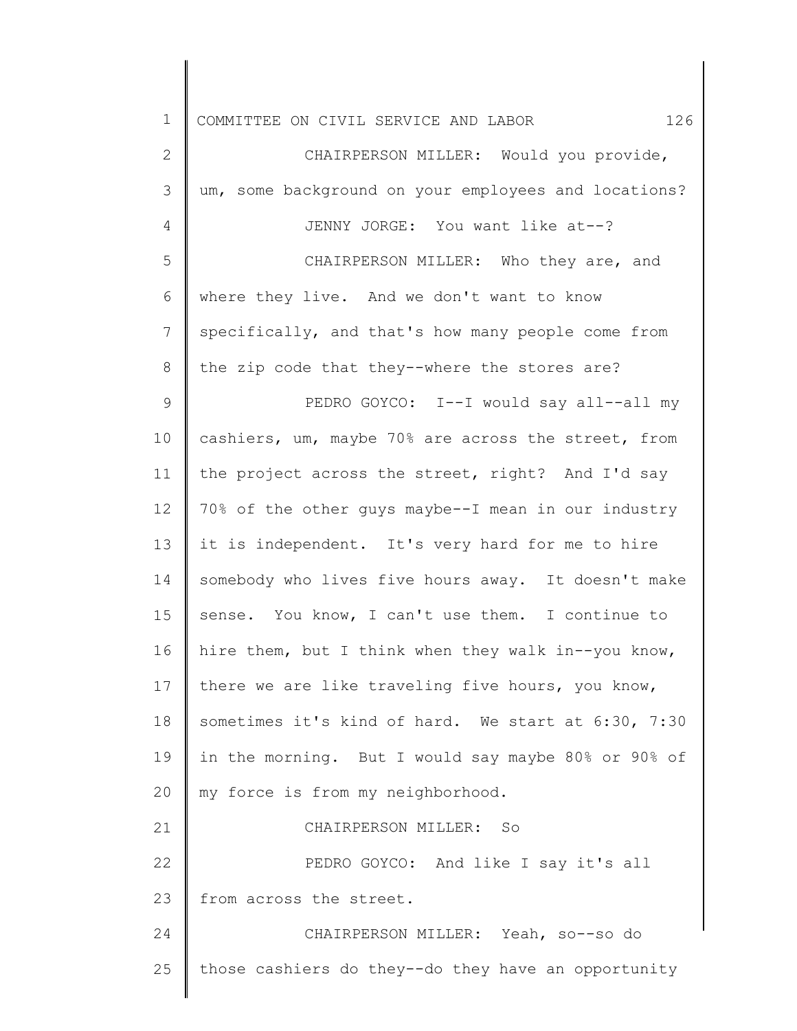CHAIRPERSON MILLER: Would you provide, um, some background on your employees and locations?

JENNY JORGE: You want like at--?

CHAIRPERSON MILLER: Who they are, and where they live. And we don't want to know specifically, and that's how many people come from the zip code that they--where the stores are?

PEDRO GOYCO: I--I would say all--all my cashiers, um, maybe 70% are across the street, from the project across the street, right? And I'd say 70% of the other guys maybe--I mean in our industry it is independent. It's very hard for me to hire somebody who lives five hours away. It doesn't make sense. You know, I can't use them. I continue to hire them, but I think when they walk in--you know, there we are like traveling five hours, you know, sometimes it's kind of hard. We start at 6:30, 7:30 in the morning. But I would say maybe 80% or 90% of my force is from my neighborhood.

CHAIRPERSON MILLER: So

PEDRO GOYCO: And like I say it's all from across the street.

CHAIRPERSON MILLER: Yeah, so--so do those cashiers do they--do they have an opportunity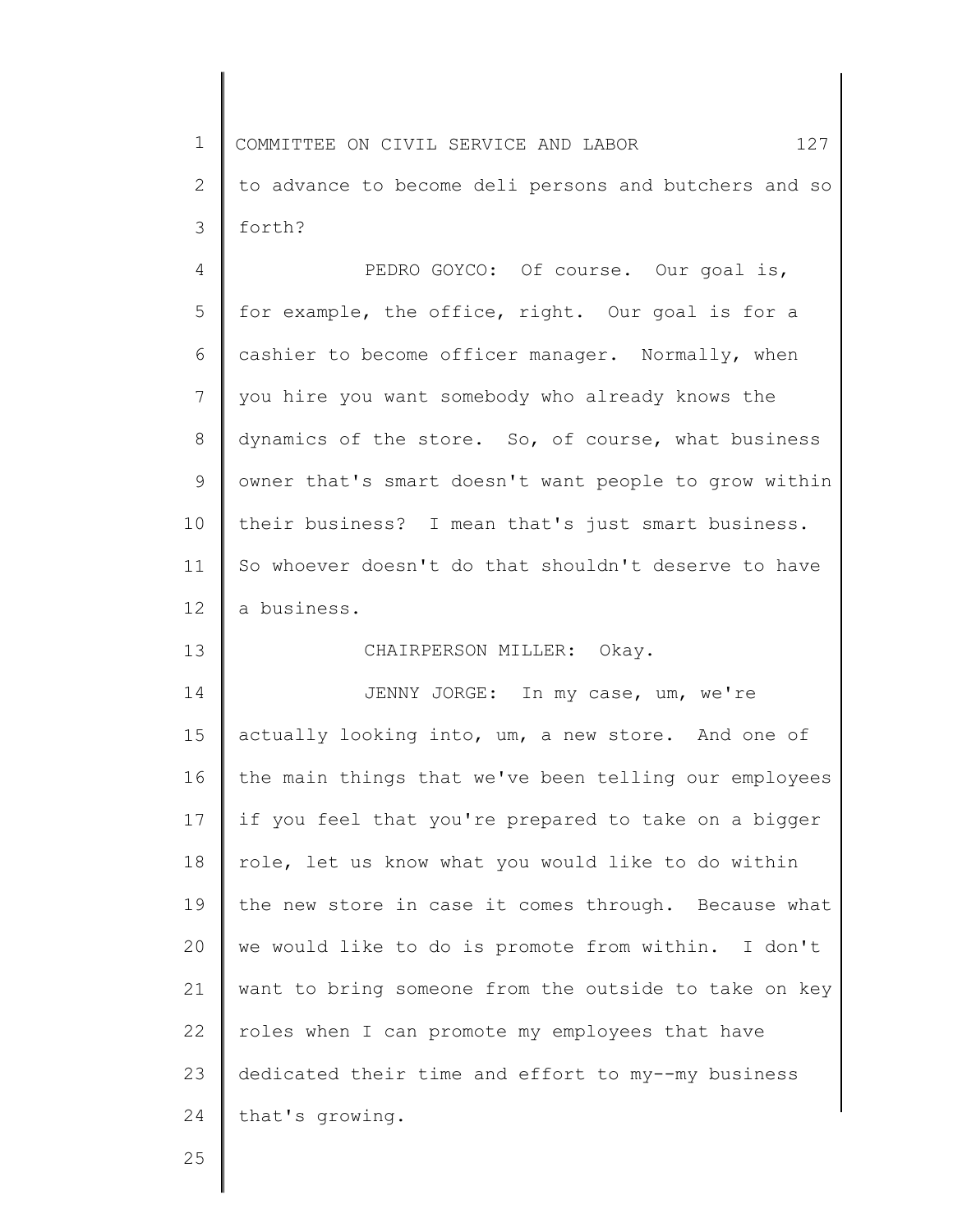to advance to become deli persons and butchers and so forth?

PEDRO GOYCO: Of course. Our goal is, for example, the office, right. Our goal is for a cashier to become officer manager. Normally, when you hire you want somebody who already knows the dynamics of the store. So, of course, what business owner that's smart doesn't want people to grow within their business? I mean that's just smart business. So whoever doesn't do that shouldn't deserve to have a business.

CHAIRPERSON MILLER: Okay.

JENNY JORGE: In my case, um, we're actually looking into, um, a new store. And one of the main things that we've been telling our employees if you feel that you're prepared to take on a bigger role, let us know what you would like to do within the new store in case it comes through. Because what we would like to do is promote from within. I don't want to bring someone from the outside to take on key roles when I can promote my employees that have dedicated their time and effort to my--my business that's growing.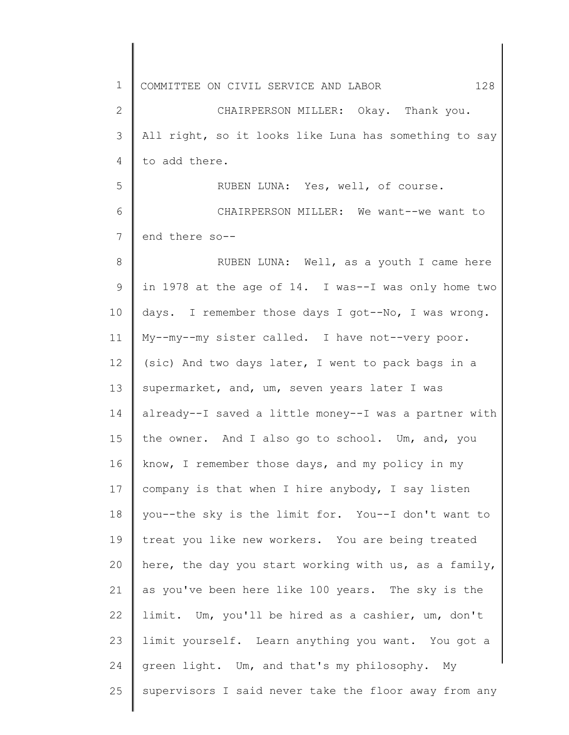CHAIRPERSON MILLER: Okay. Thank you. All right, so it looks like Luna has something to say to add there.

RUBEN LUNA: Yes, well, of course.

CHAIRPERSON MILLER: We want--we want to end there so--

RUBEN LUNA: Well, as a youth I came here in 1978 at the age of 14. I was--I was only home two days. I remember those days I got--No, I was wrong. My--my--my sister called. I have not--very poor. (sic) And two days later, I went to pack bags in a supermarket, and, um, seven years later I was already--I saved a little money--I was a partner with the owner. And I also go to school. Um, and, you know, I remember those days, and my policy in my company is that when I hire anybody, I say listen you--the sky is the limit for. You--I don't want to treat you like new workers. You are being treated here, the day you start working with us, as a family, as you've been here like 100 years. The sky is the limit. Um, you'll be hired as a cashier, um, don't limit yourself. Learn anything you want. You got a green light. Um, and that's my philosophy. My supervisors I said never take the floor away from any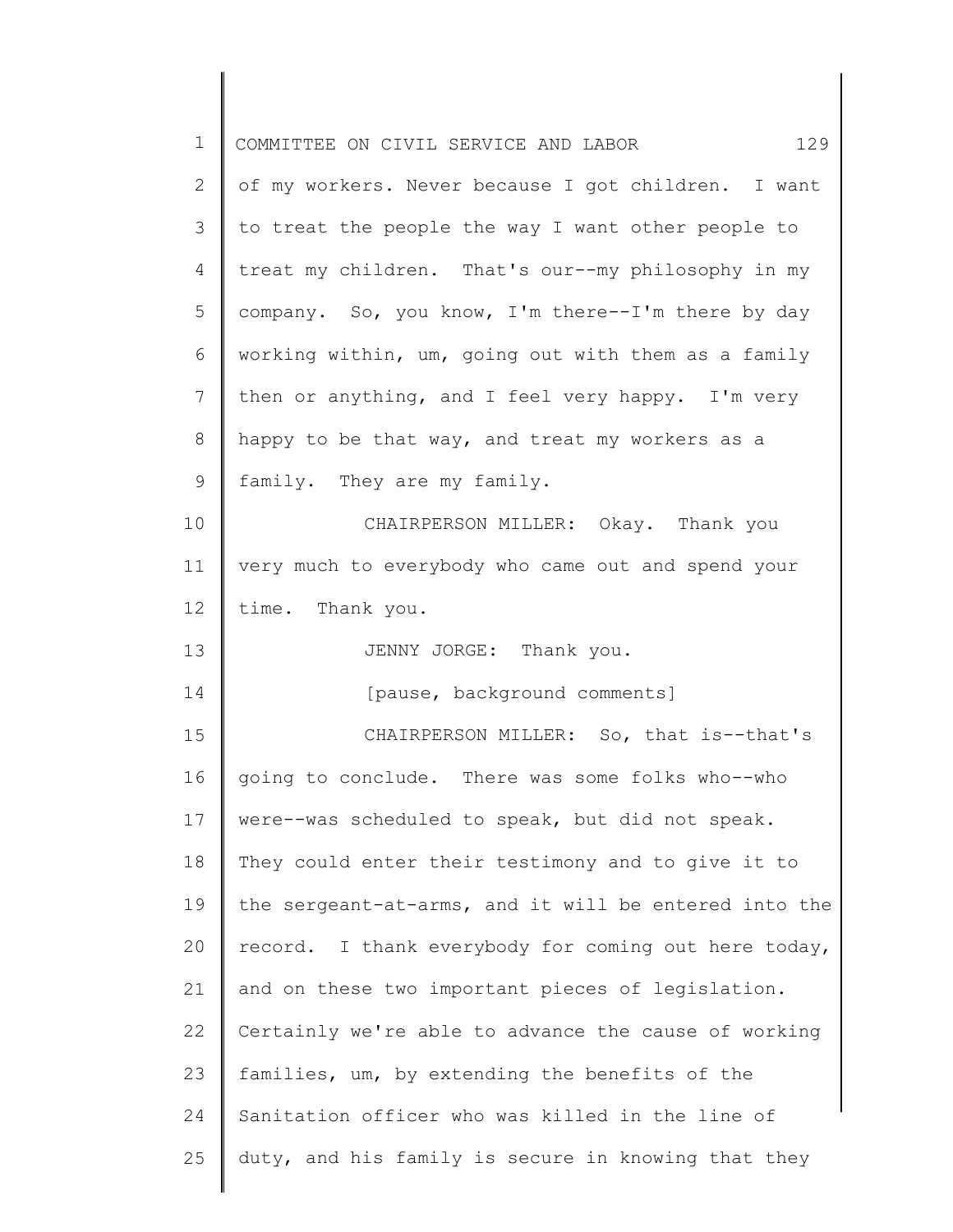of my workers. Never because I got children. I want to treat the people the way I want other people to treat my children. That's our--my philosophy in my company. So, you know, I'm there--I'm there by day working within, um, going out with them as a family then or anything, and I feel very happy. I'm very happy to be that way, and treat my workers as a family. They are my family.

CHAIRPERSON MILLER: Okay. Thank you very much to everybody who came out and spend your time. Thank you.

JENNY JORGE: Thank you.

[pause, background comments]

CHAIRPERSON MILLER: So, that is--that's going to conclude. There was some folks who--who were--was scheduled to speak, but did not speak. They could enter their testimony and to give it to the sergeant-at-arms, and it will be entered into the record. I thank everybody for coming out here today, and on these two important pieces of legislation. Certainly we're able to advance the cause of working families, um, by extending the benefits of the Sanitation officer who was killed in the line of duty, and his family is secure in knowing that they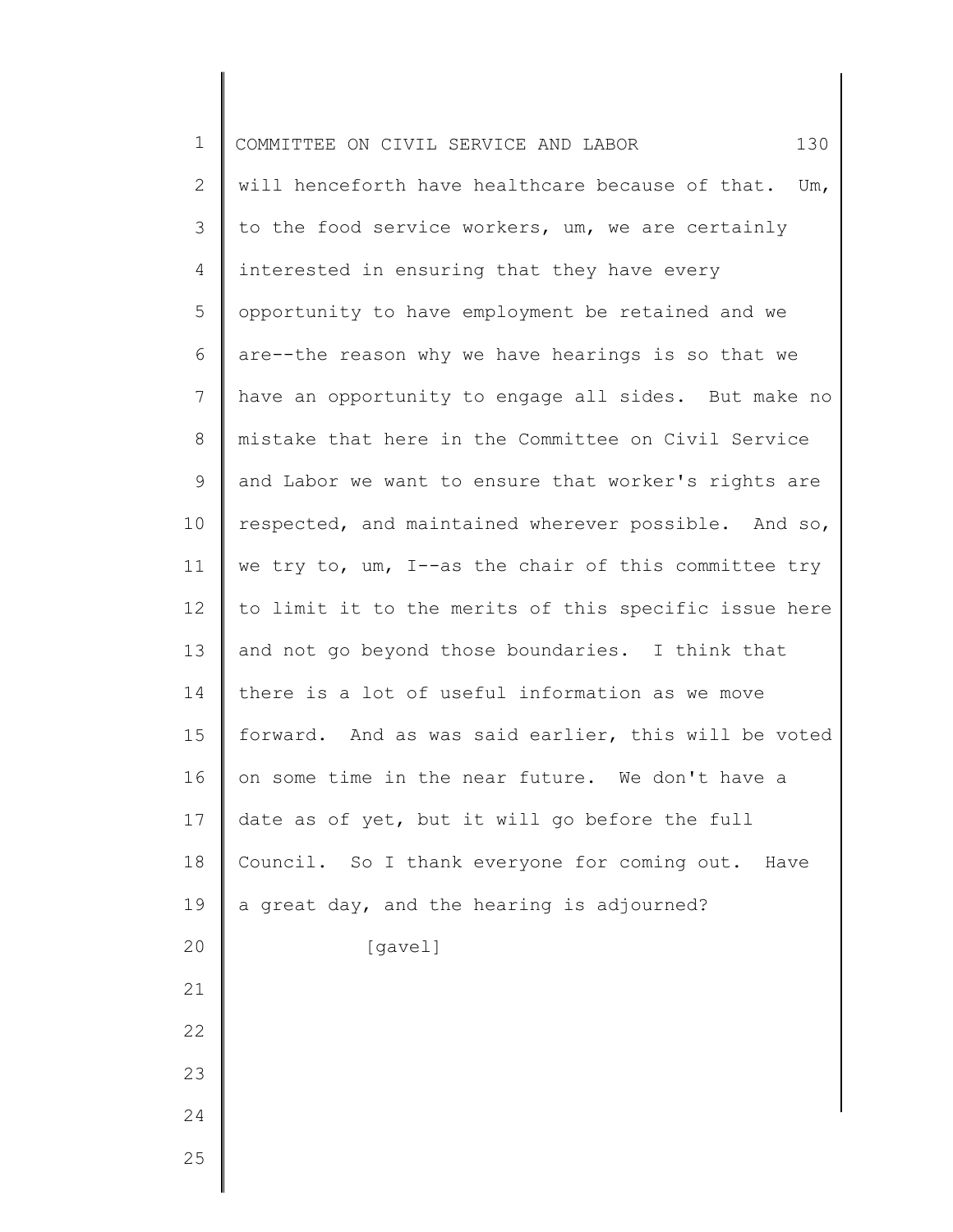will henceforth have healthcare because of that. Um, to the food service workers, um, we are certainly interested in ensuring that they have every opportunity to have employment be retained and we are--the reason why we have hearings is so that we have an opportunity to engage all sides. But make no mistake that here in the Committee on Civil Service and Labor we want to ensure that worker's rights are respected, and maintained wherever possible. And so, we try to, um, I--as the chair of this committee try to limit it to the merits of this specific issue here and not go beyond those boundaries. I think that there is a lot of useful information as we move forward. And as was said earlier, this will be voted on some time in the near future. We don't have a date as of yet, but it will go before the full Council. So I thank everyone for coming out. Have a great day, and the hearing is adjourned?

[gavel]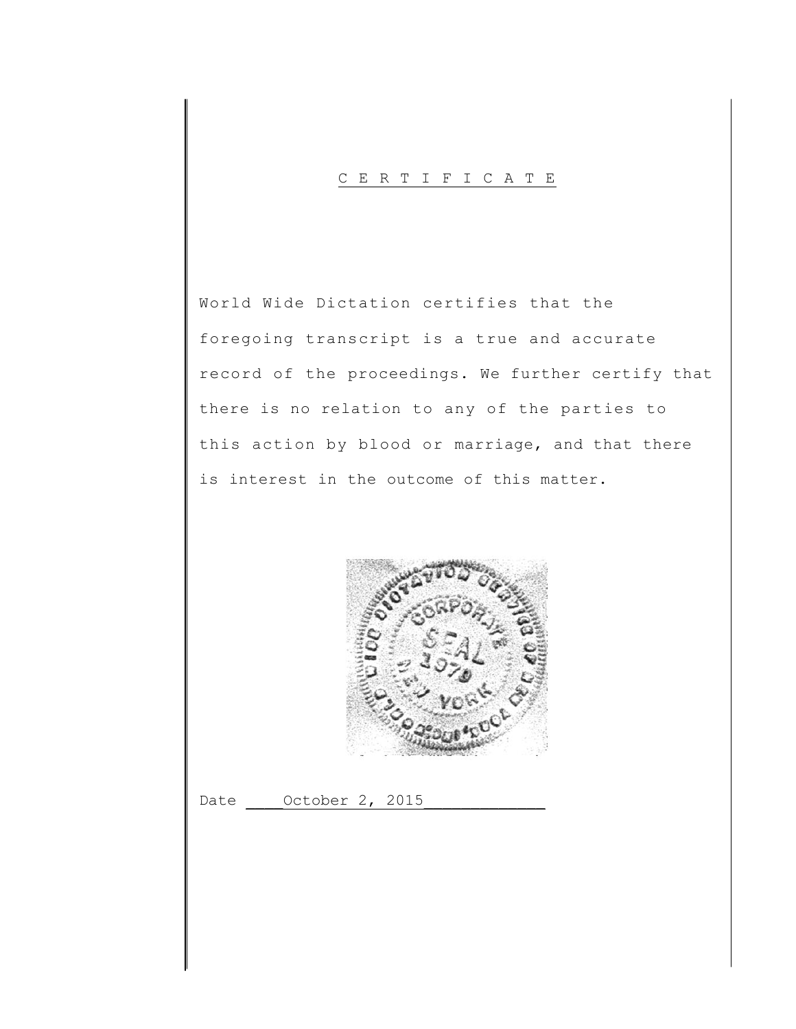# C E R T I F I C A T E

World Wide Dictation certifies that the foregoing transcript is a true and accurate record of the proceedings. We further certify that there is no relation to any of the parties to this action by blood or marriage, and that there is interest in the outcome of this matter.

Date ____October 2, 2015____________